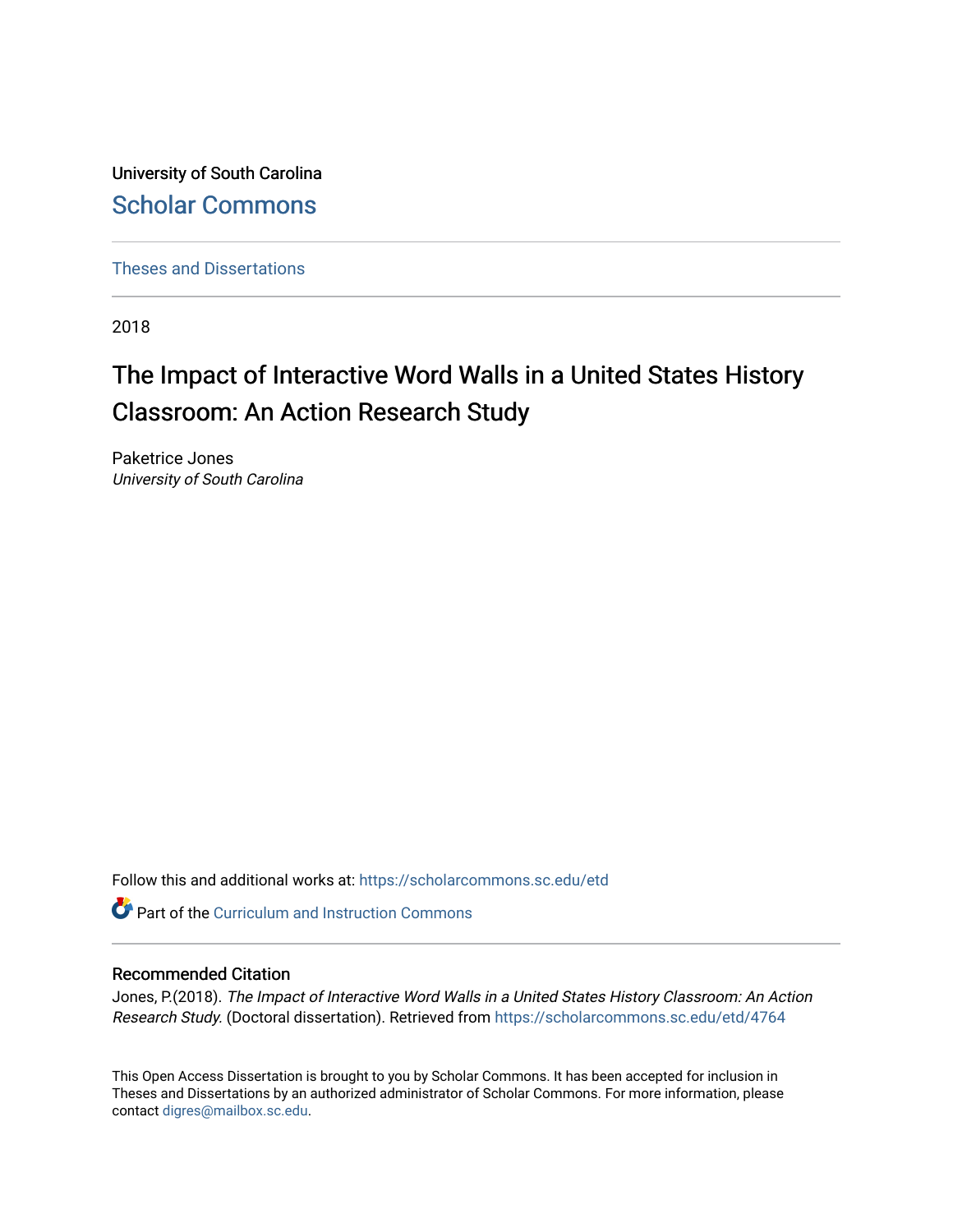University of South Carolina

Scholar Commons

Theses and Dissertations

2018

# The Impact of Interactive Word Walls in a United States History Classroom: An Action Research Study

Paketrice Jones

*University of South Carolina*

Follow this and additional works at: https://scholarcommons.sc.edu/etd

Part of the Curriculum and Instruction Commons

## Recommended Citation

Jones, P.(2018). *The Impact of Interactive Word Walls in a United States History Classroom: An Action Research Study.* (Doctoral dissertation). Retrieved from https://scholarcommons.sc.edu/etd/4764

This Open Access Dissertation is brought to you by Scholar Commons. It has been accepted for inclusion in Theses and Dissertations by an authorized administrator of Scholar Commons. For more information, please contact digres@mailbox.sc.edu.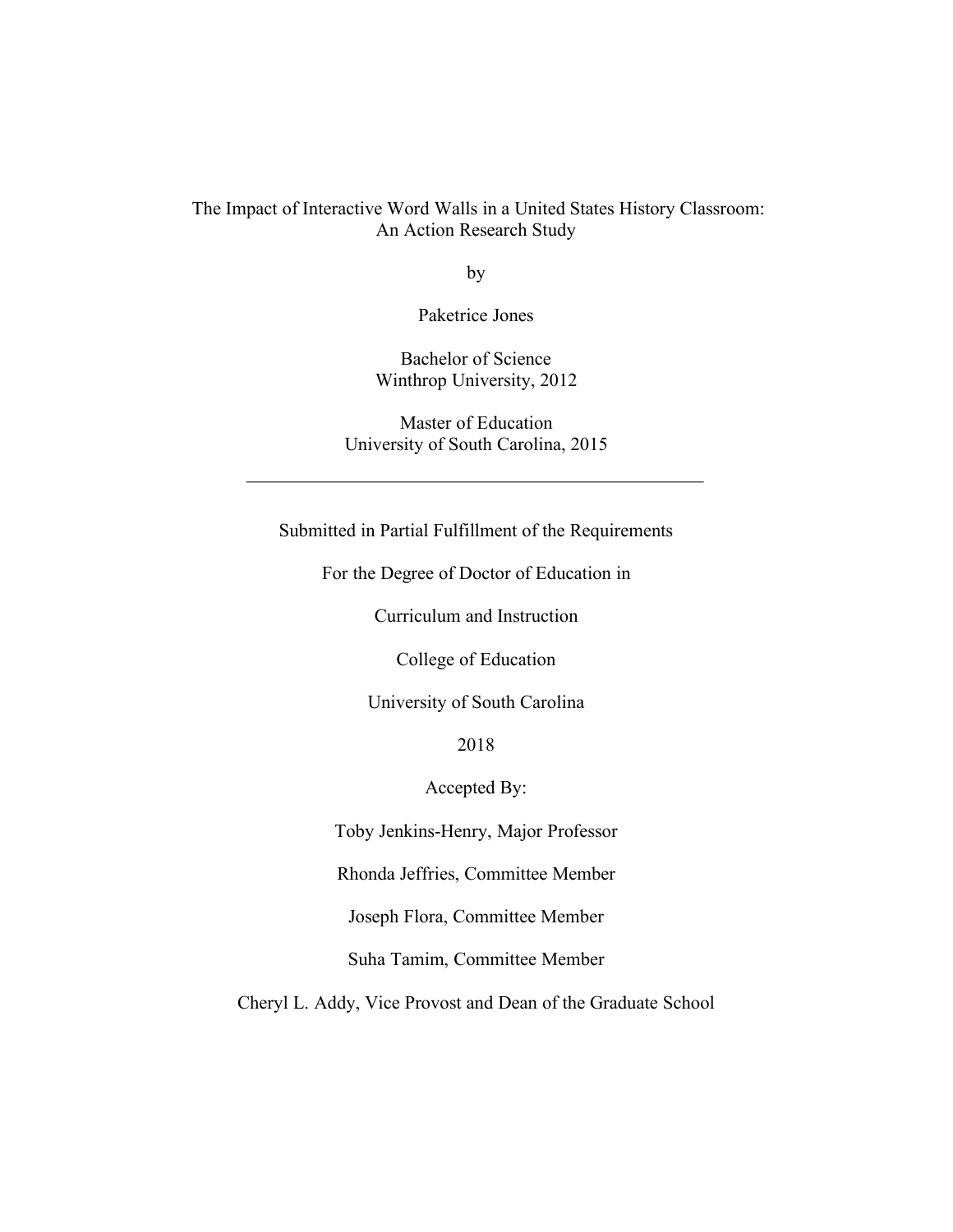The Impact of Interactive Word Walls in a United States History Classroom:
An Action Research Study

by

Paketrice Jones

Bachelor of Science
Winthrop University, 2012

Master of Education
University of South Carolina, 2015

---

Submitted in Partial Fulfillment of the Requirements

For the Degree of Doctor of Education in

Curriculum and Instruction

College of Education

University of South Carolina

2018

Accepted By:

Toby Jenkins-Henry, Major Professor

Rhonda Jeffries, Committee Member

Joseph Flora, Committee Member

Suha Tamim, Committee Member

Cheryl L. Addy, Vice Provost and Dean of the Graduate School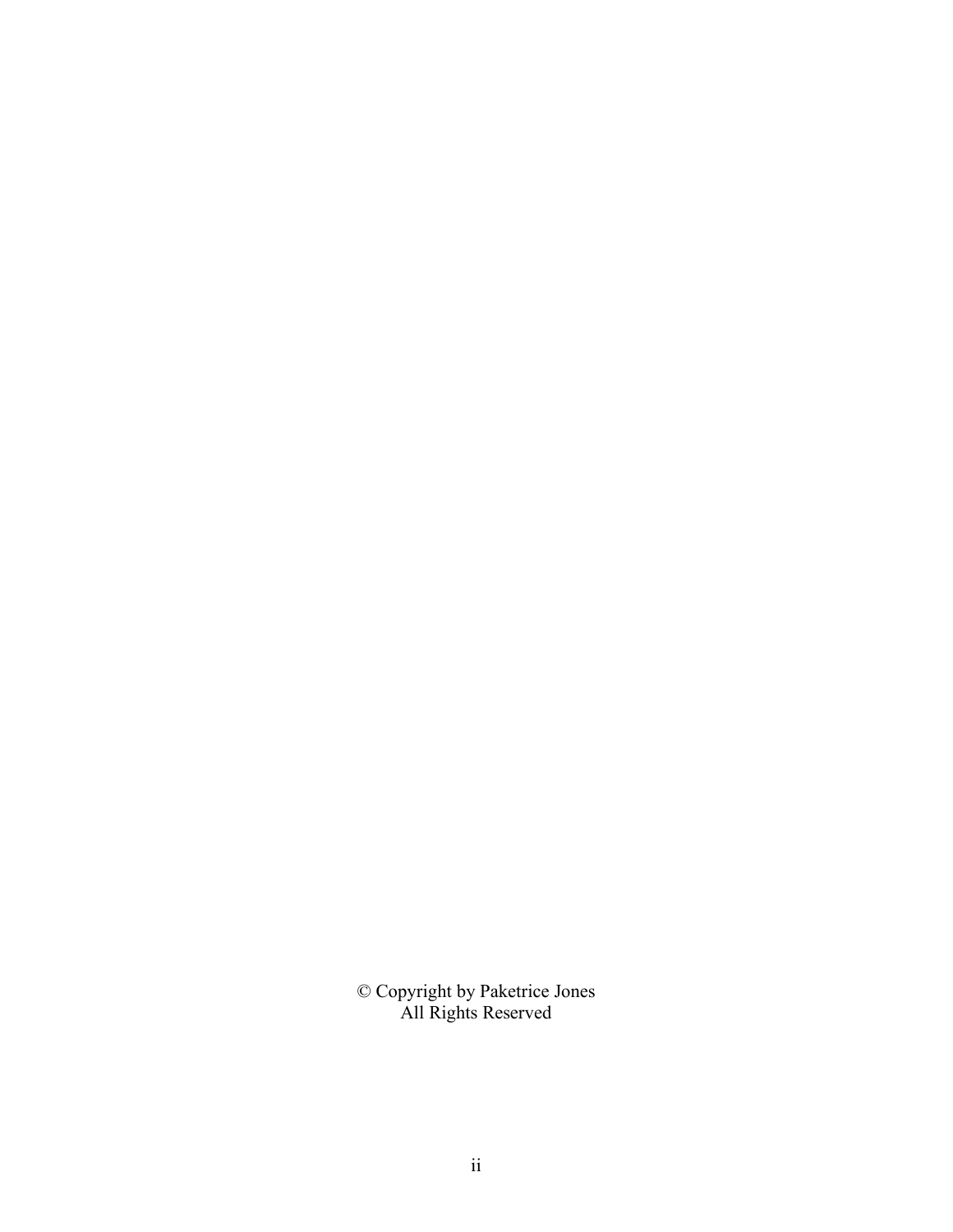© Copyright by Paketrice Jones
All Rights Reserved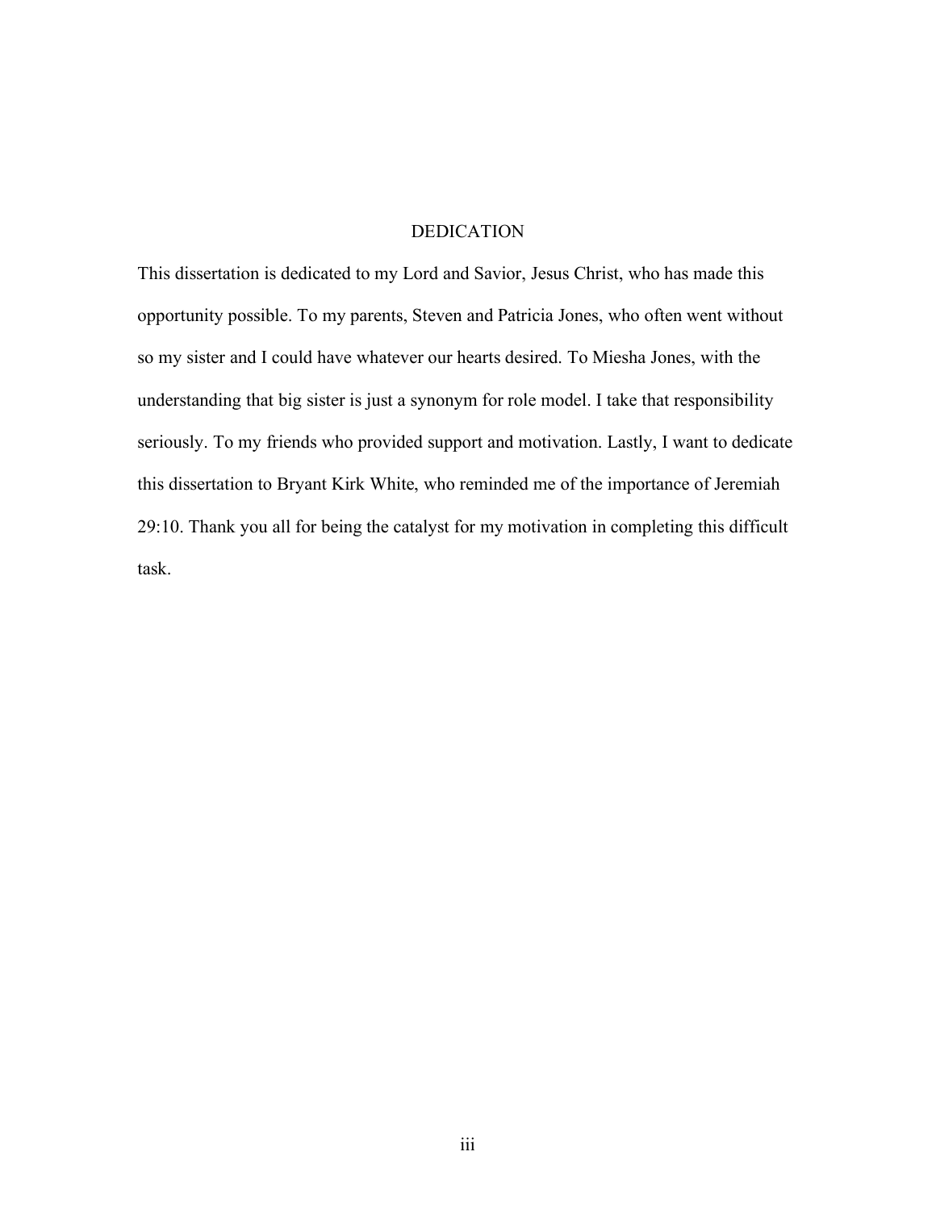# DEDICATION

This dissertation is dedicated to my Lord and Savior, Jesus Christ, who has made this opportunity possible. To my parents, Steven and Patricia Jones, who often went without so my sister and I could have whatever our hearts desired. To Miesha Jones, with the understanding that big sister is just a synonym for role model. I take that responsibility seriously. To my friends who provided support and motivation. Lastly, I want to dedicate this dissertation to Bryant Kirk White, who reminded me of the importance of Jeremiah 29:10. Thank you all for being the catalyst for my motivation in completing this difficult task.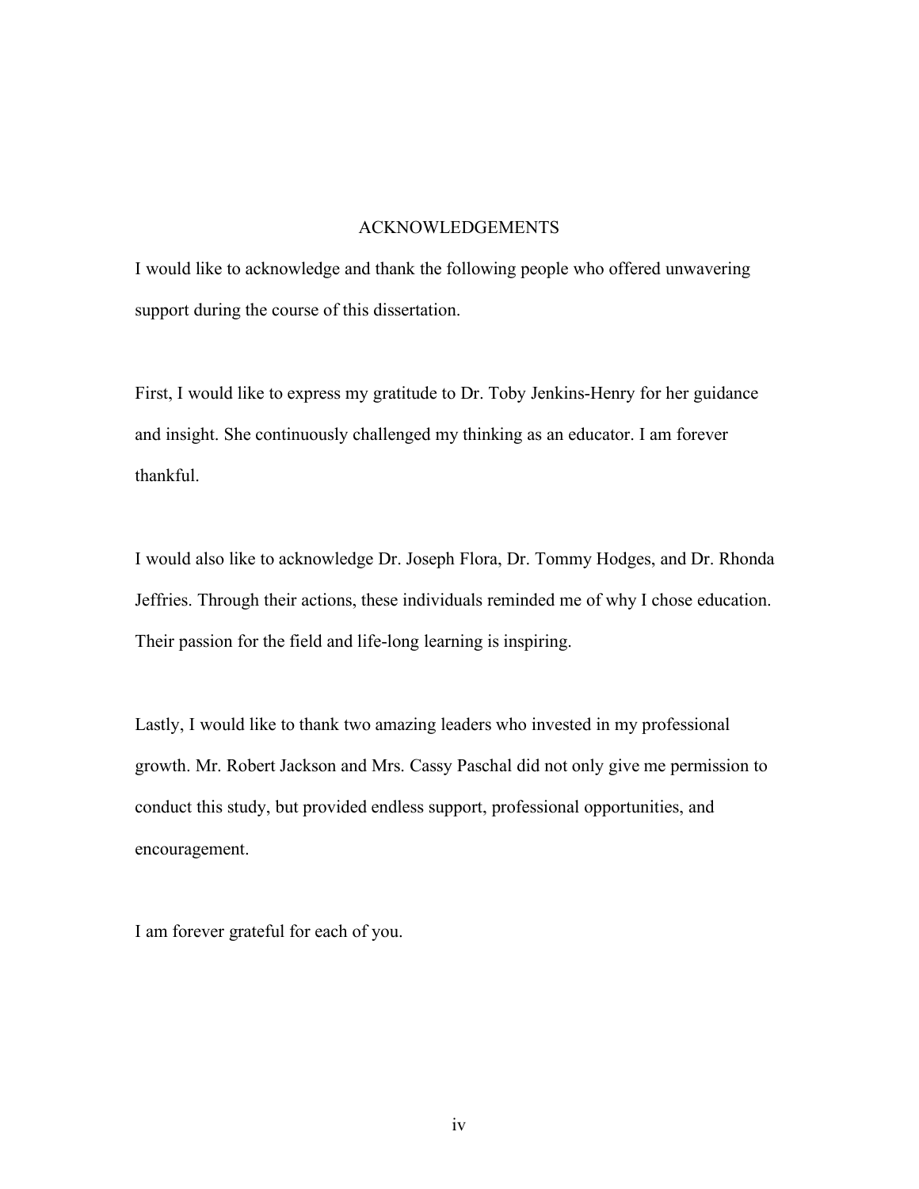# ACKNOWLEDGEMENTS

I would like to acknowledge and thank the following people who offered unwavering support during the course of this dissertation.

First, I would like to express my gratitude to Dr. Toby Jenkins-Henry for her guidance and insight. She continuously challenged my thinking as an educator. I am forever thankful.

I would also like to acknowledge Dr. Joseph Flora, Dr. Tommy Hodges, and Dr. Rhonda Jeffries. Through their actions, these individuals reminded me of why I chose education. Their passion for the field and life-long learning is inspiring.

Lastly, I would like to thank two amazing leaders who invested in my professional growth. Mr. Robert Jackson and Mrs. Cassy Paschal did not only give me permission to conduct this study, but provided endless support, professional opportunities, and encouragement.

I am forever grateful for each of you.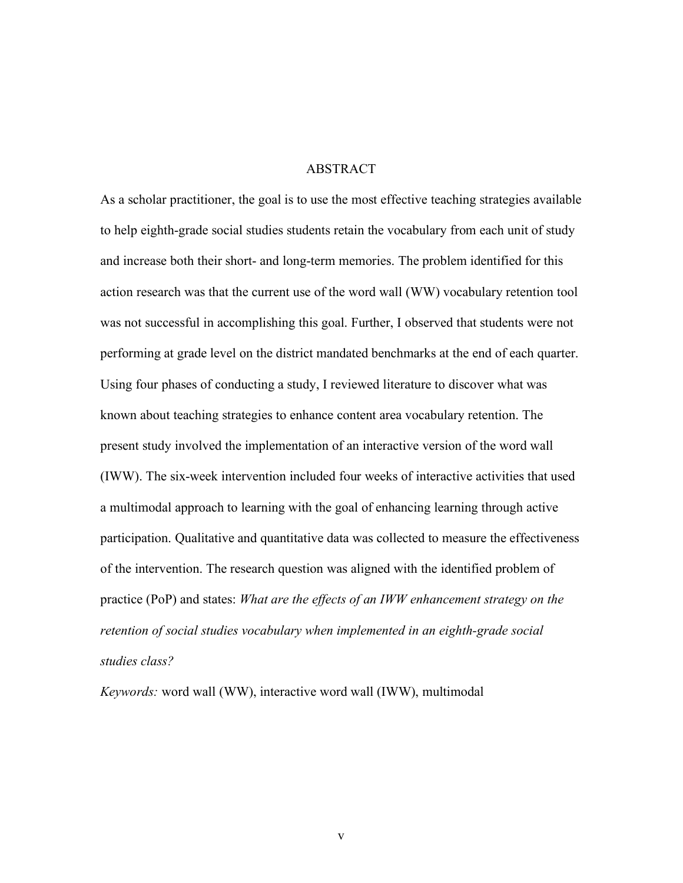# ABSTRACT

As a scholar practitioner, the goal is to use the most effective teaching strategies available to help eighth-grade social studies students retain the vocabulary from each unit of study and increase both their short- and long-term memories. The problem identified for this action research was that the current use of the word wall (WW) vocabulary retention tool was not successful in accomplishing this goal. Further, I observed that students were not performing at grade level on the district mandated benchmarks at the end of each quarter. Using four phases of conducting a study, I reviewed literature to discover what was known about teaching strategies to enhance content area vocabulary retention. The present study involved the implementation of an interactive version of the word wall (IWW). The six-week intervention included four weeks of interactive activities that used a multimodal approach to learning with the goal of enhancing learning through active participation. Qualitative and quantitative data was collected to measure the effectiveness of the intervention. The research question was aligned with the identified problem of practice (PoP) and states: *What are the effects of an IWW enhancement strategy on the retention of social studies vocabulary when implemented in an eighth-grade social studies class?*

*Keywords:* word wall (WW), interactive word wall (IWW), multimodal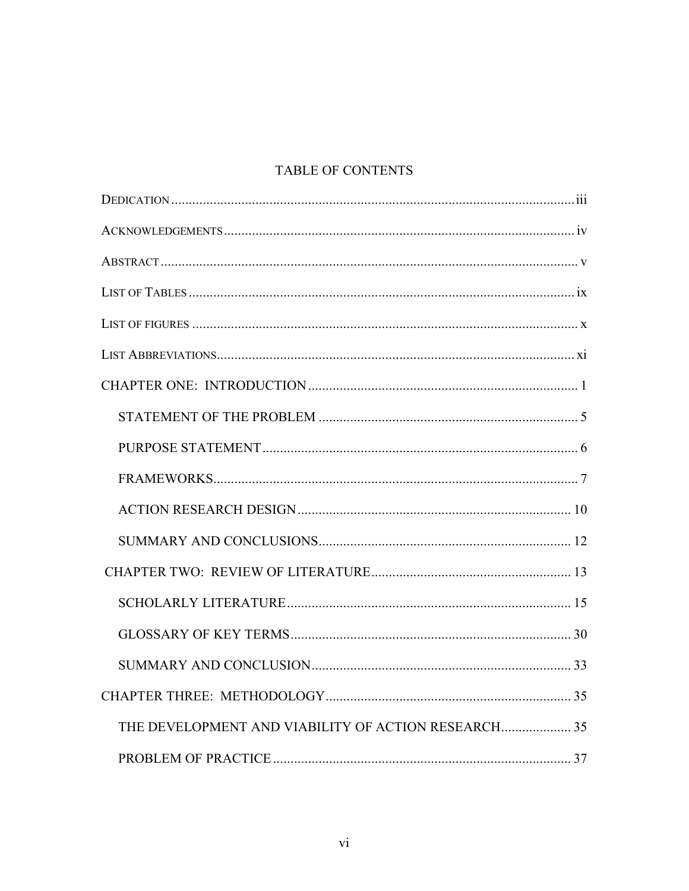# TABLE OF CONTENTS

DEDICATION ..... iii

ACKNOWLEDGEMENTS ..... iv

ABSTRACT ..... v

LIST OF TABLES ..... ix

LIST OF FIGURES ..... x

LIST ABBREVIATIONS ..... xi

CHAPTER ONE: INTRODUCTION ..... 1

- STATEMENT OF THE PROBLEM ..... 5
- PURPOSE STATEMENT ..... 6
- FRAMEWORKS ..... 7
- ACTION RESEARCH DESIGN ..... 10
- SUMMARY AND CONCLUSIONS ..... 12

CHAPTER TWO: REVIEW OF LITERATURE ..... 13

- SCHOLARLY LITERATURE ..... 15
- GLOSSARY OF KEY TERMS ..... 30
- SUMMARY AND CONCLUSION ..... 33

CHAPTER THREE: METHODOLOGY ..... 35

- THE DEVELOPMENT AND VIABILITY OF ACTION RESEARCH ..... 35
- PROBLEM OF PRACTICE ..... 37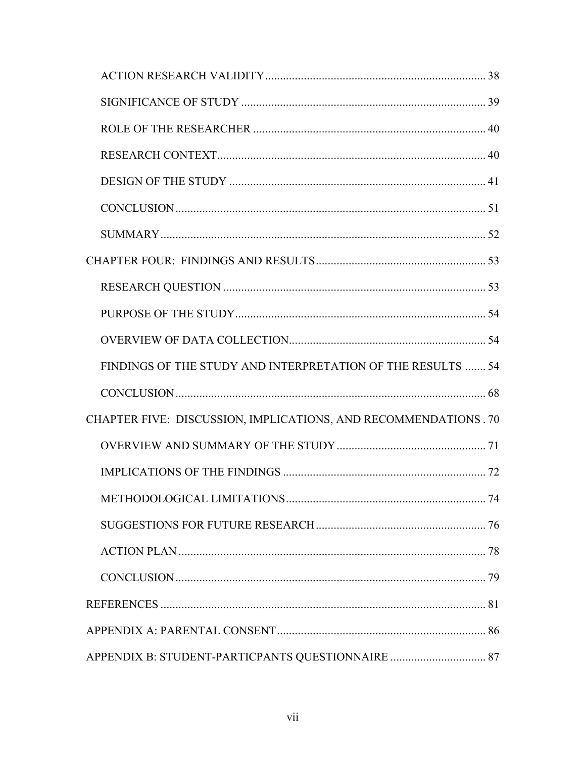ACTION RESEARCH VALIDITY ........................................................................ 38

SIGNIFICANCE OF STUDY ................................................................................ 39

ROLE OF THE RESEARCHER ............................................................................ 40

RESEARCH CONTEXT ........................................................................................ 40

DESIGN OF THE STUDY .................................................................................... 41

CONCLUSION ....................................................................................................... 51

SUMMARY ............................................................................................................ 52

CHAPTER FOUR: FINDINGS AND RESULTS ........................................................ 53

RESEARCH QUESTION ....................................................................................... 53

PURPOSE OF THE STUDY .................................................................................. 54

OVERVIEW OF DATA COLLECTION ................................................................ 54

FINDINGS OF THE STUDY AND INTERPRETATION OF THE RESULTS ....... 54

CONCLUSION ....................................................................................................... 68

CHAPTER FIVE: DISCUSSION, IMPLICATIONS, AND RECOMMENDATIONS . 70

OVERVIEW AND SUMMARY OF THE STUDY ................................................. 71

IMPLICATIONS OF THE FINDINGS ................................................................... 72

METHODOLOGICAL LIMITATIONS .................................................................. 74

SUGGESTIONS FOR FUTURE RESEARCH ........................................................ 76

ACTION PLAN ...................................................................................................... 78

CONCLUSION ....................................................................................................... 79

REFERENCES ........................................................................................................... 81

APPENDIX A: PARENTAL CONSENT ..................................................................... 86

APPENDIX B: STUDENT-PARTICPANTS QUESTIONNAIRE ............................... 87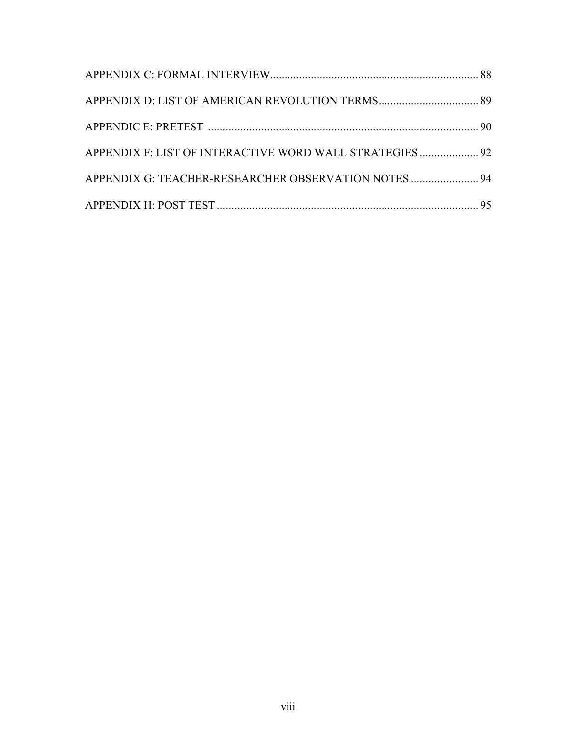APPENDIX C: FORMAL INTERVIEW........................................................................ 88

APPENDIX D: LIST OF AMERICAN REVOLUTION TERMS.................................. 89

APPENDIC E: PRETEST ........................................................................................... 90

APPENDIX F: LIST OF INTERACTIVE WORD WALL STRATEGIES .................... 92

APPENDIX G: TEACHER-RESEARCHER OBSERVATION NOTES ....................... 94

APPENDIX H: POST TEST ........................................................................................ 95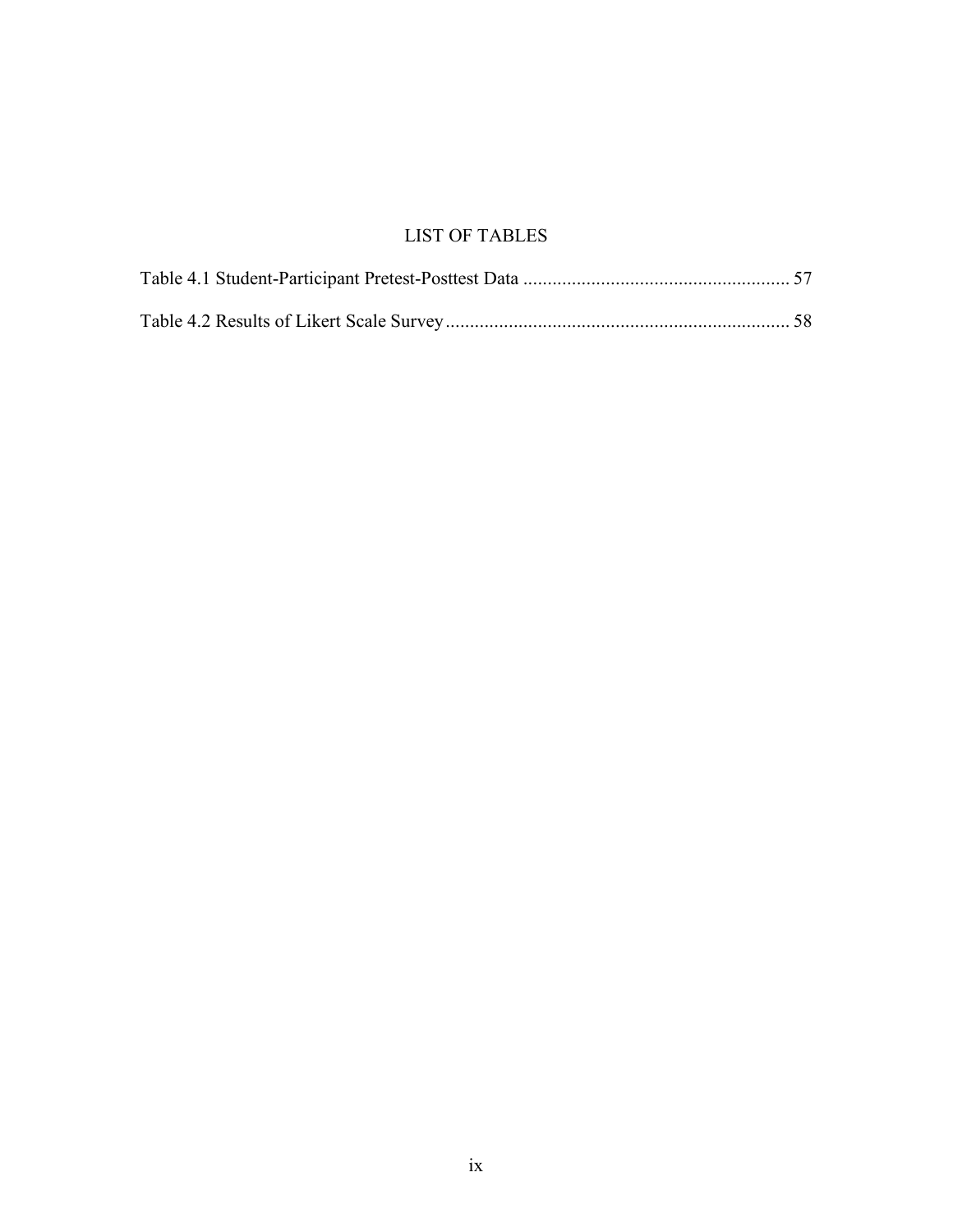# LIST OF TABLES

Table 4.1 Student-Participant Pretest-Posttest Data ...................................................... 57

Table 4.2 Results of Likert Scale Survey...................................................................... 58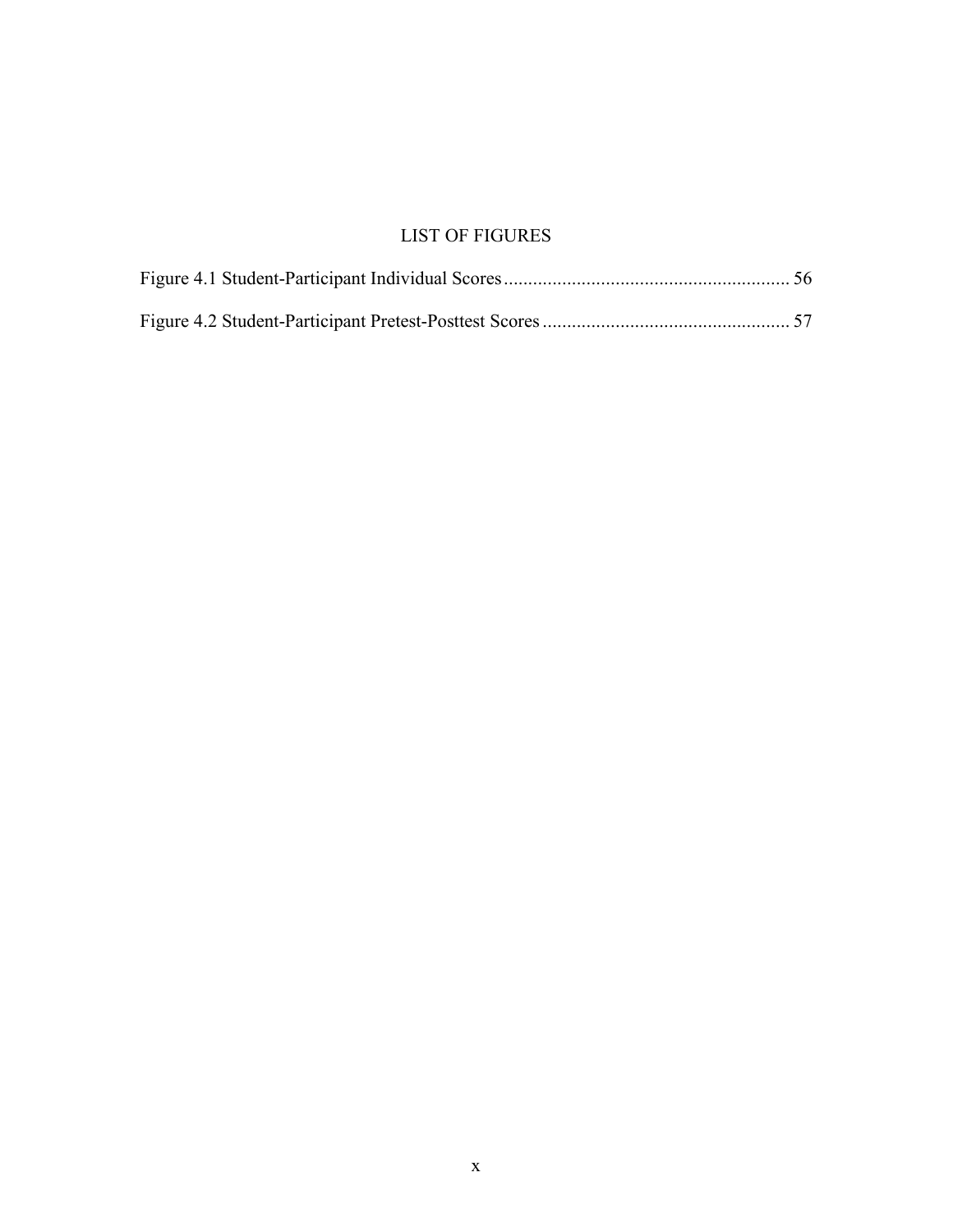# LIST OF FIGURES

Figure 4.1 Student-Participant Individual Scores .......................................................... 56

Figure 4.2 Student-Participant Pretest-Posttest Scores .................................................. 57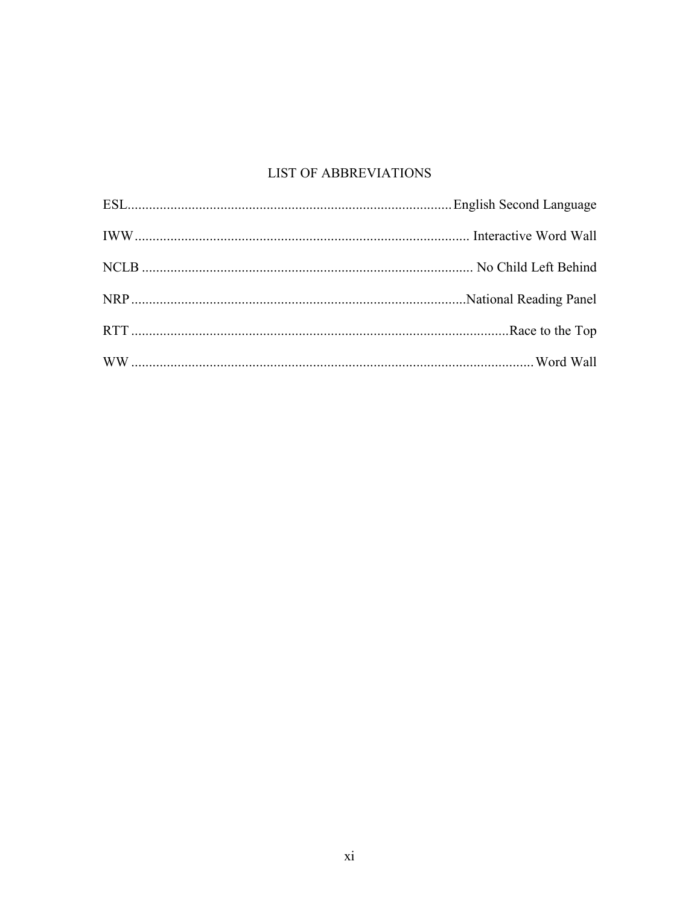# LIST OF ABBREVIATIONS

ESL........................................................................................... English Second Language

IWW............................................................................................ Interactive Word Wall

NCLB ............................................................................................ No Child Left Behind

NRP.............................................................................................National Reading Panel

RTT ..........................................................................................................Race to the Top

WW ................................................................................................................. Word Wall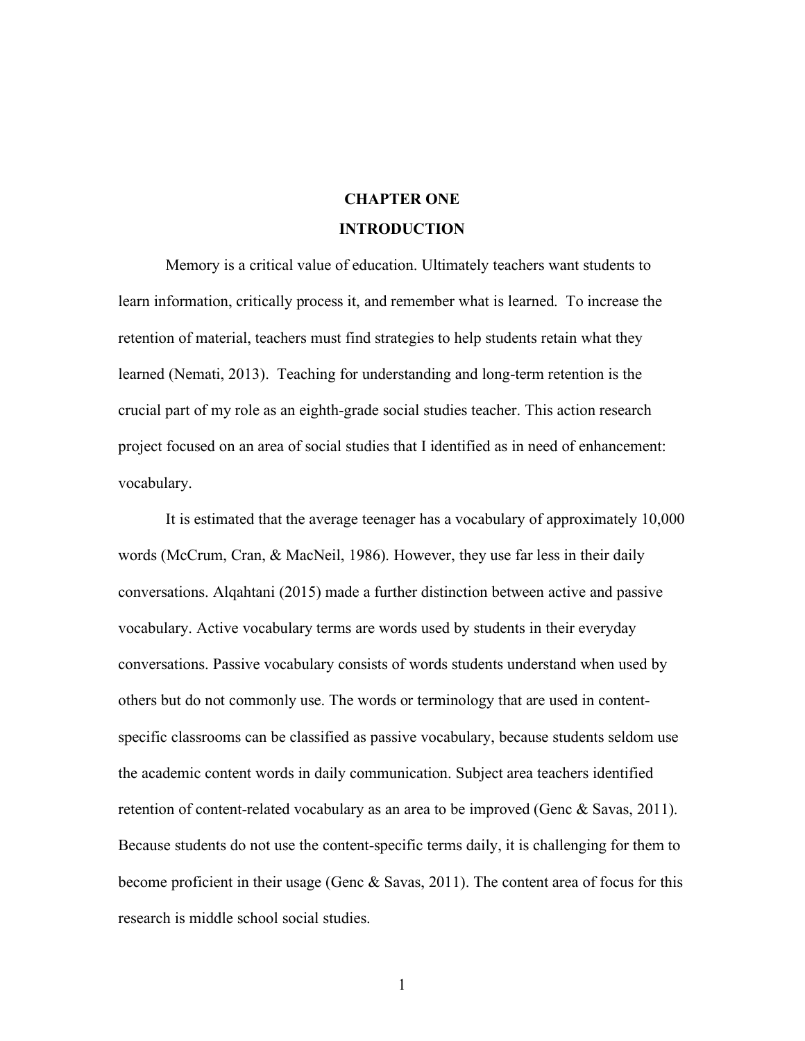# CHAPTER ONE

# INTRODUCTION

Memory is a critical value of education. Ultimately teachers want students to learn information, critically process it, and remember what is learned. To increase the retention of material, teachers must find strategies to help students retain what they learned (Nemati, 2013). Teaching for understanding and long-term retention is the crucial part of my role as an eighth-grade social studies teacher. This action research project focused on an area of social studies that I identified as in need of enhancement: vocabulary.

It is estimated that the average teenager has a vocabulary of approximately 10,000 words (McCrum, Cran, & MacNeil, 1986). However, they use far less in their daily conversations. Alqahtani (2015) made a further distinction between active and passive vocabulary. Active vocabulary terms are words used by students in their everyday conversations. Passive vocabulary consists of words students understand when used by others but do not commonly use. The words or terminology that are used in content-specific classrooms can be classified as passive vocabulary, because students seldom use the academic content words in daily communication. Subject area teachers identified retention of content-related vocabulary as an area to be improved (Genc & Savas, 2011). Because students do not use the content-specific terms daily, it is challenging for them to become proficient in their usage (Genc & Savas, 2011). The content area of focus for this research is middle school social studies.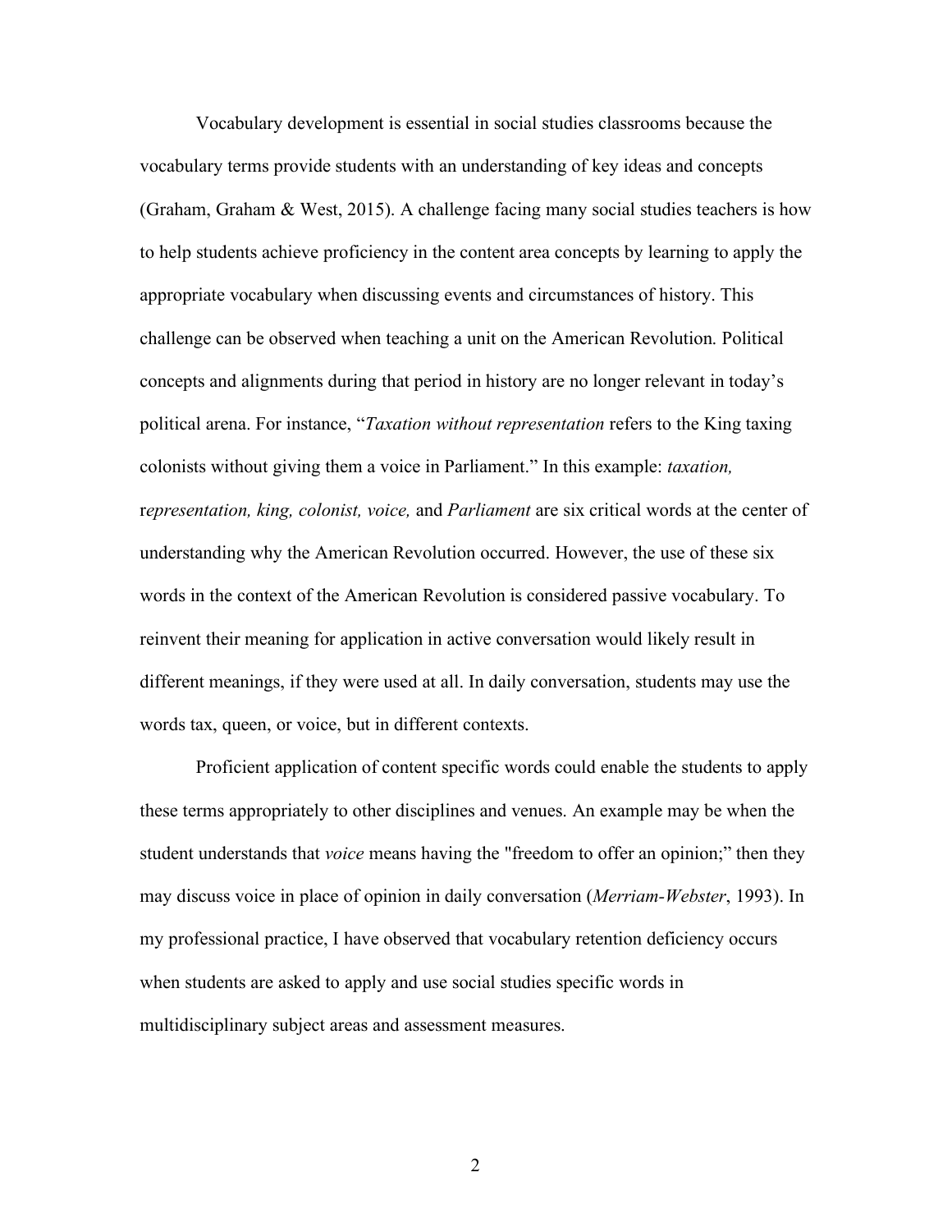Vocabulary development is essential in social studies classrooms because the vocabulary terms provide students with an understanding of key ideas and concepts (Graham, Graham & West, 2015). A challenge facing many social studies teachers is how to help students achieve proficiency in the content area concepts by learning to apply the appropriate vocabulary when discussing events and circumstances of history. This challenge can be observed when teaching a unit on the American Revolution. Political concepts and alignments during that period in history are no longer relevant in today's political arena. For instance, "*Taxation without representation* refers to the King taxing colonists without giving them a voice in Parliament." In this example: *taxation,* r*epresentation, king, colonist, voice,* and *Parliament* are six critical words at the center of understanding why the American Revolution occurred. However, the use of these six words in the context of the American Revolution is considered passive vocabulary. To reinvent their meaning for application in active conversation would likely result in different meanings, if they were used at all. In daily conversation, students may use the words tax, queen, or voice, but in different contexts.

Proficient application of content specific words could enable the students to apply these terms appropriately to other disciplines and venues. An example may be when the student understands that *voice* means having the "freedom to offer an opinion;" then they may discuss voice in place of opinion in daily conversation (*Merriam-Webster*, 1993). In my professional practice, I have observed that vocabulary retention deficiency occurs when students are asked to apply and use social studies specific words in multidisciplinary subject areas and assessment measures.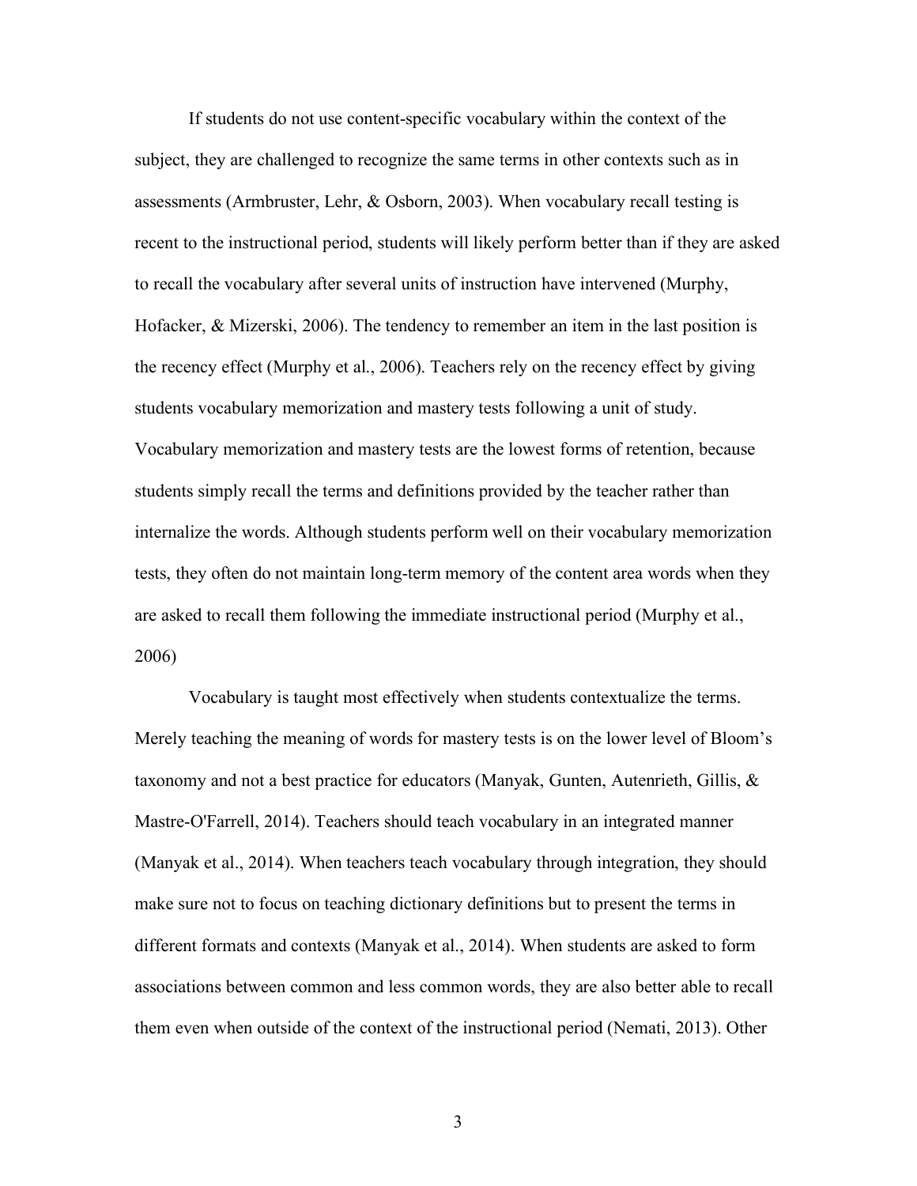If students do not use content-specific vocabulary within the context of the subject, they are challenged to recognize the same terms in other contexts such as in assessments (Armbruster, Lehr, & Osborn, 2003). When vocabulary recall testing is recent to the instructional period, students will likely perform better than if they are asked to recall the vocabulary after several units of instruction have intervened (Murphy, Hofacker, & Mizerski, 2006). The tendency to remember an item in the last position is the recency effect (Murphy et al., 2006). Teachers rely on the recency effect by giving students vocabulary memorization and mastery tests following a unit of study. Vocabulary memorization and mastery tests are the lowest forms of retention, because students simply recall the terms and definitions provided by the teacher rather than internalize the words. Although students perform well on their vocabulary memorization tests, they often do not maintain long-term memory of the content area words when they are asked to recall them following the immediate instructional period (Murphy et al., 2006)

Vocabulary is taught most effectively when students contextualize the terms. Merely teaching the meaning of words for mastery tests is on the lower level of Bloom's taxonomy and not a best practice for educators (Manyak, Gunten, Autenrieth, Gillis, & Mastre-O'Farrell, 2014). Teachers should teach vocabulary in an integrated manner (Manyak et al., 2014). When teachers teach vocabulary through integration, they should make sure not to focus on teaching dictionary definitions but to present the terms in different formats and contexts (Manyak et al., 2014). When students are asked to form associations between common and less common words, they are also better able to recall them even when outside of the context of the instructional period (Nemati, 2013). Other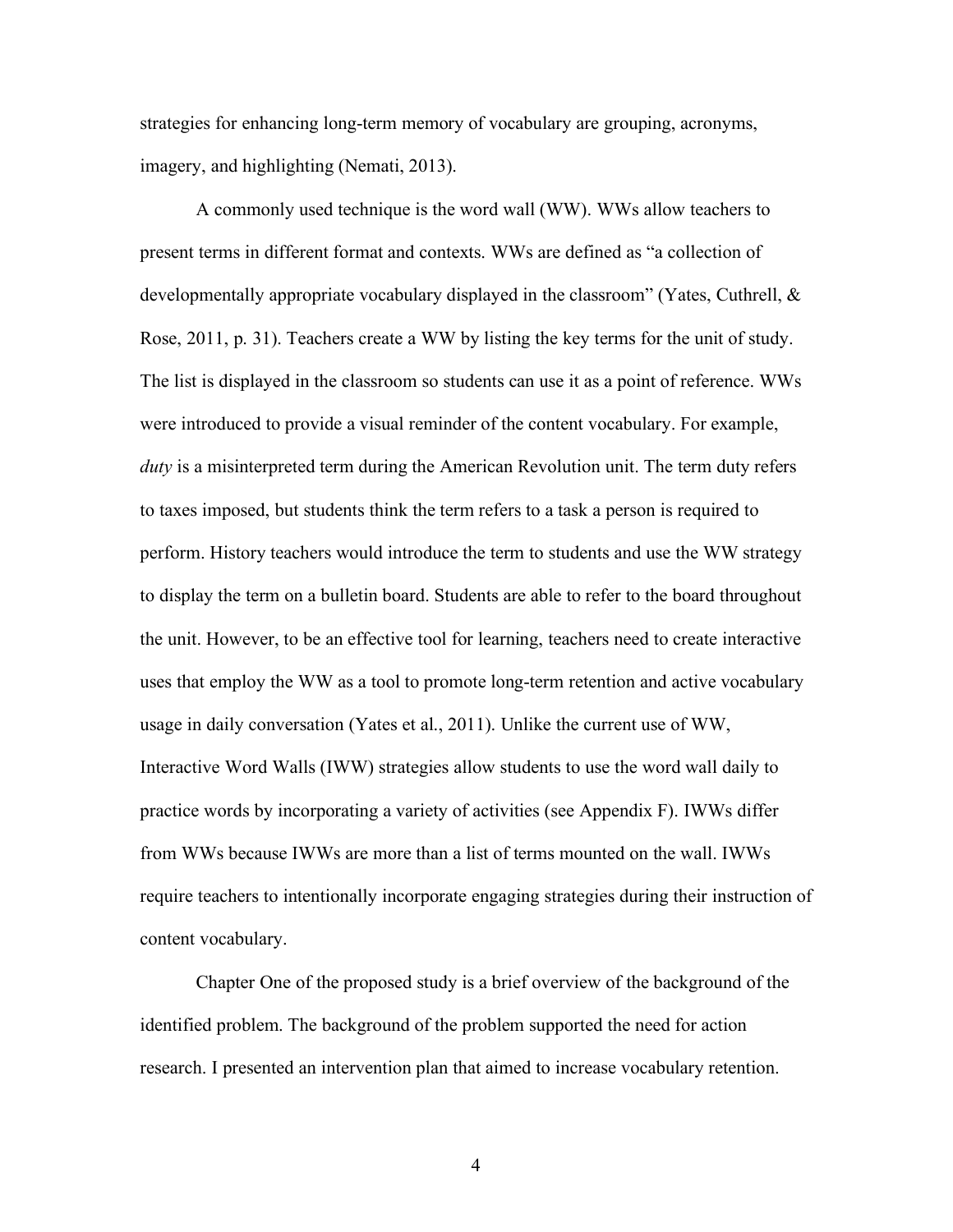strategies for enhancing long-term memory of vocabulary are grouping, acronyms, imagery, and highlighting (Nemati, 2013).

A commonly used technique is the word wall (WW). WWs allow teachers to present terms in different format and contexts. WWs are defined as "a collection of developmentally appropriate vocabulary displayed in the classroom" (Yates, Cuthrell, & Rose, 2011, p. 31). Teachers create a WW by listing the key terms for the unit of study. The list is displayed in the classroom so students can use it as a point of reference. WWs were introduced to provide a visual reminder of the content vocabulary. For example, *duty* is a misinterpreted term during the American Revolution unit. The term duty refers to taxes imposed, but students think the term refers to a task a person is required to perform. History teachers would introduce the term to students and use the WW strategy to display the term on a bulletin board. Students are able to refer to the board throughout the unit. However, to be an effective tool for learning, teachers need to create interactive uses that employ the WW as a tool to promote long-term retention and active vocabulary usage in daily conversation (Yates et al., 2011). Unlike the current use of WW, Interactive Word Walls (IWW) strategies allow students to use the word wall daily to practice words by incorporating a variety of activities (see Appendix F). IWWs differ from WWs because IWWs are more than a list of terms mounted on the wall. IWWs require teachers to intentionally incorporate engaging strategies during their instruction of content vocabulary.

Chapter One of the proposed study is a brief overview of the background of the identified problem. The background of the problem supported the need for action research. I presented an intervention plan that aimed to increase vocabulary retention.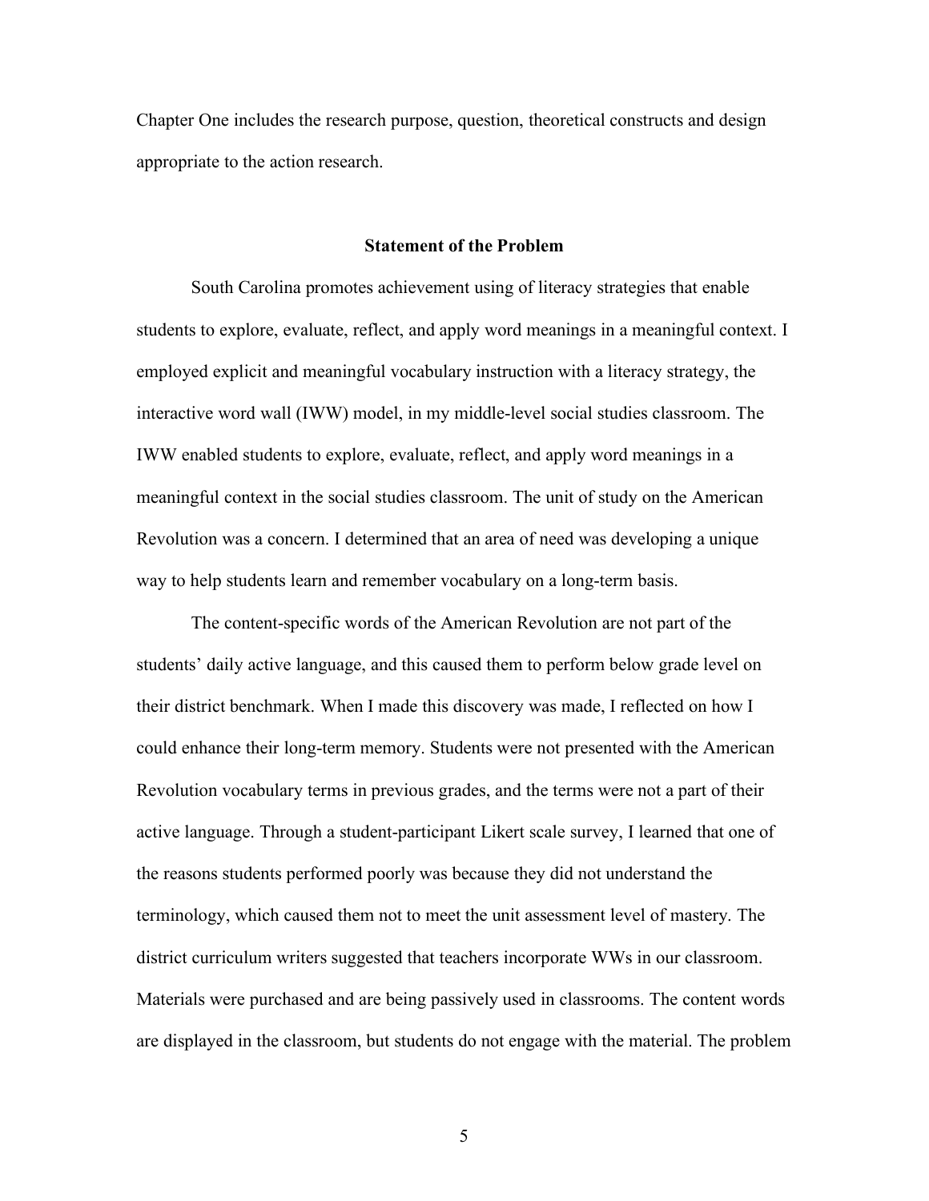Chapter One includes the research purpose, question, theoretical constructs and design appropriate to the action research.

## Statement of the Problem

South Carolina promotes achievement using of literacy strategies that enable students to explore, evaluate, reflect, and apply word meanings in a meaningful context. I employed explicit and meaningful vocabulary instruction with a literacy strategy, the interactive word wall (IWW) model, in my middle-level social studies classroom. The IWW enabled students to explore, evaluate, reflect, and apply word meanings in a meaningful context in the social studies classroom. The unit of study on the American Revolution was a concern. I determined that an area of need was developing a unique way to help students learn and remember vocabulary on a long-term basis.

The content-specific words of the American Revolution are not part of the students' daily active language, and this caused them to perform below grade level on their district benchmark. When I made this discovery was made, I reflected on how I could enhance their long-term memory. Students were not presented with the American Revolution vocabulary terms in previous grades, and the terms were not a part of their active language. Through a student-participant Likert scale survey, I learned that one of the reasons students performed poorly was because they did not understand the terminology, which caused them not to meet the unit assessment level of mastery. The district curriculum writers suggested that teachers incorporate WWs in our classroom. Materials were purchased and are being passively used in classrooms. The content words are displayed in the classroom, but students do not engage with the material. The problem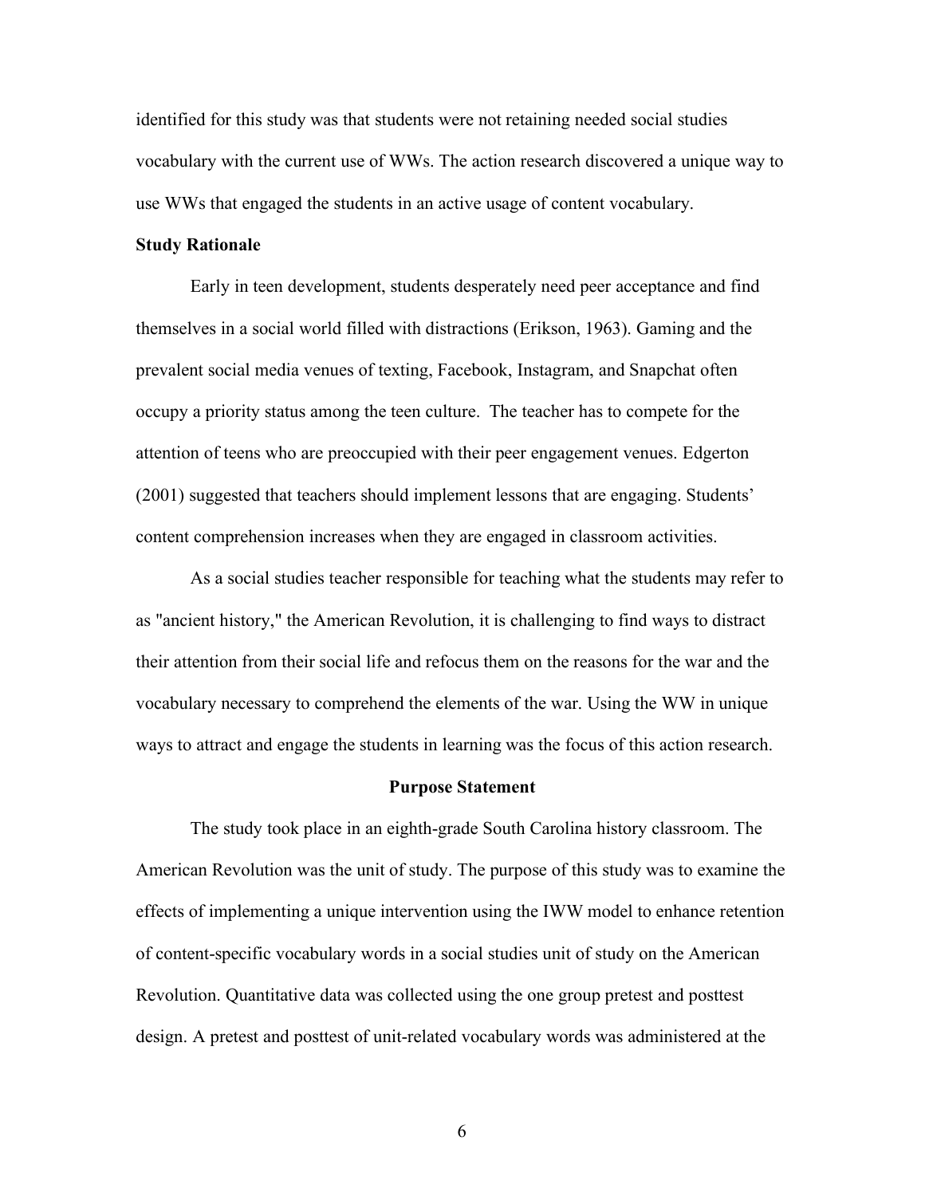identified for this study was that students were not retaining needed social studies vocabulary with the current use of WWs. The action research discovered a unique way to use WWs that engaged the students in an active usage of content vocabulary.

**Study Rationale**

Early in teen development, students desperately need peer acceptance and find themselves in a social world filled with distractions (Erikson, 1963). Gaming and the prevalent social media venues of texting, Facebook, Instagram, and Snapchat often occupy a priority status among the teen culture. The teacher has to compete for the attention of teens who are preoccupied with their peer engagement venues. Edgerton (2001) suggested that teachers should implement lessons that are engaging. Students' content comprehension increases when they are engaged in classroom activities.

As a social studies teacher responsible for teaching what the students may refer to as "ancient history," the American Revolution, it is challenging to find ways to distract their attention from their social life and refocus them on the reasons for the war and the vocabulary necessary to comprehend the elements of the war. Using the WW in unique ways to attract and engage the students in learning was the focus of this action research.

## Purpose Statement

The study took place in an eighth-grade South Carolina history classroom. The American Revolution was the unit of study. The purpose of this study was to examine the effects of implementing a unique intervention using the IWW model to enhance retention of content-specific vocabulary words in a social studies unit of study on the American Revolution. Quantitative data was collected using the one group pretest and posttest design. A pretest and posttest of unit-related vocabulary words was administered at the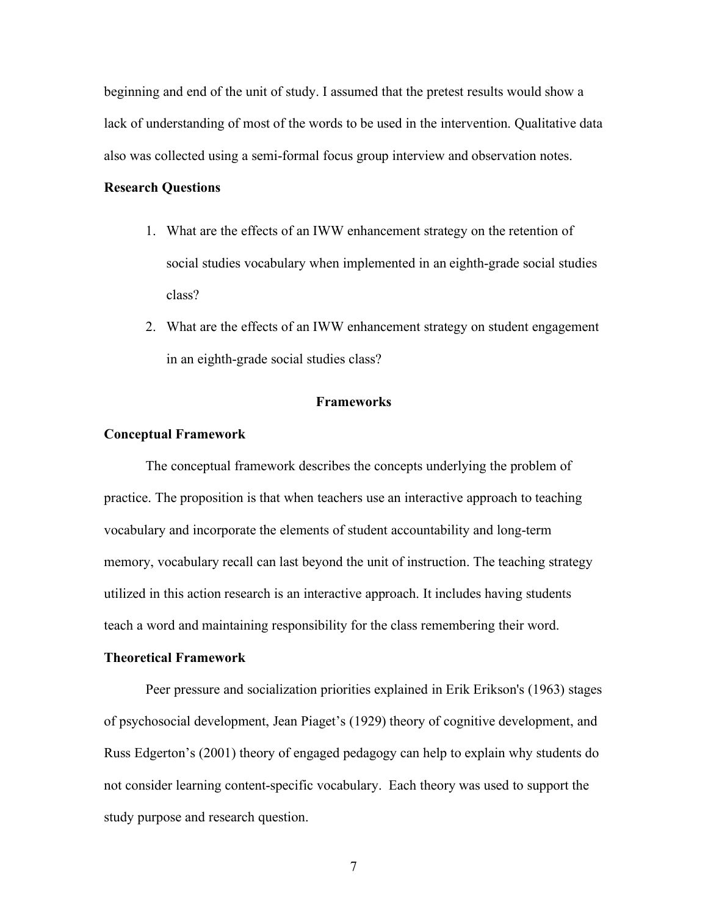beginning and end of the unit of study. I assumed that the pretest results would show a lack of understanding of most of the words to be used in the intervention. Qualitative data also was collected using a semi-formal focus group interview and observation notes.

### Research Questions

1. What are the effects of an IWW enhancement strategy on the retention of social studies vocabulary when implemented in an eighth-grade social studies class?
2. What are the effects of an IWW enhancement strategy on student engagement in an eighth-grade social studies class?

## Frameworks

### Conceptual Framework

The conceptual framework describes the concepts underlying the problem of practice. The proposition is that when teachers use an interactive approach to teaching vocabulary and incorporate the elements of student accountability and long-term memory, vocabulary recall can last beyond the unit of instruction. The teaching strategy utilized in this action research is an interactive approach. It includes having students teach a word and maintaining responsibility for the class remembering their word.

### Theoretical Framework

Peer pressure and socialization priorities explained in Erik Erikson's (1963) stages of psychosocial development, Jean Piaget's (1929) theory of cognitive development, and Russ Edgerton's (2001) theory of engaged pedagogy can help to explain why students do not consider learning content-specific vocabulary. Each theory was used to support the study purpose and research question.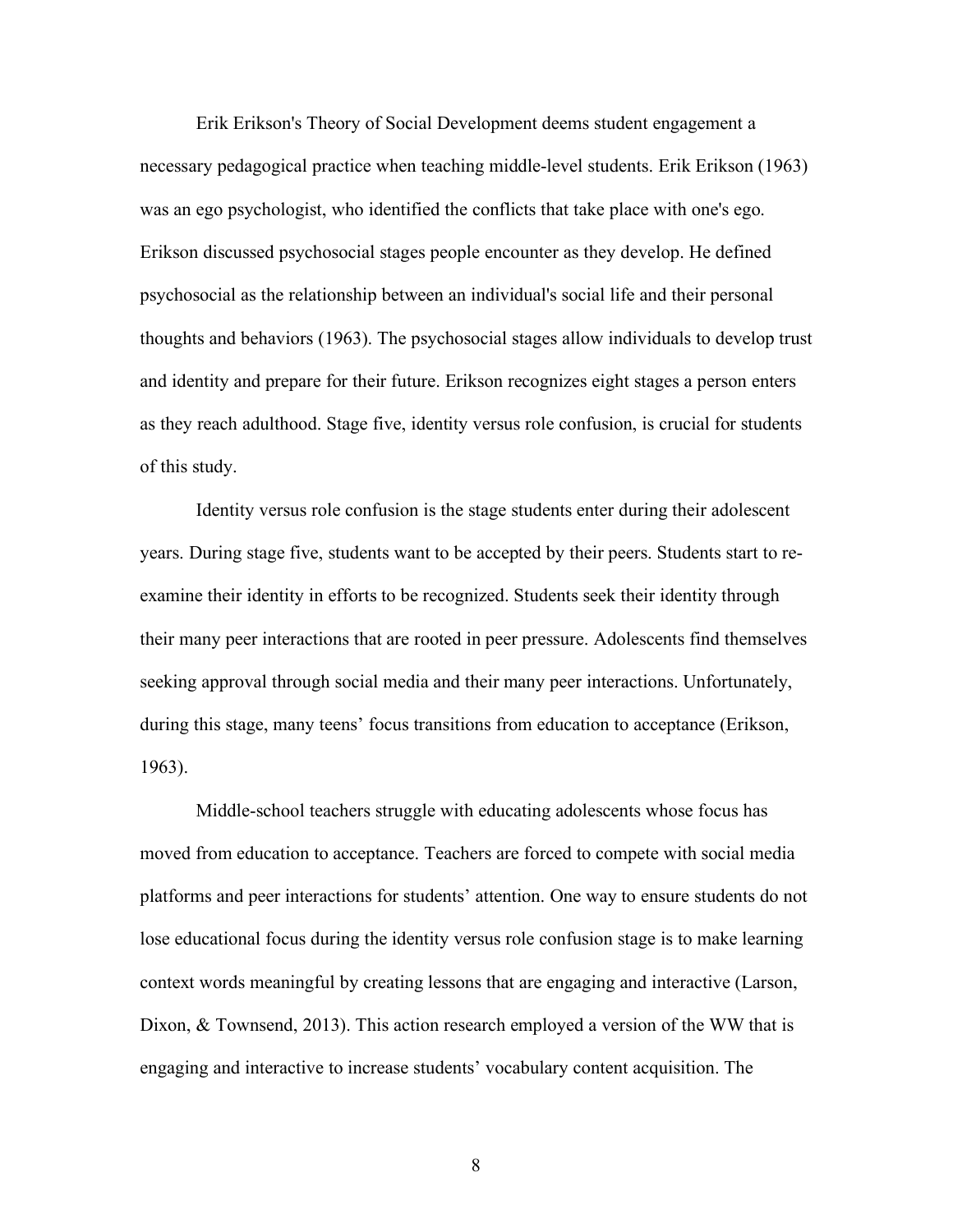Erik Erikson's Theory of Social Development deems student engagement a necessary pedagogical practice when teaching middle-level students. Erik Erikson (1963) was an ego psychologist, who identified the conflicts that take place with one's ego. Erikson discussed psychosocial stages people encounter as they develop. He defined psychosocial as the relationship between an individual's social life and their personal thoughts and behaviors (1963). The psychosocial stages allow individuals to develop trust and identity and prepare for their future. Erikson recognizes eight stages a person enters as they reach adulthood. Stage five, identity versus role confusion, is crucial for students of this study.

Identity versus role confusion is the stage students enter during their adolescent years. During stage five, students want to be accepted by their peers. Students start to re-examine their identity in efforts to be recognized. Students seek their identity through their many peer interactions that are rooted in peer pressure. Adolescents find themselves seeking approval through social media and their many peer interactions. Unfortunately, during this stage, many teens' focus transitions from education to acceptance (Erikson, 1963).

Middle-school teachers struggle with educating adolescents whose focus has moved from education to acceptance. Teachers are forced to compete with social media platforms and peer interactions for students' attention. One way to ensure students do not lose educational focus during the identity versus role confusion stage is to make learning context words meaningful by creating lessons that are engaging and interactive (Larson, Dixon, & Townsend, 2013). This action research employed a version of the WW that is engaging and interactive to increase students' vocabulary content acquisition. The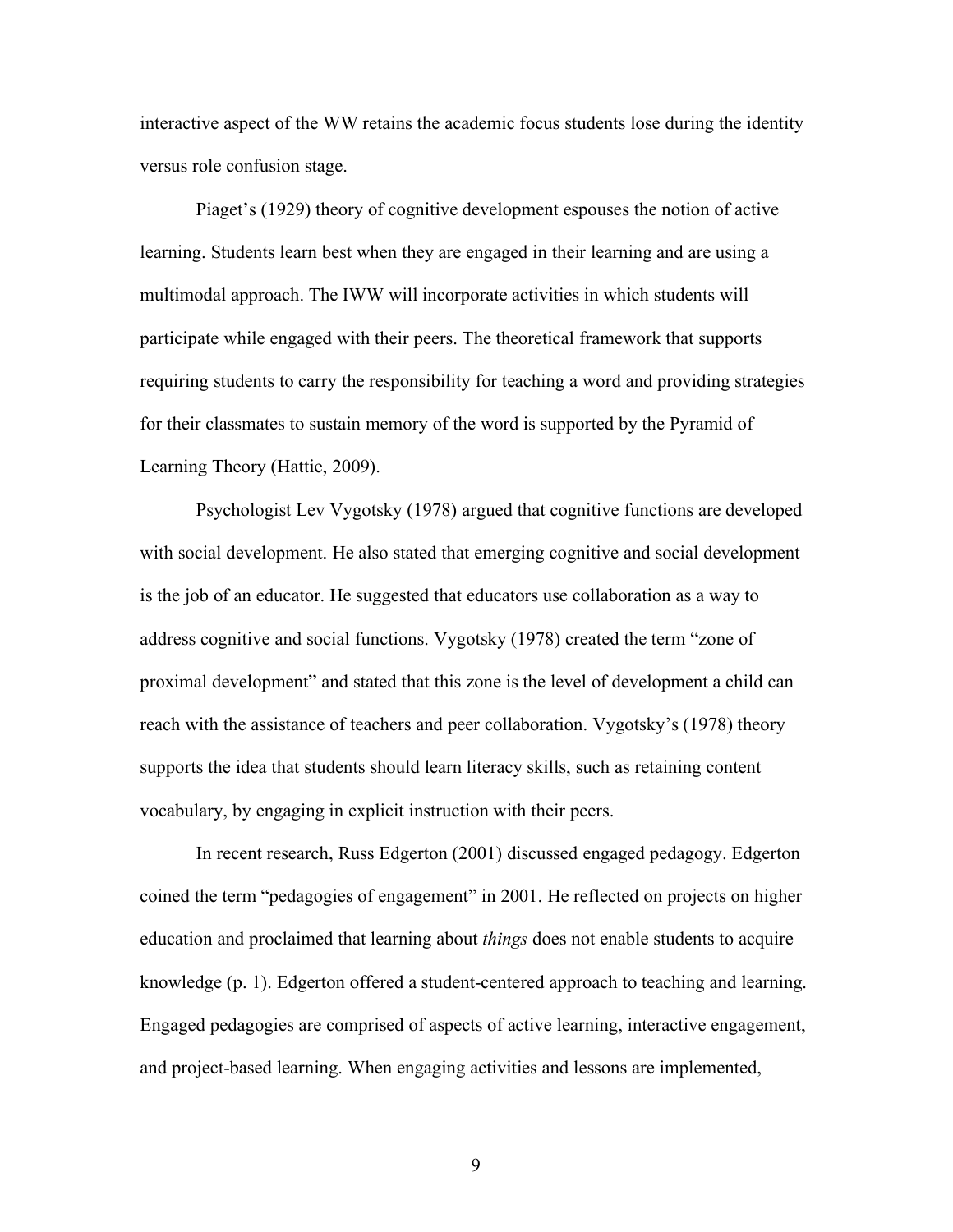interactive aspect of the WW retains the academic focus students lose during the identity versus role confusion stage.

Piaget's (1929) theory of cognitive development espouses the notion of active learning. Students learn best when they are engaged in their learning and are using a multimodal approach. The IWW will incorporate activities in which students will participate while engaged with their peers. The theoretical framework that supports requiring students to carry the responsibility for teaching a word and providing strategies for their classmates to sustain memory of the word is supported by the Pyramid of Learning Theory (Hattie, 2009).

Psychologist Lev Vygotsky (1978) argued that cognitive functions are developed with social development. He also stated that emerging cognitive and social development is the job of an educator. He suggested that educators use collaboration as a way to address cognitive and social functions. Vygotsky (1978) created the term "zone of proximal development" and stated that this zone is the level of development a child can reach with the assistance of teachers and peer collaboration. Vygotsky's (1978) theory supports the idea that students should learn literacy skills, such as retaining content vocabulary, by engaging in explicit instruction with their peers.

In recent research, Russ Edgerton (2001) discussed engaged pedagogy. Edgerton coined the term "pedagogies of engagement" in 2001. He reflected on projects on higher education and proclaimed that learning about *things* does not enable students to acquire knowledge (p. 1). Edgerton offered a student-centered approach to teaching and learning. Engaged pedagogies are comprised of aspects of active learning, interactive engagement, and project-based learning. When engaging activities and lessons are implemented,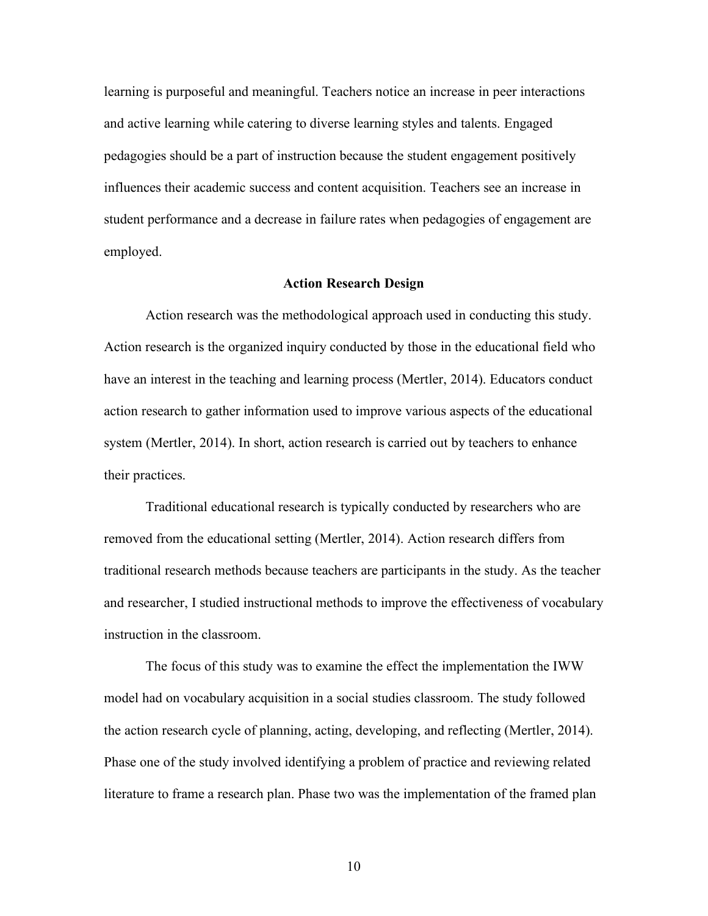learning is purposeful and meaningful. Teachers notice an increase in peer interactions and active learning while catering to diverse learning styles and talents. Engaged pedagogies should be a part of instruction because the student engagement positively influences their academic success and content acquisition. Teachers see an increase in student performance and a decrease in failure rates when pedagogies of engagement are employed.

## Action Research Design

Action research was the methodological approach used in conducting this study. Action research is the organized inquiry conducted by those in the educational field who have an interest in the teaching and learning process (Mertler, 2014). Educators conduct action research to gather information used to improve various aspects of the educational system (Mertler, 2014). In short, action research is carried out by teachers to enhance their practices.

Traditional educational research is typically conducted by researchers who are removed from the educational setting (Mertler, 2014). Action research differs from traditional research methods because teachers are participants in the study. As the teacher and researcher, I studied instructional methods to improve the effectiveness of vocabulary instruction in the classroom.

The focus of this study was to examine the effect the implementation the IWW model had on vocabulary acquisition in a social studies classroom. The study followed the action research cycle of planning, acting, developing, and reflecting (Mertler, 2014). Phase one of the study involved identifying a problem of practice and reviewing related literature to frame a research plan. Phase two was the implementation of the framed plan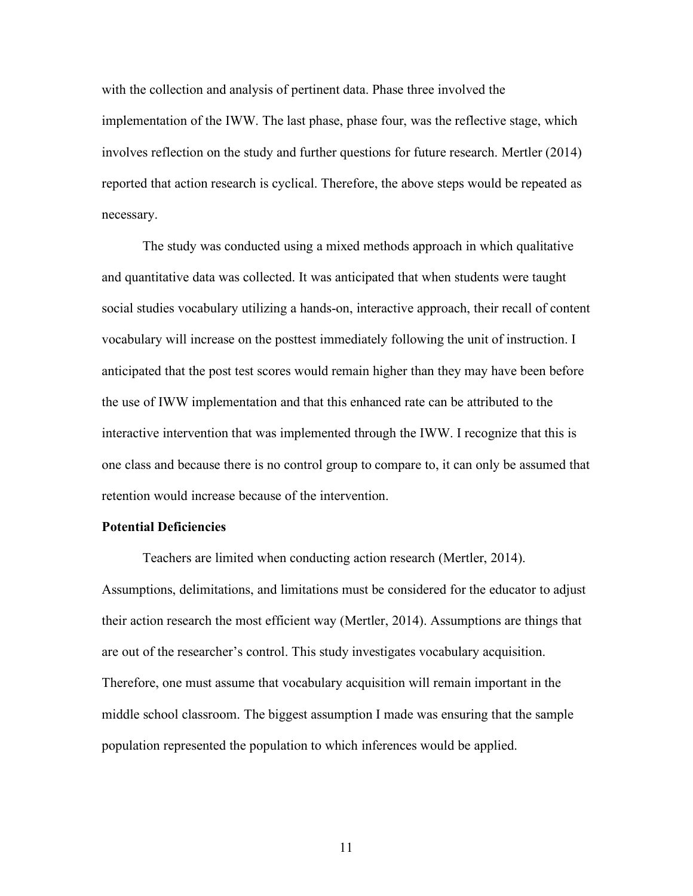with the collection and analysis of pertinent data. Phase three involved the implementation of the IWW. The last phase, phase four, was the reflective stage, which involves reflection on the study and further questions for future research. Mertler (2014) reported that action research is cyclical. Therefore, the above steps would be repeated as necessary.

The study was conducted using a mixed methods approach in which qualitative and quantitative data was collected. It was anticipated that when students were taught social studies vocabulary utilizing a hands-on, interactive approach, their recall of content vocabulary will increase on the posttest immediately following the unit of instruction. I anticipated that the post test scores would remain higher than they may have been before the use of IWW implementation and that this enhanced rate can be attributed to the interactive intervention that was implemented through the IWW. I recognize that this is one class and because there is no control group to compare to, it can only be assumed that retention would increase because of the intervention.

**Potential Deficiencies**

Teachers are limited when conducting action research (Mertler, 2014). Assumptions, delimitations, and limitations must be considered for the educator to adjust their action research the most efficient way (Mertler, 2014). Assumptions are things that are out of the researcher's control. This study investigates vocabulary acquisition. Therefore, one must assume that vocabulary acquisition will remain important in the middle school classroom. The biggest assumption I made was ensuring that the sample population represented the population to which inferences would be applied.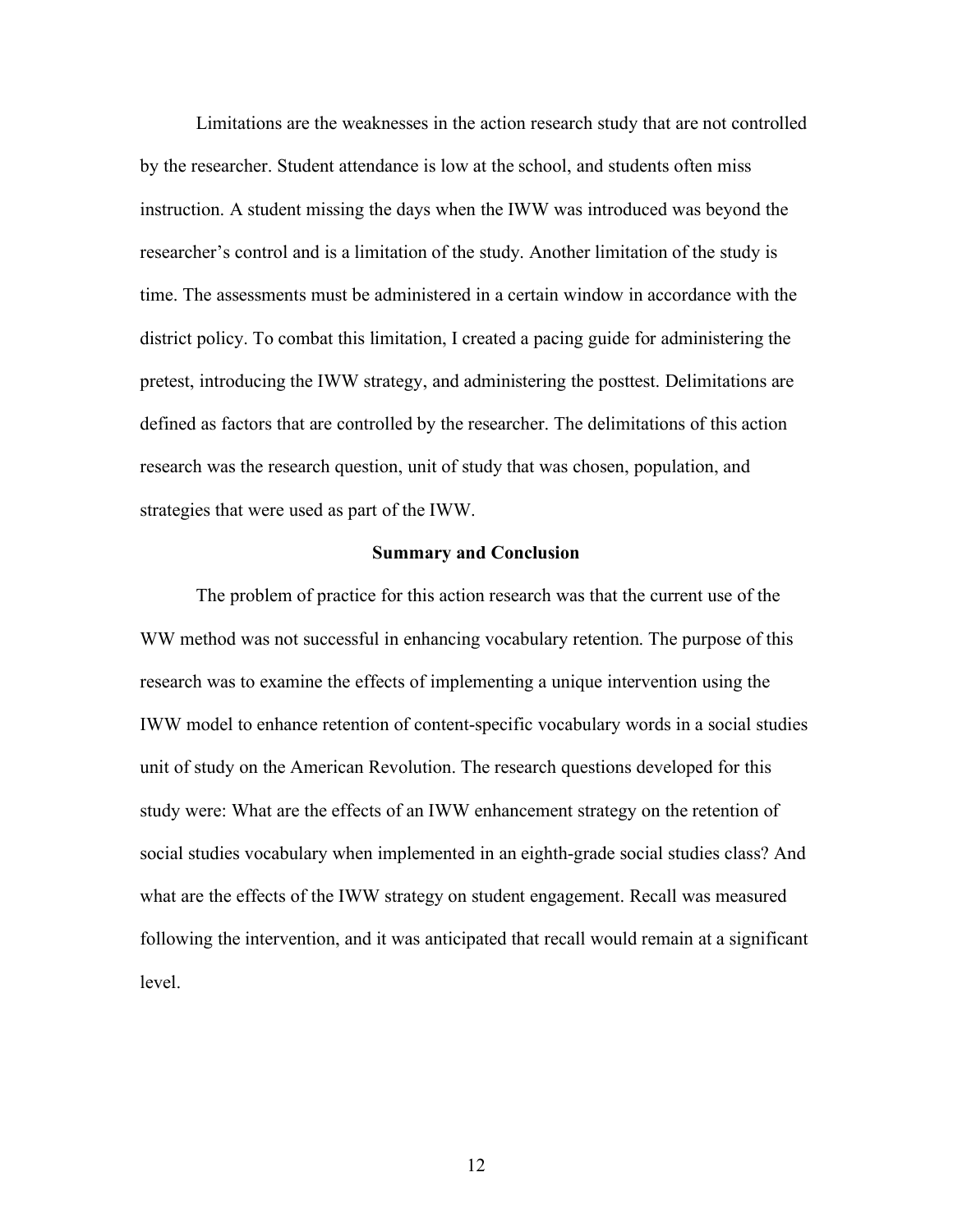Limitations are the weaknesses in the action research study that are not controlled by the researcher. Student attendance is low at the school, and students often miss instruction. A student missing the days when the IWW was introduced was beyond the researcher's control and is a limitation of the study. Another limitation of the study is time. The assessments must be administered in a certain window in accordance with the district policy. To combat this limitation, I created a pacing guide for administering the pretest, introducing the IWW strategy, and administering the posttest. Delimitations are defined as factors that are controlled by the researcher. The delimitations of this action research was the research question, unit of study that was chosen, population, and strategies that were used as part of the IWW.

## Summary and Conclusion

The problem of practice for this action research was that the current use of the WW method was not successful in enhancing vocabulary retention. The purpose of this research was to examine the effects of implementing a unique intervention using the IWW model to enhance retention of content-specific vocabulary words in a social studies unit of study on the American Revolution. The research questions developed for this study were: What are the effects of an IWW enhancement strategy on the retention of social studies vocabulary when implemented in an eighth-grade social studies class? And what are the effects of the IWW strategy on student engagement. Recall was measured following the intervention, and it was anticipated that recall would remain at a significant level.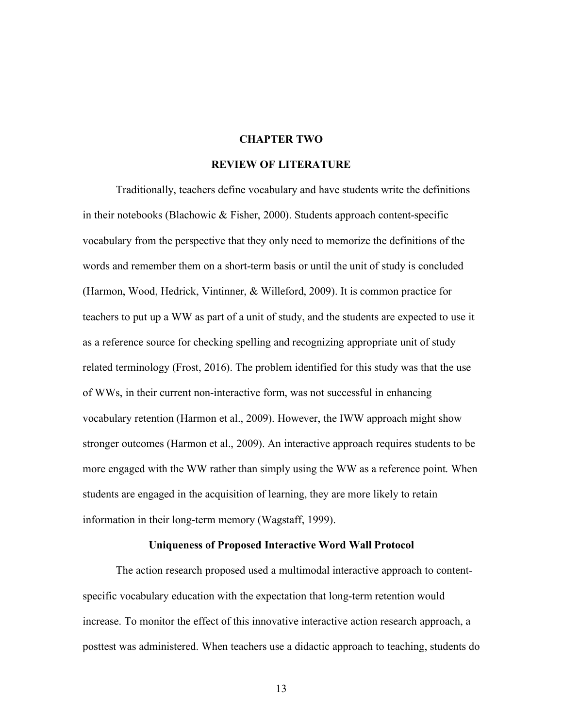# CHAPTER TWO

# REVIEW OF LITERATURE

Traditionally, teachers define vocabulary and have students write the definitions in their notebooks (Blachowic & Fisher, 2000). Students approach content-specific vocabulary from the perspective that they only need to memorize the definitions of the words and remember them on a short-term basis or until the unit of study is concluded (Harmon, Wood, Hedrick, Vintinner, & Willeford, 2009). It is common practice for teachers to put up a WW as part of a unit of study, and the students are expected to use it as a reference source for checking spelling and recognizing appropriate unit of study related terminology (Frost, 2016). The problem identified for this study was that the use of WWs, in their current non-interactive form, was not successful in enhancing vocabulary retention (Harmon et al., 2009). However, the IWW approach might show stronger outcomes (Harmon et al., 2009). An interactive approach requires students to be more engaged with the WW rather than simply using the WW as a reference point. When students are engaged in the acquisition of learning, they are more likely to retain information in their long-term memory (Wagstaff, 1999).

## Uniqueness of Proposed Interactive Word Wall Protocol

The action research proposed used a multimodal interactive approach to content-specific vocabulary education with the expectation that long-term retention would increase. To monitor the effect of this innovative interactive action research approach, a posttest was administered. When teachers use a didactic approach to teaching, students do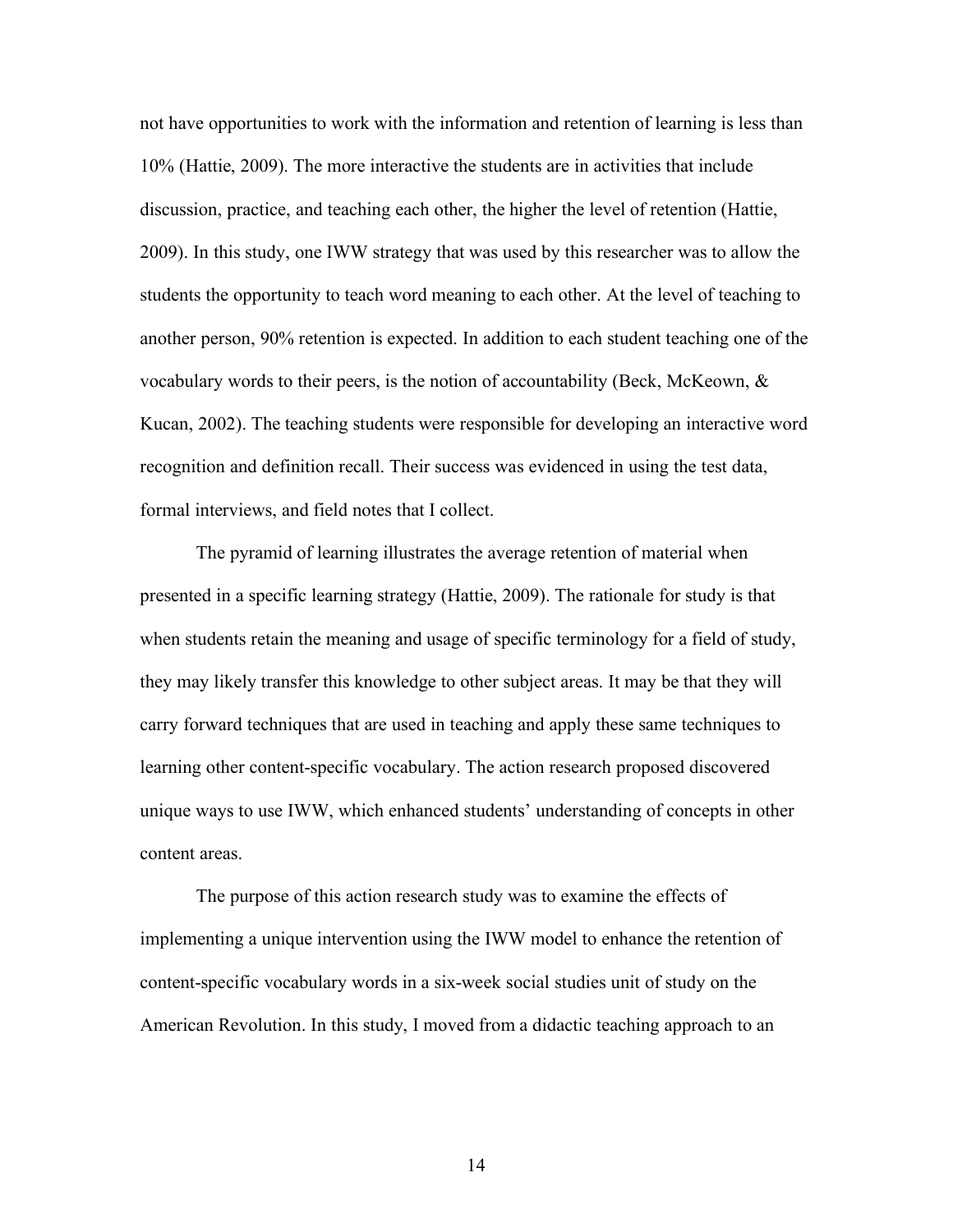not have opportunities to work with the information and retention of learning is less than 10% (Hattie, 2009). The more interactive the students are in activities that include discussion, practice, and teaching each other, the higher the level of retention (Hattie, 2009). In this study, one IWW strategy that was used by this researcher was to allow the students the opportunity to teach word meaning to each other. At the level of teaching to another person, 90% retention is expected. In addition to each student teaching one of the vocabulary words to their peers, is the notion of accountability (Beck, McKeown, & Kucan, 2002). The teaching students were responsible for developing an interactive word recognition and definition recall. Their success was evidenced in using the test data, formal interviews, and field notes that I collect.

The pyramid of learning illustrates the average retention of material when presented in a specific learning strategy (Hattie, 2009). The rationale for study is that when students retain the meaning and usage of specific terminology for a field of study, they may likely transfer this knowledge to other subject areas. It may be that they will carry forward techniques that are used in teaching and apply these same techniques to learning other content-specific vocabulary. The action research proposed discovered unique ways to use IWW, which enhanced students' understanding of concepts in other content areas.

The purpose of this action research study was to examine the effects of implementing a unique intervention using the IWW model to enhance the retention of content-specific vocabulary words in a six-week social studies unit of study on the American Revolution. In this study, I moved from a didactic teaching approach to an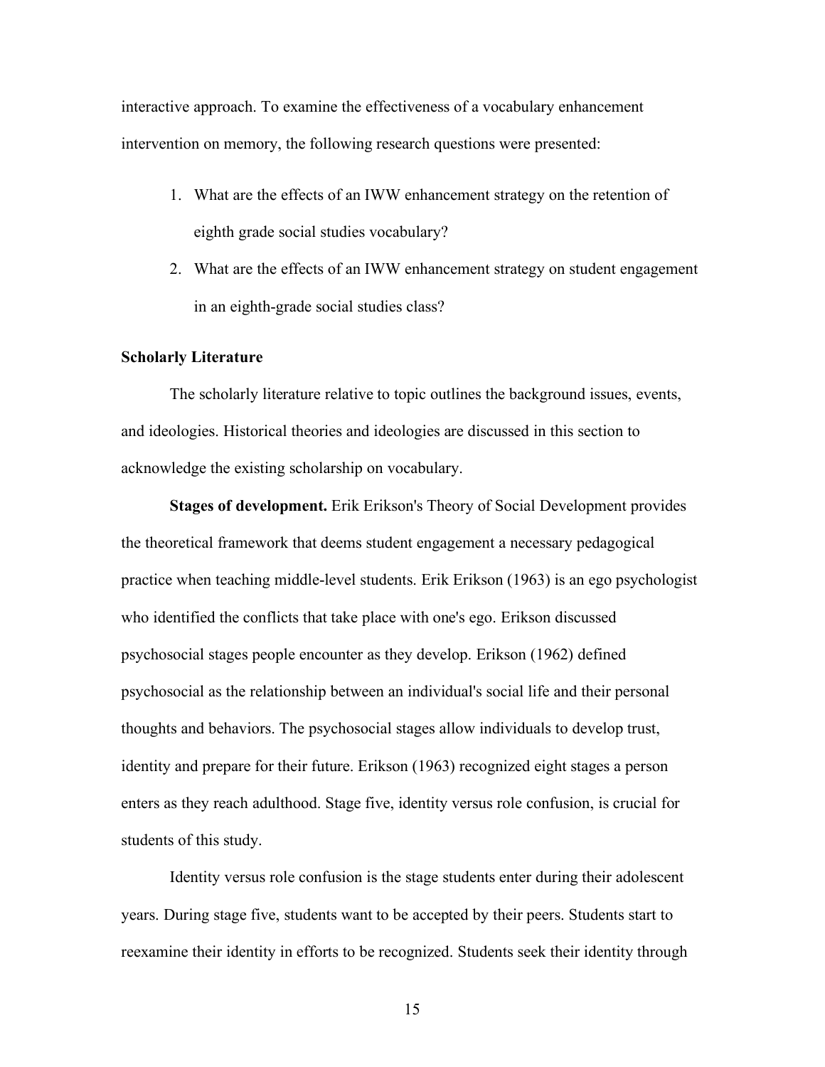interactive approach. To examine the effectiveness of a vocabulary enhancement intervention on memory, the following research questions were presented:

1. What are the effects of an IWW enhancement strategy on the retention of eighth grade social studies vocabulary?
2. What are the effects of an IWW enhancement strategy on student engagement in an eighth-grade social studies class?

### Scholarly Literature

The scholarly literature relative to topic outlines the background issues, events, and ideologies. Historical theories and ideologies are discussed in this section to acknowledge the existing scholarship on vocabulary.

**Stages of development.** Erik Erikson's Theory of Social Development provides the theoretical framework that deems student engagement a necessary pedagogical practice when teaching middle-level students. Erik Erikson (1963) is an ego psychologist who identified the conflicts that take place with one's ego. Erikson discussed psychosocial stages people encounter as they develop. Erikson (1962) defined psychosocial as the relationship between an individual's social life and their personal thoughts and behaviors. The psychosocial stages allow individuals to develop trust, identity and prepare for their future. Erikson (1963) recognized eight stages a person enters as they reach adulthood. Stage five, identity versus role confusion, is crucial for students of this study.

Identity versus role confusion is the stage students enter during their adolescent years. During stage five, students want to be accepted by their peers. Students start to reexamine their identity in efforts to be recognized. Students seek their identity through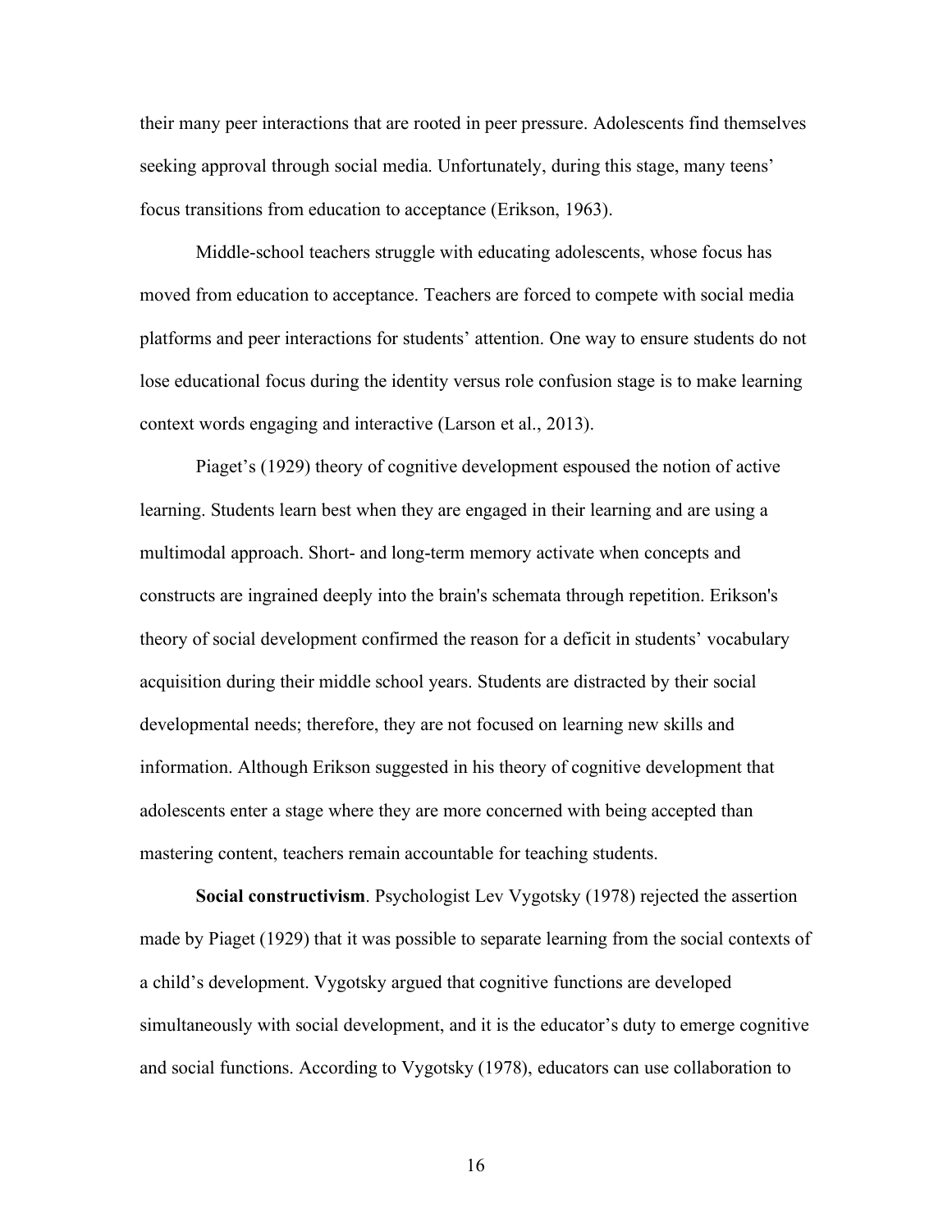their many peer interactions that are rooted in peer pressure. Adolescents find themselves seeking approval through social media. Unfortunately, during this stage, many teens' focus transitions from education to acceptance (Erikson, 1963).

Middle-school teachers struggle with educating adolescents, whose focus has moved from education to acceptance. Teachers are forced to compete with social media platforms and peer interactions for students' attention. One way to ensure students do not lose educational focus during the identity versus role confusion stage is to make learning context words engaging and interactive (Larson et al., 2013).

Piaget's (1929) theory of cognitive development espoused the notion of active learning. Students learn best when they are engaged in their learning and are using a multimodal approach. Short- and long-term memory activate when concepts and constructs are ingrained deeply into the brain's schemata through repetition. Erikson's theory of social development confirmed the reason for a deficit in students' vocabulary acquisition during their middle school years. Students are distracted by their social developmental needs; therefore, they are not focused on learning new skills and information. Although Erikson suggested in his theory of cognitive development that adolescents enter a stage where they are more concerned with being accepted than mastering content, teachers remain accountable for teaching students.

**Social constructivism**. Psychologist Lev Vygotsky (1978) rejected the assertion made by Piaget (1929) that it was possible to separate learning from the social contexts of a child's development. Vygotsky argued that cognitive functions are developed simultaneously with social development, and it is the educator's duty to emerge cognitive and social functions. According to Vygotsky (1978), educators can use collaboration to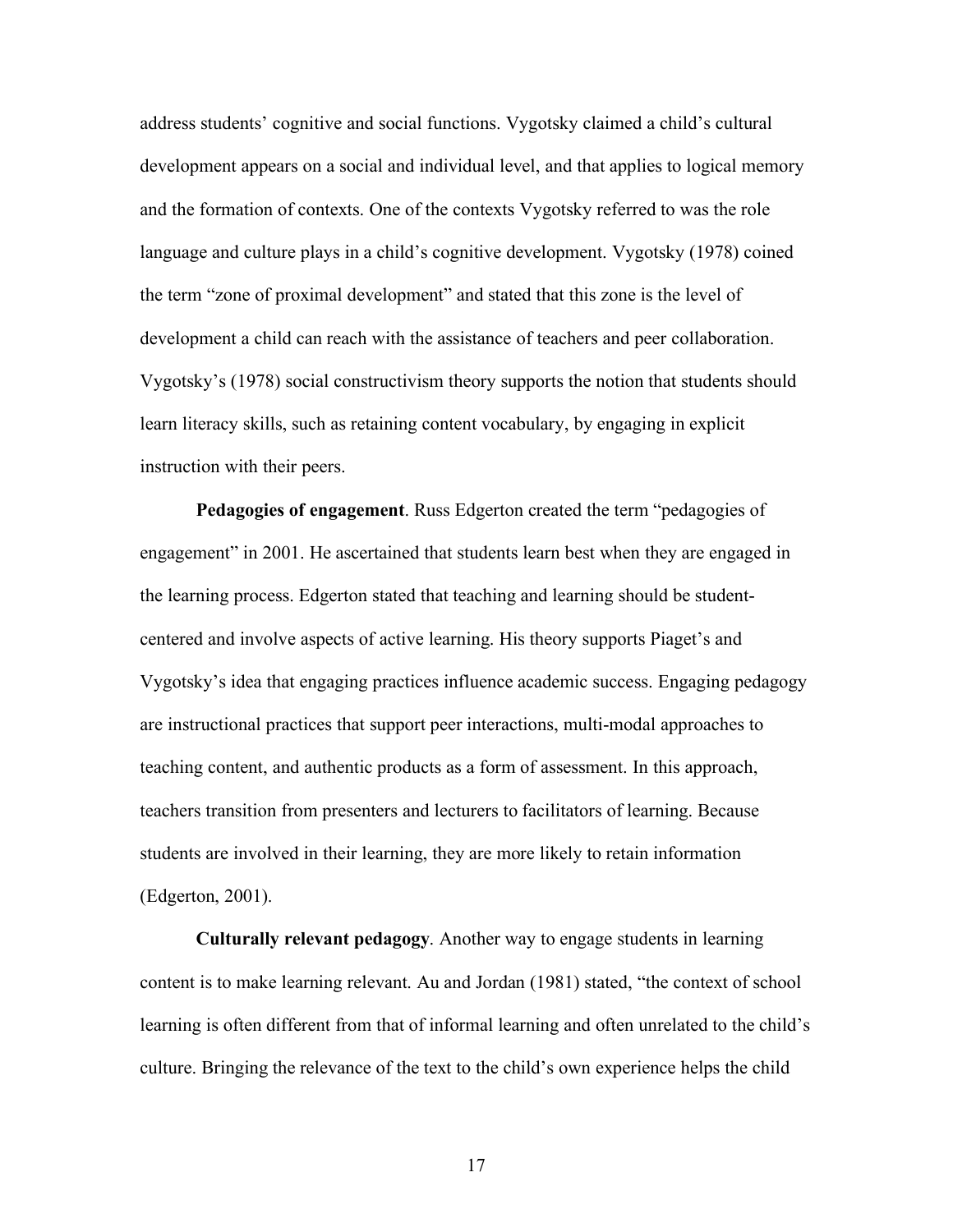address students' cognitive and social functions. Vygotsky claimed a child's cultural development appears on a social and individual level, and that applies to logical memory and the formation of contexts. One of the contexts Vygotsky referred to was the role language and culture plays in a child's cognitive development. Vygotsky (1978) coined the term "zone of proximal development" and stated that this zone is the level of development a child can reach with the assistance of teachers and peer collaboration. Vygotsky's (1978) social constructivism theory supports the notion that students should learn literacy skills, such as retaining content vocabulary, by engaging in explicit instruction with their peers.

**Pedagogies of engagement**. Russ Edgerton created the term "pedagogies of engagement" in 2001. He ascertained that students learn best when they are engaged in the learning process. Edgerton stated that teaching and learning should be student-centered and involve aspects of active learning. His theory supports Piaget's and Vygotsky's idea that engaging practices influence academic success. Engaging pedagogy are instructional practices that support peer interactions, multi-modal approaches to teaching content, and authentic products as a form of assessment. In this approach, teachers transition from presenters and lecturers to facilitators of learning. Because students are involved in their learning, they are more likely to retain information (Edgerton, 2001).

**Culturally relevant pedagogy**. Another way to engage students in learning content is to make learning relevant. Au and Jordan (1981) stated, "the context of school learning is often different from that of informal learning and often unrelated to the child's culture. Bringing the relevance of the text to the child's own experience helps the child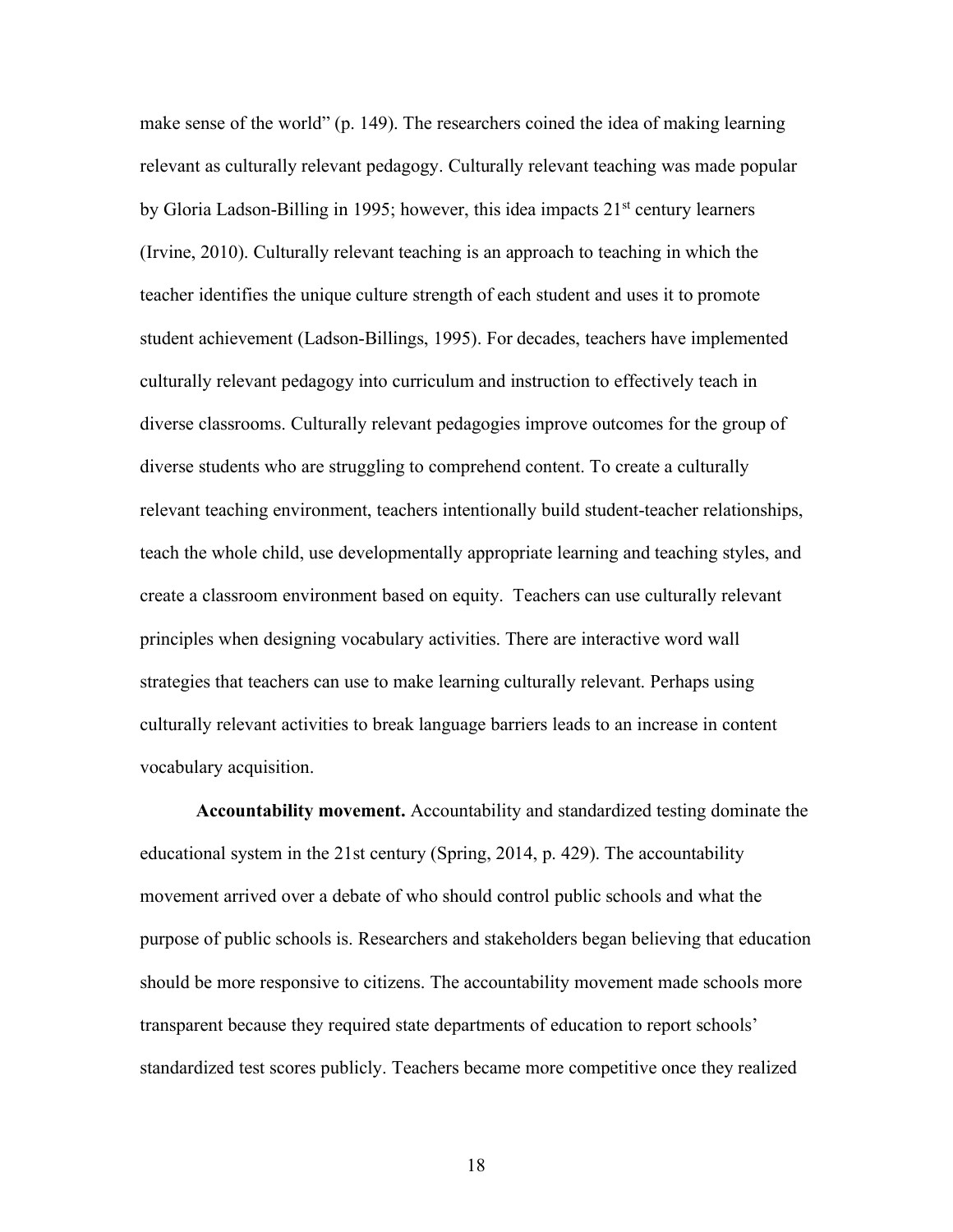make sense of the world" (p. 149). The researchers coined the idea of making learning relevant as culturally relevant pedagogy. Culturally relevant teaching was made popular by Gloria Ladson-Billing in 1995; however, this idea impacts 21st century learners (Irvine, 2010). Culturally relevant teaching is an approach to teaching in which the teacher identifies the unique culture strength of each student and uses it to promote student achievement (Ladson-Billings, 1995). For decades, teachers have implemented culturally relevant pedagogy into curriculum and instruction to effectively teach in diverse classrooms. Culturally relevant pedagogies improve outcomes for the group of diverse students who are struggling to comprehend content. To create a culturally relevant teaching environment, teachers intentionally build student-teacher relationships, teach the whole child, use developmentally appropriate learning and teaching styles, and create a classroom environment based on equity. Teachers can use culturally relevant principles when designing vocabulary activities. There are interactive word wall strategies that teachers can use to make learning culturally relevant. Perhaps using culturally relevant activities to break language barriers leads to an increase in content vocabulary acquisition.

**Accountability movement.** Accountability and standardized testing dominate the educational system in the 21st century (Spring, 2014, p. 429). The accountability movement arrived over a debate of who should control public schools and what the purpose of public schools is. Researchers and stakeholders began believing that education should be more responsive to citizens. The accountability movement made schools more transparent because they required state departments of education to report schools' standardized test scores publicly. Teachers became more competitive once they realized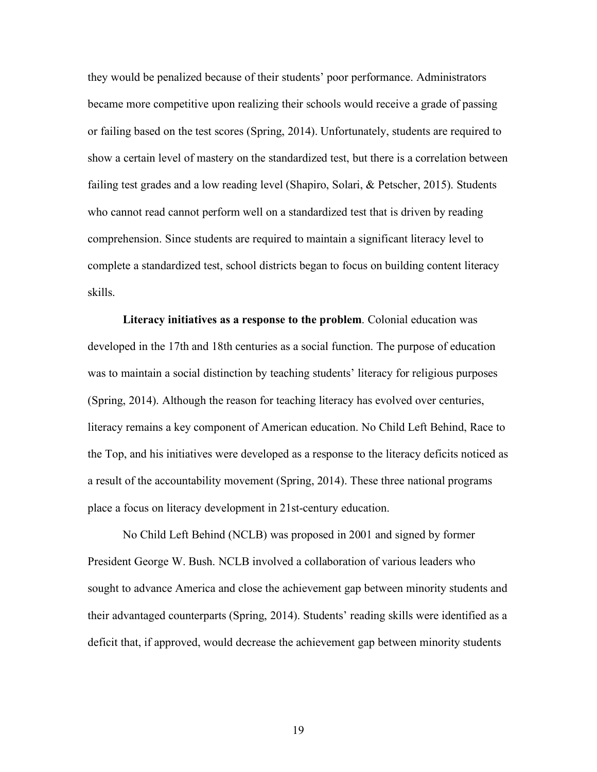they would be penalized because of their students' poor performance. Administrators became more competitive upon realizing their schools would receive a grade of passing or failing based on the test scores (Spring, 2014). Unfortunately, students are required to show a certain level of mastery on the standardized test, but there is a correlation between failing test grades and a low reading level (Shapiro, Solari, & Petscher, 2015). Students who cannot read cannot perform well on a standardized test that is driven by reading comprehension. Since students are required to maintain a significant literacy level to complete a standardized test, school districts began to focus on building content literacy skills.

**Literacy initiatives as a response to the problem**. Colonial education was developed in the 17th and 18th centuries as a social function. The purpose of education was to maintain a social distinction by teaching students' literacy for religious purposes (Spring, 2014). Although the reason for teaching literacy has evolved over centuries, literacy remains a key component of American education. No Child Left Behind, Race to the Top, and his initiatives were developed as a response to the literacy deficits noticed as a result of the accountability movement (Spring, 2014). These three national programs place a focus on literacy development in 21st-century education.

No Child Left Behind (NCLB) was proposed in 2001 and signed by former President George W. Bush. NCLB involved a collaboration of various leaders who sought to advance America and close the achievement gap between minority students and their advantaged counterparts (Spring, 2014). Students' reading skills were identified as a deficit that, if approved, would decrease the achievement gap between minority students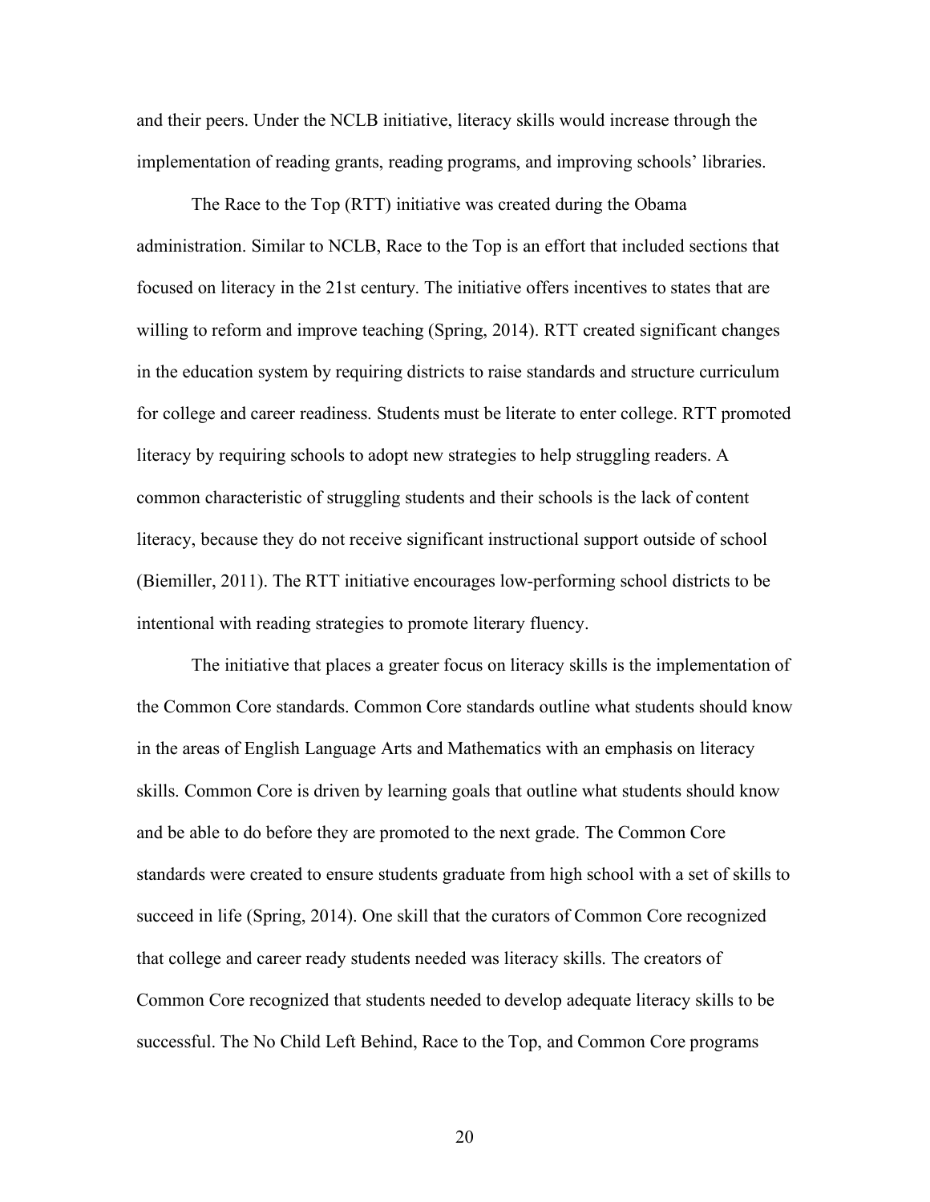and their peers. Under the NCLB initiative, literacy skills would increase through the implementation of reading grants, reading programs, and improving schools' libraries.

The Race to the Top (RTT) initiative was created during the Obama administration. Similar to NCLB, Race to the Top is an effort that included sections that focused on literacy in the 21st century. The initiative offers incentives to states that are willing to reform and improve teaching (Spring, 2014). RTT created significant changes in the education system by requiring districts to raise standards and structure curriculum for college and career readiness. Students must be literate to enter college. RTT promoted literacy by requiring schools to adopt new strategies to help struggling readers. A common characteristic of struggling students and their schools is the lack of content literacy, because they do not receive significant instructional support outside of school (Biemiller, 2011). The RTT initiative encourages low-performing school districts to be intentional with reading strategies to promote literary fluency.

The initiative that places a greater focus on literacy skills is the implementation of the Common Core standards. Common Core standards outline what students should know in the areas of English Language Arts and Mathematics with an emphasis on literacy skills. Common Core is driven by learning goals that outline what students should know and be able to do before they are promoted to the next grade. The Common Core standards were created to ensure students graduate from high school with a set of skills to succeed in life (Spring, 2014). One skill that the curators of Common Core recognized that college and career ready students needed was literacy skills. The creators of Common Core recognized that students needed to develop adequate literacy skills to be successful. The No Child Left Behind, Race to the Top, and Common Core programs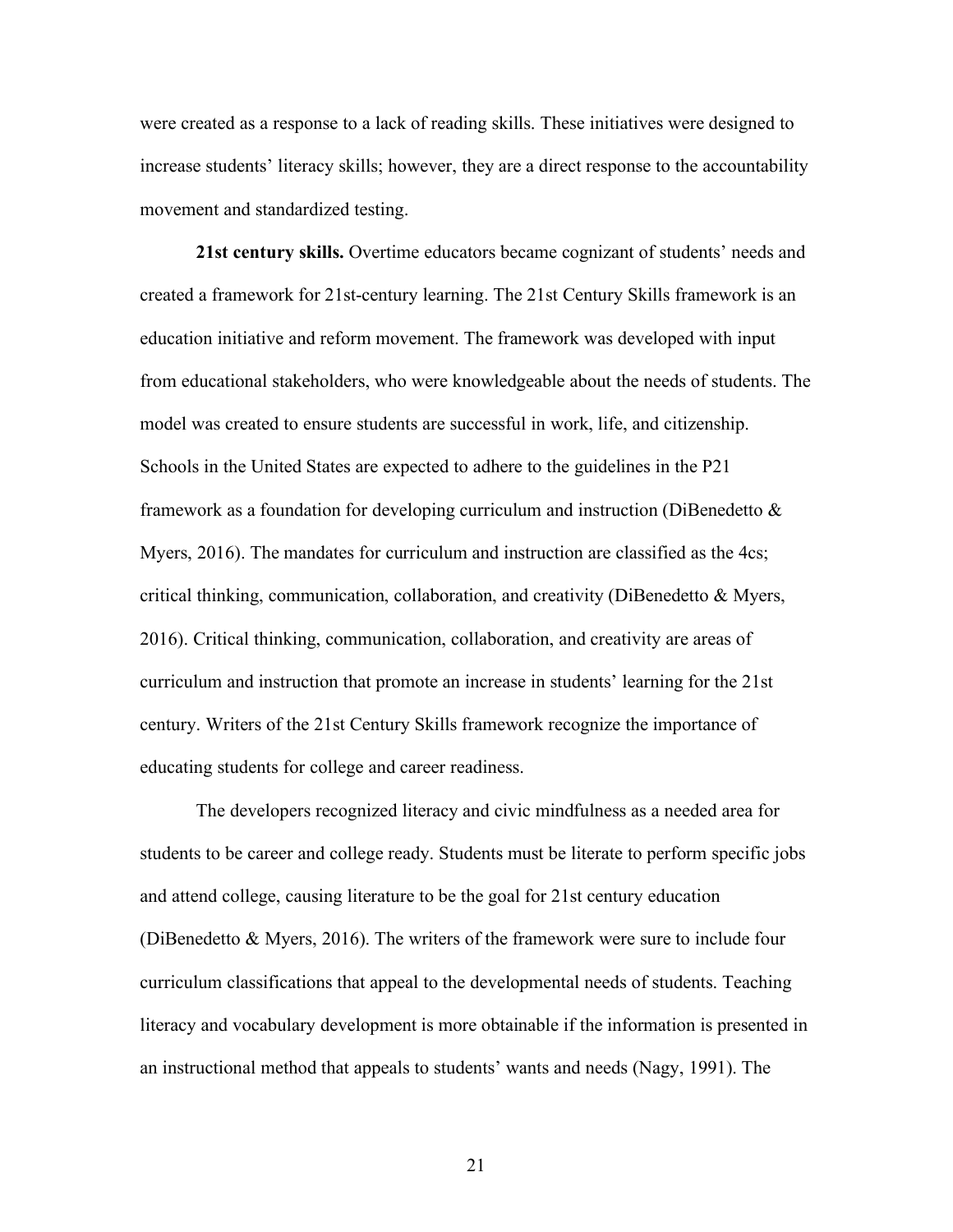were created as a response to a lack of reading skills. These initiatives were designed to increase students' literacy skills; however, they are a direct response to the accountability movement and standardized testing.

**21st century skills.** Overtime educators became cognizant of students' needs and created a framework for 21st-century learning. The 21st Century Skills framework is an education initiative and reform movement. The framework was developed with input from educational stakeholders, who were knowledgeable about the needs of students. The model was created to ensure students are successful in work, life, and citizenship. Schools in the United States are expected to adhere to the guidelines in the P21 framework as a foundation for developing curriculum and instruction (DiBenedetto & Myers, 2016). The mandates for curriculum and instruction are classified as the 4cs; critical thinking, communication, collaboration, and creativity (DiBenedetto & Myers, 2016). Critical thinking, communication, collaboration, and creativity are areas of curriculum and instruction that promote an increase in students' learning for the 21st century. Writers of the 21st Century Skills framework recognize the importance of educating students for college and career readiness.

The developers recognized literacy and civic mindfulness as a needed area for students to be career and college ready. Students must be literate to perform specific jobs and attend college, causing literature to be the goal for 21st century education (DiBenedetto & Myers, 2016). The writers of the framework were sure to include four curriculum classifications that appeal to the developmental needs of students. Teaching literacy and vocabulary development is more obtainable if the information is presented in an instructional method that appeals to students' wants and needs (Nagy, 1991). The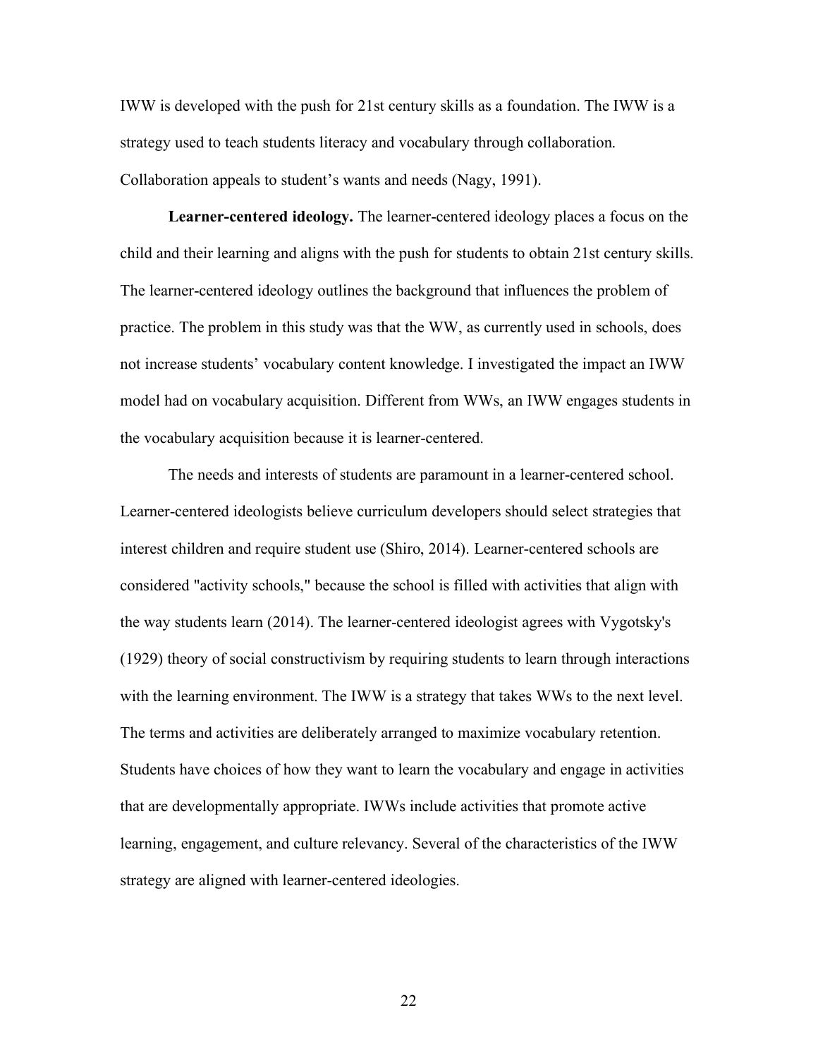IWW is developed with the push for 21st century skills as a foundation. The IWW is a strategy used to teach students literacy and vocabulary through collaboration. Collaboration appeals to student's wants and needs (Nagy, 1991).

**Learner-centered ideology.** The learner-centered ideology places a focus on the child and their learning and aligns with the push for students to obtain 21st century skills. The learner-centered ideology outlines the background that influences the problem of practice. The problem in this study was that the WW, as currently used in schools, does not increase students' vocabulary content knowledge. I investigated the impact an IWW model had on vocabulary acquisition. Different from WWs, an IWW engages students in the vocabulary acquisition because it is learner-centered.

The needs and interests of students are paramount in a learner-centered school. Learner-centered ideologists believe curriculum developers should select strategies that interest children and require student use (Shiro, 2014). Learner-centered schools are considered "activity schools," because the school is filled with activities that align with the way students learn (2014). The learner-centered ideologist agrees with Vygotsky's (1929) theory of social constructivism by requiring students to learn through interactions with the learning environment. The IWW is a strategy that takes WWs to the next level. The terms and activities are deliberately arranged to maximize vocabulary retention. Students have choices of how they want to learn the vocabulary and engage in activities that are developmentally appropriate. IWWs include activities that promote active learning, engagement, and culture relevancy. Several of the characteristics of the IWW strategy are aligned with learner-centered ideologies.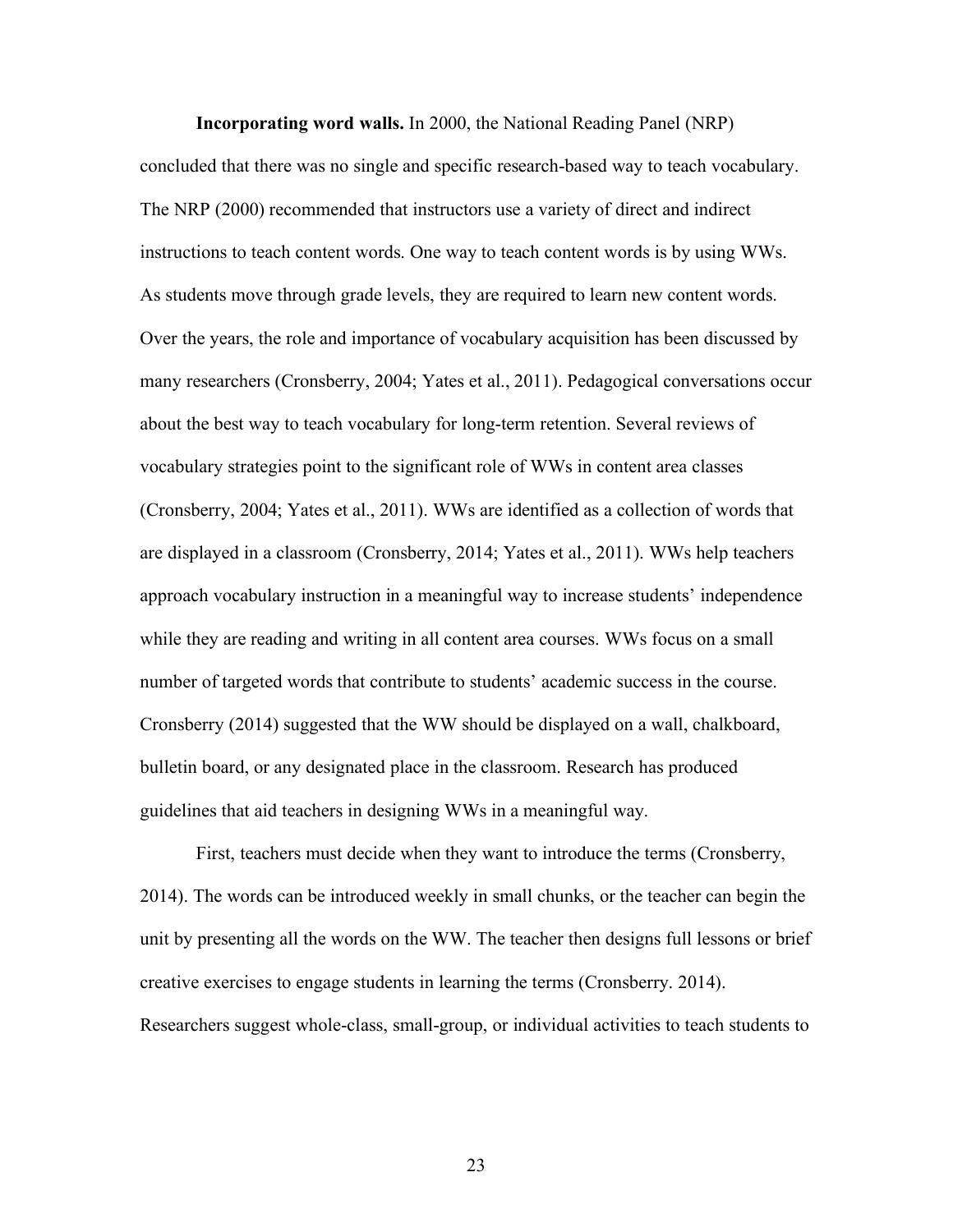**Incorporating word walls.** In 2000, the National Reading Panel (NRP) concluded that there was no single and specific research-based way to teach vocabulary. The NRP (2000) recommended that instructors use a variety of direct and indirect instructions to teach content words. One way to teach content words is by using WWs. As students move through grade levels, they are required to learn new content words. Over the years, the role and importance of vocabulary acquisition has been discussed by many researchers (Cronsberry, 2004; Yates et al., 2011). Pedagogical conversations occur about the best way to teach vocabulary for long-term retention. Several reviews of vocabulary strategies point to the significant role of WWs in content area classes (Cronsberry, 2004; Yates et al., 2011). WWs are identified as a collection of words that are displayed in a classroom (Cronsberry, 2014; Yates et al., 2011). WWs help teachers approach vocabulary instruction in a meaningful way to increase students' independence while they are reading and writing in all content area courses. WWs focus on a small number of targeted words that contribute to students' academic success in the course. Cronsberry (2014) suggested that the WW should be displayed on a wall, chalkboard, bulletin board, or any designated place in the classroom. Research has produced guidelines that aid teachers in designing WWs in a meaningful way.

First, teachers must decide when they want to introduce the terms (Cronsberry, 2014). The words can be introduced weekly in small chunks, or the teacher can begin the unit by presenting all the words on the WW. The teacher then designs full lessons or brief creative exercises to engage students in learning the terms (Cronsberry. 2014). Researchers suggest whole-class, small-group, or individual activities to teach students to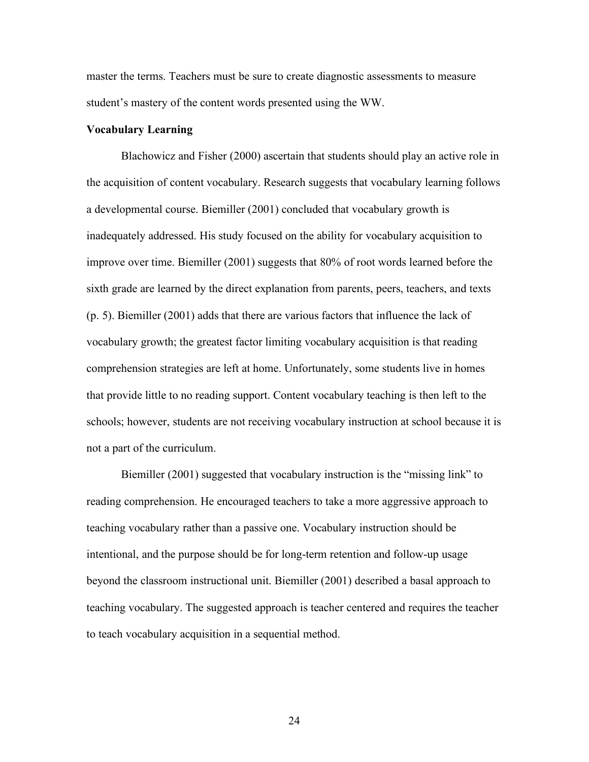master the terms. Teachers must be sure to create diagnostic assessments to measure student's mastery of the content words presented using the WW.

**Vocabulary Learning**

Blachowicz and Fisher (2000) ascertain that students should play an active role in the acquisition of content vocabulary. Research suggests that vocabulary learning follows a developmental course. Biemiller (2001) concluded that vocabulary growth is inadequately addressed. His study focused on the ability for vocabulary acquisition to improve over time. Biemiller (2001) suggests that 80% of root words learned before the sixth grade are learned by the direct explanation from parents, peers, teachers, and texts (p. 5). Biemiller (2001) adds that there are various factors that influence the lack of vocabulary growth; the greatest factor limiting vocabulary acquisition is that reading comprehension strategies are left at home. Unfortunately, some students live in homes that provide little to no reading support. Content vocabulary teaching is then left to the schools; however, students are not receiving vocabulary instruction at school because it is not a part of the curriculum.

Biemiller (2001) suggested that vocabulary instruction is the "missing link" to reading comprehension. He encouraged teachers to take a more aggressive approach to teaching vocabulary rather than a passive one. Vocabulary instruction should be intentional, and the purpose should be for long-term retention and follow-up usage beyond the classroom instructional unit. Biemiller (2001) described a basal approach to teaching vocabulary. The suggested approach is teacher centered and requires the teacher to teach vocabulary acquisition in a sequential method.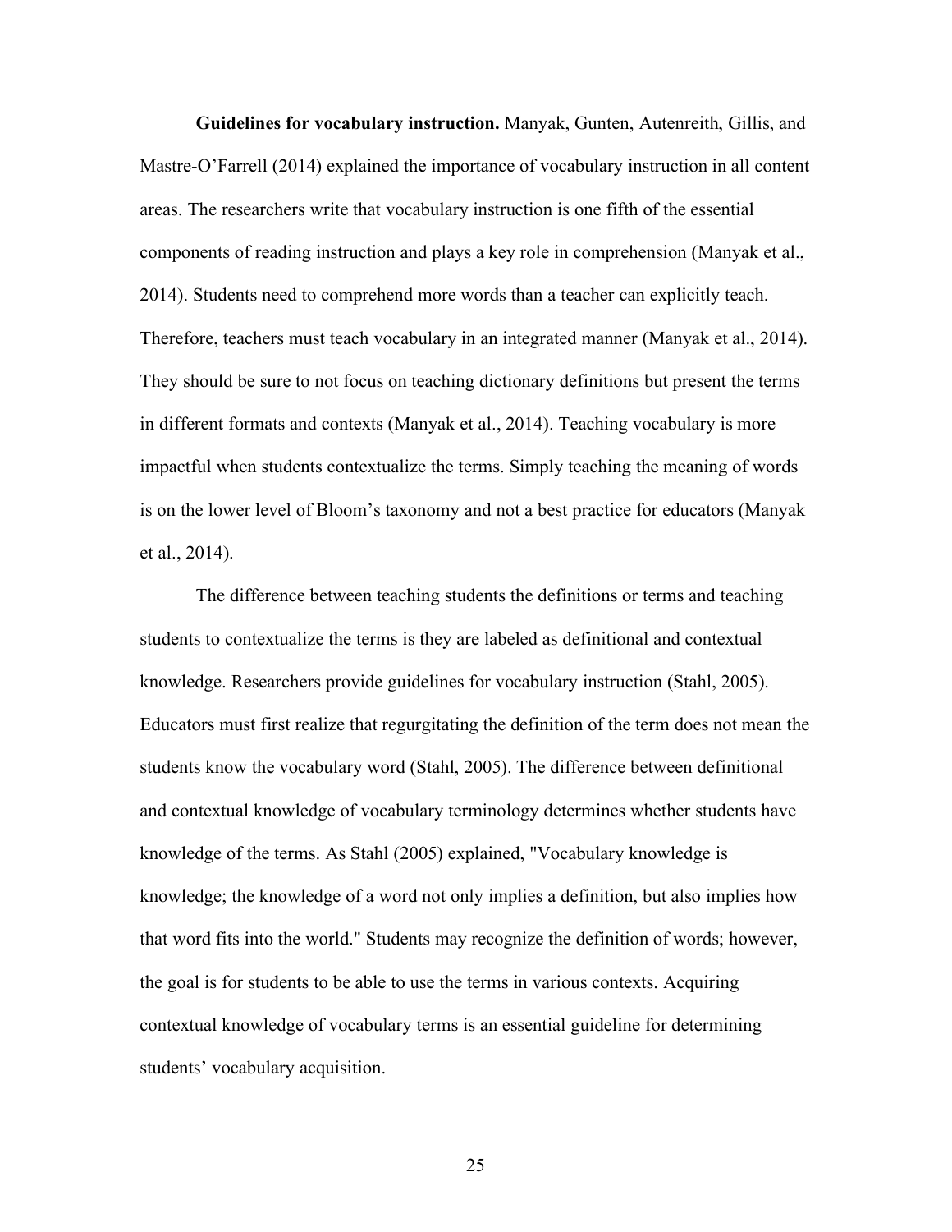**Guidelines for vocabulary instruction.** Manyak, Gunten, Autenreith, Gillis, and Mastre-O'Farrell (2014) explained the importance of vocabulary instruction in all content areas. The researchers write that vocabulary instruction is one fifth of the essential components of reading instruction and plays a key role in comprehension (Manyak et al., 2014). Students need to comprehend more words than a teacher can explicitly teach. Therefore, teachers must teach vocabulary in an integrated manner (Manyak et al., 2014). They should be sure to not focus on teaching dictionary definitions but present the terms in different formats and contexts (Manyak et al., 2014). Teaching vocabulary is more impactful when students contextualize the terms. Simply teaching the meaning of words is on the lower level of Bloom's taxonomy and not a best practice for educators (Manyak et al., 2014).

The difference between teaching students the definitions or terms and teaching students to contextualize the terms is they are labeled as definitional and contextual knowledge. Researchers provide guidelines for vocabulary instruction (Stahl, 2005). Educators must first realize that regurgitating the definition of the term does not mean the students know the vocabulary word (Stahl, 2005). The difference between definitional and contextual knowledge of vocabulary terminology determines whether students have knowledge of the terms. As Stahl (2005) explained, "Vocabulary knowledge is knowledge; the knowledge of a word not only implies a definition, but also implies how that word fits into the world." Students may recognize the definition of words; however, the goal is for students to be able to use the terms in various contexts. Acquiring contextual knowledge of vocabulary terms is an essential guideline for determining students' vocabulary acquisition.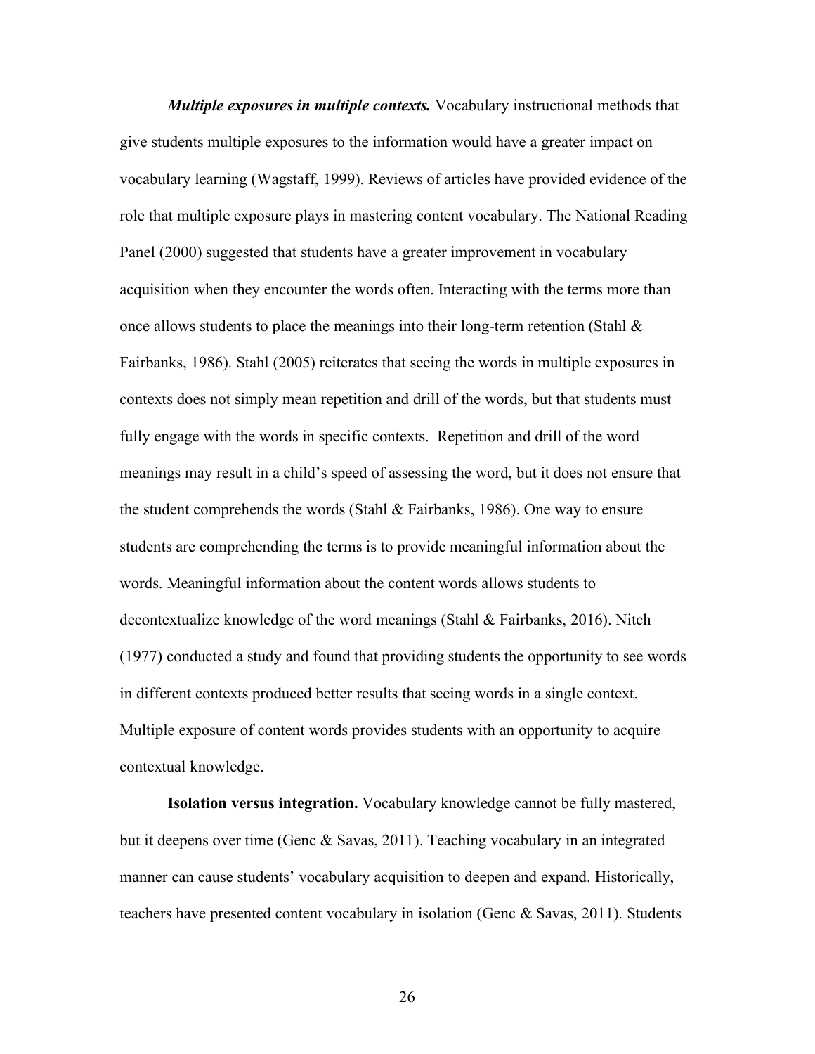***Multiple exposures in multiple contexts.*** Vocabulary instructional methods that give students multiple exposures to the information would have a greater impact on vocabulary learning (Wagstaff, 1999). Reviews of articles have provided evidence of the role that multiple exposure plays in mastering content vocabulary. The National Reading Panel (2000) suggested that students have a greater improvement in vocabulary acquisition when they encounter the words often. Interacting with the terms more than once allows students to place the meanings into their long-term retention (Stahl & Fairbanks, 1986). Stahl (2005) reiterates that seeing the words in multiple exposures in contexts does not simply mean repetition and drill of the words, but that students must fully engage with the words in specific contexts. Repetition and drill of the word meanings may result in a child's speed of assessing the word, but it does not ensure that the student comprehends the words (Stahl & Fairbanks, 1986). One way to ensure students are comprehending the terms is to provide meaningful information about the words. Meaningful information about the content words allows students to decontextualize knowledge of the word meanings (Stahl & Fairbanks, 2016). Nitch (1977) conducted a study and found that providing students the opportunity to see words in different contexts produced better results that seeing words in a single context. Multiple exposure of content words provides students with an opportunity to acquire contextual knowledge.

**Isolation versus integration.** Vocabulary knowledge cannot be fully mastered, but it deepens over time (Genc & Savas, 2011). Teaching vocabulary in an integrated manner can cause students' vocabulary acquisition to deepen and expand. Historically, teachers have presented content vocabulary in isolation (Genc & Savas, 2011). Students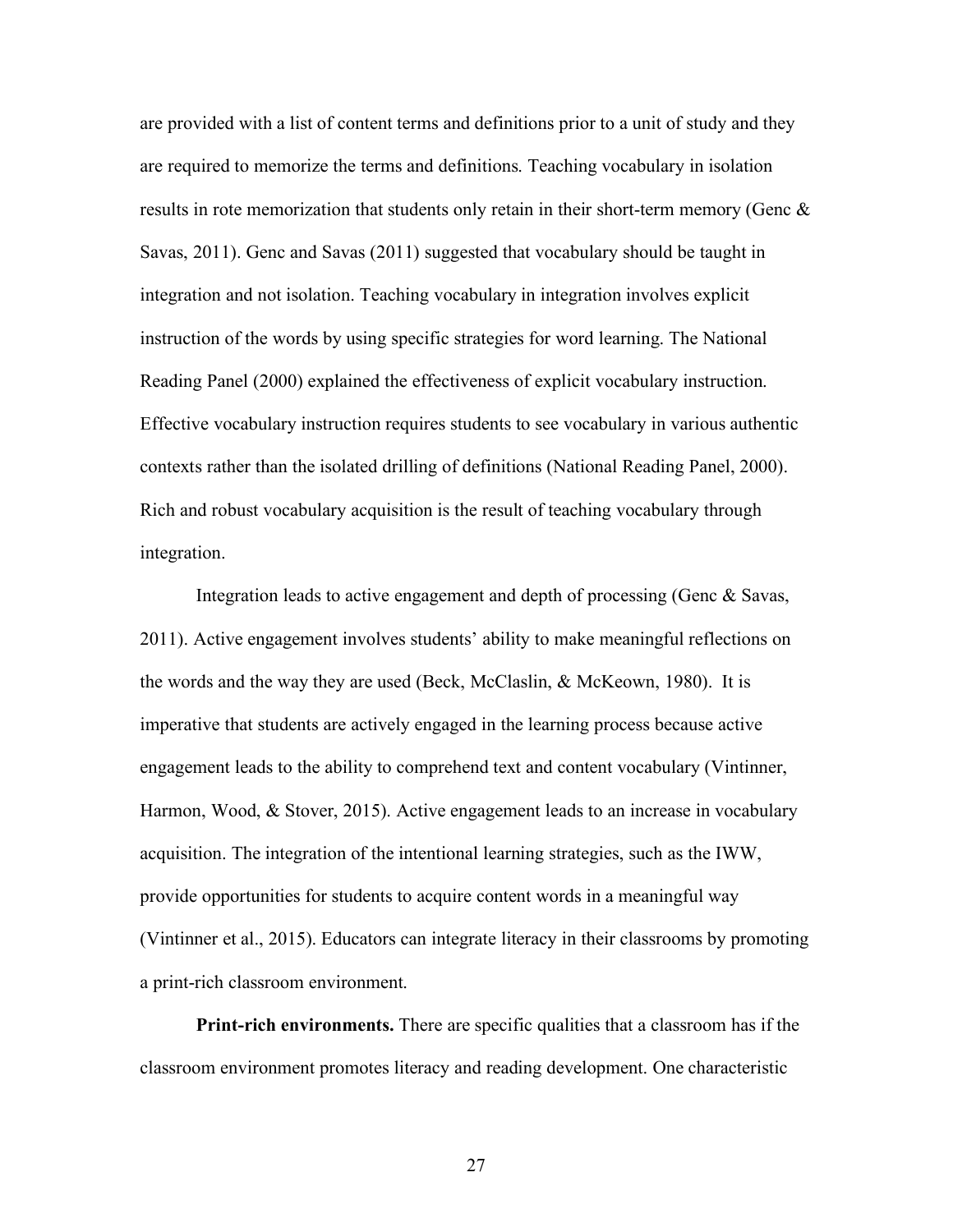are provided with a list of content terms and definitions prior to a unit of study and they are required to memorize the terms and definitions. Teaching vocabulary in isolation results in rote memorization that students only retain in their short-term memory (Genc & Savas, 2011). Genc and Savas (2011) suggested that vocabulary should be taught in integration and not isolation. Teaching vocabulary in integration involves explicit instruction of the words by using specific strategies for word learning. The National Reading Panel (2000) explained the effectiveness of explicit vocabulary instruction. Effective vocabulary instruction requires students to see vocabulary in various authentic contexts rather than the isolated drilling of definitions (National Reading Panel, 2000). Rich and robust vocabulary acquisition is the result of teaching vocabulary through integration.

Integration leads to active engagement and depth of processing (Genc & Savas, 2011). Active engagement involves students' ability to make meaningful reflections on the words and the way they are used (Beck, McClaslin, & McKeown, 1980). It is imperative that students are actively engaged in the learning process because active engagement leads to the ability to comprehend text and content vocabulary (Vintinner, Harmon, Wood, & Stover, 2015). Active engagement leads to an increase in vocabulary acquisition. The integration of the intentional learning strategies, such as the IWW, provide opportunities for students to acquire content words in a meaningful way (Vintinner et al., 2015). Educators can integrate literacy in their classrooms by promoting a print-rich classroom environment.

**Print-rich environments.** There are specific qualities that a classroom has if the classroom environment promotes literacy and reading development. One characteristic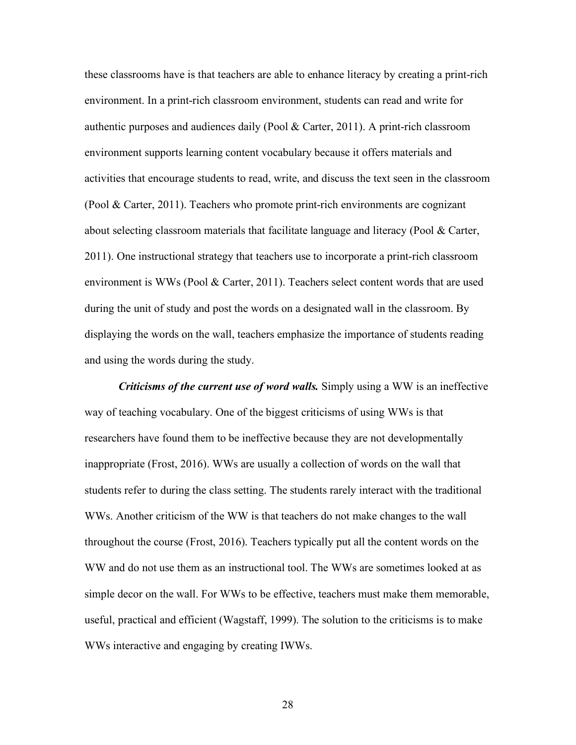these classrooms have is that teachers are able to enhance literacy by creating a print-rich environment. In a print-rich classroom environment, students can read and write for authentic purposes and audiences daily (Pool & Carter, 2011). A print-rich classroom environment supports learning content vocabulary because it offers materials and activities that encourage students to read, write, and discuss the text seen in the classroom (Pool & Carter, 2011). Teachers who promote print-rich environments are cognizant about selecting classroom materials that facilitate language and literacy (Pool & Carter, 2011). One instructional strategy that teachers use to incorporate a print-rich classroom environment is WWs (Pool & Carter, 2011). Teachers select content words that are used during the unit of study and post the words on a designated wall in the classroom. By displaying the words on the wall, teachers emphasize the importance of students reading and using the words during the study.

***Criticisms of the current use of word walls.*** Simply using a WW is an ineffective way of teaching vocabulary. One of the biggest criticisms of using WWs is that researchers have found them to be ineffective because they are not developmentally inappropriate (Frost, 2016). WWs are usually a collection of words on the wall that students refer to during the class setting. The students rarely interact with the traditional WWs. Another criticism of the WW is that teachers do not make changes to the wall throughout the course (Frost, 2016). Teachers typically put all the content words on the WW and do not use them as an instructional tool. The WWs are sometimes looked at as simple decor on the wall. For WWs to be effective, teachers must make them memorable, useful, practical and efficient (Wagstaff, 1999). The solution to the criticisms is to make WWs interactive and engaging by creating IWWs.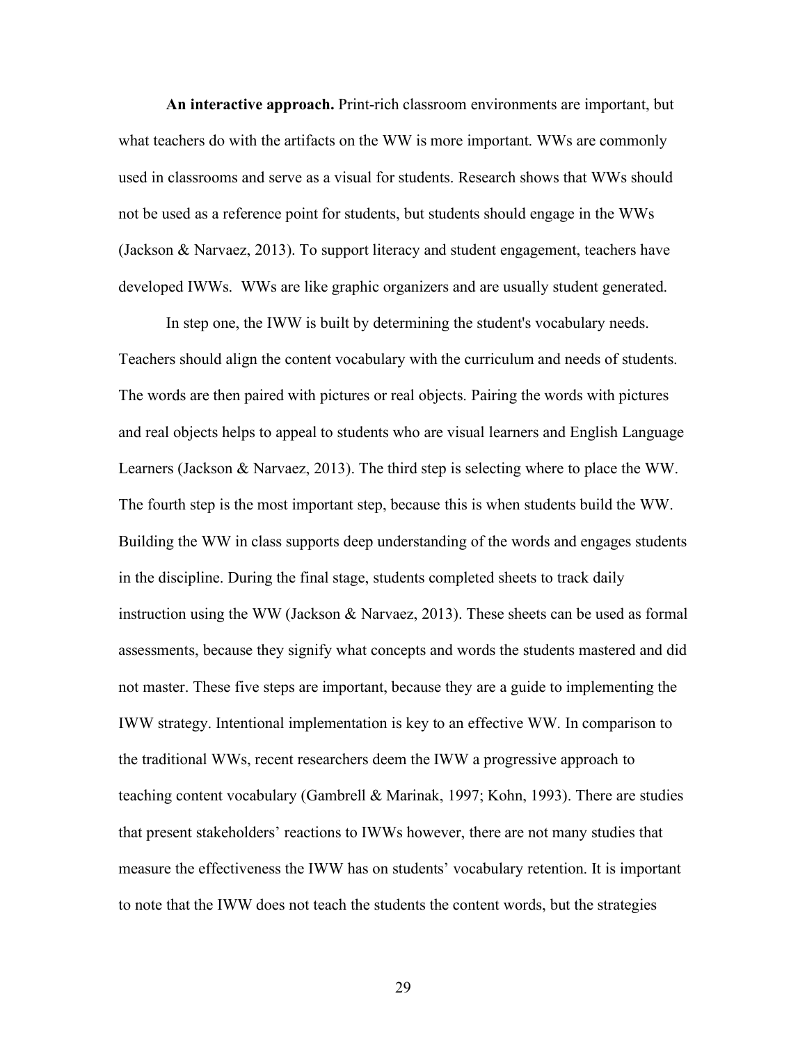**An interactive approach.** Print-rich classroom environments are important, but what teachers do with the artifacts on the WW is more important. WWs are commonly used in classrooms and serve as a visual for students. Research shows that WWs should not be used as a reference point for students, but students should engage in the WWs (Jackson & Narvaez, 2013). To support literacy and student engagement, teachers have developed IWWs. WWs are like graphic organizers and are usually student generated.

In step one, the IWW is built by determining the student's vocabulary needs. Teachers should align the content vocabulary with the curriculum and needs of students. The words are then paired with pictures or real objects. Pairing the words with pictures and real objects helps to appeal to students who are visual learners and English Language Learners (Jackson & Narvaez, 2013). The third step is selecting where to place the WW. The fourth step is the most important step, because this is when students build the WW. Building the WW in class supports deep understanding of the words and engages students in the discipline. During the final stage, students completed sheets to track daily instruction using the WW (Jackson & Narvaez, 2013). These sheets can be used as formal assessments, because they signify what concepts and words the students mastered and did not master. These five steps are important, because they are a guide to implementing the IWW strategy. Intentional implementation is key to an effective WW. In comparison to the traditional WWs, recent researchers deem the IWW a progressive approach to teaching content vocabulary (Gambrell & Marinak, 1997; Kohn, 1993). There are studies that present stakeholders' reactions to IWWs however, there are not many studies that measure the effectiveness the IWW has on students' vocabulary retention. It is important to note that the IWW does not teach the students the content words, but the strategies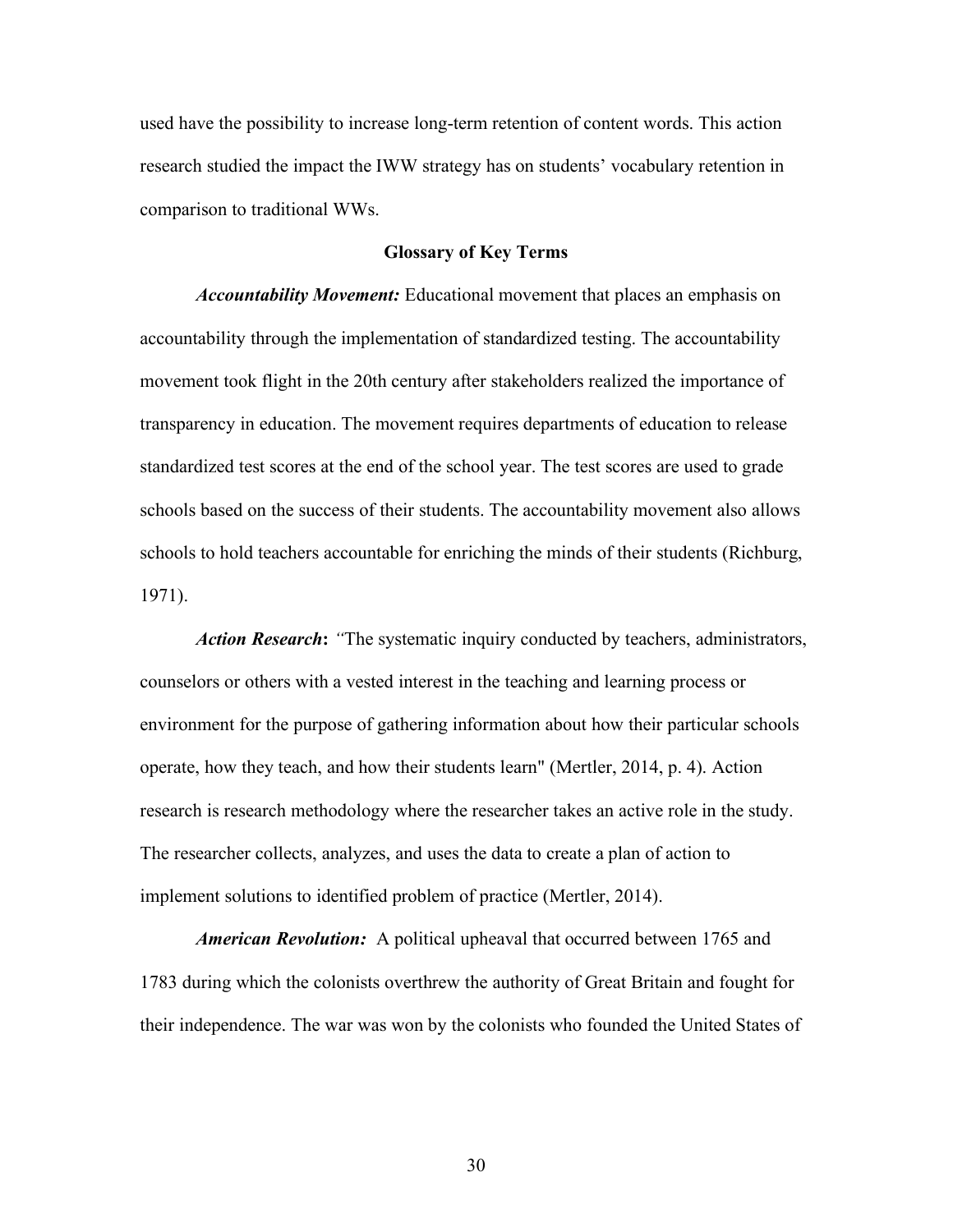used have the possibility to increase long-term retention of content words. This action research studied the impact the IWW strategy has on students' vocabulary retention in comparison to traditional WWs.

## Glossary of Key Terms

***Accountability Movement:*** Educational movement that places an emphasis on accountability through the implementation of standardized testing. The accountability movement took flight in the 20th century after stakeholders realized the importance of transparency in education. The movement requires departments of education to release standardized test scores at the end of the school year. The test scores are used to grade schools based on the success of their students. The accountability movement also allows schools to hold teachers accountable for enriching the minds of their students (Richburg, 1971).

***Action Research*****:** *"*The systematic inquiry conducted by teachers, administrators, counselors or others with a vested interest in the teaching and learning process or environment for the purpose of gathering information about how their particular schools operate, how they teach, and how their students learn" (Mertler, 2014, p. 4). Action research is research methodology where the researcher takes an active role in the study. The researcher collects, analyzes, and uses the data to create a plan of action to implement solutions to identified problem of practice (Mertler, 2014).

***American Revolution:*** A political upheaval that occurred between 1765 and 1783 during which the colonists overthrew the authority of Great Britain and fought for their independence. The war was won by the colonists who founded the United States of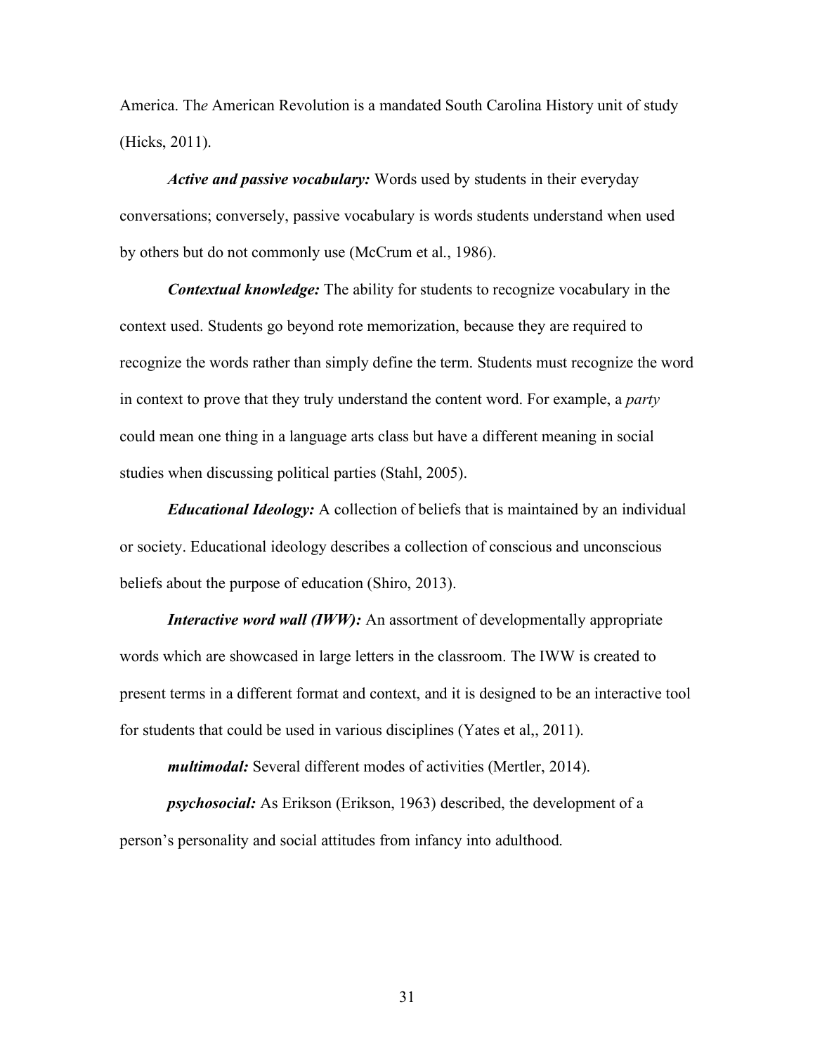America. Th*e* American Revolution is a mandated South Carolina History unit of study (Hicks, 2011).

***Active and passive vocabulary:*** Words used by students in their everyday conversations; conversely, passive vocabulary is words students understand when used by others but do not commonly use (McCrum et al., 1986).

***Contextual knowledge:*** The ability for students to recognize vocabulary in the context used. Students go beyond rote memorization, because they are required to recognize the words rather than simply define the term. Students must recognize the word in context to prove that they truly understand the content word. For example, a *party* could mean one thing in a language arts class but have a different meaning in social studies when discussing political parties (Stahl, 2005).

***Educational Ideology:*** A collection of beliefs that is maintained by an individual or society. Educational ideology describes a collection of conscious and unconscious beliefs about the purpose of education (Shiro, 2013).

***Interactive word wall (IWW):*** An assortment of developmentally appropriate words which are showcased in large letters in the classroom. The IWW is created to present terms in a different format and context, and it is designed to be an interactive tool for students that could be used in various disciplines (Yates et al,, 2011).

***multimodal:*** Several different modes of activities (Mertler, 2014).

***psychosocial:*** As Erikson (Erikson, 1963) described, the development of a person's personality and social attitudes from infancy into adulthood.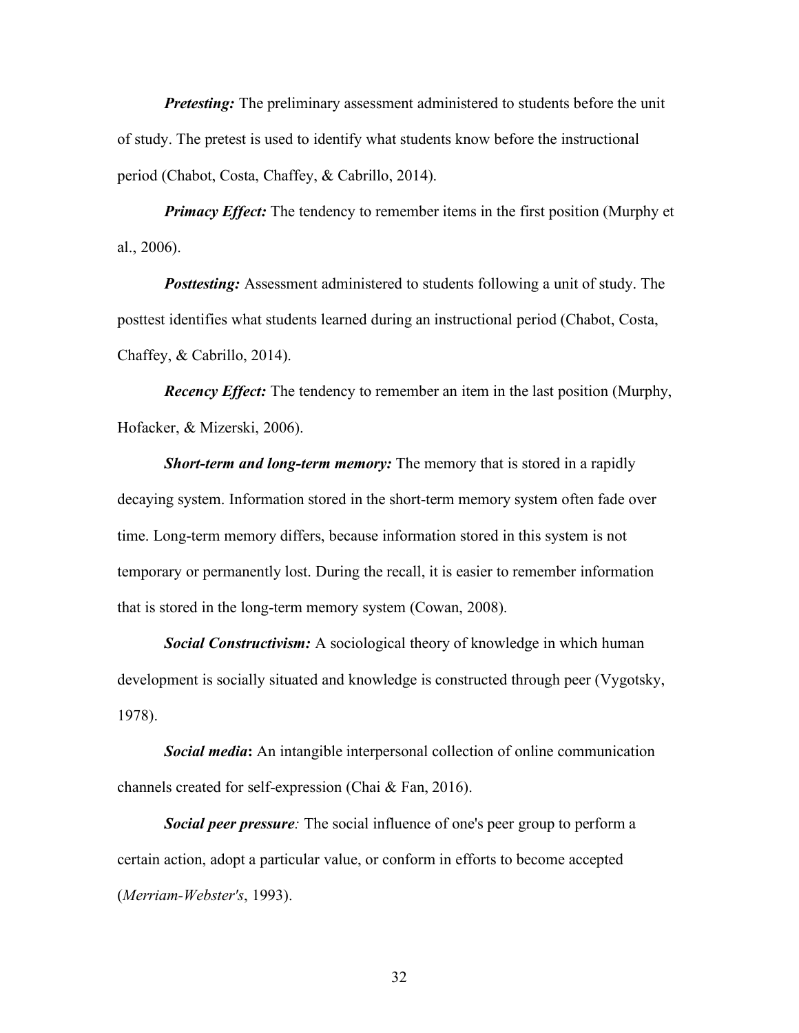***Pretesting:*** The preliminary assessment administered to students before the unit of study. The pretest is used to identify what students know before the instructional period (Chabot, Costa, Chaffey, & Cabrillo, 2014).

***Primacy Effect:*** The tendency to remember items in the first position (Murphy et al., 2006).

***Posttesting:*** Assessment administered to students following a unit of study. The posttest identifies what students learned during an instructional period (Chabot, Costa, Chaffey, & Cabrillo, 2014).

***Recency Effect:*** The tendency to remember an item in the last position (Murphy, Hofacker, & Mizerski, 2006).

***Short-term and long-term memory:*** The memory that is stored in a rapidly decaying system. Information stored in the short-term memory system often fade over time. Long-term memory differs, because information stored in this system is not temporary or permanently lost. During the recall, it is easier to remember information that is stored in the long-term memory system (Cowan, 2008).

***Social Constructivism:*** A sociological theory of knowledge in which human development is socially situated and knowledge is constructed through peer (Vygotsky, 1978).

***Social media*:** An intangible interpersonal collection of online communication channels created for self-expression (Chai & Fan, 2016).

***Social peer pressure**:* The social influence of one's peer group to perform a certain action, adopt a particular value, or conform in efforts to become accepted (*Merriam-Webster's*, 1993).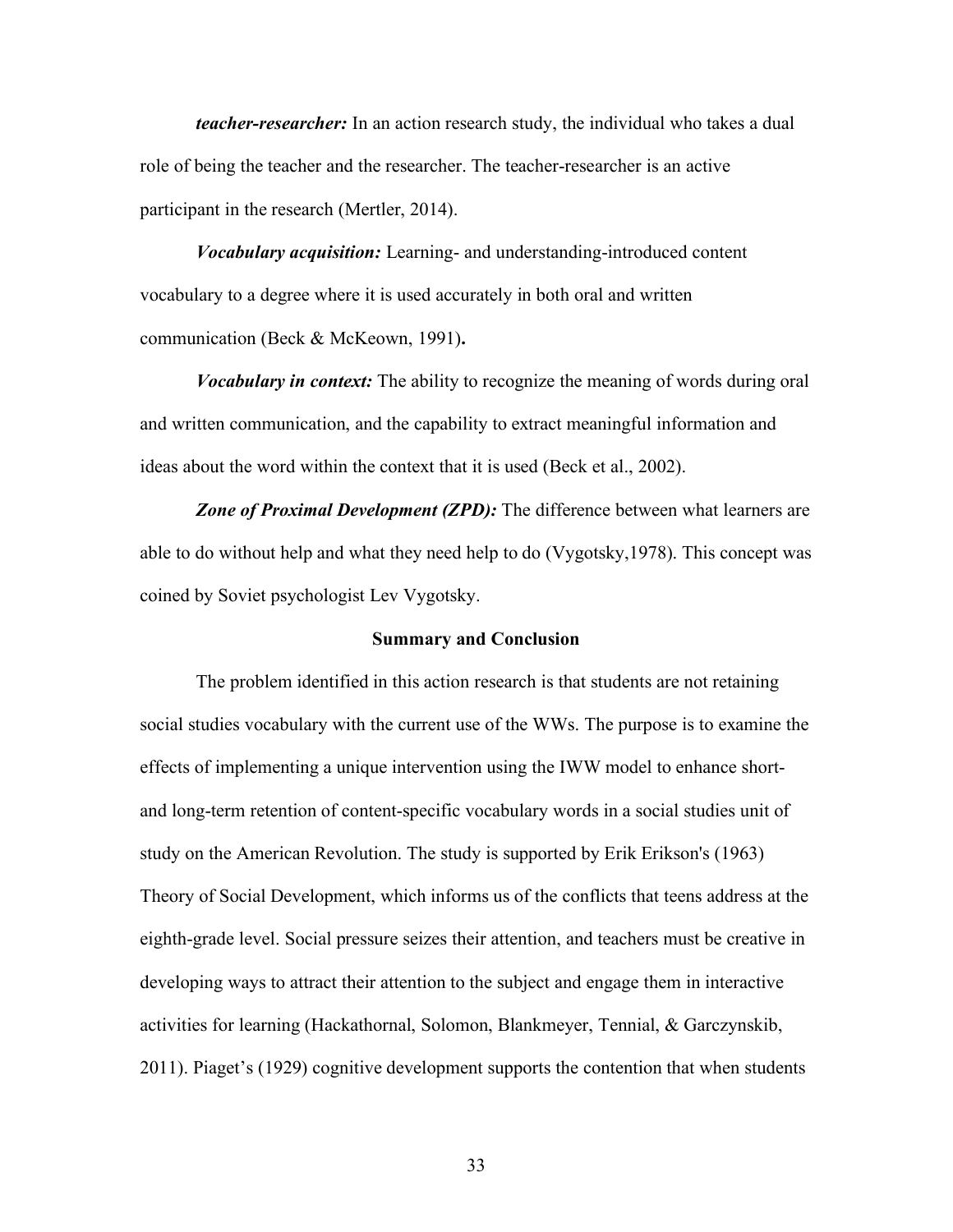***teacher-researcher:*** In an action research study, the individual who takes a dual role of being the teacher and the researcher. The teacher-researcher is an active participant in the research (Mertler, 2014).

***Vocabulary acquisition:*** Learning- and understanding-introduced content vocabulary to a degree where it is used accurately in both oral and written communication (Beck & McKeown, 1991)**.**

***Vocabulary in context:*** The ability to recognize the meaning of words during oral and written communication, and the capability to extract meaningful information and ideas about the word within the context that it is used (Beck et al., 2002).

***Zone of Proximal Development (ZPD):*** The difference between what learners are able to do without help and what they need help to do (Vygotsky,1978). This concept was coined by Soviet psychologist Lev Vygotsky.

## Summary and Conclusion

The problem identified in this action research is that students are not retaining social studies vocabulary with the current use of the WWs. The purpose is to examine the effects of implementing a unique intervention using the IWW model to enhance short- and long-term retention of content-specific vocabulary words in a social studies unit of study on the American Revolution. The study is supported by Erik Erikson's (1963) Theory of Social Development, which informs us of the conflicts that teens address at the eighth-grade level. Social pressure seizes their attention, and teachers must be creative in developing ways to attract their attention to the subject and engage them in interactive activities for learning (Hackathornal, Solomon, Blankmeyer, Tennial, & Garczynskib, 2011). Piaget's (1929) cognitive development supports the contention that when students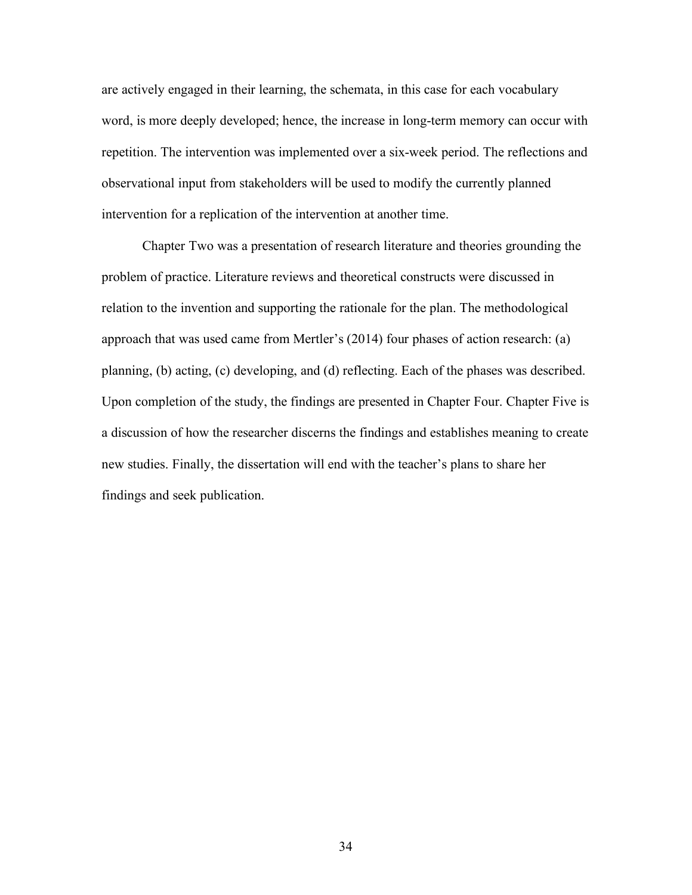are actively engaged in their learning, the schemata, in this case for each vocabulary word, is more deeply developed; hence, the increase in long-term memory can occur with repetition. The intervention was implemented over a six-week period. The reflections and observational input from stakeholders will be used to modify the currently planned intervention for a replication of the intervention at another time.

Chapter Two was a presentation of research literature and theories grounding the problem of practice. Literature reviews and theoretical constructs were discussed in relation to the invention and supporting the rationale for the plan. The methodological approach that was used came from Mertler's (2014) four phases of action research: (a) planning, (b) acting, (c) developing, and (d) reflecting. Each of the phases was described. Upon completion of the study, the findings are presented in Chapter Four. Chapter Five is a discussion of how the researcher discerns the findings and establishes meaning to create new studies. Finally, the dissertation will end with the teacher's plans to share her findings and seek publication.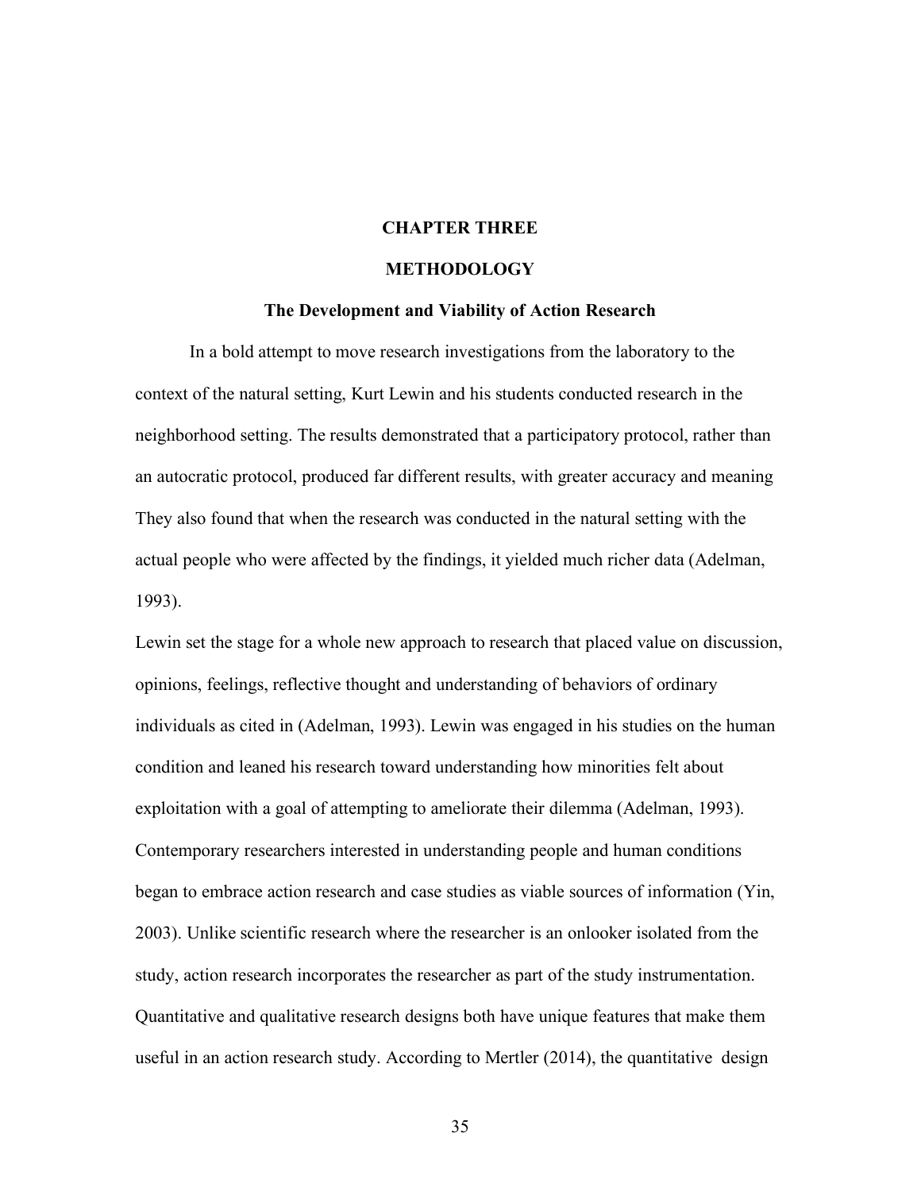# CHAPTER THREE

# METHODOLOGY

## The Development and Viability of Action Research

In a bold attempt to move research investigations from the laboratory to the context of the natural setting, Kurt Lewin and his students conducted research in the neighborhood setting. The results demonstrated that a participatory protocol, rather than an autocratic protocol, produced far different results, with greater accuracy and meaning They also found that when the research was conducted in the natural setting with the actual people who were affected by the findings, it yielded much richer data (Adelman, 1993).

Lewin set the stage for a whole new approach to research that placed value on discussion, opinions, feelings, reflective thought and understanding of behaviors of ordinary individuals as cited in (Adelman, 1993). Lewin was engaged in his studies on the human condition and leaned his research toward understanding how minorities felt about exploitation with a goal of attempting to ameliorate their dilemma (Adelman, 1993). Contemporary researchers interested in understanding people and human conditions began to embrace action research and case studies as viable sources of information (Yin, 2003). Unlike scientific research where the researcher is an onlooker isolated from the study, action research incorporates the researcher as part of the study instrumentation. Quantitative and qualitative research designs both have unique features that make them useful in an action research study. According to Mertler (2014), the quantitative design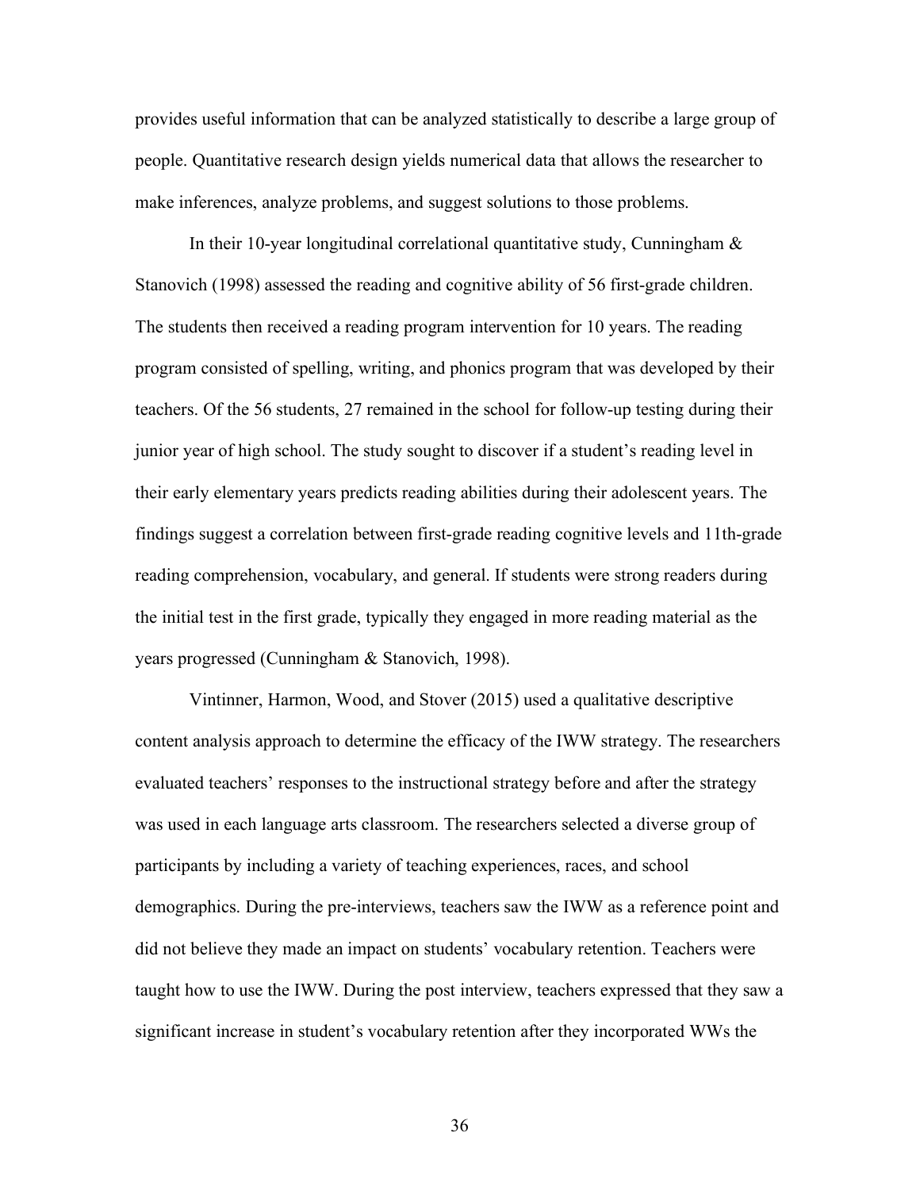provides useful information that can be analyzed statistically to describe a large group of people. Quantitative research design yields numerical data that allows the researcher to make inferences, analyze problems, and suggest solutions to those problems.

In their 10-year longitudinal correlational quantitative study, Cunningham & Stanovich (1998) assessed the reading and cognitive ability of 56 first-grade children. The students then received a reading program intervention for 10 years. The reading program consisted of spelling, writing, and phonics program that was developed by their teachers. Of the 56 students, 27 remained in the school for follow-up testing during their junior year of high school. The study sought to discover if a student's reading level in their early elementary years predicts reading abilities during their adolescent years. The findings suggest a correlation between first-grade reading cognitive levels and 11th-grade reading comprehension, vocabulary, and general. If students were strong readers during the initial test in the first grade, typically they engaged in more reading material as the years progressed (Cunningham & Stanovich, 1998).

Vintinner, Harmon, Wood, and Stover (2015) used a qualitative descriptive content analysis approach to determine the efficacy of the IWW strategy. The researchers evaluated teachers' responses to the instructional strategy before and after the strategy was used in each language arts classroom. The researchers selected a diverse group of participants by including a variety of teaching experiences, races, and school demographics. During the pre-interviews, teachers saw the IWW as a reference point and did not believe they made an impact on students' vocabulary retention. Teachers were taught how to use the IWW. During the post interview, teachers expressed that they saw a significant increase in student's vocabulary retention after they incorporated WWs the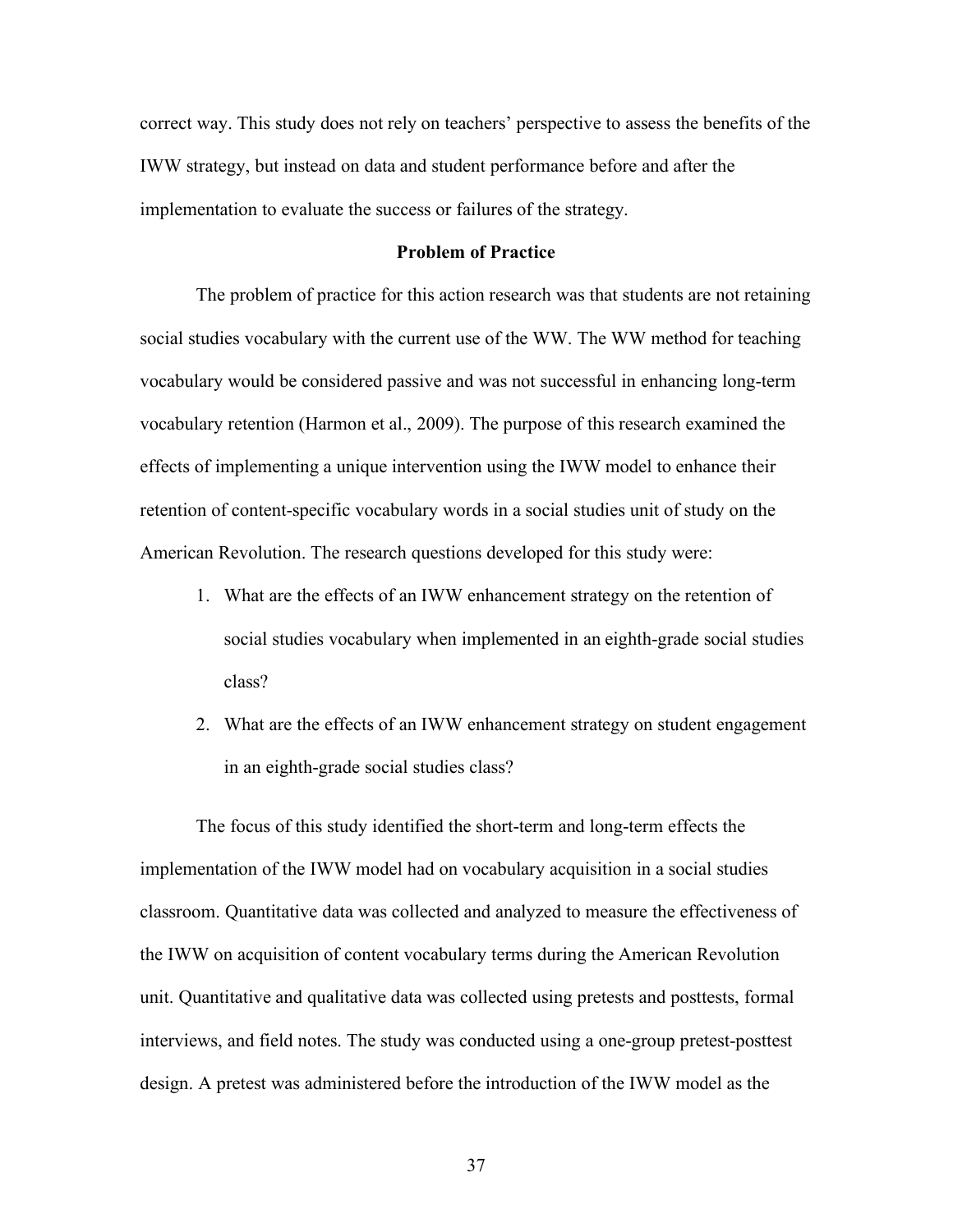correct way. This study does not rely on teachers' perspective to assess the benefits of the IWW strategy, but instead on data and student performance before and after the implementation to evaluate the success or failures of the strategy.

## Problem of Practice

The problem of practice for this action research was that students are not retaining social studies vocabulary with the current use of the WW. The WW method for teaching vocabulary would be considered passive and was not successful in enhancing long-term vocabulary retention (Harmon et al., 2009). The purpose of this research examined the effects of implementing a unique intervention using the IWW model to enhance their retention of content-specific vocabulary words in a social studies unit of study on the American Revolution. The research questions developed for this study were:

1. What are the effects of an IWW enhancement strategy on the retention of social studies vocabulary when implemented in an eighth-grade social studies class?
2. What are the effects of an IWW enhancement strategy on student engagement in an eighth-grade social studies class?

The focus of this study identified the short-term and long-term effects the implementation of the IWW model had on vocabulary acquisition in a social studies classroom. Quantitative data was collected and analyzed to measure the effectiveness of the IWW on acquisition of content vocabulary terms during the American Revolution unit. Quantitative and qualitative data was collected using pretests and posttests, formal interviews, and field notes. The study was conducted using a one-group pretest-posttest design. A pretest was administered before the introduction of the IWW model as the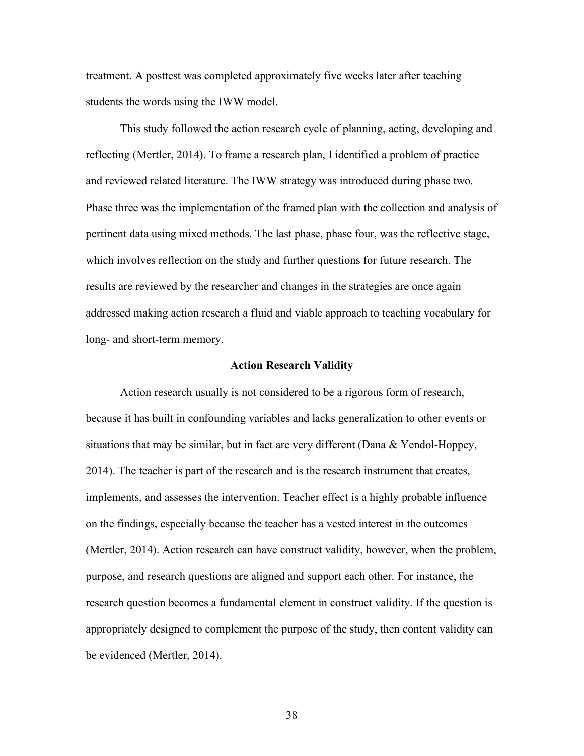treatment. A posttest was completed approximately five weeks later after teaching students the words using the IWW model.

This study followed the action research cycle of planning, acting, developing and reflecting (Mertler, 2014). To frame a research plan, I identified a problem of practice and reviewed related literature. The IWW strategy was introduced during phase two. Phase three was the implementation of the framed plan with the collection and analysis of pertinent data using mixed methods. The last phase, phase four, was the reflective stage, which involves reflection on the study and further questions for future research. The results are reviewed by the researcher and changes in the strategies are once again addressed making action research a fluid and viable approach to teaching vocabulary for long- and short-term memory.

## Action Research Validity

Action research usually is not considered to be a rigorous form of research, because it has built in confounding variables and lacks generalization to other events or situations that may be similar, but in fact are very different (Dana & Yendol-Hoppey, 2014). The teacher is part of the research and is the research instrument that creates, implements, and assesses the intervention. Teacher effect is a highly probable influence on the findings, especially because the teacher has a vested interest in the outcomes (Mertler, 2014). Action research can have construct validity, however, when the problem, purpose, and research questions are aligned and support each other. For instance, the research question becomes a fundamental element in construct validity. If the question is appropriately designed to complement the purpose of the study, then content validity can be evidenced (Mertler, 2014).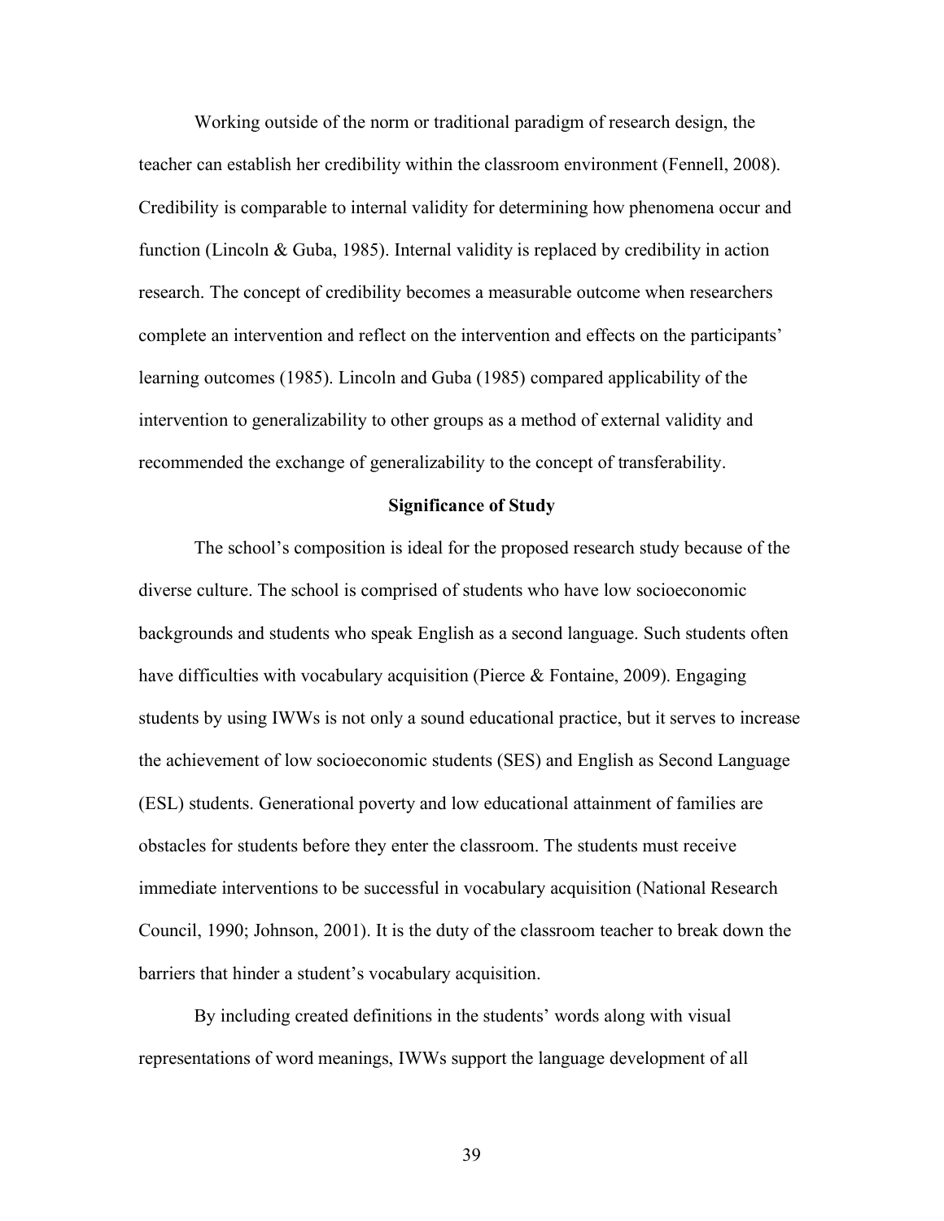Working outside of the norm or traditional paradigm of research design, the teacher can establish her credibility within the classroom environment (Fennell, 2008). Credibility is comparable to internal validity for determining how phenomena occur and function (Lincoln & Guba, 1985). Internal validity is replaced by credibility in action research. The concept of credibility becomes a measurable outcome when researchers complete an intervention and reflect on the intervention and effects on the participants' learning outcomes (1985). Lincoln and Guba (1985) compared applicability of the intervention to generalizability to other groups as a method of external validity and recommended the exchange of generalizability to the concept of transferability.

## Significance of Study

The school's composition is ideal for the proposed research study because of the diverse culture. The school is comprised of students who have low socioeconomic backgrounds and students who speak English as a second language. Such students often have difficulties with vocabulary acquisition (Pierce & Fontaine, 2009). Engaging students by using IWWs is not only a sound educational practice, but it serves to increase the achievement of low socioeconomic students (SES) and English as Second Language (ESL) students. Generational poverty and low educational attainment of families are obstacles for students before they enter the classroom. The students must receive immediate interventions to be successful in vocabulary acquisition (National Research Council, 1990; Johnson, 2001). It is the duty of the classroom teacher to break down the barriers that hinder a student's vocabulary acquisition.

By including created definitions in the students' words along with visual representations of word meanings, IWWs support the language development of all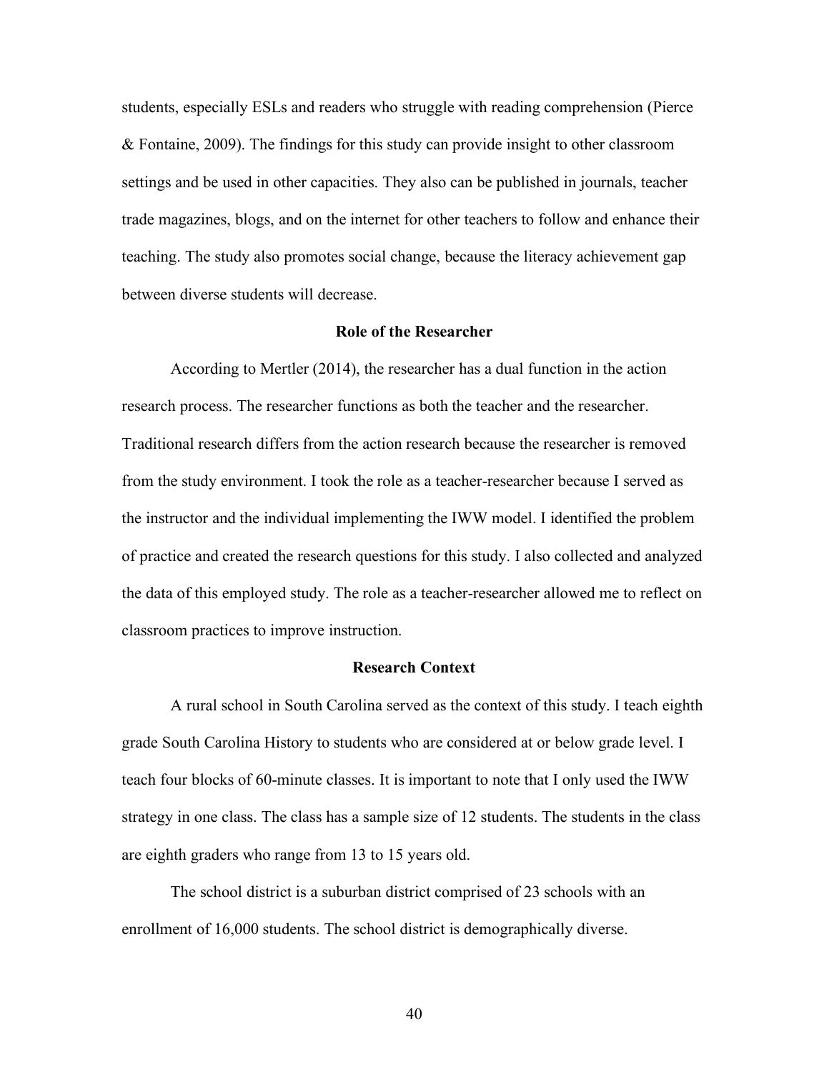students, especially ESLs and readers who struggle with reading comprehension (Pierce & Fontaine, 2009). The findings for this study can provide insight to other classroom settings and be used in other capacities. They also can be published in journals, teacher trade magazines, blogs, and on the internet for other teachers to follow and enhance their teaching. The study also promotes social change, because the literacy achievement gap between diverse students will decrease.

## Role of the Researcher

According to Mertler (2014), the researcher has a dual function in the action research process. The researcher functions as both the teacher and the researcher. Traditional research differs from the action research because the researcher is removed from the study environment. I took the role as a teacher-researcher because I served as the instructor and the individual implementing the IWW model. I identified the problem of practice and created the research questions for this study. I also collected and analyzed the data of this employed study. The role as a teacher-researcher allowed me to reflect on classroom practices to improve instruction.

## Research Context

A rural school in South Carolina served as the context of this study. I teach eighth grade South Carolina History to students who are considered at or below grade level. I teach four blocks of 60-minute classes. It is important to note that I only used the IWW strategy in one class. The class has a sample size of 12 students. The students in the class are eighth graders who range from 13 to 15 years old.

The school district is a suburban district comprised of 23 schools with an enrollment of 16,000 students. The school district is demographically diverse.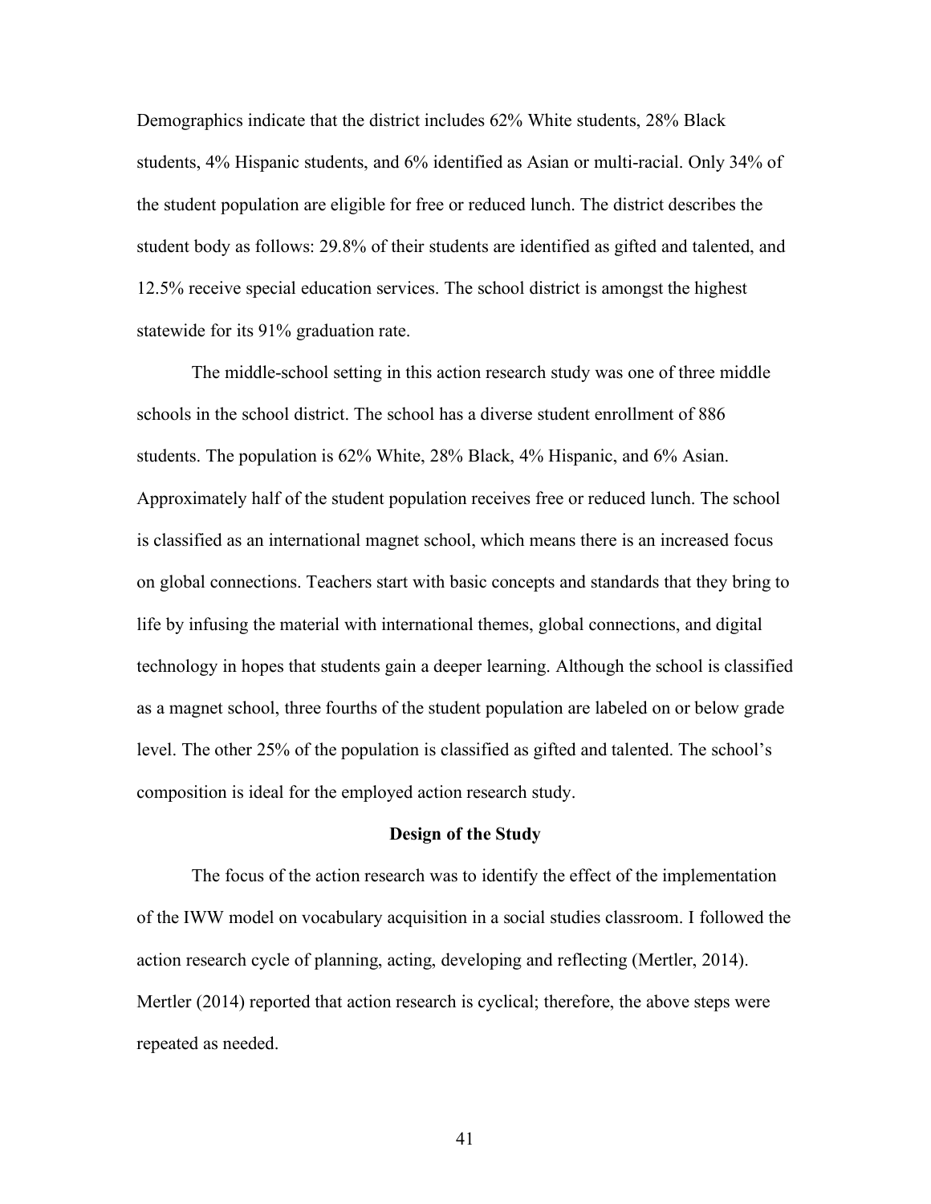Demographics indicate that the district includes 62% White students, 28% Black students, 4% Hispanic students, and 6% identified as Asian or multi-racial. Only 34% of the student population are eligible for free or reduced lunch. The district describes the student body as follows: 29.8% of their students are identified as gifted and talented, and 12.5% receive special education services. The school district is amongst the highest statewide for its 91% graduation rate.

The middle-school setting in this action research study was one of three middle schools in the school district. The school has a diverse student enrollment of 886 students. The population is 62% White, 28% Black, 4% Hispanic, and 6% Asian. Approximately half of the student population receives free or reduced lunch. The school is classified as an international magnet school, which means there is an increased focus on global connections. Teachers start with basic concepts and standards that they bring to life by infusing the material with international themes, global connections, and digital technology in hopes that students gain a deeper learning. Although the school is classified as a magnet school, three fourths of the student population are labeled on or below grade level. The other 25% of the population is classified as gifted and talented. The school's composition is ideal for the employed action research study.

## Design of the Study

The focus of the action research was to identify the effect of the implementation of the IWW model on vocabulary acquisition in a social studies classroom. I followed the action research cycle of planning, acting, developing and reflecting (Mertler, 2014). Mertler (2014) reported that action research is cyclical; therefore, the above steps were repeated as needed.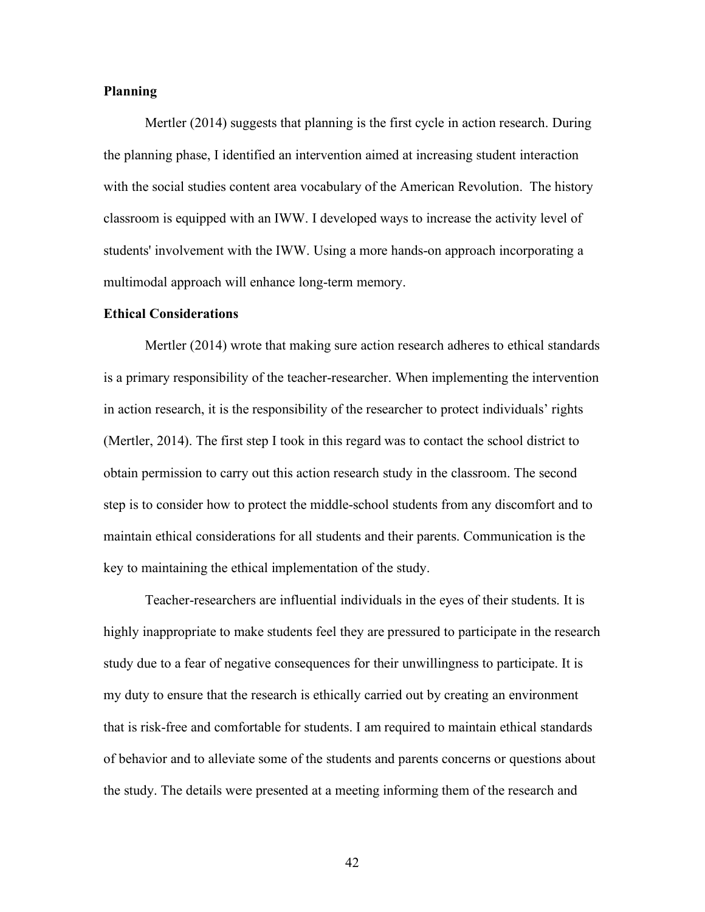**Planning**

Mertler (2014) suggests that planning is the first cycle in action research. During the planning phase, I identified an intervention aimed at increasing student interaction with the social studies content area vocabulary of the American Revolution. The history classroom is equipped with an IWW. I developed ways to increase the activity level of students' involvement with the IWW. Using a more hands-on approach incorporating a multimodal approach will enhance long-term memory.

**Ethical Considerations**

Mertler (2014) wrote that making sure action research adheres to ethical standards is a primary responsibility of the teacher-researcher. When implementing the intervention in action research, it is the responsibility of the researcher to protect individuals' rights (Mertler, 2014). The first step I took in this regard was to contact the school district to obtain permission to carry out this action research study in the classroom. The second step is to consider how to protect the middle-school students from any discomfort and to maintain ethical considerations for all students and their parents. Communication is the key to maintaining the ethical implementation of the study.

Teacher-researchers are influential individuals in the eyes of their students. It is highly inappropriate to make students feel they are pressured to participate in the research study due to a fear of negative consequences for their unwillingness to participate. It is my duty to ensure that the research is ethically carried out by creating an environment that is risk-free and comfortable for students. I am required to maintain ethical standards of behavior and to alleviate some of the students and parents concerns or questions about the study. The details were presented at a meeting informing them of the research and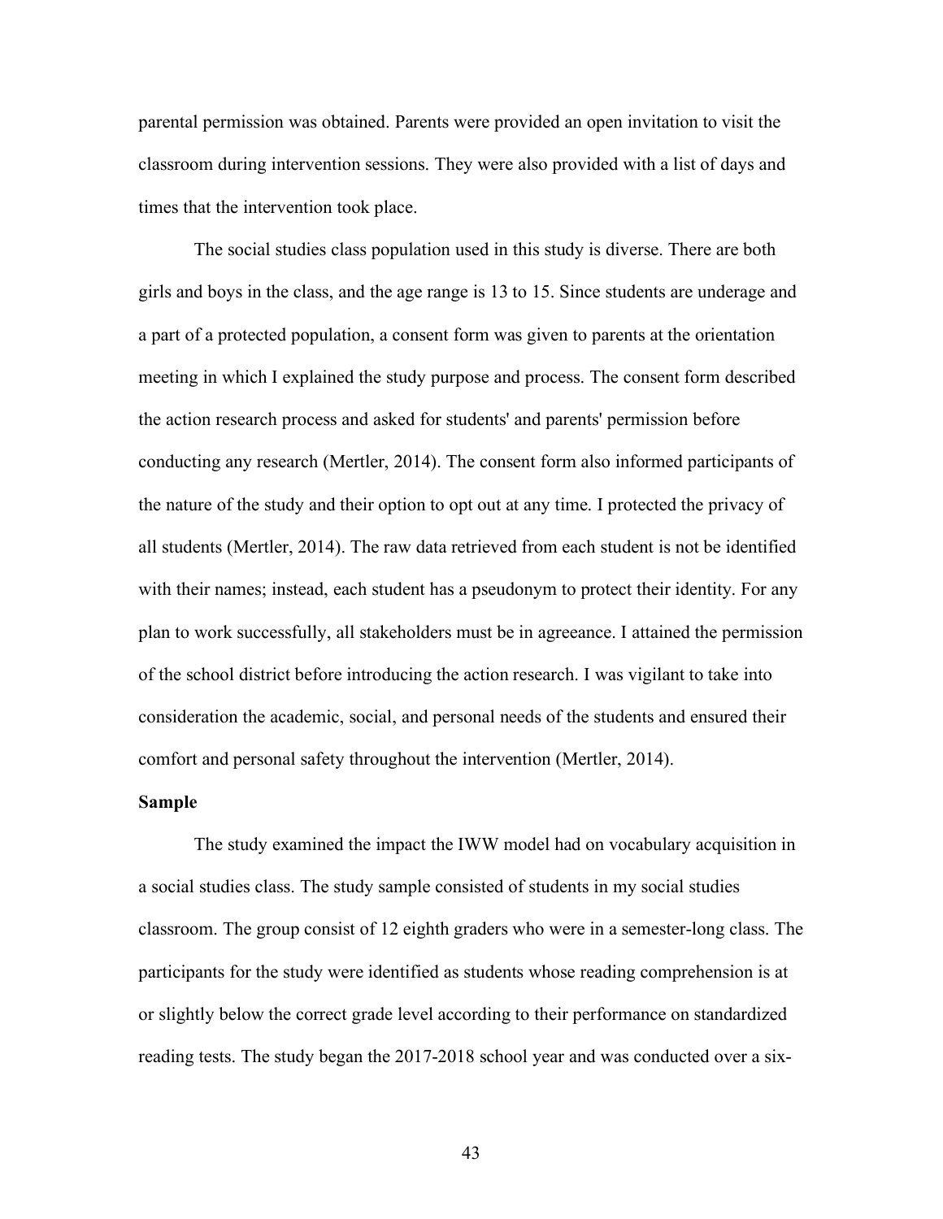parental permission was obtained. Parents were provided an open invitation to visit the classroom during intervention sessions. They were also provided with a list of days and times that the intervention took place.

The social studies class population used in this study is diverse. There are both girls and boys in the class, and the age range is 13 to 15. Since students are underage and a part of a protected population, a consent form was given to parents at the orientation meeting in which I explained the study purpose and process. The consent form described the action research process and asked for students' and parents' permission before conducting any research (Mertler, 2014). The consent form also informed participants of the nature of the study and their option to opt out at any time. I protected the privacy of all students (Mertler, 2014). The raw data retrieved from each student is not be identified with their names; instead, each student has a pseudonym to protect their identity. For any plan to work successfully, all stakeholders must be in agreeance. I attained the permission of the school district before introducing the action research. I was vigilant to take into consideration the academic, social, and personal needs of the students and ensured their comfort and personal safety throughout the intervention (Mertler, 2014).

**Sample**

The study examined the impact the IWW model had on vocabulary acquisition in a social studies class. The study sample consisted of students in my social studies classroom. The group consist of 12 eighth graders who were in a semester-long class. The participants for the study were identified as students whose reading comprehension is at or slightly below the correct grade level according to their performance on standardized reading tests. The study began the 2017-2018 school year and was conducted over a six-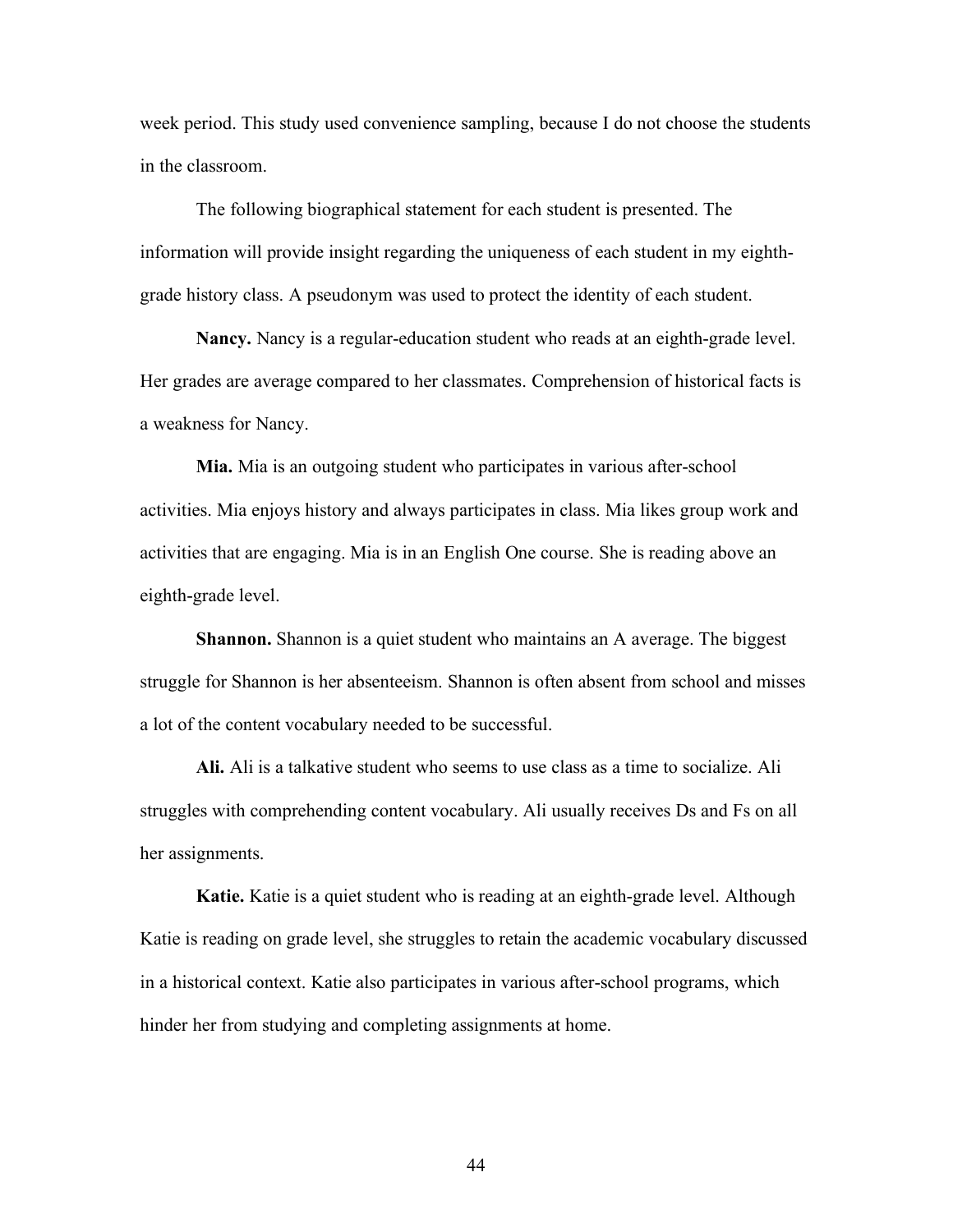week period. This study used convenience sampling, because I do not choose the students in the classroom.

The following biographical statement for each student is presented. The information will provide insight regarding the uniqueness of each student in my eighth-grade history class. A pseudonym was used to protect the identity of each student.

**Nancy.** Nancy is a regular-education student who reads at an eighth-grade level. Her grades are average compared to her classmates. Comprehension of historical facts is a weakness for Nancy.

**Mia.** Mia is an outgoing student who participates in various after-school activities. Mia enjoys history and always participates in class. Mia likes group work and activities that are engaging. Mia is in an English One course. She is reading above an eighth-grade level.

**Shannon.** Shannon is a quiet student who maintains an A average. The biggest struggle for Shannon is her absenteeism. Shannon is often absent from school and misses a lot of the content vocabulary needed to be successful.

**Ali.** Ali is a talkative student who seems to use class as a time to socialize. Ali struggles with comprehending content vocabulary. Ali usually receives Ds and Fs on all her assignments.

**Katie.** Katie is a quiet student who is reading at an eighth-grade level. Although Katie is reading on grade level, she struggles to retain the academic vocabulary discussed in a historical context. Katie also participates in various after-school programs, which hinder her from studying and completing assignments at home.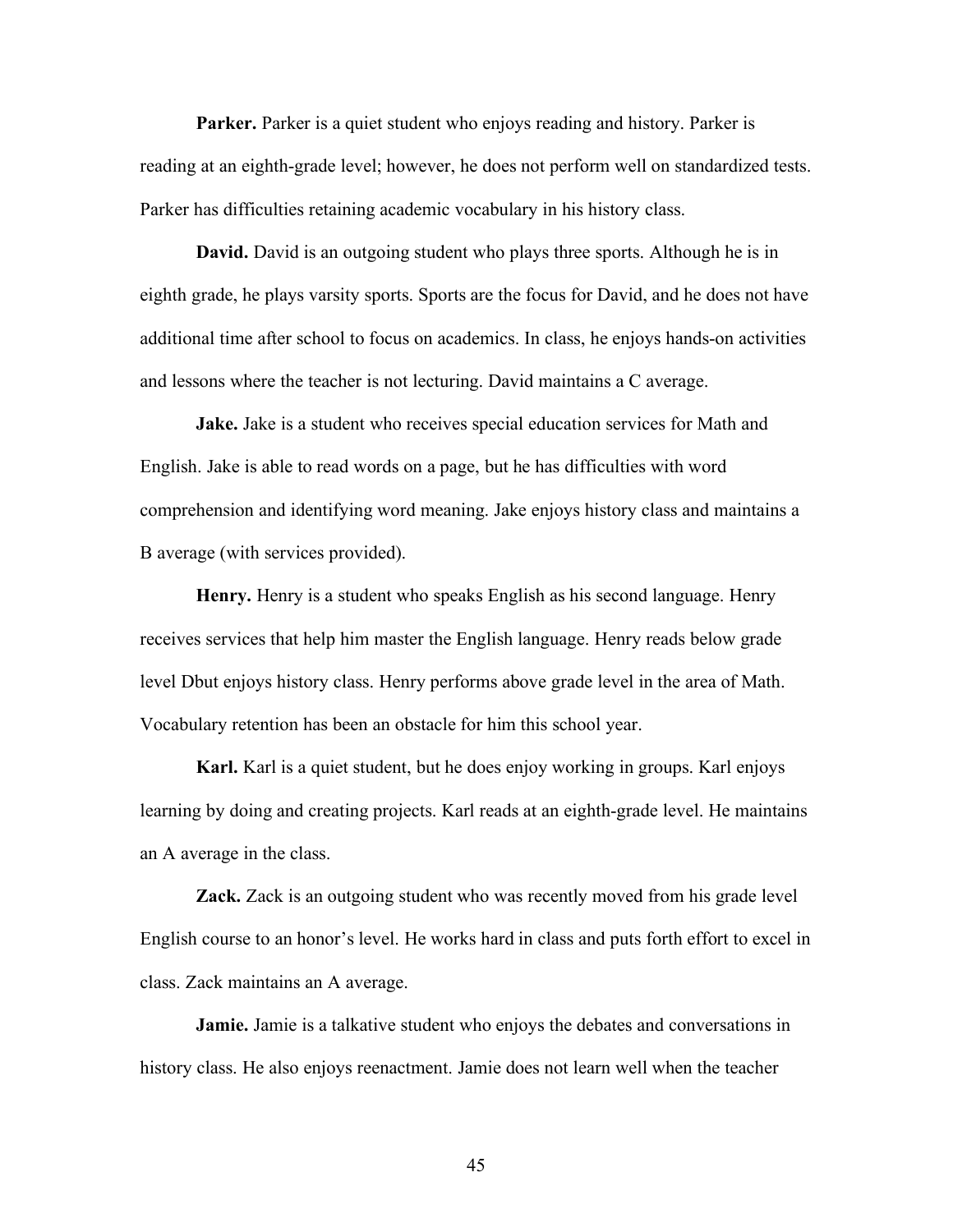**Parker.** Parker is a quiet student who enjoys reading and history. Parker is reading at an eighth-grade level; however, he does not perform well on standardized tests. Parker has difficulties retaining academic vocabulary in his history class.

**David.** David is an outgoing student who plays three sports. Although he is in eighth grade, he plays varsity sports. Sports are the focus for David, and he does not have additional time after school to focus on academics. In class, he enjoys hands-on activities and lessons where the teacher is not lecturing. David maintains a C average.

**Jake.** Jake is a student who receives special education services for Math and English. Jake is able to read words on a page, but he has difficulties with word comprehension and identifying word meaning. Jake enjoys history class and maintains a B average (with services provided).

**Henry.** Henry is a student who speaks English as his second language. Henry receives services that help him master the English language. Henry reads below grade level Dbut enjoys history class. Henry performs above grade level in the area of Math. Vocabulary retention has been an obstacle for him this school year.

**Karl.** Karl is a quiet student, but he does enjoy working in groups. Karl enjoys learning by doing and creating projects. Karl reads at an eighth-grade level. He maintains an A average in the class.

**Zack.** Zack is an outgoing student who was recently moved from his grade level English course to an honor's level. He works hard in class and puts forth effort to excel in class. Zack maintains an A average.

**Jamie.** Jamie is a talkative student who enjoys the debates and conversations in history class. He also enjoys reenactment. Jamie does not learn well when the teacher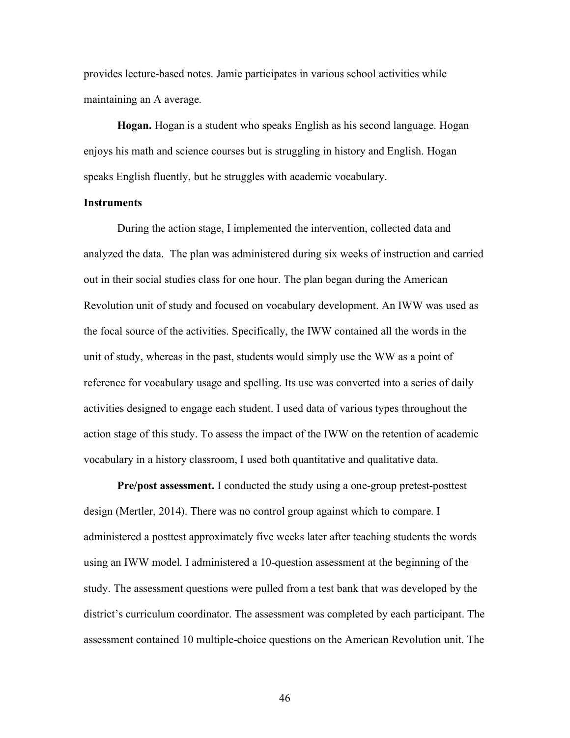provides lecture-based notes. Jamie participates in various school activities while maintaining an A average.

**Hogan.** Hogan is a student who speaks English as his second language. Hogan enjoys his math and science courses but is struggling in history and English. Hogan speaks English fluently, but he struggles with academic vocabulary.

## Instruments

During the action stage, I implemented the intervention, collected data and analyzed the data. The plan was administered during six weeks of instruction and carried out in their social studies class for one hour. The plan began during the American Revolution unit of study and focused on vocabulary development. An IWW was used as the focal source of the activities. Specifically, the IWW contained all the words in the unit of study, whereas in the past, students would simply use the WW as a point of reference for vocabulary usage and spelling. Its use was converted into a series of daily activities designed to engage each student. I used data of various types throughout the action stage of this study. To assess the impact of the IWW on the retention of academic vocabulary in a history classroom, I used both quantitative and qualitative data.

**Pre/post assessment.** I conducted the study using a one-group pretest-posttest design (Mertler, 2014). There was no control group against which to compare. I administered a posttest approximately five weeks later after teaching students the words using an IWW model. I administered a 10-question assessment at the beginning of the study. The assessment questions were pulled from a test bank that was developed by the district's curriculum coordinator. The assessment was completed by each participant. The assessment contained 10 multiple-choice questions on the American Revolution unit. The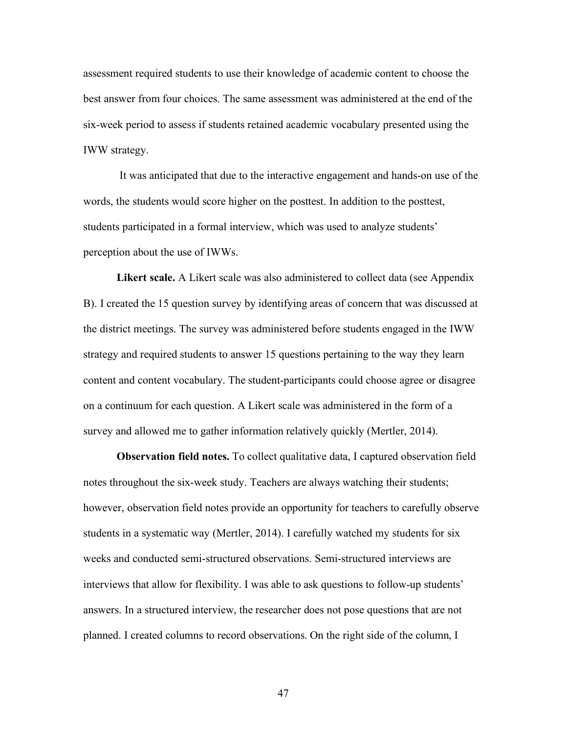assessment required students to use their knowledge of academic content to choose the best answer from four choices. The same assessment was administered at the end of the six-week period to assess if students retained academic vocabulary presented using the IWW strategy.

It was anticipated that due to the interactive engagement and hands-on use of the words, the students would score higher on the posttest. In addition to the posttest, students participated in a formal interview, which was used to analyze students' perception about the use of IWWs.

**Likert scale.** A Likert scale was also administered to collect data (see Appendix B). I created the 15 question survey by identifying areas of concern that was discussed at the district meetings. The survey was administered before students engaged in the IWW strategy and required students to answer 15 questions pertaining to the way they learn content and content vocabulary. The student-participants could choose agree or disagree on a continuum for each question. A Likert scale was administered in the form of a survey and allowed me to gather information relatively quickly (Mertler, 2014).

**Observation field notes.** To collect qualitative data, I captured observation field notes throughout the six-week study. Teachers are always watching their students; however, observation field notes provide an opportunity for teachers to carefully observe students in a systematic way (Mertler, 2014). I carefully watched my students for six weeks and conducted semi-structured observations. Semi-structured interviews are interviews that allow for flexibility. I was able to ask questions to follow-up students' answers. In a structured interview, the researcher does not pose questions that are not planned. I created columns to record observations. On the right side of the column, I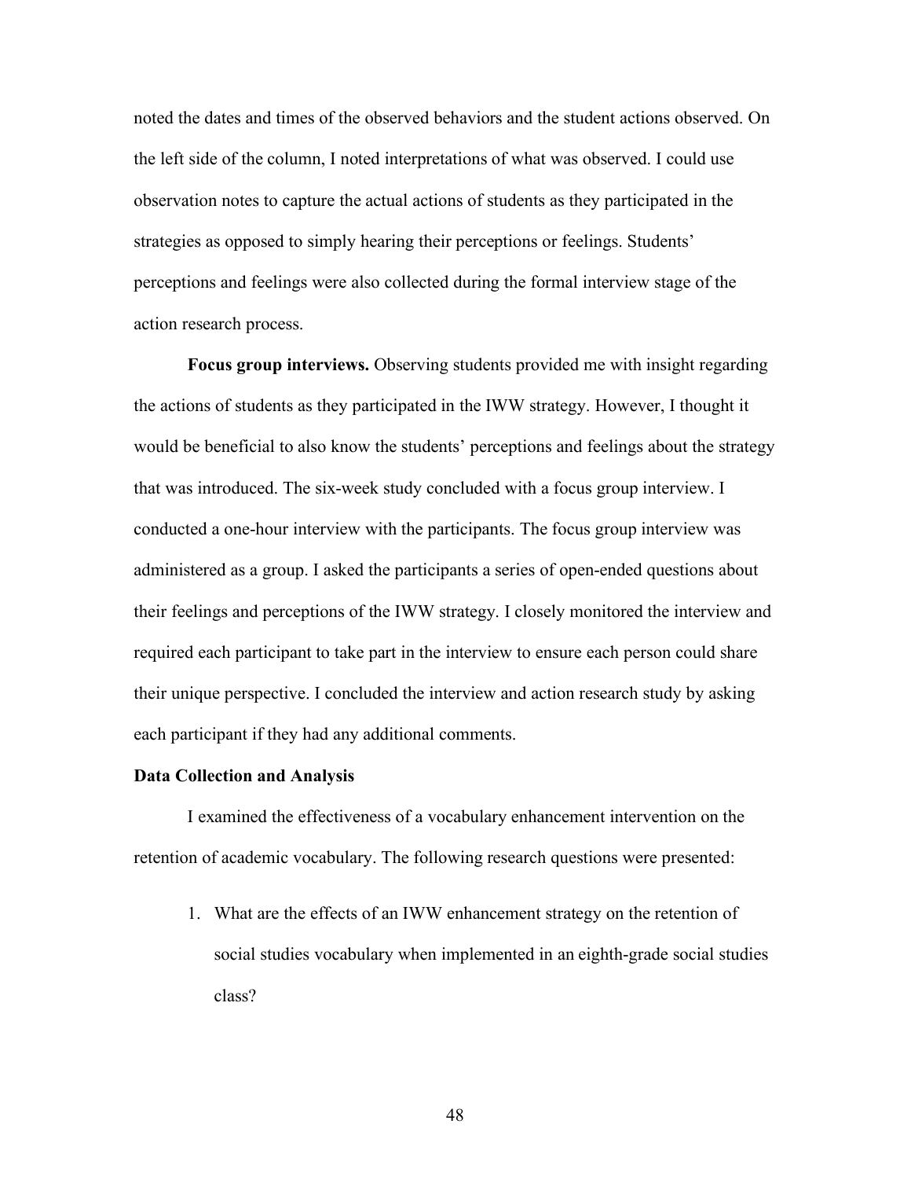noted the dates and times of the observed behaviors and the student actions observed. On the left side of the column, I noted interpretations of what was observed. I could use observation notes to capture the actual actions of students as they participated in the strategies as opposed to simply hearing their perceptions or feelings. Students' perceptions and feelings were also collected during the formal interview stage of the action research process.

**Focus group interviews.** Observing students provided me with insight regarding the actions of students as they participated in the IWW strategy. However, I thought it would be beneficial to also know the students' perceptions and feelings about the strategy that was introduced. The six-week study concluded with a focus group interview. I conducted a one-hour interview with the participants. The focus group interview was administered as a group. I asked the participants a series of open-ended questions about their feelings and perceptions of the IWW strategy. I closely monitored the interview and required each participant to take part in the interview to ensure each person could share their unique perspective. I concluded the interview and action research study by asking each participant if they had any additional comments.

**Data Collection and Analysis**

I examined the effectiveness of a vocabulary enhancement intervention on the retention of academic vocabulary. The following research questions were presented:

1. What are the effects of an IWW enhancement strategy on the retention of social studies vocabulary when implemented in an eighth-grade social studies class?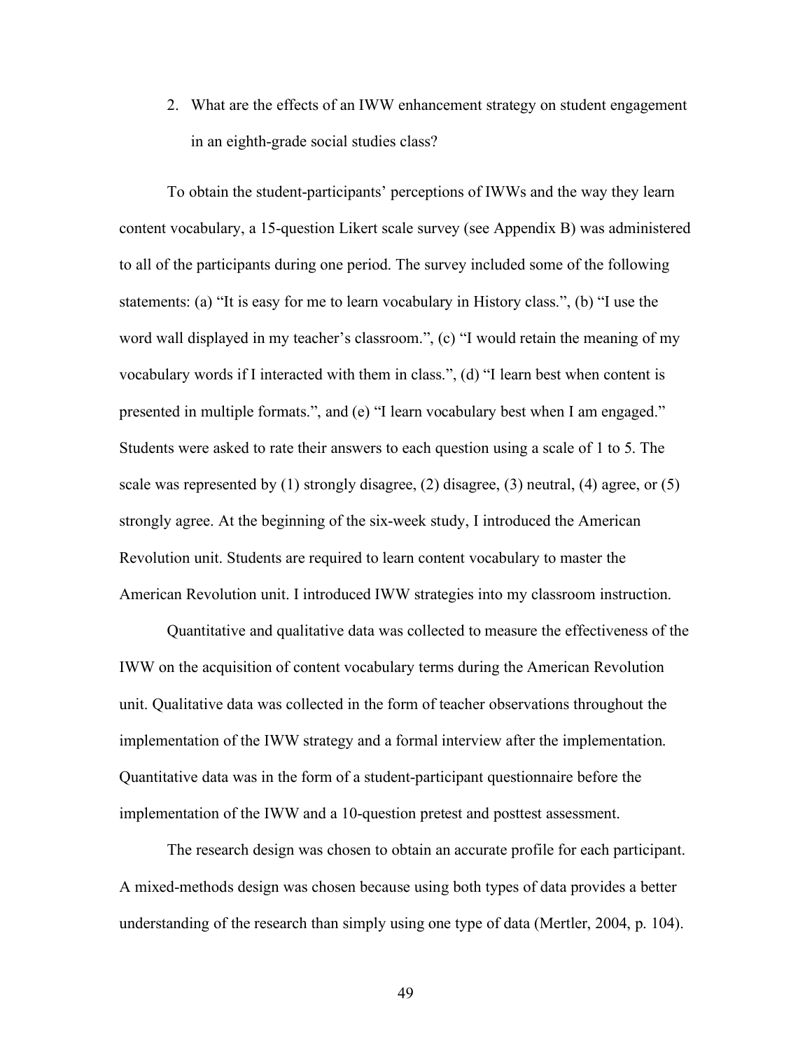2. What are the effects of an IWW enhancement strategy on student engagement in an eighth-grade social studies class?

To obtain the student-participants' perceptions of IWWs and the way they learn content vocabulary, a 15-question Likert scale survey (see Appendix B) was administered to all of the participants during one period. The survey included some of the following statements: (a) "It is easy for me to learn vocabulary in History class.", (b) "I use the word wall displayed in my teacher's classroom.", (c) "I would retain the meaning of my vocabulary words if I interacted with them in class.", (d) "I learn best when content is presented in multiple formats.", and (e) "I learn vocabulary best when I am engaged." Students were asked to rate their answers to each question using a scale of 1 to 5. The scale was represented by (1) strongly disagree, (2) disagree, (3) neutral, (4) agree, or (5) strongly agree. At the beginning of the six-week study, I introduced the American Revolution unit. Students are required to learn content vocabulary to master the American Revolution unit. I introduced IWW strategies into my classroom instruction.

Quantitative and qualitative data was collected to measure the effectiveness of the IWW on the acquisition of content vocabulary terms during the American Revolution unit. Qualitative data was collected in the form of teacher observations throughout the implementation of the IWW strategy and a formal interview after the implementation. Quantitative data was in the form of a student-participant questionnaire before the implementation of the IWW and a 10-question pretest and posttest assessment.

The research design was chosen to obtain an accurate profile for each participant. A mixed-methods design was chosen because using both types of data provides a better understanding of the research than simply using one type of data (Mertler, 2004, p. 104).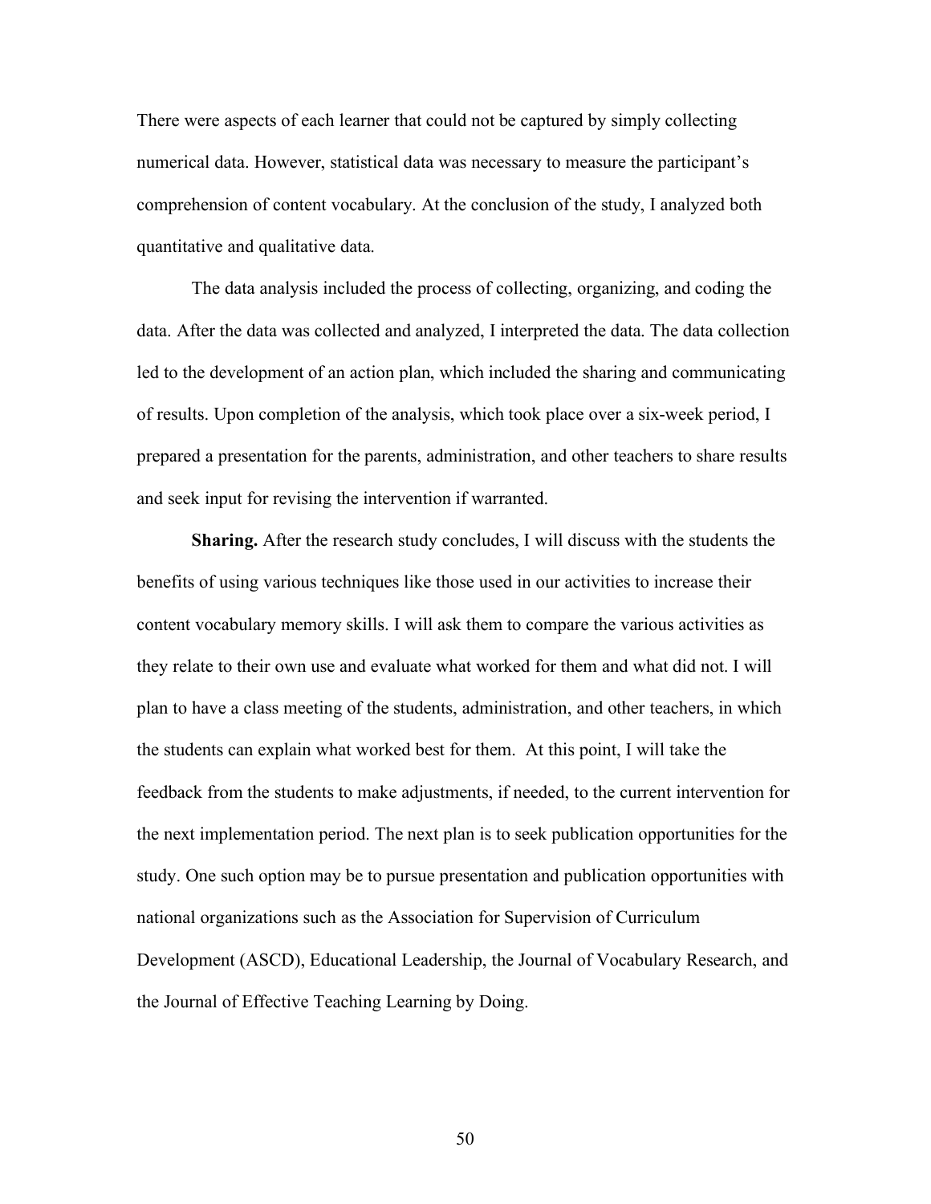There were aspects of each learner that could not be captured by simply collecting numerical data. However, statistical data was necessary to measure the participant's comprehension of content vocabulary. At the conclusion of the study, I analyzed both quantitative and qualitative data.

The data analysis included the process of collecting, organizing, and coding the data. After the data was collected and analyzed, I interpreted the data. The data collection led to the development of an action plan, which included the sharing and communicating of results. Upon completion of the analysis, which took place over a six-week period, I prepared a presentation for the parents, administration, and other teachers to share results and seek input for revising the intervention if warranted.

**Sharing.** After the research study concludes, I will discuss with the students the benefits of using various techniques like those used in our activities to increase their content vocabulary memory skills. I will ask them to compare the various activities as they relate to their own use and evaluate what worked for them and what did not. I will plan to have a class meeting of the students, administration, and other teachers, in which the students can explain what worked best for them. At this point, I will take the feedback from the students to make adjustments, if needed, to the current intervention for the next implementation period. The next plan is to seek publication opportunities for the study. One such option may be to pursue presentation and publication opportunities with national organizations such as the Association for Supervision of Curriculum Development (ASCD), Educational Leadership, the Journal of Vocabulary Research, and the Journal of Effective Teaching Learning by Doing.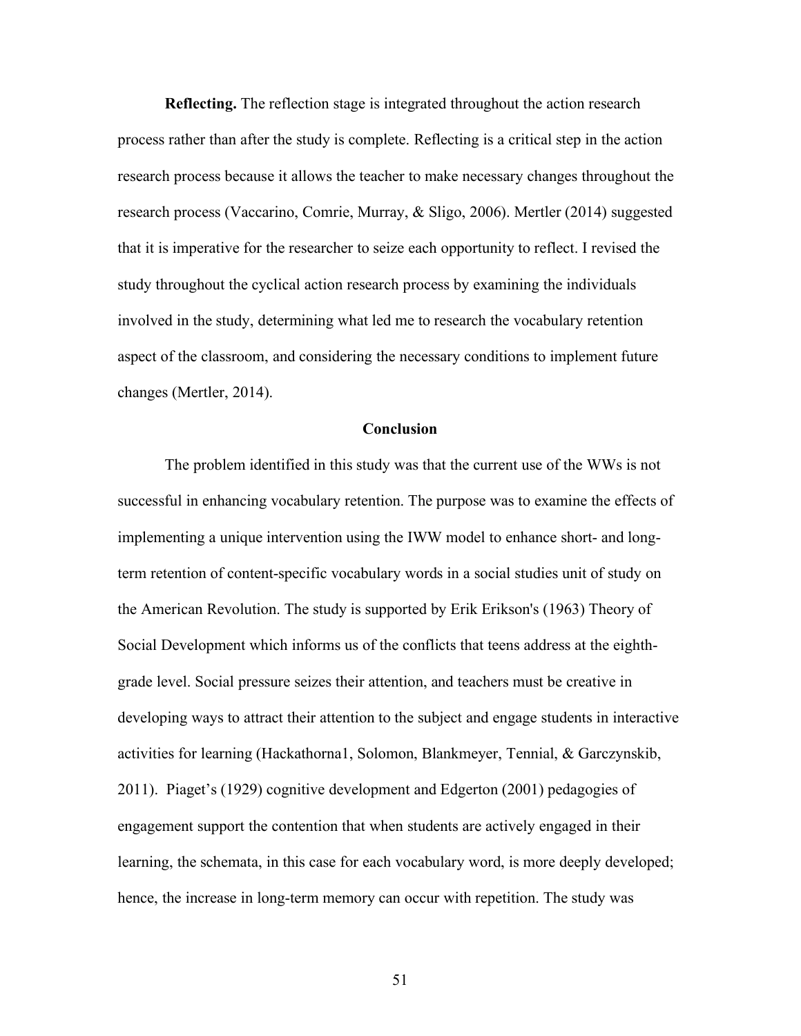**Reflecting.** The reflection stage is integrated throughout the action research process rather than after the study is complete. Reflecting is a critical step in the action research process because it allows the teacher to make necessary changes throughout the research process (Vaccarino, Comrie, Murray, & Sligo, 2006). Mertler (2014) suggested that it is imperative for the researcher to seize each opportunity to reflect. I revised the study throughout the cyclical action research process by examining the individuals involved in the study, determining what led me to research the vocabulary retention aspect of the classroom, and considering the necessary conditions to implement future changes (Mertler, 2014).

## Conclusion

The problem identified in this study was that the current use of the WWs is not successful in enhancing vocabulary retention. The purpose was to examine the effects of implementing a unique intervention using the IWW model to enhance short- and long-term retention of content-specific vocabulary words in a social studies unit of study on the American Revolution. The study is supported by Erik Erikson's (1963) Theory of Social Development which informs us of the conflicts that teens address at the eighth-grade level. Social pressure seizes their attention, and teachers must be creative in developing ways to attract their attention to the subject and engage students in interactive activities for learning (Hackathorna1, Solomon, Blankmeyer, Tennial, & Garczynskib, 2011). Piaget's (1929) cognitive development and Edgerton (2001) pedagogies of engagement support the contention that when students are actively engaged in their learning, the schemata, in this case for each vocabulary word, is more deeply developed; hence, the increase in long-term memory can occur with repetition. The study was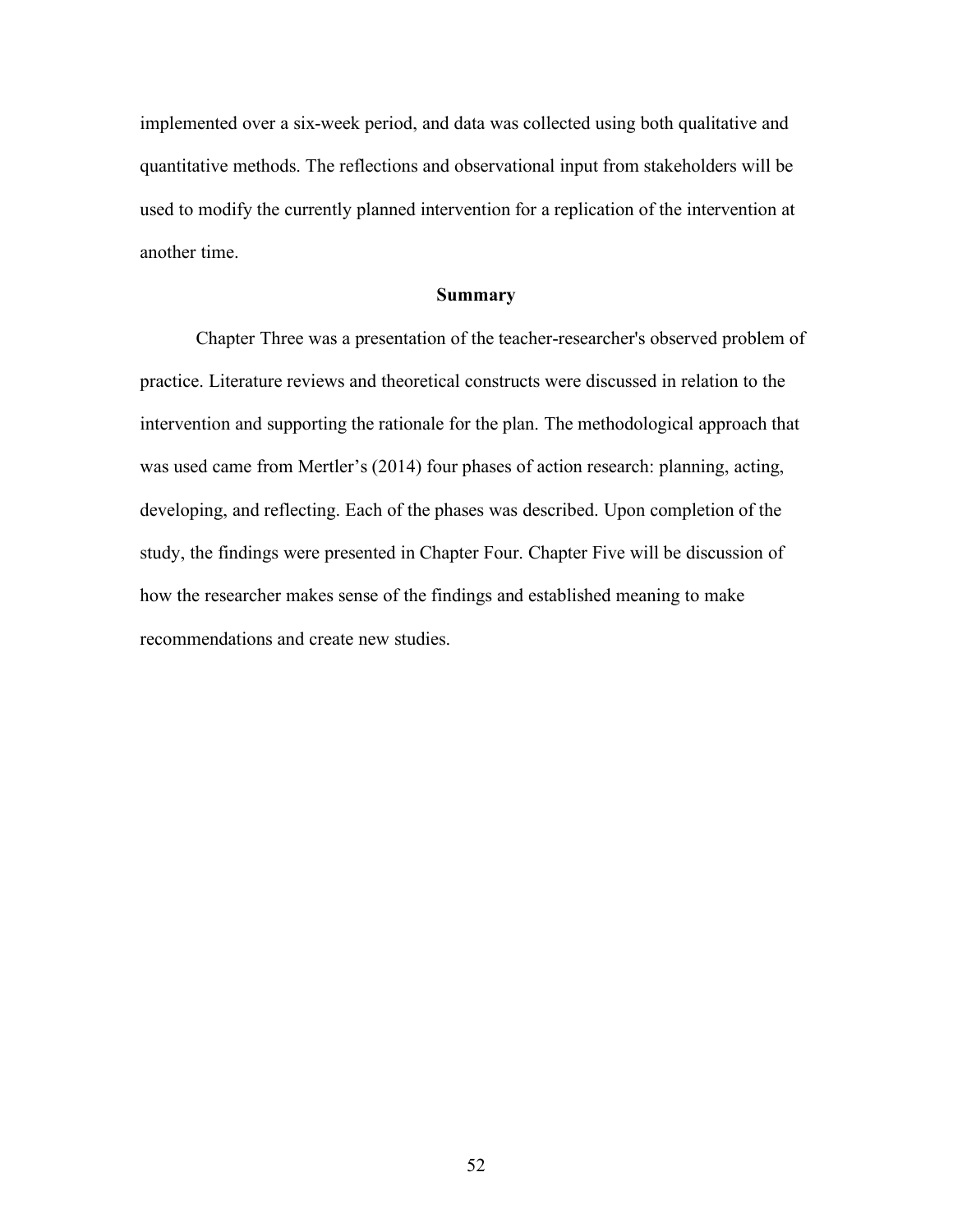implemented over a six-week period, and data was collected using both qualitative and quantitative methods. The reflections and observational input from stakeholders will be used to modify the currently planned intervention for a replication of the intervention at another time.

## Summary

Chapter Three was a presentation of the teacher-researcher's observed problem of practice. Literature reviews and theoretical constructs were discussed in relation to the intervention and supporting the rationale for the plan. The methodological approach that was used came from Mertler's (2014) four phases of action research: planning, acting, developing, and reflecting. Each of the phases was described. Upon completion of the study, the findings were presented in Chapter Four. Chapter Five will be discussion of how the researcher makes sense of the findings and established meaning to make recommendations and create new studies.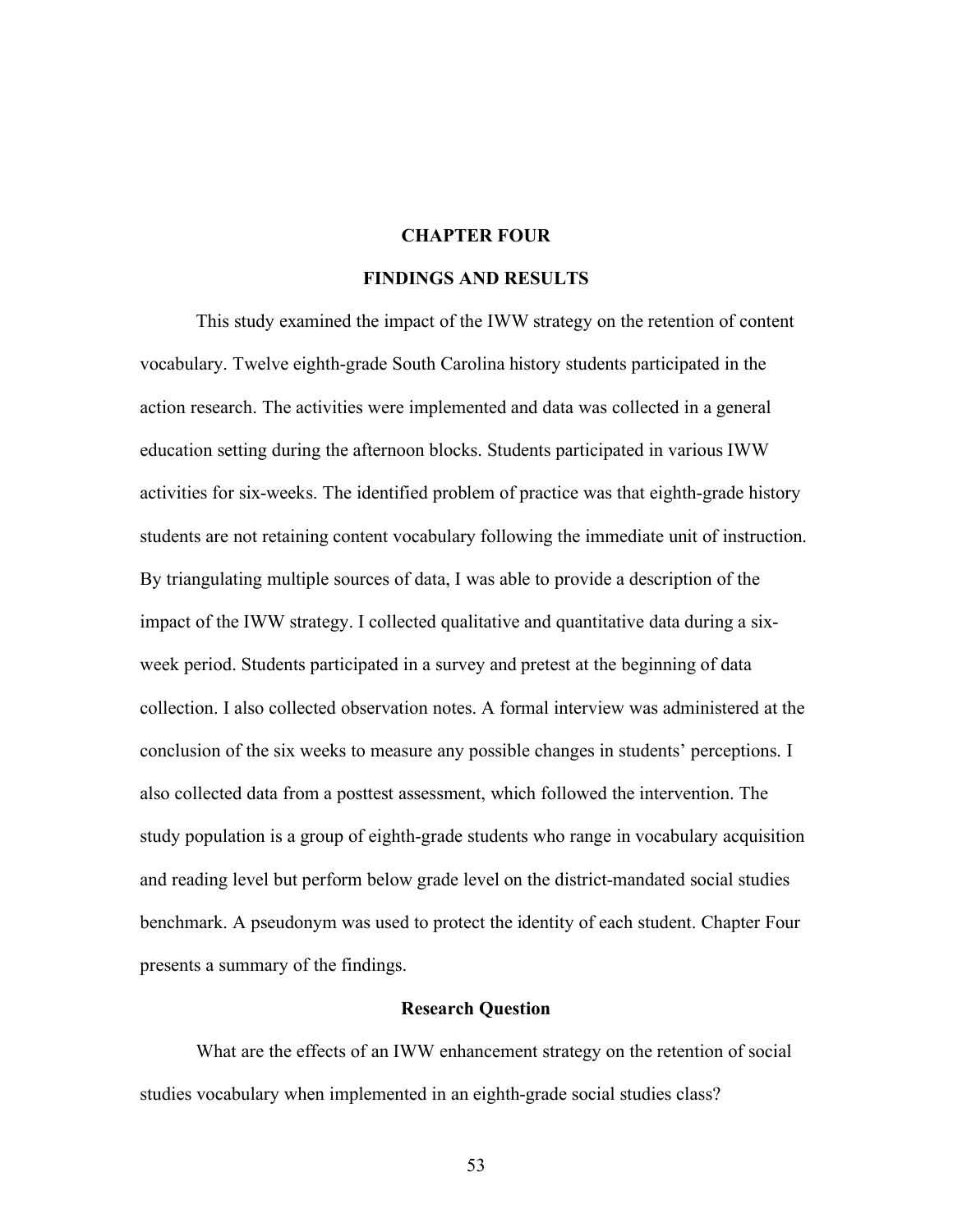# CHAPTER FOUR

# FINDINGS AND RESULTS

This study examined the impact of the IWW strategy on the retention of content vocabulary. Twelve eighth-grade South Carolina history students participated in the action research. The activities were implemented and data was collected in a general education setting during the afternoon blocks. Students participated in various IWW activities for six-weeks. The identified problem of practice was that eighth-grade history students are not retaining content vocabulary following the immediate unit of instruction. By triangulating multiple sources of data, I was able to provide a description of the impact of the IWW strategy. I collected qualitative and quantitative data during a six-week period. Students participated in a survey and pretest at the beginning of data collection. I also collected observation notes. A formal interview was administered at the conclusion of the six weeks to measure any possible changes in students' perceptions. I also collected data from a posttest assessment, which followed the intervention. The study population is a group of eighth-grade students who range in vocabulary acquisition and reading level but perform below grade level on the district-mandated social studies benchmark. A pseudonym was used to protect the identity of each student. Chapter Four presents a summary of the findings.

## Research Question

What are the effects of an IWW enhancement strategy on the retention of social studies vocabulary when implemented in an eighth-grade social studies class?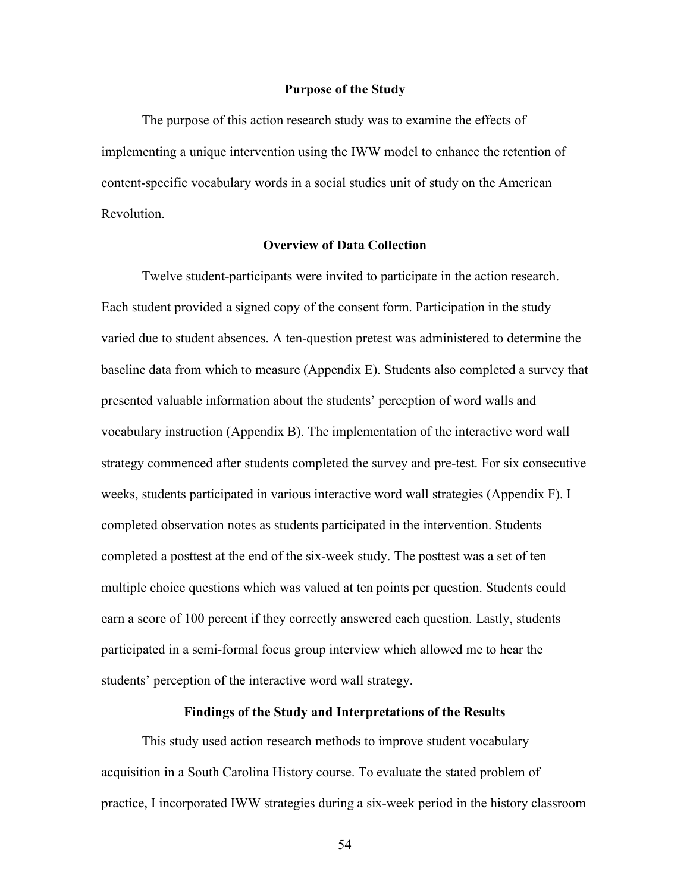## Purpose of the Study

The purpose of this action research study was to examine the effects of implementing a unique intervention using the IWW model to enhance the retention of content-specific vocabulary words in a social studies unit of study on the American Revolution.

## Overview of Data Collection

Twelve student-participants were invited to participate in the action research. Each student provided a signed copy of the consent form. Participation in the study varied due to student absences. A ten-question pretest was administered to determine the baseline data from which to measure (Appendix E). Students also completed a survey that presented valuable information about the students' perception of word walls and vocabulary instruction (Appendix B). The implementation of the interactive word wall strategy commenced after students completed the survey and pre-test. For six consecutive weeks, students participated in various interactive word wall strategies (Appendix F). I completed observation notes as students participated in the intervention. Students completed a posttest at the end of the six-week study. The posttest was a set of ten multiple choice questions which was valued at ten points per question. Students could earn a score of 100 percent if they correctly answered each question. Lastly, students participated in a semi-formal focus group interview which allowed me to hear the students' perception of the interactive word wall strategy.

## Findings of the Study and Interpretations of the Results

This study used action research methods to improve student vocabulary acquisition in a South Carolina History course. To evaluate the stated problem of practice, I incorporated IWW strategies during a six-week period in the history classroom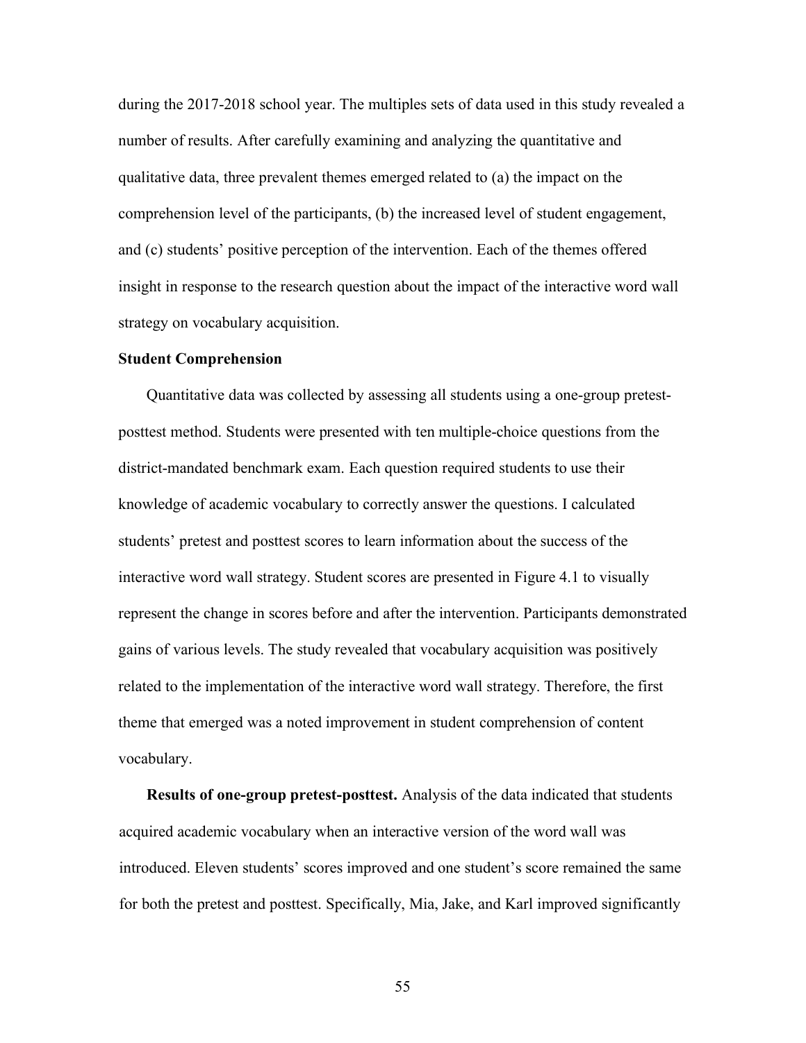during the 2017-2018 school year. The multiples sets of data used in this study revealed a number of results. After carefully examining and analyzing the quantitative and qualitative data, three prevalent themes emerged related to (a) the impact on the comprehension level of the participants, (b) the increased level of student engagement, and (c) students' positive perception of the intervention. Each of the themes offered insight in response to the research question about the impact of the interactive word wall strategy on vocabulary acquisition.

### Student Comprehension

Quantitative data was collected by assessing all students using a one-group pretest-posttest method. Students were presented with ten multiple-choice questions from the district-mandated benchmark exam. Each question required students to use their knowledge of academic vocabulary to correctly answer the questions. I calculated students' pretest and posttest scores to learn information about the success of the interactive word wall strategy. Student scores are presented in Figure 4.1 to visually represent the change in scores before and after the intervention. Participants demonstrated gains of various levels. The study revealed that vocabulary acquisition was positively related to the implementation of the interactive word wall strategy. Therefore, the first theme that emerged was a noted improvement in student comprehension of content vocabulary.

**Results of one-group pretest-posttest.** Analysis of the data indicated that students acquired academic vocabulary when an interactive version of the word wall was introduced. Eleven students' scores improved and one student's score remained the same for both the pretest and posttest. Specifically, Mia, Jake, and Karl improved significantly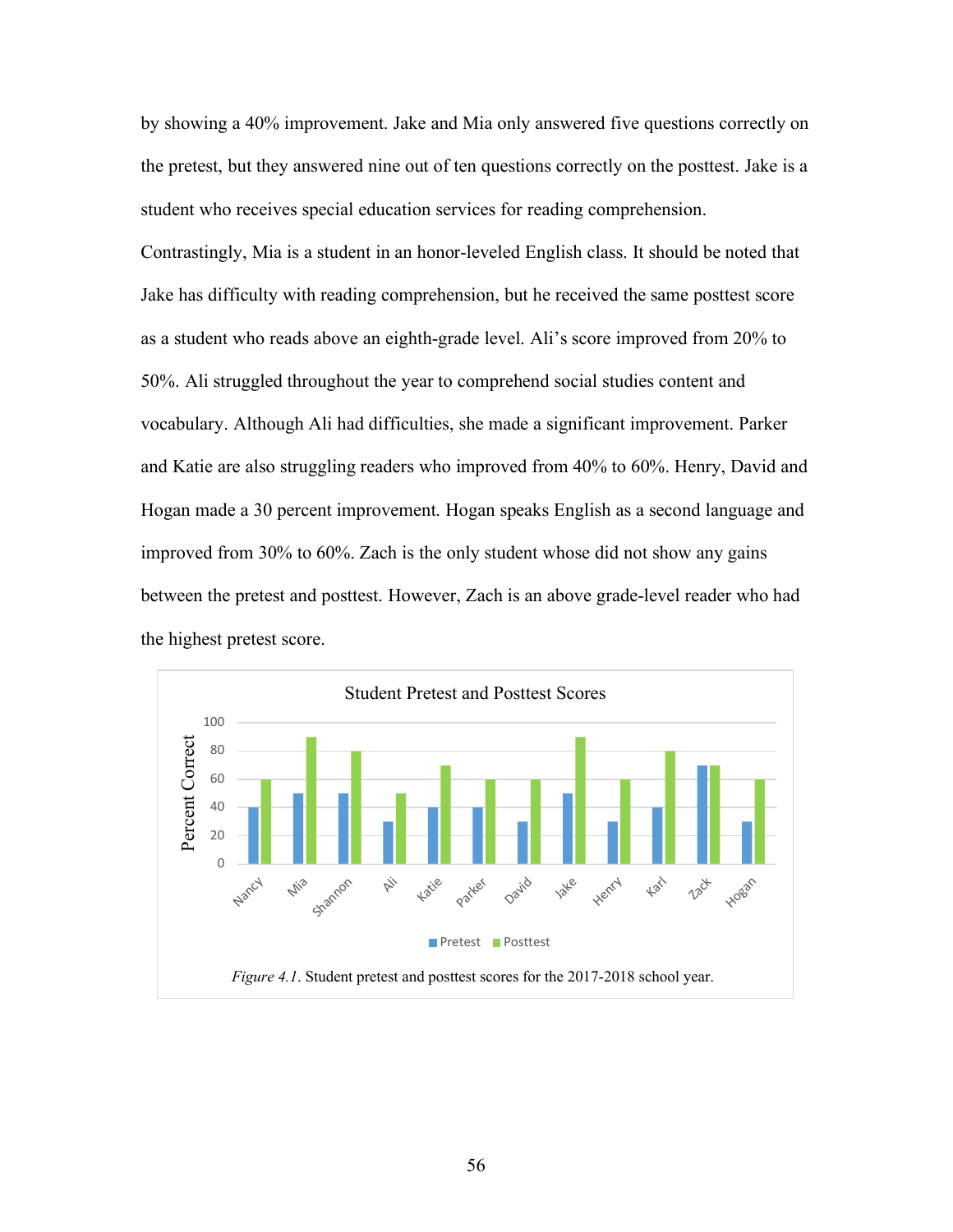by showing a 40% improvement. Jake and Mia only answered five questions correctly on the pretest, but they answered nine out of ten questions correctly on the posttest. Jake is a student who receives special education services for reading comprehension. Contrastingly, Mia is a student in an honor-leveled English class. It should be noted that Jake has difficulty with reading comprehension, but he received the same posttest score as a student who reads above an eighth-grade level. Ali's score improved from 20% to 50%. Ali struggled throughout the year to comprehend social studies content and vocabulary. Although Ali had difficulties, she made a significant improvement. Parker and Katie are also struggling readers who improved from 40% to 60%. Henry, David and Hogan made a 30 percent improvement. Hogan speaks English as a second language and improved from 30% to 60%. Zach is the only student whose did not show any gains between the pretest and posttest. However, Zach is an above grade-level reader who had the highest pretest score.

*Figure 4.1*. Student pretest and posttest scores for the 2017-2018 school year.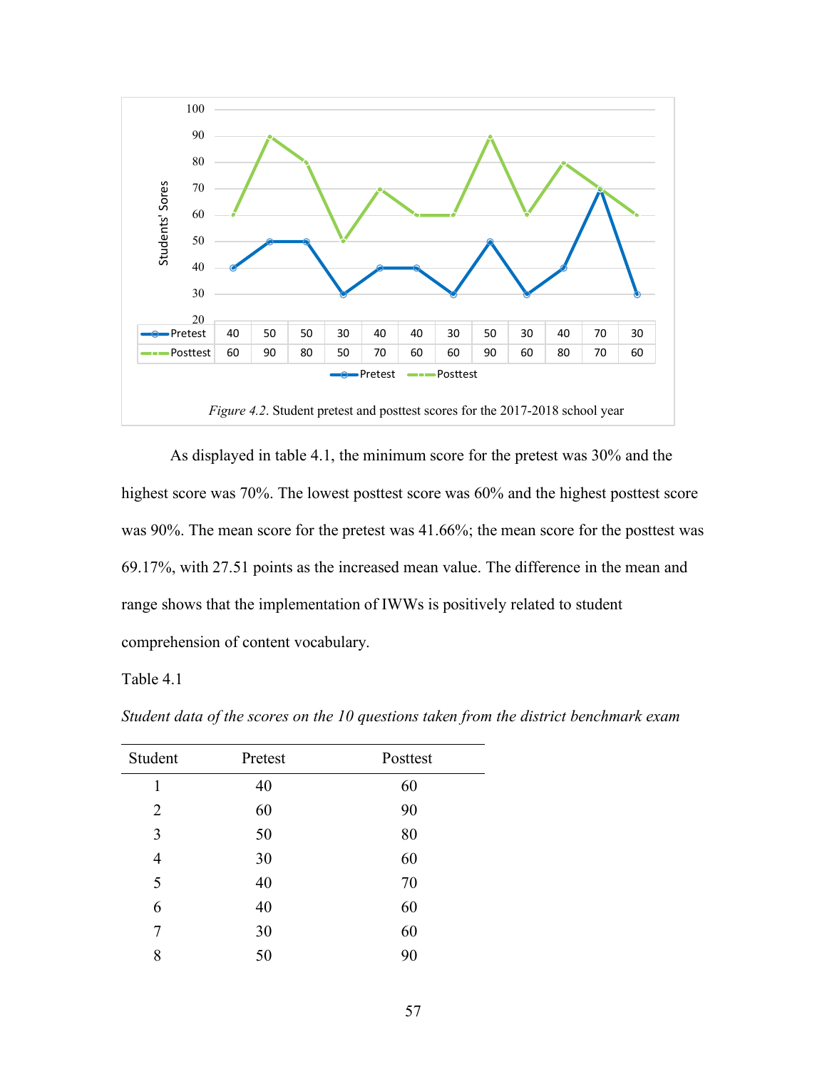| | | | | | | | | | | | | |
|---|---|---|---|---|---|---|---|---|---|---|---|---|
| Pretest | 40 | 50 | 50 | 30 | 40 | 40 | 30 | 50 | 30 | 40 | 70 | 30 |
| Posttest | 60 | 90 | 80 | 50 | 70 | 60 | 60 | 90 | 60 | 80 | 70 | 60 |

*Figure 4.2*. Student pretest and posttest scores for the 2017-2018 school year

As displayed in table 4.1, the minimum score for the pretest was 30% and the highest score was 70%. The lowest posttest score was 60% and the highest posttest score was 90%. The mean score for the pretest was 41.66%; the mean score for the posttest was 69.17%, with 27.51 points as the increased mean value. The difference in the mean and range shows that the implementation of IWWs is positively related to student comprehension of content vocabulary.

Table 4.1

*Student data of the scores on the 10 questions taken from the district benchmark exam*

| Student | Pretest | Posttest |
|---|---|---|
| 1 | 40 | 60 |
| 2 | 60 | 90 |
| 3 | 50 | 80 |
| 4 | 30 | 60 |
| 5 | 40 | 70 |
| 6 | 40 | 60 |
| 7 | 30 | 60 |
| 8 | 50 | 90 |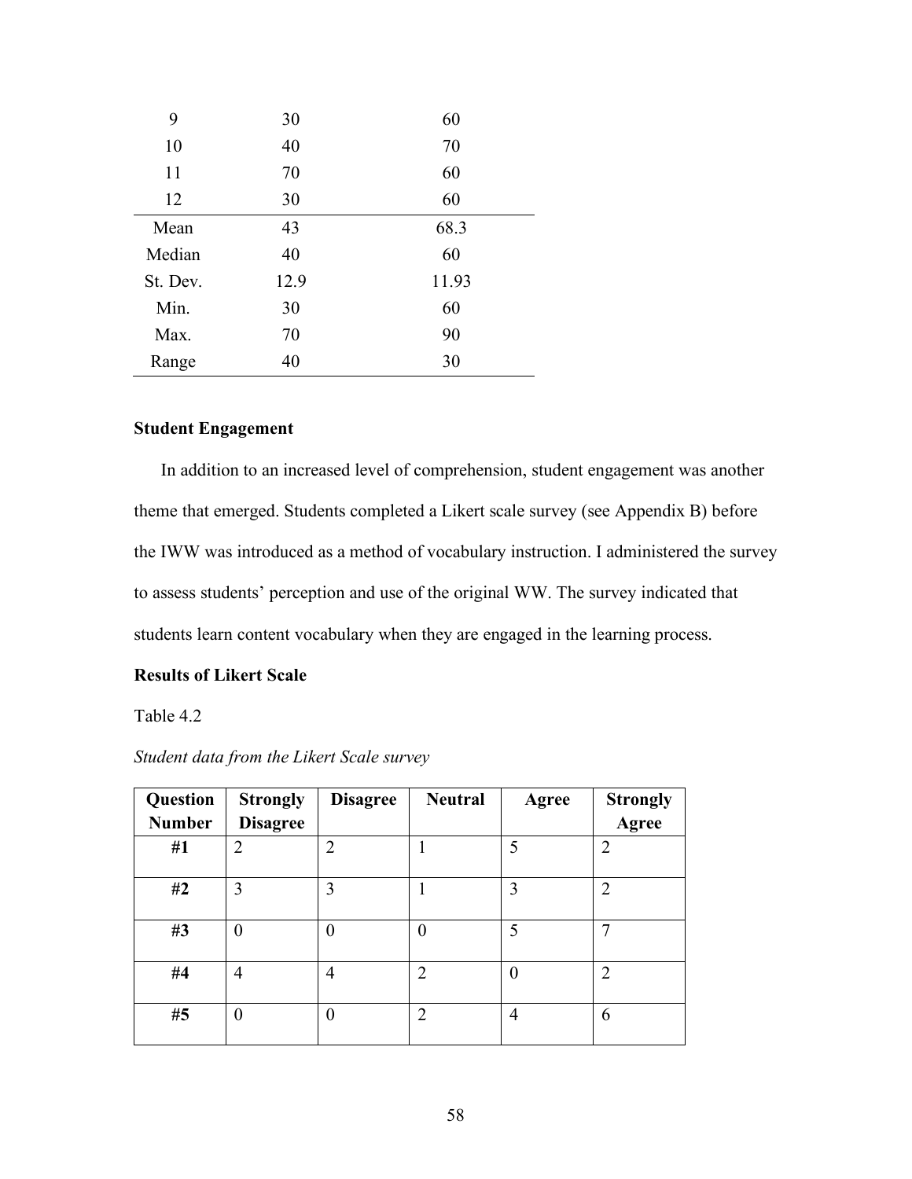| | | |
|---|---|---|
| 9 | 30 | 60 |
| 10 | 40 | 70 |
| 11 | 70 | 60 |
| 12 | 30 | 60 |
| Mean | 43 | 68.3 |
| Median | 40 | 60 |
| St. Dev. | 12.9 | 11.93 |
| Min. | 30 | 60 |
| Max. | 70 | 90 |
| Range | 40 | 30 |

**Student Engagement**

In addition to an increased level of comprehension, student engagement was another theme that emerged. Students completed a Likert scale survey (see Appendix B) before the IWW was introduced as a method of vocabulary instruction. I administered the survey to assess students' perception and use of the original WW. The survey indicated that students learn content vocabulary when they are engaged in the learning process.

**Results of Likert Scale**

Table 4.2

*Student data from the Likert Scale survey*

| Question Number | Strongly Disagree | Disagree | Neutral | Agree | Strongly Agree |
|---|---|---|---|---|---|
| **#1** | 2 | 2 | 1 | 5 | 2 |
| **#2** | 3 | 3 | 1 | 3 | 2 |
| **#3** | 0 | 0 | 0 | 5 | 7 |
| **#4** | 4 | 4 | 2 | 0 | 2 |
| **#5** | 0 | 0 | 2 | 4 | 6 |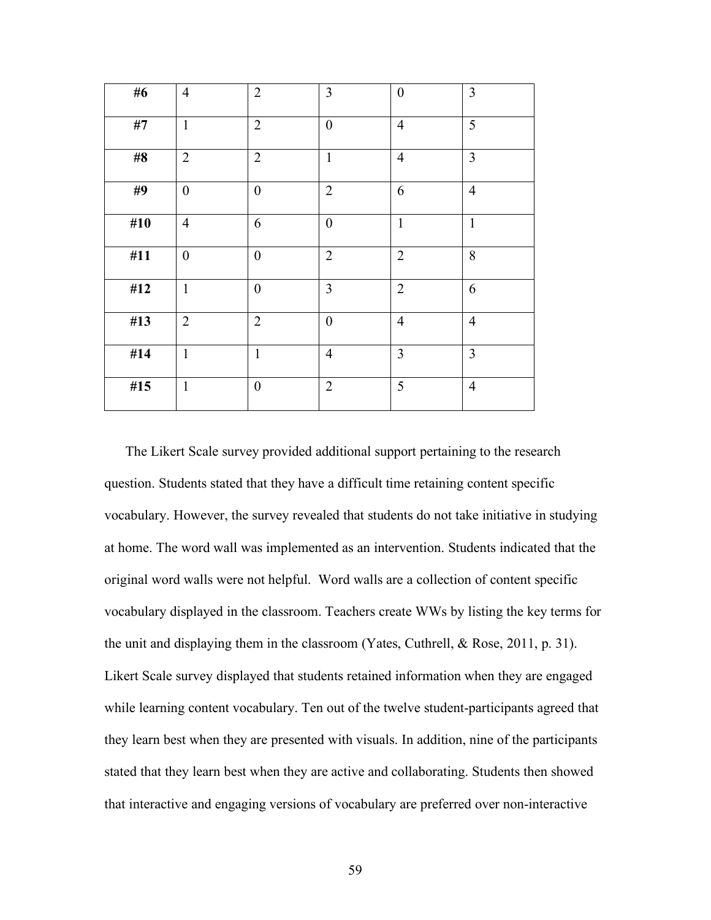| **#6** | 4 | 2 | 3 | 0 | 3 |
|---|---|---|---|---|---|
| **#7** | 1 | 2 | 0 | 4 | 5 |
| **#8** | 2 | 2 | 1 | 4 | 3 |
| **#9** | 0 | 0 | 2 | 6 | 4 |
| **#10** | 4 | 6 | 0 | 1 | 1 |
| **#11** | 0 | 0 | 2 | 2 | 8 |
| **#12** | 1 | 0 | 3 | 2 | 6 |
| **#13** | 2 | 2 | 0 | 4 | 4 |
| **#14** | 1 | 1 | 4 | 3 | 3 |
| **#15** | 1 | 0 | 2 | 5 | 4 |

The Likert Scale survey provided additional support pertaining to the research question. Students stated that they have a difficult time retaining content specific vocabulary. However, the survey revealed that students do not take initiative in studying at home. The word wall was implemented as an intervention. Students indicated that the original word walls were not helpful. Word walls are a collection of content specific vocabulary displayed in the classroom. Teachers create WWs by listing the key terms for the unit and displaying them in the classroom (Yates, Cuthrell, & Rose, 2011, p. 31). Likert Scale survey displayed that students retained information when they are engaged while learning content vocabulary. Ten out of the twelve student-participants agreed that they learn best when they are presented with visuals. In addition, nine of the participants stated that they learn best when they are active and collaborating. Students then showed that interactive and engaging versions of vocabulary are preferred over non-interactive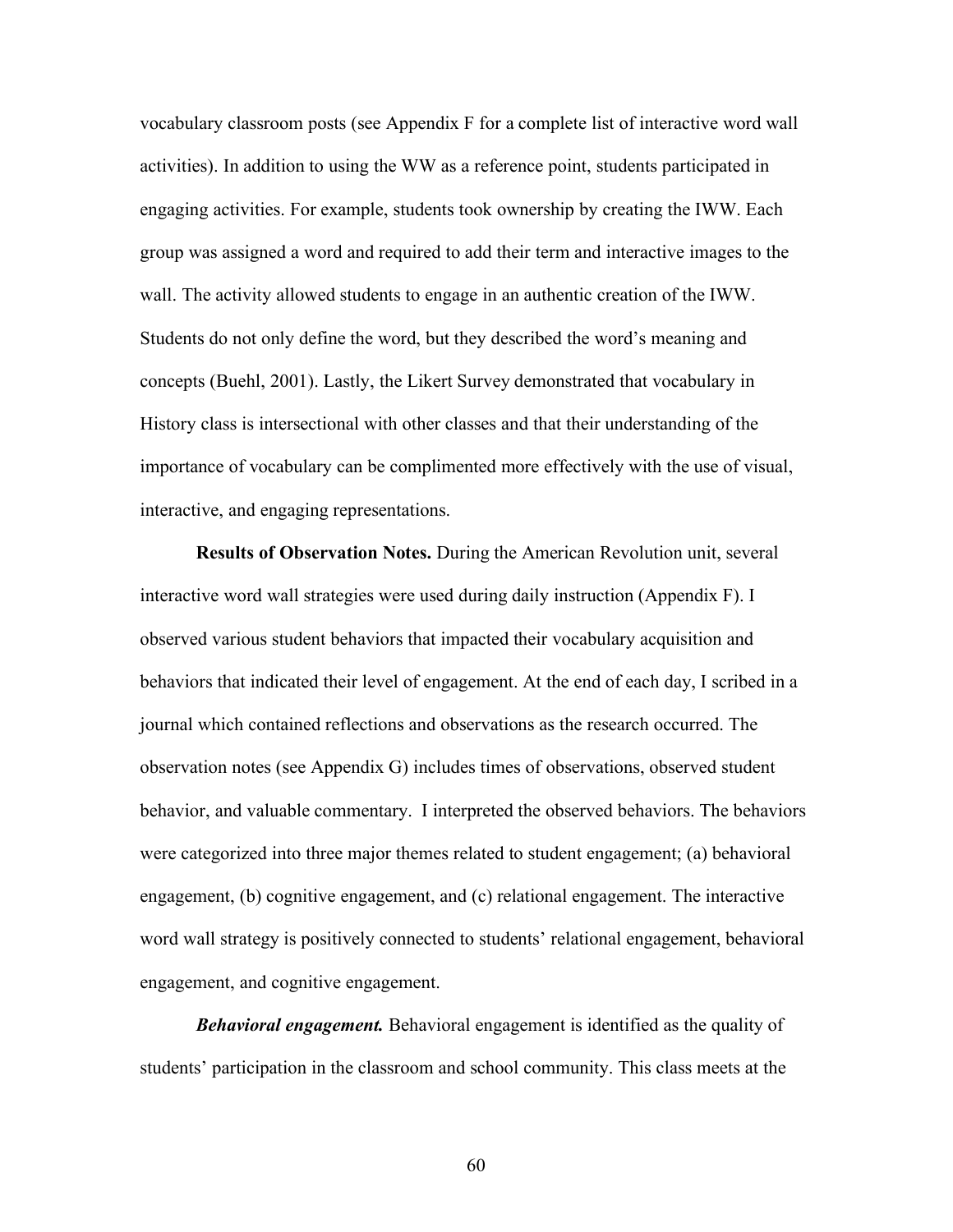vocabulary classroom posts (see Appendix F for a complete list of interactive word wall activities). In addition to using the WW as a reference point, students participated in engaging activities. For example, students took ownership by creating the IWW. Each group was assigned a word and required to add their term and interactive images to the wall. The activity allowed students to engage in an authentic creation of the IWW. Students do not only define the word, but they described the word's meaning and concepts (Buehl, 2001). Lastly, the Likert Survey demonstrated that vocabulary in History class is intersectional with other classes and that their understanding of the importance of vocabulary can be complimented more effectively with the use of visual, interactive, and engaging representations.

**Results of Observation Notes.** During the American Revolution unit, several interactive word wall strategies were used during daily instruction (Appendix F). I observed various student behaviors that impacted their vocabulary acquisition and behaviors that indicated their level of engagement. At the end of each day, I scribed in a journal which contained reflections and observations as the research occurred. The observation notes (see Appendix G) includes times of observations, observed student behavior, and valuable commentary. I interpreted the observed behaviors. The behaviors were categorized into three major themes related to student engagement; (a) behavioral engagement, (b) cognitive engagement, and (c) relational engagement. The interactive word wall strategy is positively connected to students' relational engagement, behavioral engagement, and cognitive engagement.

***Behavioral engagement.*** Behavioral engagement is identified as the quality of students' participation in the classroom and school community. This class meets at the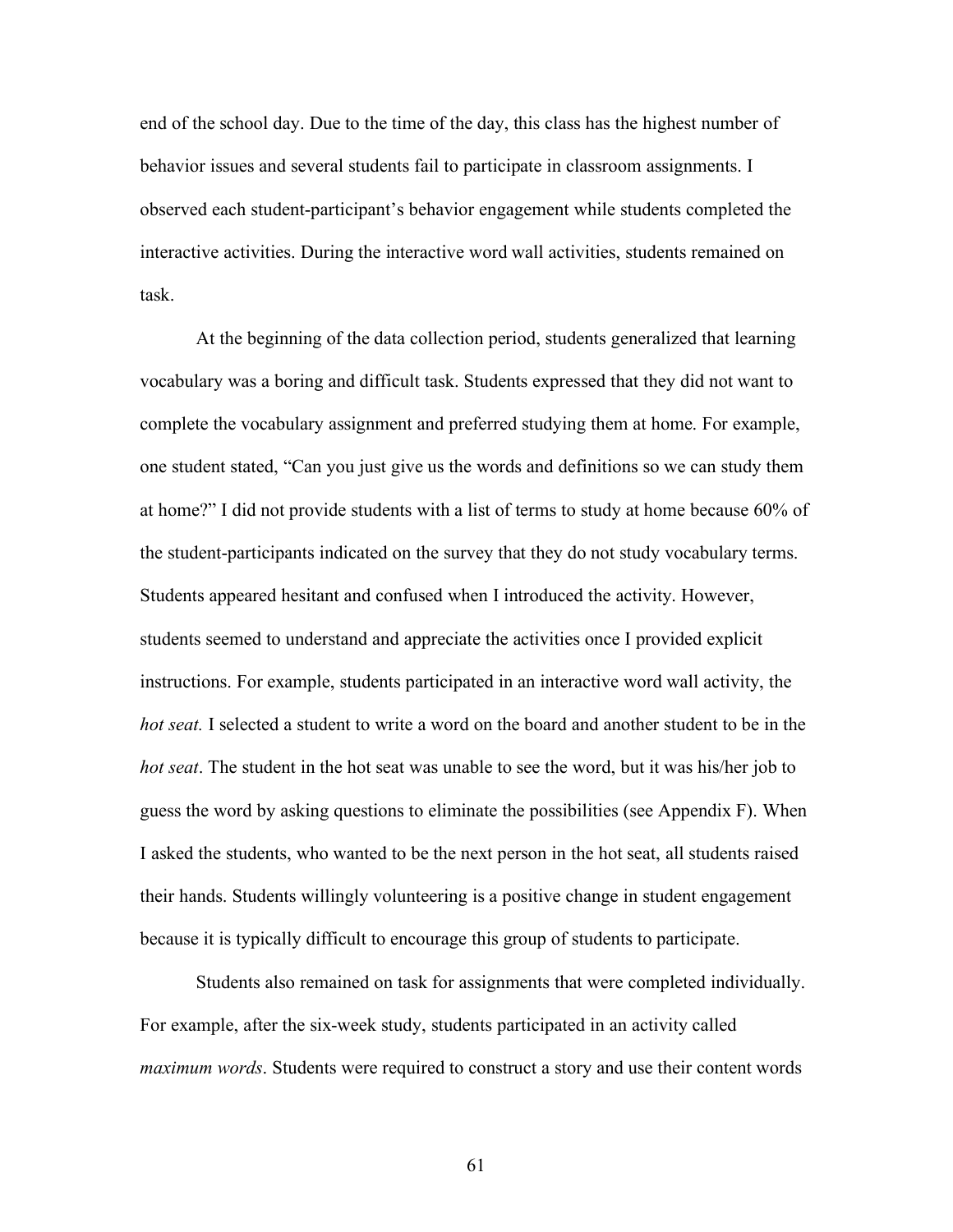end of the school day. Due to the time of the day, this class has the highest number of behavior issues and several students fail to participate in classroom assignments. I observed each student-participant's behavior engagement while students completed the interactive activities. During the interactive word wall activities, students remained on task.

At the beginning of the data collection period, students generalized that learning vocabulary was a boring and difficult task. Students expressed that they did not want to complete the vocabulary assignment and preferred studying them at home. For example, one student stated, "Can you just give us the words and definitions so we can study them at home?" I did not provide students with a list of terms to study at home because 60% of the student-participants indicated on the survey that they do not study vocabulary terms. Students appeared hesitant and confused when I introduced the activity. However, students seemed to understand and appreciate the activities once I provided explicit instructions. For example, students participated in an interactive word wall activity, the *hot seat.* I selected a student to write a word on the board and another student to be in the *hot seat*. The student in the hot seat was unable to see the word, but it was his/her job to guess the word by asking questions to eliminate the possibilities (see Appendix F). When I asked the students, who wanted to be the next person in the hot seat, all students raised their hands. Students willingly volunteering is a positive change in student engagement because it is typically difficult to encourage this group of students to participate.

Students also remained on task for assignments that were completed individually. For example, after the six-week study, students participated in an activity called *maximum words*. Students were required to construct a story and use their content words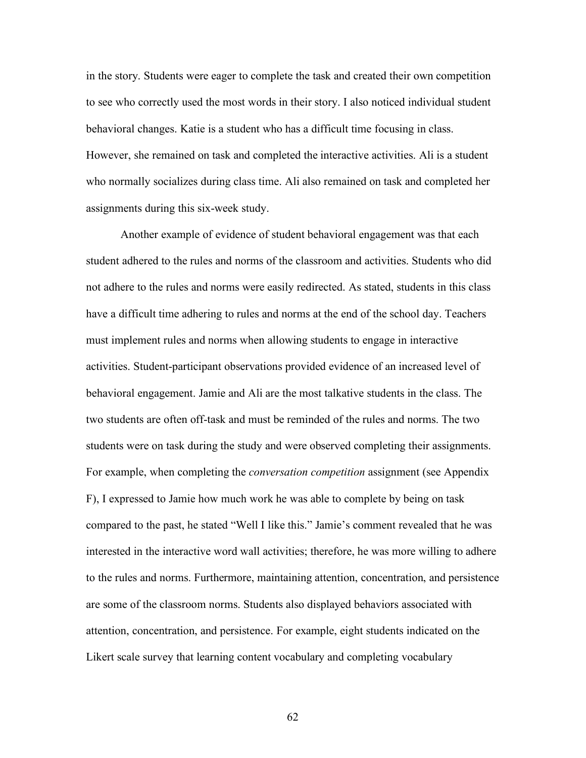in the story. Students were eager to complete the task and created their own competition to see who correctly used the most words in their story. I also noticed individual student behavioral changes. Katie is a student who has a difficult time focusing in class. However, she remained on task and completed the interactive activities. Ali is a student who normally socializes during class time. Ali also remained on task and completed her assignments during this six-week study.

Another example of evidence of student behavioral engagement was that each student adhered to the rules and norms of the classroom and activities. Students who did not adhere to the rules and norms were easily redirected. As stated, students in this class have a difficult time adhering to rules and norms at the end of the school day. Teachers must implement rules and norms when allowing students to engage in interactive activities. Student-participant observations provided evidence of an increased level of behavioral engagement. Jamie and Ali are the most talkative students in the class. The two students are often off-task and must be reminded of the rules and norms. The two students were on task during the study and were observed completing their assignments. For example, when completing the *conversation competition* assignment (see Appendix F), I expressed to Jamie how much work he was able to complete by being on task compared to the past, he stated "Well I like this." Jamie's comment revealed that he was interested in the interactive word wall activities; therefore, he was more willing to adhere to the rules and norms. Furthermore, maintaining attention, concentration, and persistence are some of the classroom norms. Students also displayed behaviors associated with attention, concentration, and persistence. For example, eight students indicated on the Likert scale survey that learning content vocabulary and completing vocabulary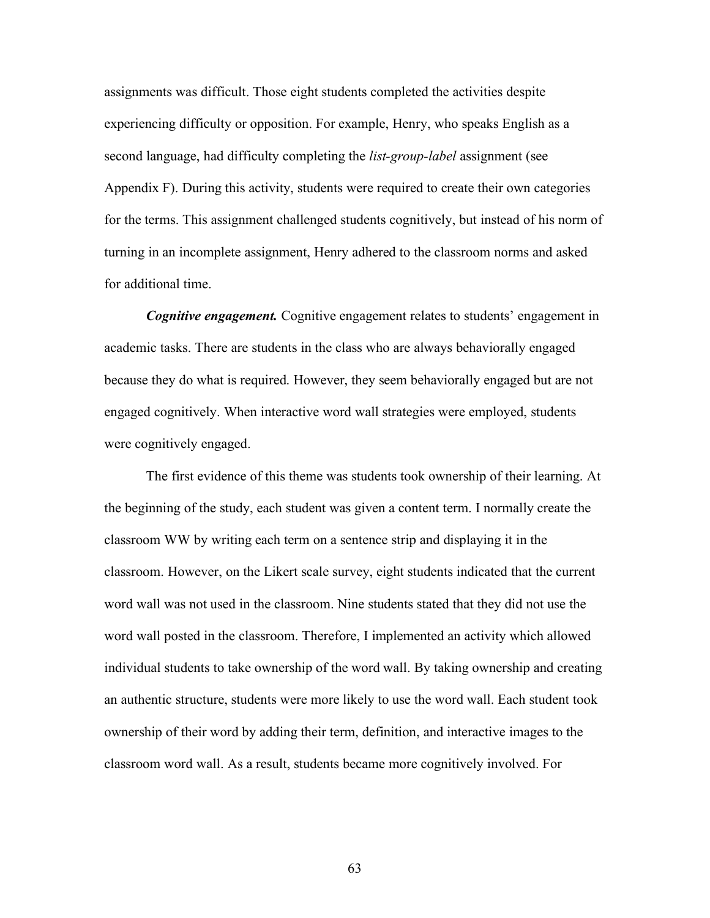assignments was difficult. Those eight students completed the activities despite experiencing difficulty or opposition. For example, Henry, who speaks English as a second language, had difficulty completing the *list-group-label* assignment (see Appendix F). During this activity, students were required to create their own categories for the terms. This assignment challenged students cognitively, but instead of his norm of turning in an incomplete assignment, Henry adhered to the classroom norms and asked for additional time.

***Cognitive engagement.*** Cognitive engagement relates to students' engagement in academic tasks. There are students in the class who are always behaviorally engaged because they do what is required. However, they seem behaviorally engaged but are not engaged cognitively. When interactive word wall strategies were employed, students were cognitively engaged.

The first evidence of this theme was students took ownership of their learning. At the beginning of the study, each student was given a content term. I normally create the classroom WW by writing each term on a sentence strip and displaying it in the classroom. However, on the Likert scale survey, eight students indicated that the current word wall was not used in the classroom. Nine students stated that they did not use the word wall posted in the classroom. Therefore, I implemented an activity which allowed individual students to take ownership of the word wall. By taking ownership and creating an authentic structure, students were more likely to use the word wall. Each student took ownership of their word by adding their term, definition, and interactive images to the classroom word wall. As a result, students became more cognitively involved. For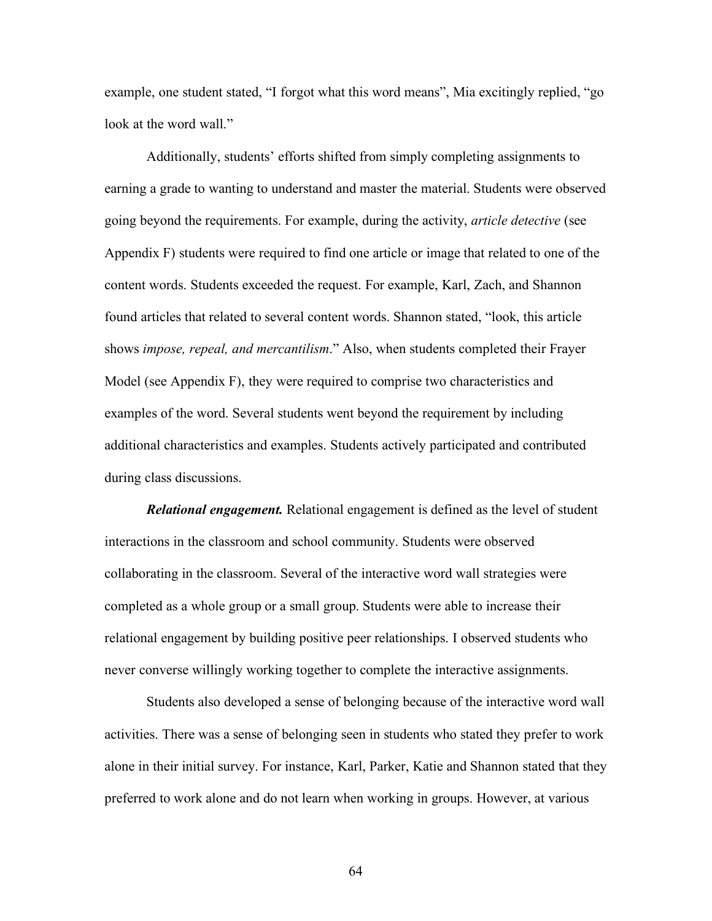example, one student stated, "I forgot what this word means", Mia excitingly replied, "go look at the word wall."

Additionally, students' efforts shifted from simply completing assignments to earning a grade to wanting to understand and master the material. Students were observed going beyond the requirements. For example, during the activity, *article detective* (see Appendix F) students were required to find one article or image that related to one of the content words. Students exceeded the request. For example, Karl, Zach, and Shannon found articles that related to several content words. Shannon stated, "look, this article shows *impose, repeal, and mercantilism*." Also, when students completed their Frayer Model (see Appendix F), they were required to comprise two characteristics and examples of the word. Several students went beyond the requirement by including additional characteristics and examples. Students actively participated and contributed during class discussions.

***Relational engagement.*** Relational engagement is defined as the level of student interactions in the classroom and school community. Students were observed collaborating in the classroom. Several of the interactive word wall strategies were completed as a whole group or a small group. Students were able to increase their relational engagement by building positive peer relationships. I observed students who never converse willingly working together to complete the interactive assignments.

Students also developed a sense of belonging because of the interactive word wall activities. There was a sense of belonging seen in students who stated they prefer to work alone in their initial survey. For instance, Karl, Parker, Katie and Shannon stated that they preferred to work alone and do not learn when working in groups. However, at various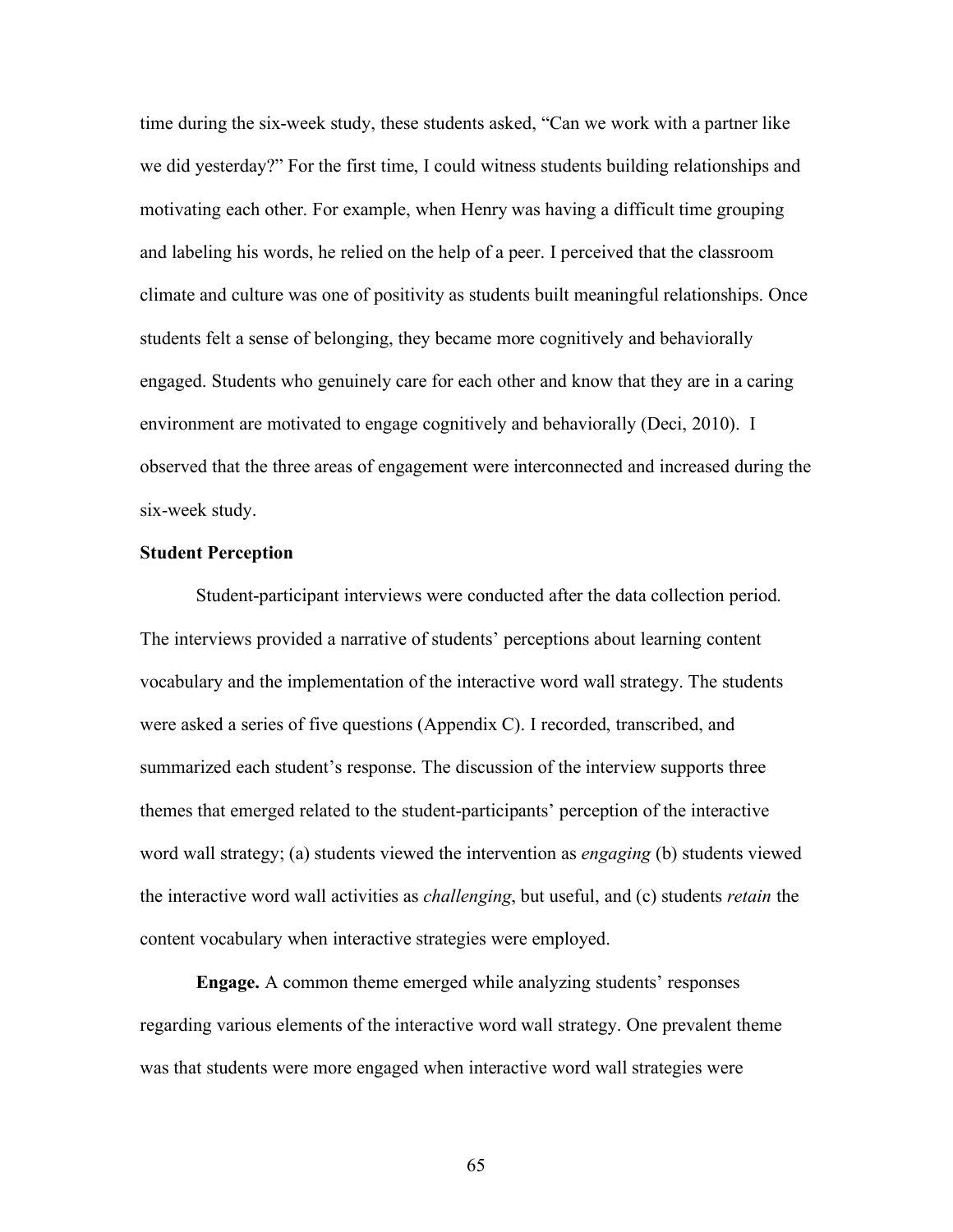time during the six-week study, these students asked, "Can we work with a partner like we did yesterday?" For the first time, I could witness students building relationships and motivating each other. For example, when Henry was having a difficult time grouping and labeling his words, he relied on the help of a peer. I perceived that the classroom climate and culture was one of positivity as students built meaningful relationships. Once students felt a sense of belonging, they became more cognitively and behaviorally engaged. Students who genuinely care for each other and know that they are in a caring environment are motivated to engage cognitively and behaviorally (Deci, 2010). I observed that the three areas of engagement were interconnected and increased during the six-week study.

### Student Perception

Student-participant interviews were conducted after the data collection period. The interviews provided a narrative of students' perceptions about learning content vocabulary and the implementation of the interactive word wall strategy. The students were asked a series of five questions (Appendix C). I recorded, transcribed, and summarized each student's response. The discussion of the interview supports three themes that emerged related to the student-participants' perception of the interactive word wall strategy; (a) students viewed the intervention as *engaging* (b) students viewed the interactive word wall activities as *challenging*, but useful, and (c) students *retain* the content vocabulary when interactive strategies were employed.

**Engage.** A common theme emerged while analyzing students' responses regarding various elements of the interactive word wall strategy. One prevalent theme was that students were more engaged when interactive word wall strategies were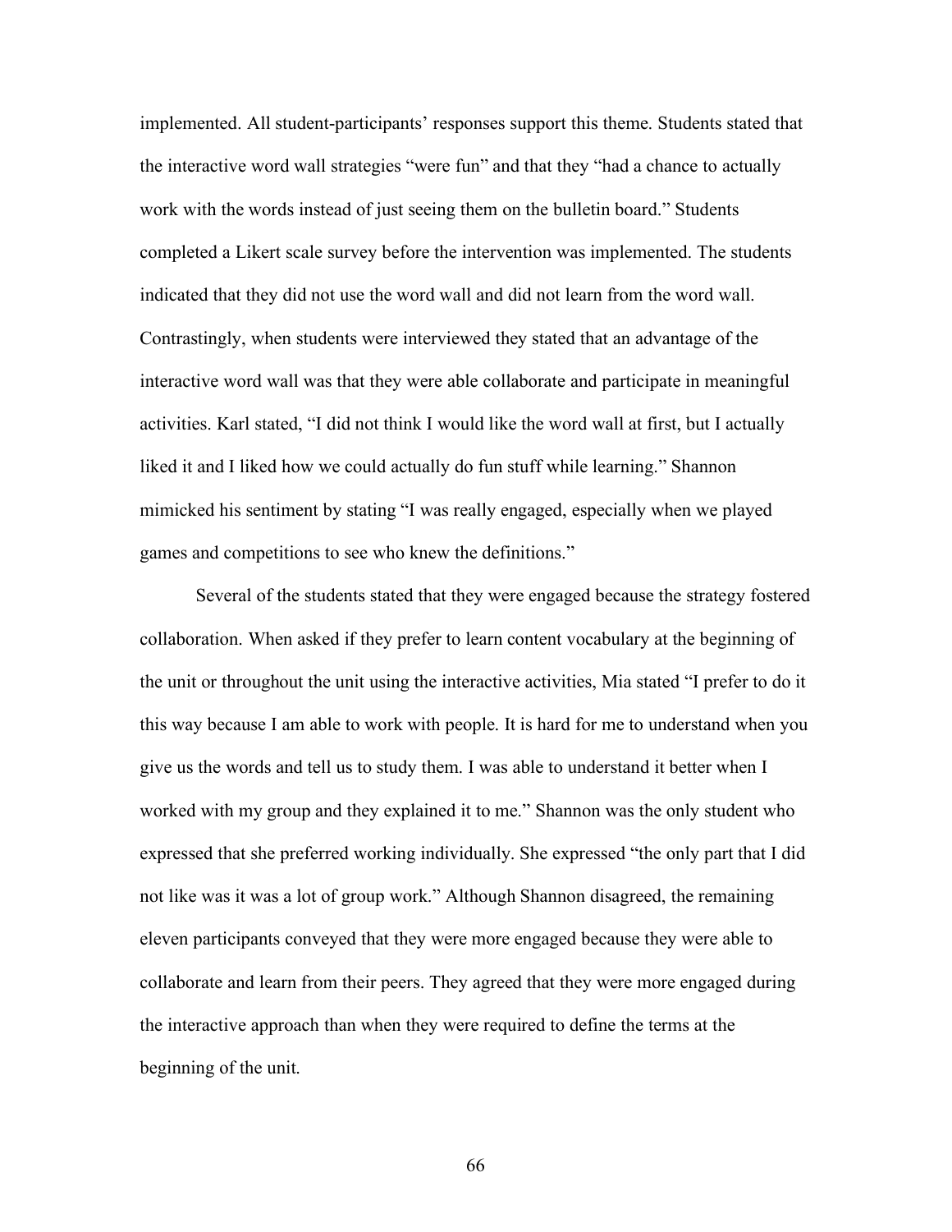implemented. All student-participants' responses support this theme. Students stated that the interactive word wall strategies "were fun" and that they "had a chance to actually work with the words instead of just seeing them on the bulletin board." Students completed a Likert scale survey before the intervention was implemented. The students indicated that they did not use the word wall and did not learn from the word wall. Contrastingly, when students were interviewed they stated that an advantage of the interactive word wall was that they were able collaborate and participate in meaningful activities. Karl stated, "I did not think I would like the word wall at first, but I actually liked it and I liked how we could actually do fun stuff while learning." Shannon mimicked his sentiment by stating "I was really engaged, especially when we played games and competitions to see who knew the definitions."

Several of the students stated that they were engaged because the strategy fostered collaboration. When asked if they prefer to learn content vocabulary at the beginning of the unit or throughout the unit using the interactive activities, Mia stated "I prefer to do it this way because I am able to work with people. It is hard for me to understand when you give us the words and tell us to study them. I was able to understand it better when I worked with my group and they explained it to me." Shannon was the only student who expressed that she preferred working individually. She expressed "the only part that I did not like was it was a lot of group work." Although Shannon disagreed, the remaining eleven participants conveyed that they were more engaged because they were able to collaborate and learn from their peers. They agreed that they were more engaged during the interactive approach than when they were required to define the terms at the beginning of the unit.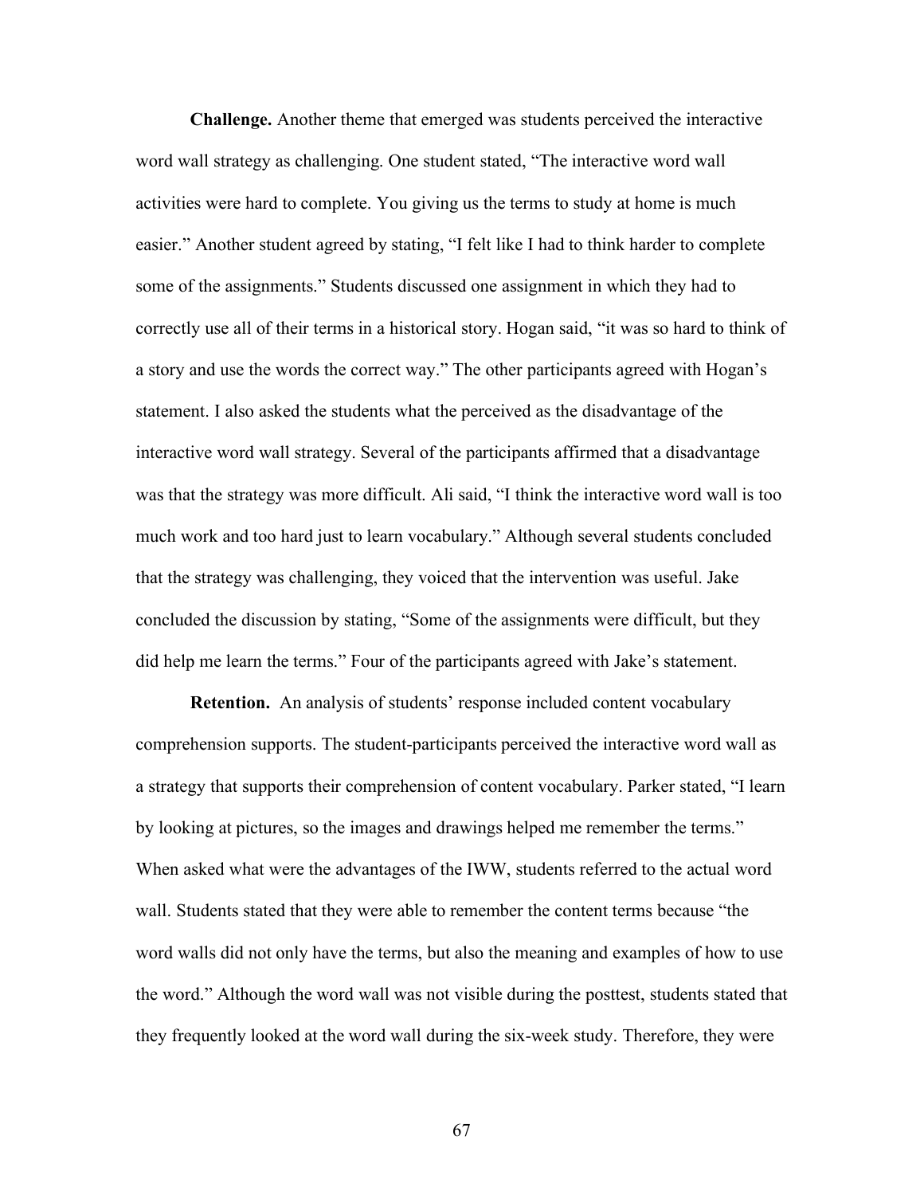**Challenge.** Another theme that emerged was students perceived the interactive word wall strategy as challenging. One student stated, “The interactive word wall activities were hard to complete. You giving us the terms to study at home is much easier.” Another student agreed by stating, “I felt like I had to think harder to complete some of the assignments.” Students discussed one assignment in which they had to correctly use all of their terms in a historical story. Hogan said, “it was so hard to think of a story and use the words the correct way.” The other participants agreed with Hogan’s statement. I also asked the students what the perceived as the disadvantage of the interactive word wall strategy. Several of the participants affirmed that a disadvantage was that the strategy was more difficult. Ali said, “I think the interactive word wall is too much work and too hard just to learn vocabulary.” Although several students concluded that the strategy was challenging, they voiced that the intervention was useful. Jake concluded the discussion by stating, “Some of the assignments were difficult, but they did help me learn the terms.” Four of the participants agreed with Jake’s statement.

**Retention.** An analysis of students’ response included content vocabulary comprehension supports. The student-participants perceived the interactive word wall as a strategy that supports their comprehension of content vocabulary. Parker stated, “I learn by looking at pictures, so the images and drawings helped me remember the terms.” When asked what were the advantages of the IWW, students referred to the actual word wall. Students stated that they were able to remember the content terms because “the word walls did not only have the terms, but also the meaning and examples of how to use the word.” Although the word wall was not visible during the posttest, students stated that they frequently looked at the word wall during the six-week study. Therefore, they were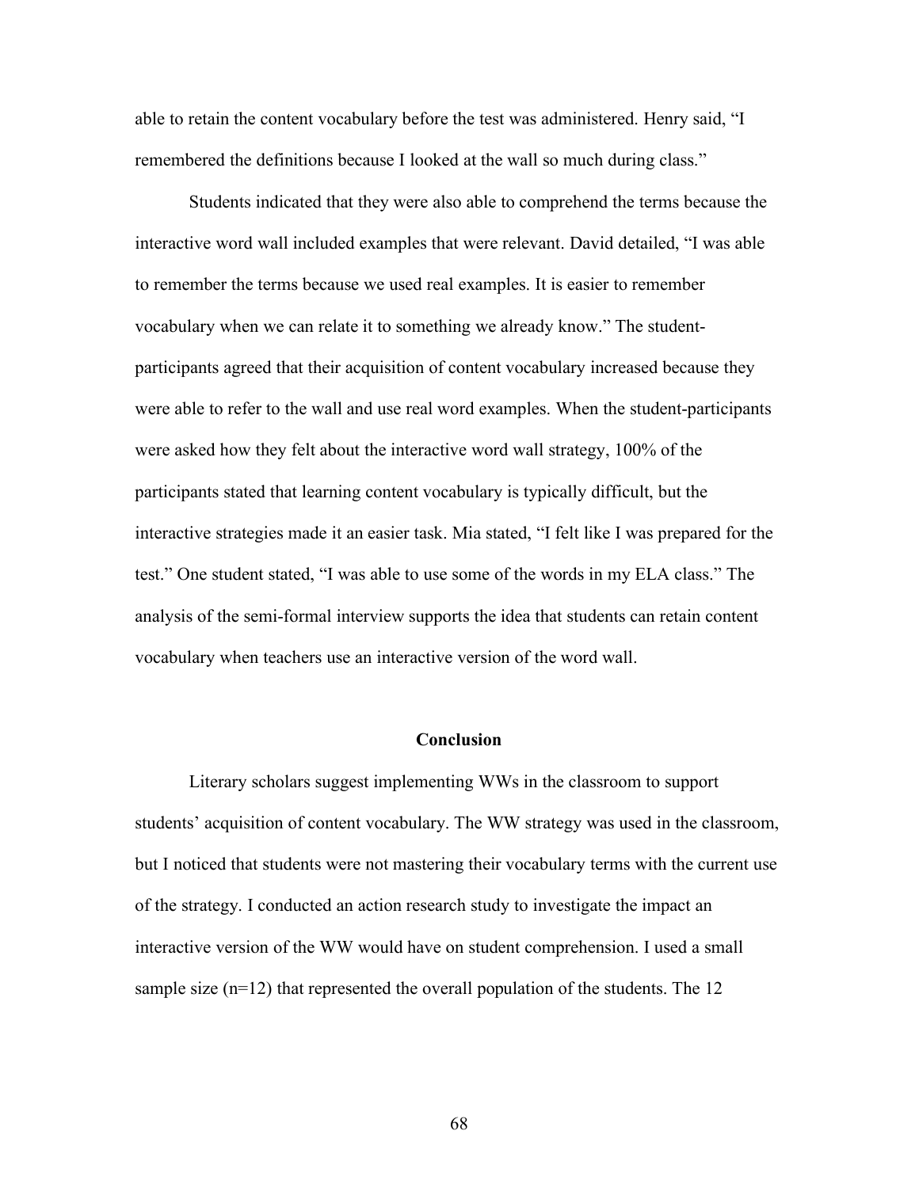able to retain the content vocabulary before the test was administered. Henry said, "I remembered the definitions because I looked at the wall so much during class."

Students indicated that they were also able to comprehend the terms because the interactive word wall included examples that were relevant. David detailed, "I was able to remember the terms because we used real examples. It is easier to remember vocabulary when we can relate it to something we already know." The student-participants agreed that their acquisition of content vocabulary increased because they were able to refer to the wall and use real word examples. When the student-participants were asked how they felt about the interactive word wall strategy, 100% of the participants stated that learning content vocabulary is typically difficult, but the interactive strategies made it an easier task. Mia stated, "I felt like I was prepared for the test." One student stated, "I was able to use some of the words in my ELA class." The analysis of the semi-formal interview supports the idea that students can retain content vocabulary when teachers use an interactive version of the word wall.

## Conclusion

Literary scholars suggest implementing WWs in the classroom to support students' acquisition of content vocabulary. The WW strategy was used in the classroom, but I noticed that students were not mastering their vocabulary terms with the current use of the strategy. I conducted an action research study to investigate the impact an interactive version of the WW would have on student comprehension. I used a small sample size (n=12) that represented the overall population of the students. The 12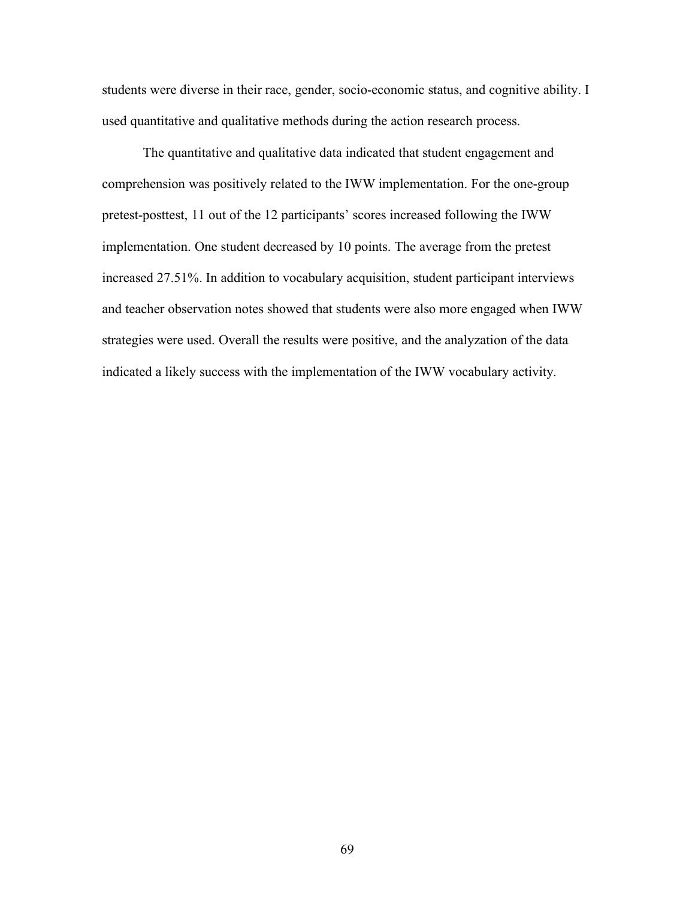students were diverse in their race, gender, socio-economic status, and cognitive ability. I used quantitative and qualitative methods during the action research process.

The quantitative and qualitative data indicated that student engagement and comprehension was positively related to the IWW implementation. For the one-group pretest-posttest, 11 out of the 12 participants' scores increased following the IWW implementation. One student decreased by 10 points. The average from the pretest increased 27.51%. In addition to vocabulary acquisition, student participant interviews and teacher observation notes showed that students were also more engaged when IWW strategies were used. Overall the results were positive, and the analyzation of the data indicated a likely success with the implementation of the IWW vocabulary activity.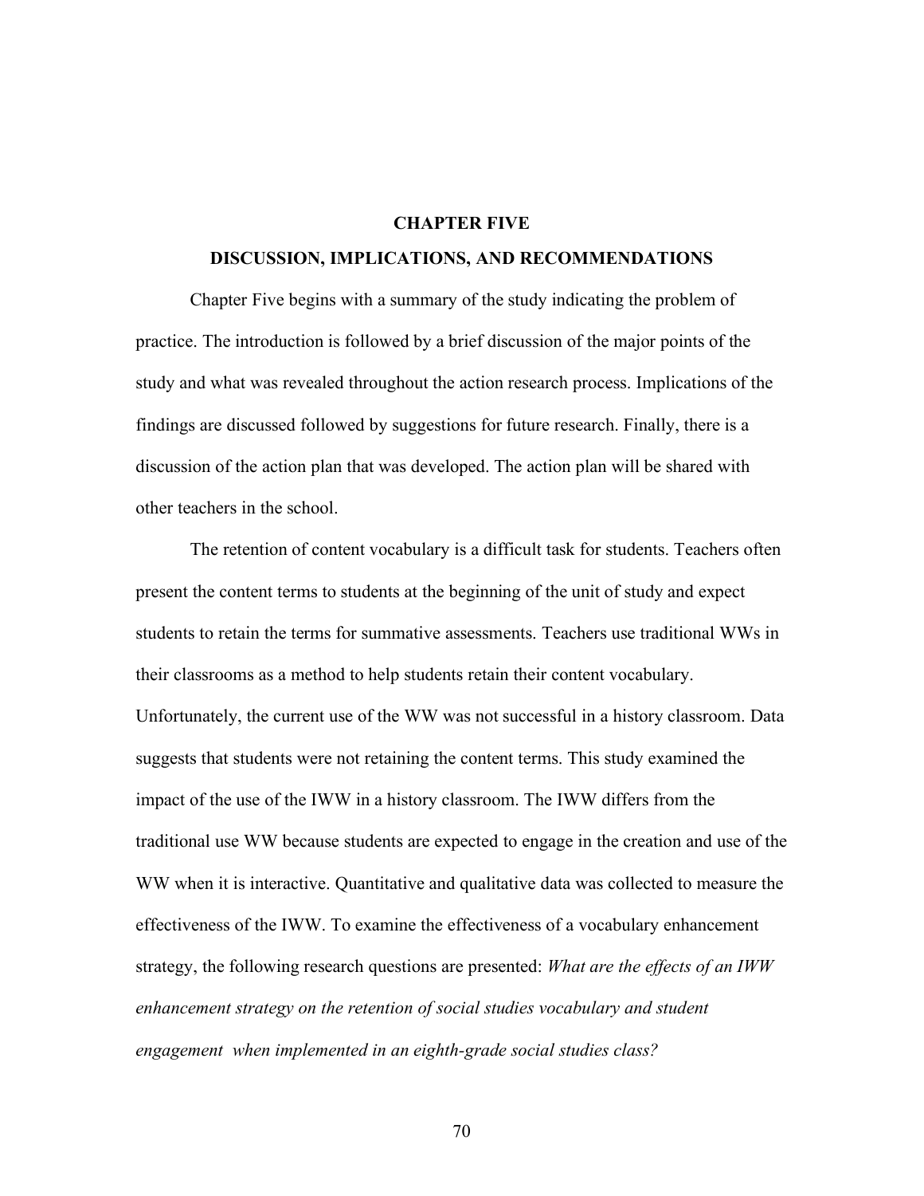# CHAPTER FIVE

## DISCUSSION, IMPLICATIONS, AND RECOMMENDATIONS

Chapter Five begins with a summary of the study indicating the problem of practice. The introduction is followed by a brief discussion of the major points of the study and what was revealed throughout the action research process. Implications of the findings are discussed followed by suggestions for future research. Finally, there is a discussion of the action plan that was developed. The action plan will be shared with other teachers in the school.

The retention of content vocabulary is a difficult task for students. Teachers often present the content terms to students at the beginning of the unit of study and expect students to retain the terms for summative assessments. Teachers use traditional WWs in their classrooms as a method to help students retain their content vocabulary. Unfortunately, the current use of the WW was not successful in a history classroom. Data suggests that students were not retaining the content terms. This study examined the impact of the use of the IWW in a history classroom. The IWW differs from the traditional use WW because students are expected to engage in the creation and use of the WW when it is interactive. Quantitative and qualitative data was collected to measure the effectiveness of the IWW. To examine the effectiveness of a vocabulary enhancement strategy, the following research questions are presented: *What are the effects of an IWW enhancement strategy on the retention of social studies vocabulary and student engagement when implemented in an eighth-grade social studies class?*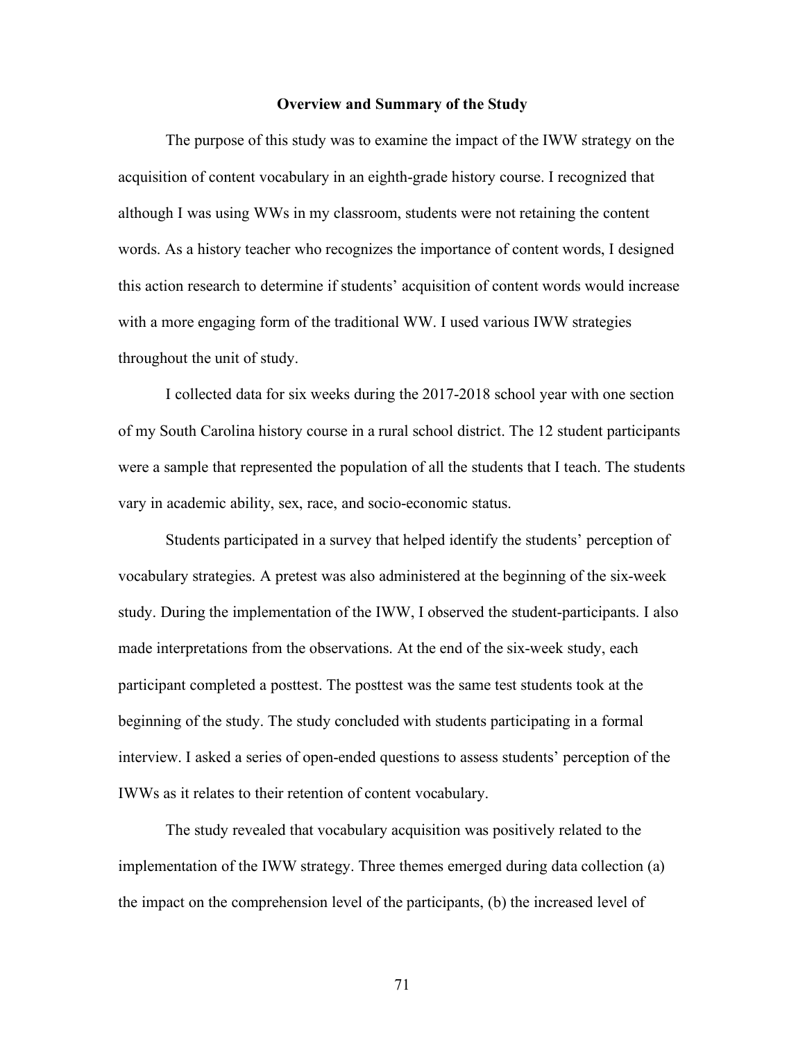## Overview and Summary of the Study

The purpose of this study was to examine the impact of the IWW strategy on the acquisition of content vocabulary in an eighth-grade history course. I recognized that although I was using WWs in my classroom, students were not retaining the content words. As a history teacher who recognizes the importance of content words, I designed this action research to determine if students' acquisition of content words would increase with a more engaging form of the traditional WW. I used various IWW strategies throughout the unit of study.

I collected data for six weeks during the 2017-2018 school year with one section of my South Carolina history course in a rural school district. The 12 student participants were a sample that represented the population of all the students that I teach. The students vary in academic ability, sex, race, and socio-economic status.

Students participated in a survey that helped identify the students' perception of vocabulary strategies. A pretest was also administered at the beginning of the six-week study. During the implementation of the IWW, I observed the student-participants. I also made interpretations from the observations. At the end of the six-week study, each participant completed a posttest. The posttest was the same test students took at the beginning of the study. The study concluded with students participating in a formal interview. I asked a series of open-ended questions to assess students' perception of the IWWs as it relates to their retention of content vocabulary.

The study revealed that vocabulary acquisition was positively related to the implementation of the IWW strategy. Three themes emerged during data collection (a) the impact on the comprehension level of the participants, (b) the increased level of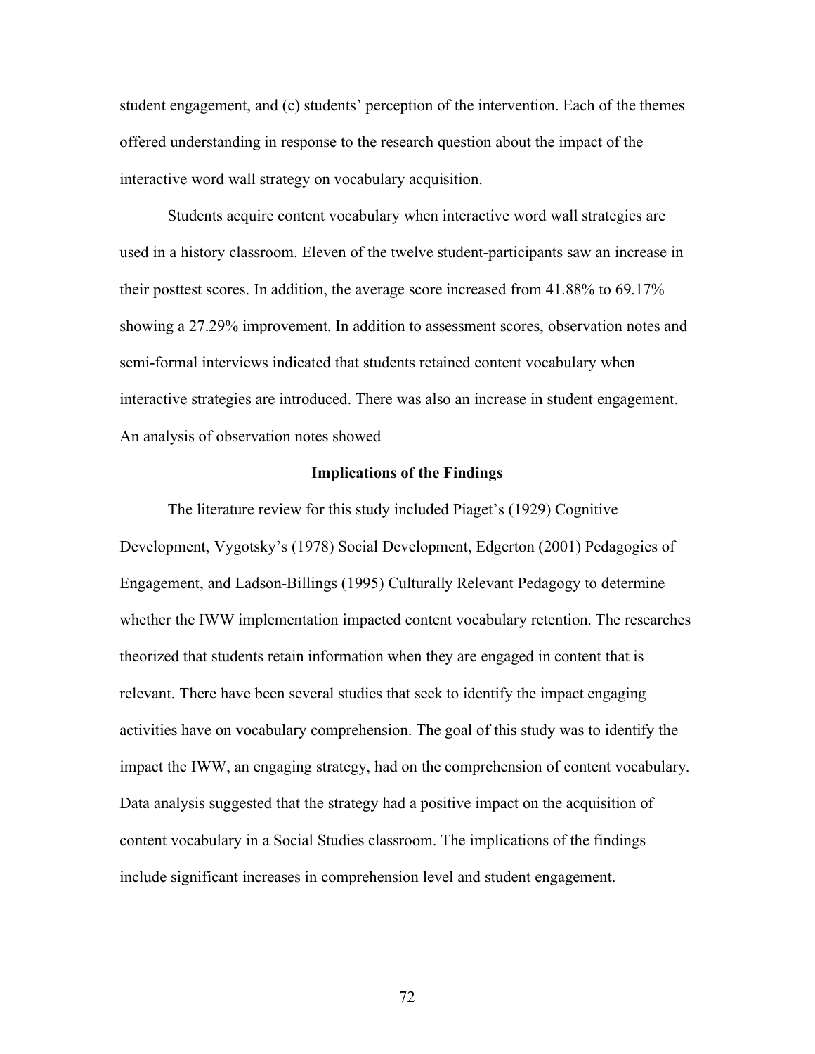student engagement, and (c) students' perception of the intervention. Each of the themes offered understanding in response to the research question about the impact of the interactive word wall strategy on vocabulary acquisition.

Students acquire content vocabulary when interactive word wall strategies are used in a history classroom. Eleven of the twelve student-participants saw an increase in their posttest scores. In addition, the average score increased from 41.88% to 69.17% showing a 27.29% improvement. In addition to assessment scores, observation notes and semi-formal interviews indicated that students retained content vocabulary when interactive strategies are introduced. There was also an increase in student engagement. An analysis of observation notes showed

## Implications of the Findings

The literature review for this study included Piaget's (1929) Cognitive Development, Vygotsky's (1978) Social Development, Edgerton (2001) Pedagogies of Engagement, and Ladson-Billings (1995) Culturally Relevant Pedagogy to determine whether the IWW implementation impacted content vocabulary retention. The researches theorized that students retain information when they are engaged in content that is relevant. There have been several studies that seek to identify the impact engaging activities have on vocabulary comprehension. The goal of this study was to identify the impact the IWW, an engaging strategy, had on the comprehension of content vocabulary. Data analysis suggested that the strategy had a positive impact on the acquisition of content vocabulary in a Social Studies classroom. The implications of the findings include significant increases in comprehension level and student engagement.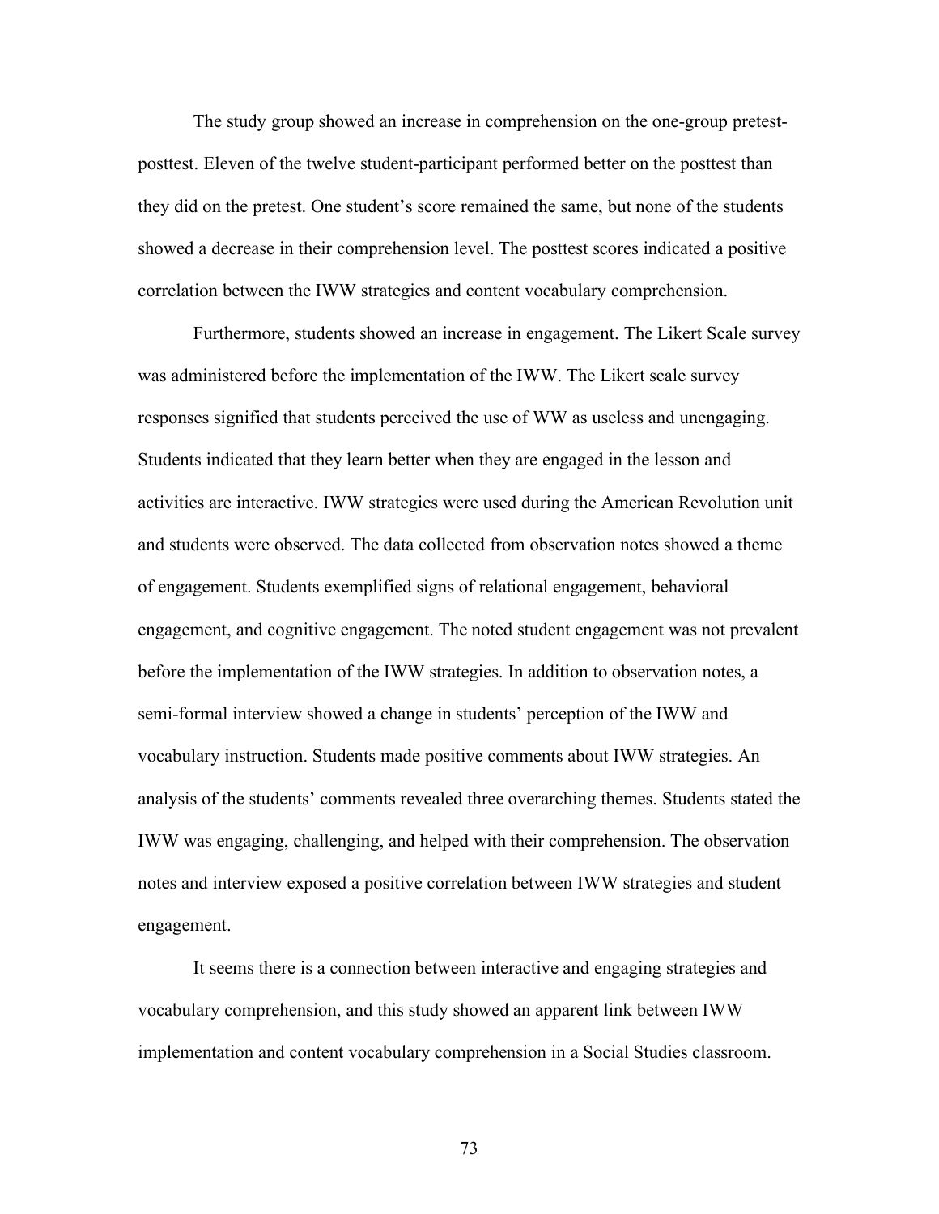The study group showed an increase in comprehension on the one-group pretest-posttest. Eleven of the twelve student-participant performed better on the posttest than they did on the pretest. One student's score remained the same, but none of the students showed a decrease in their comprehension level. The posttest scores indicated a positive correlation between the IWW strategies and content vocabulary comprehension.

Furthermore, students showed an increase in engagement. The Likert Scale survey was administered before the implementation of the IWW. The Likert scale survey responses signified that students perceived the use of WW as useless and unengaging. Students indicated that they learn better when they are engaged in the lesson and activities are interactive. IWW strategies were used during the American Revolution unit and students were observed. The data collected from observation notes showed a theme of engagement. Students exemplified signs of relational engagement, behavioral engagement, and cognitive engagement. The noted student engagement was not prevalent before the implementation of the IWW strategies. In addition to observation notes, a semi-formal interview showed a change in students' perception of the IWW and vocabulary instruction. Students made positive comments about IWW strategies. An analysis of the students' comments revealed three overarching themes. Students stated the IWW was engaging, challenging, and helped with their comprehension. The observation notes and interview exposed a positive correlation between IWW strategies and student engagement.

It seems there is a connection between interactive and engaging strategies and vocabulary comprehension, and this study showed an apparent link between IWW implementation and content vocabulary comprehension in a Social Studies classroom.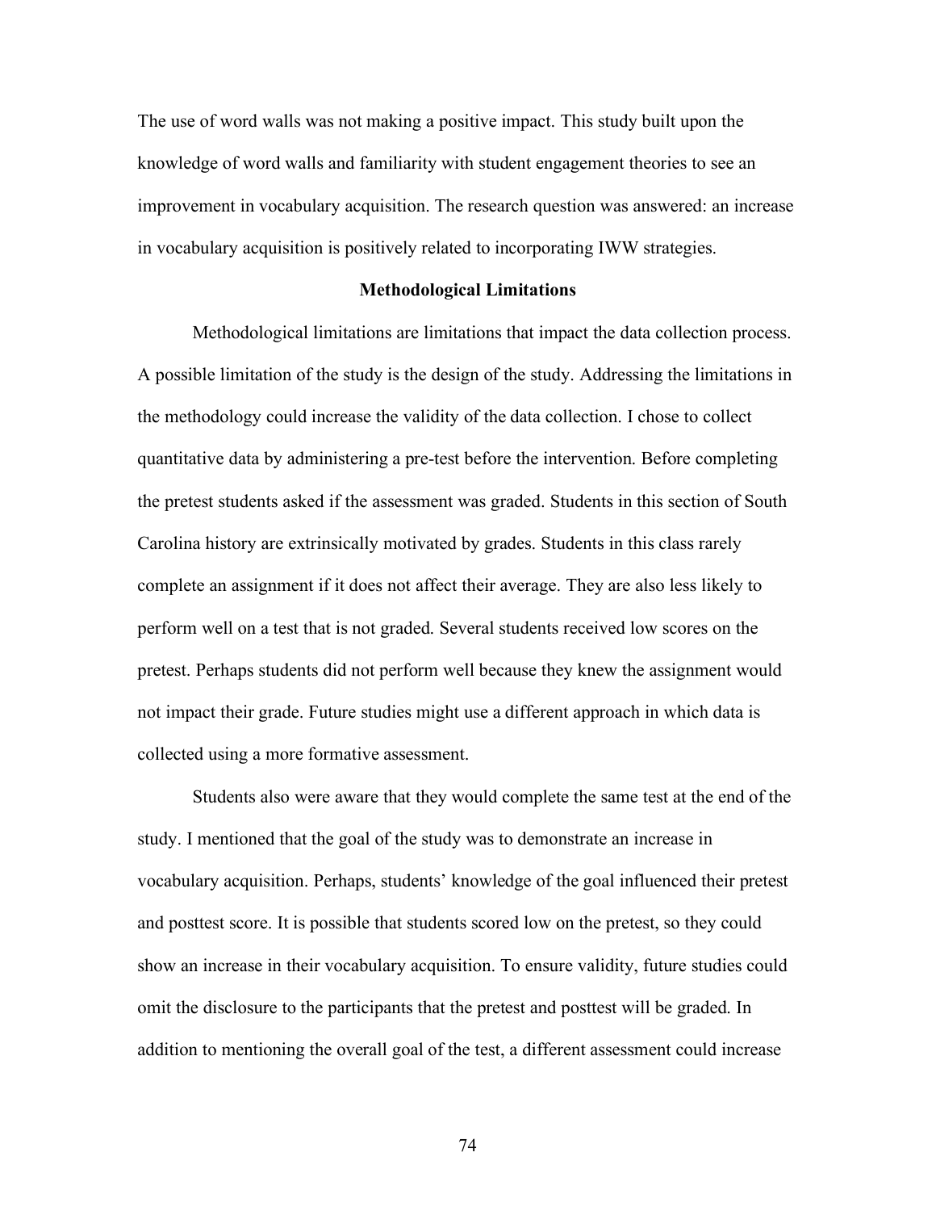The use of word walls was not making a positive impact. This study built upon the knowledge of word walls and familiarity with student engagement theories to see an improvement in vocabulary acquisition. The research question was answered: an increase in vocabulary acquisition is positively related to incorporating IWW strategies.

## Methodological Limitations

Methodological limitations are limitations that impact the data collection process. A possible limitation of the study is the design of the study. Addressing the limitations in the methodology could increase the validity of the data collection. I chose to collect quantitative data by administering a pre-test before the intervention. Before completing the pretest students asked if the assessment was graded. Students in this section of South Carolina history are extrinsically motivated by grades. Students in this class rarely complete an assignment if it does not affect their average. They are also less likely to perform well on a test that is not graded. Several students received low scores on the pretest. Perhaps students did not perform well because they knew the assignment would not impact their grade. Future studies might use a different approach in which data is collected using a more formative assessment.

Students also were aware that they would complete the same test at the end of the study. I mentioned that the goal of the study was to demonstrate an increase in vocabulary acquisition. Perhaps, students' knowledge of the goal influenced their pretest and posttest score. It is possible that students scored low on the pretest, so they could show an increase in their vocabulary acquisition. To ensure validity, future studies could omit the disclosure to the participants that the pretest and posttest will be graded. In addition to mentioning the overall goal of the test, a different assessment could increase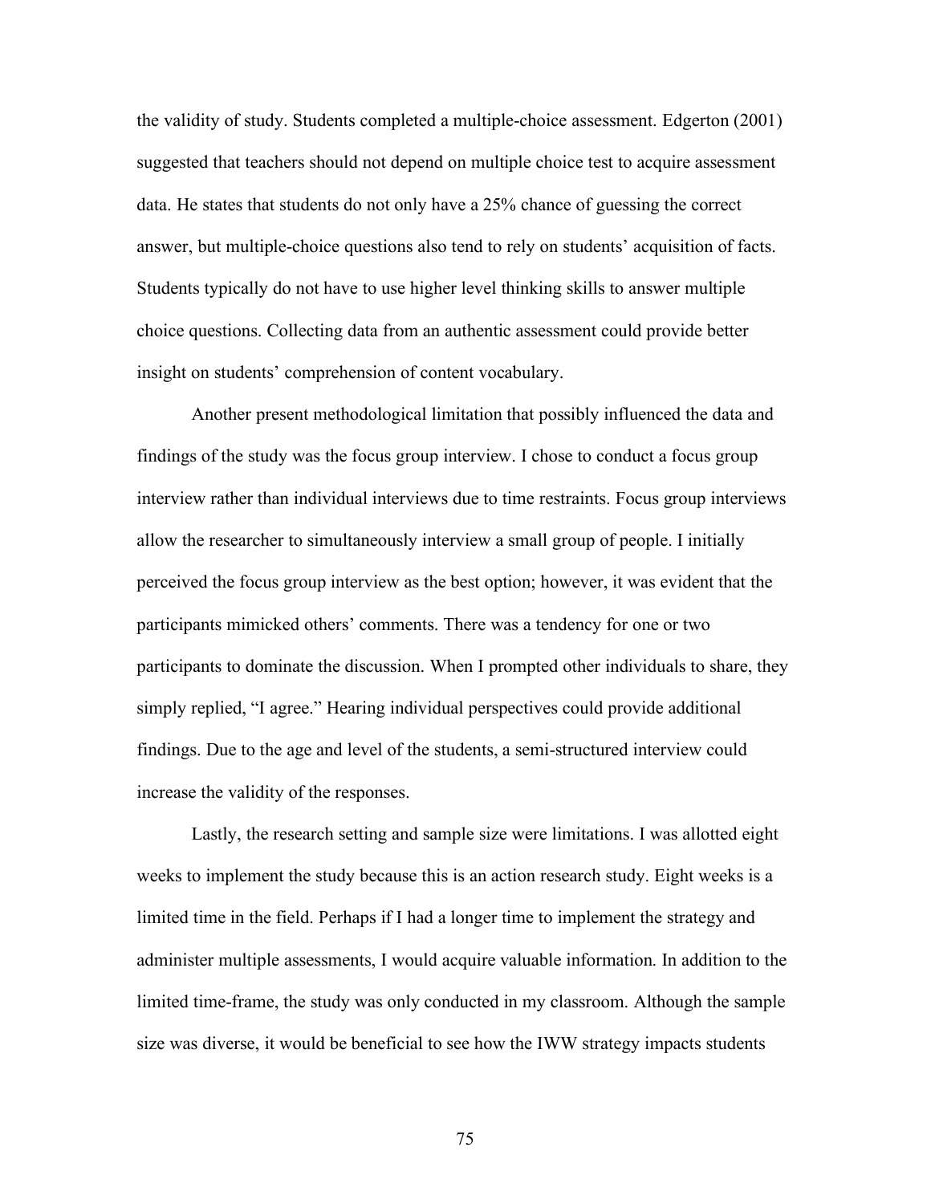the validity of study. Students completed a multiple-choice assessment. Edgerton (2001) suggested that teachers should not depend on multiple choice test to acquire assessment data. He states that students do not only have a 25% chance of guessing the correct answer, but multiple-choice questions also tend to rely on students' acquisition of facts. Students typically do not have to use higher level thinking skills to answer multiple choice questions. Collecting data from an authentic assessment could provide better insight on students' comprehension of content vocabulary.

Another present methodological limitation that possibly influenced the data and findings of the study was the focus group interview. I chose to conduct a focus group interview rather than individual interviews due to time restraints. Focus group interviews allow the researcher to simultaneously interview a small group of people. I initially perceived the focus group interview as the best option; however, it was evident that the participants mimicked others' comments. There was a tendency for one or two participants to dominate the discussion. When I prompted other individuals to share, they simply replied, "I agree." Hearing individual perspectives could provide additional findings. Due to the age and level of the students, a semi-structured interview could increase the validity of the responses.

Lastly, the research setting and sample size were limitations. I was allotted eight weeks to implement the study because this is an action research study. Eight weeks is a limited time in the field. Perhaps if I had a longer time to implement the strategy and administer multiple assessments, I would acquire valuable information. In addition to the limited time-frame, the study was only conducted in my classroom. Although the sample size was diverse, it would be beneficial to see how the IWW strategy impacts students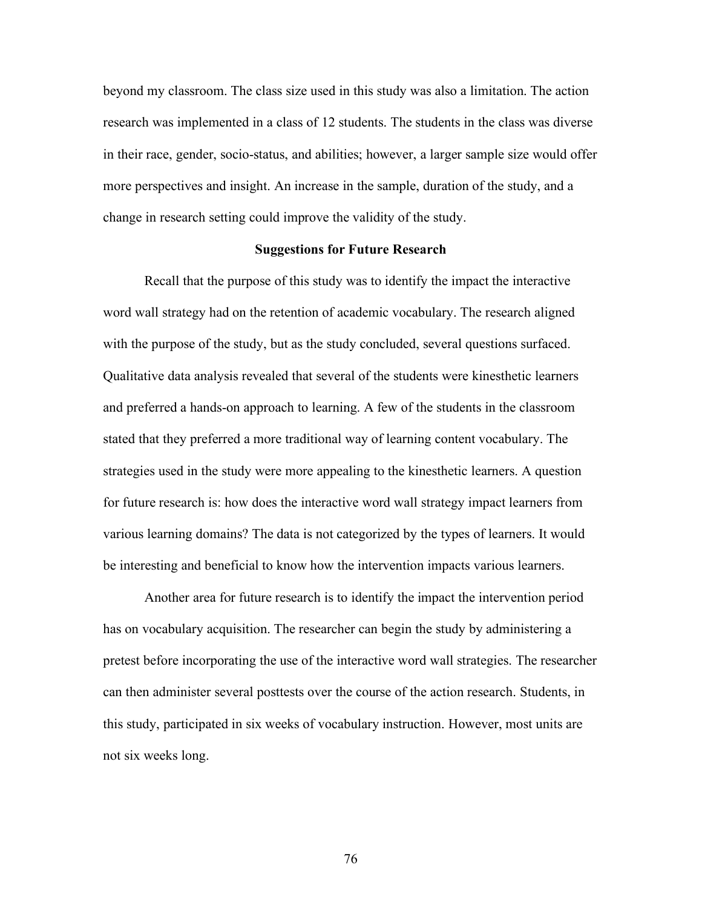beyond my classroom. The class size used in this study was also a limitation. The action research was implemented in a class of 12 students. The students in the class was diverse in their race, gender, socio-status, and abilities; however, a larger sample size would offer more perspectives and insight. An increase in the sample, duration of the study, and a change in research setting could improve the validity of the study.

## Suggestions for Future Research

Recall that the purpose of this study was to identify the impact the interactive word wall strategy had on the retention of academic vocabulary. The research aligned with the purpose of the study, but as the study concluded, several questions surfaced. Qualitative data analysis revealed that several of the students were kinesthetic learners and preferred a hands-on approach to learning. A few of the students in the classroom stated that they preferred a more traditional way of learning content vocabulary. The strategies used in the study were more appealing to the kinesthetic learners. A question for future research is: how does the interactive word wall strategy impact learners from various learning domains? The data is not categorized by the types of learners. It would be interesting and beneficial to know how the intervention impacts various learners.

Another area for future research is to identify the impact the intervention period has on vocabulary acquisition. The researcher can begin the study by administering a pretest before incorporating the use of the interactive word wall strategies. The researcher can then administer several posttests over the course of the action research. Students, in this study, participated in six weeks of vocabulary instruction. However, most units are not six weeks long.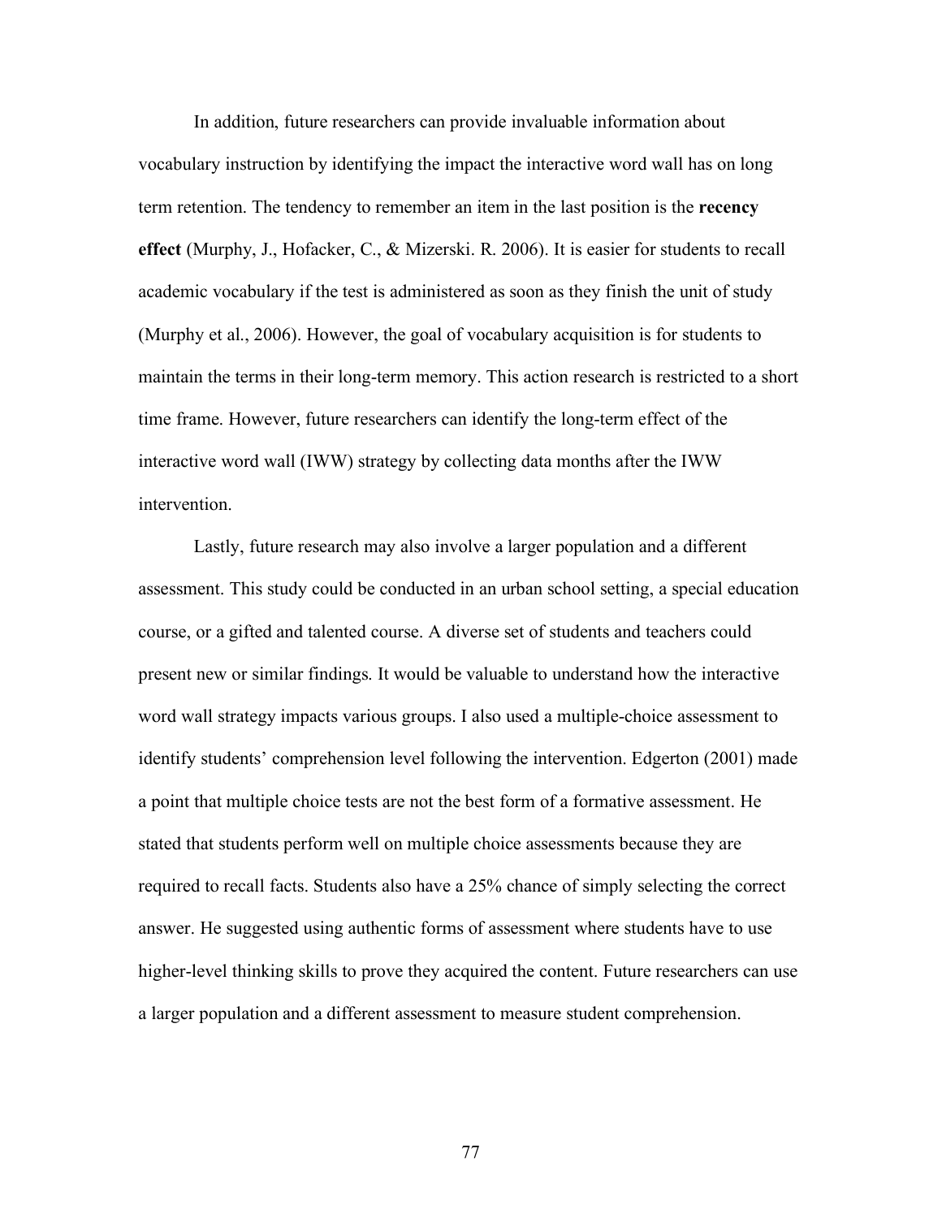In addition, future researchers can provide invaluable information about vocabulary instruction by identifying the impact the interactive word wall has on long term retention. The tendency to remember an item in the last position is the **recency effect** (Murphy, J., Hofacker, C., & Mizerski. R. 2006). It is easier for students to recall academic vocabulary if the test is administered as soon as they finish the unit of study (Murphy et al., 2006). However, the goal of vocabulary acquisition is for students to maintain the terms in their long-term memory. This action research is restricted to a short time frame. However, future researchers can identify the long-term effect of the interactive word wall (IWW) strategy by collecting data months after the IWW intervention.

Lastly, future research may also involve a larger population and a different assessment. This study could be conducted in an urban school setting, a special education course, or a gifted and talented course. A diverse set of students and teachers could present new or similar findings. It would be valuable to understand how the interactive word wall strategy impacts various groups. I also used a multiple-choice assessment to identify students' comprehension level following the intervention. Edgerton (2001) made a point that multiple choice tests are not the best form of a formative assessment. He stated that students perform well on multiple choice assessments because they are required to recall facts. Students also have a 25% chance of simply selecting the correct answer. He suggested using authentic forms of assessment where students have to use higher-level thinking skills to prove they acquired the content. Future researchers can use a larger population and a different assessment to measure student comprehension.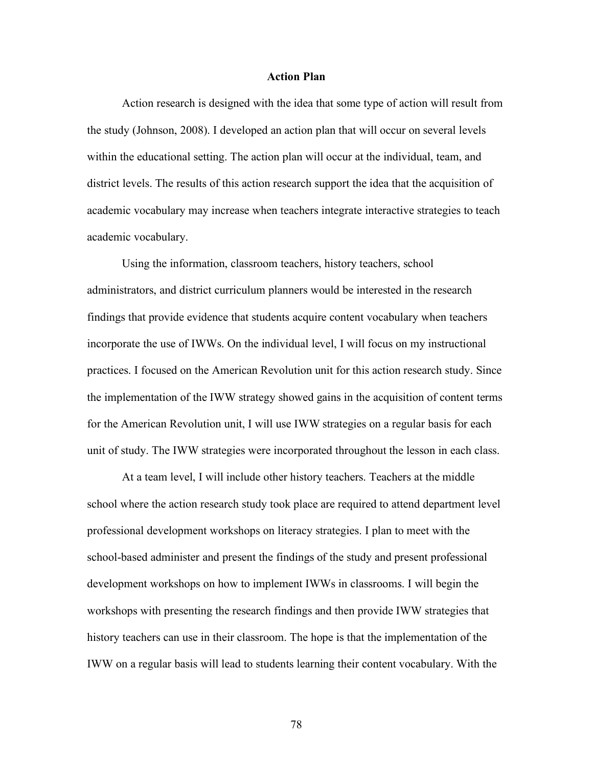## Action Plan

Action research is designed with the idea that some type of action will result from the study (Johnson, 2008). I developed an action plan that will occur on several levels within the educational setting. The action plan will occur at the individual, team, and district levels. The results of this action research support the idea that the acquisition of academic vocabulary may increase when teachers integrate interactive strategies to teach academic vocabulary.

Using the information, classroom teachers, history teachers, school administrators, and district curriculum planners would be interested in the research findings that provide evidence that students acquire content vocabulary when teachers incorporate the use of IWWs. On the individual level, I will focus on my instructional practices. I focused on the American Revolution unit for this action research study. Since the implementation of the IWW strategy showed gains in the acquisition of content terms for the American Revolution unit, I will use IWW strategies on a regular basis for each unit of study. The IWW strategies were incorporated throughout the lesson in each class.

At a team level, I will include other history teachers. Teachers at the middle school where the action research study took place are required to attend department level professional development workshops on literacy strategies. I plan to meet with the school-based administer and present the findings of the study and present professional development workshops on how to implement IWWs in classrooms. I will begin the workshops with presenting the research findings and then provide IWW strategies that history teachers can use in their classroom. The hope is that the implementation of the IWW on a regular basis will lead to students learning their content vocabulary. With the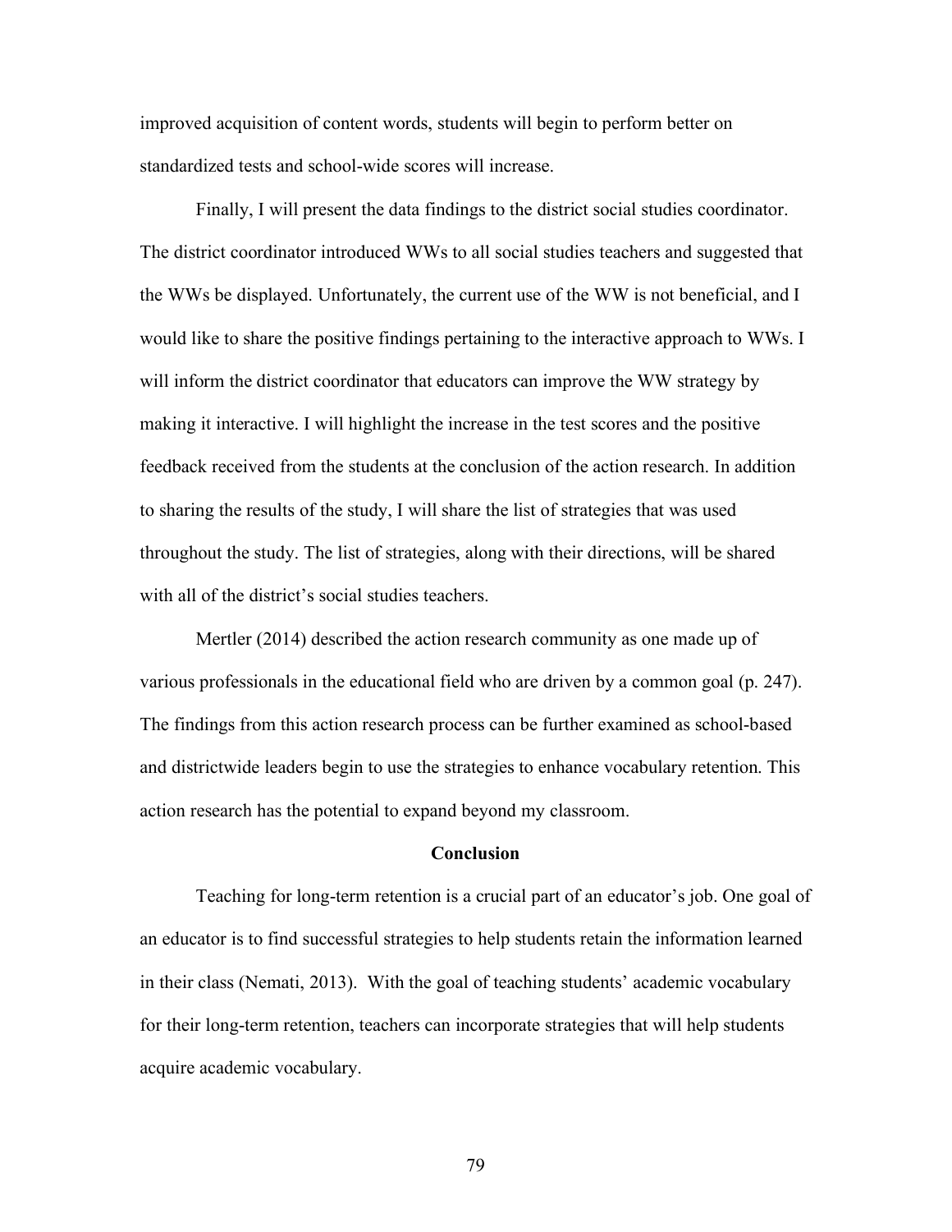improved acquisition of content words, students will begin to perform better on standardized tests and school-wide scores will increase.

Finally, I will present the data findings to the district social studies coordinator. The district coordinator introduced WWs to all social studies teachers and suggested that the WWs be displayed. Unfortunately, the current use of the WW is not beneficial, and I would like to share the positive findings pertaining to the interactive approach to WWs. I will inform the district coordinator that educators can improve the WW strategy by making it interactive. I will highlight the increase in the test scores and the positive feedback received from the students at the conclusion of the action research. In addition to sharing the results of the study, I will share the list of strategies that was used throughout the study. The list of strategies, along with their directions, will be shared with all of the district's social studies teachers.

Mertler (2014) described the action research community as one made up of various professionals in the educational field who are driven by a common goal (p. 247). The findings from this action research process can be further examined as school-based and districtwide leaders begin to use the strategies to enhance vocabulary retention. This action research has the potential to expand beyond my classroom.

## Conclusion

Teaching for long-term retention is a crucial part of an educator's job. One goal of an educator is to find successful strategies to help students retain the information learned in their class (Nemati, 2013). With the goal of teaching students' academic vocabulary for their long-term retention, teachers can incorporate strategies that will help students acquire academic vocabulary.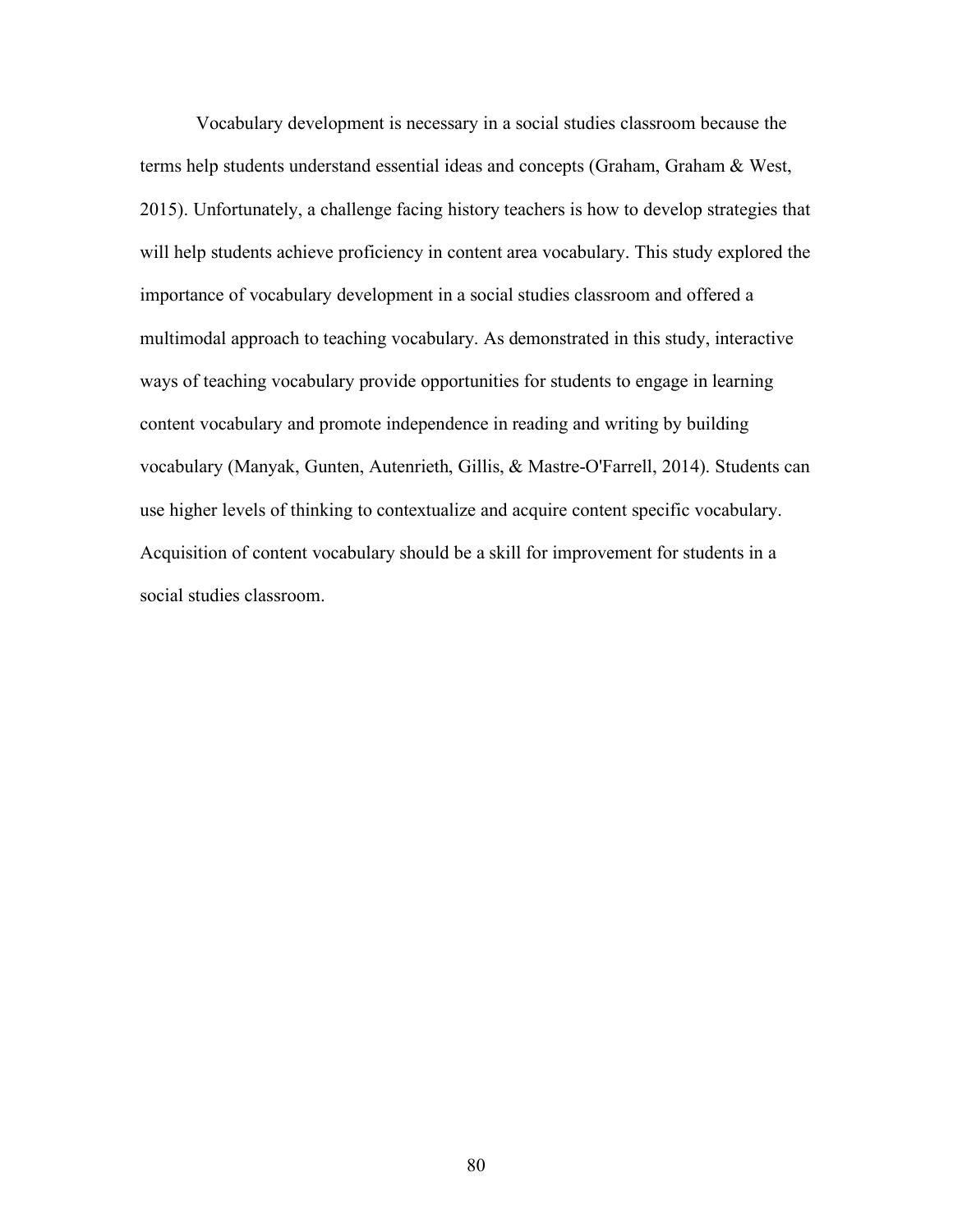Vocabulary development is necessary in a social studies classroom because the terms help students understand essential ideas and concepts (Graham, Graham & West, 2015). Unfortunately, a challenge facing history teachers is how to develop strategies that will help students achieve proficiency in content area vocabulary. This study explored the importance of vocabulary development in a social studies classroom and offered a multimodal approach to teaching vocabulary. As demonstrated in this study, interactive ways of teaching vocabulary provide opportunities for students to engage in learning content vocabulary and promote independence in reading and writing by building vocabulary (Manyak, Gunten, Autenrieth, Gillis, & Mastre-O'Farrell, 2014). Students can use higher levels of thinking to contextualize and acquire content specific vocabulary. Acquisition of content vocabulary should be a skill for improvement for students in a social studies classroom.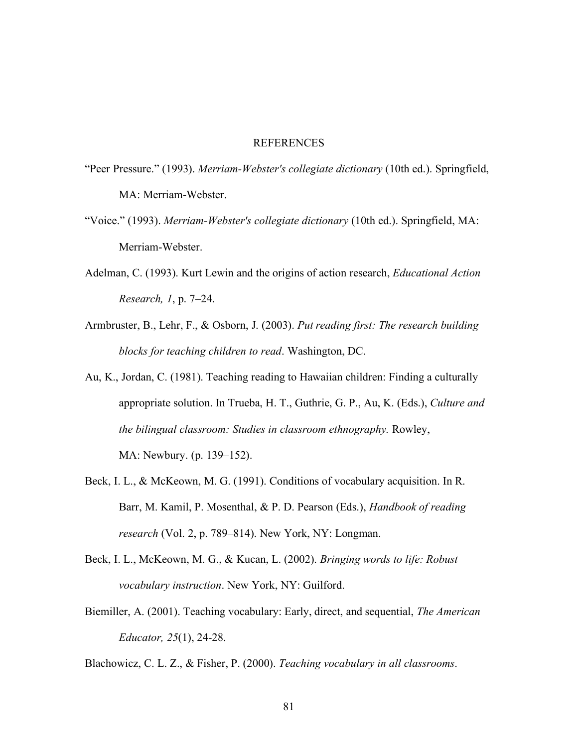# REFERENCES

"Peer Pressure." (1993). *Merriam-Webster's collegiate dictionary* (10th ed.). Springfield, MA: Merriam-Webster.

"Voice." (1993). *Merriam-Webster's collegiate dictionary* (10th ed.). Springfield, MA: Merriam-Webster.

Adelman, C. (1993). Kurt Lewin and the origins of action research, *Educational Action Research, 1*, p. 7–24.

Armbruster, B., Lehr, F., & Osborn, J. (2003). *Put reading first: The research building blocks for teaching children to read*. Washington, DC.

Au, K., Jordan, C. (1981). Teaching reading to Hawaiian children: Finding a culturally appropriate solution. In Trueba, H. T., Guthrie, G. P., Au, K. (Eds.), *Culture and the bilingual classroom: Studies in classroom ethnography.* Rowley, MA: Newbury. (p. 139–152).

Beck, I. L., & McKeown, M. G. (1991). Conditions of vocabulary acquisition. In R. Barr, M. Kamil, P. Mosenthal, & P. D. Pearson (Eds.), *Handbook of reading research* (Vol. 2, p. 789–814). New York, NY: Longman.

Beck, I. L., McKeown, M. G., & Kucan, L. (2002). *Bringing words to life: Robust vocabulary instruction*. New York, NY: Guilford.

Biemiller, A. (2001). Teaching vocabulary: Early, direct, and sequential, *The American Educator, 25*(1), 24-28.

Blachowicz, C. L. Z., & Fisher, P. (2000). *Teaching vocabulary in all classrooms*.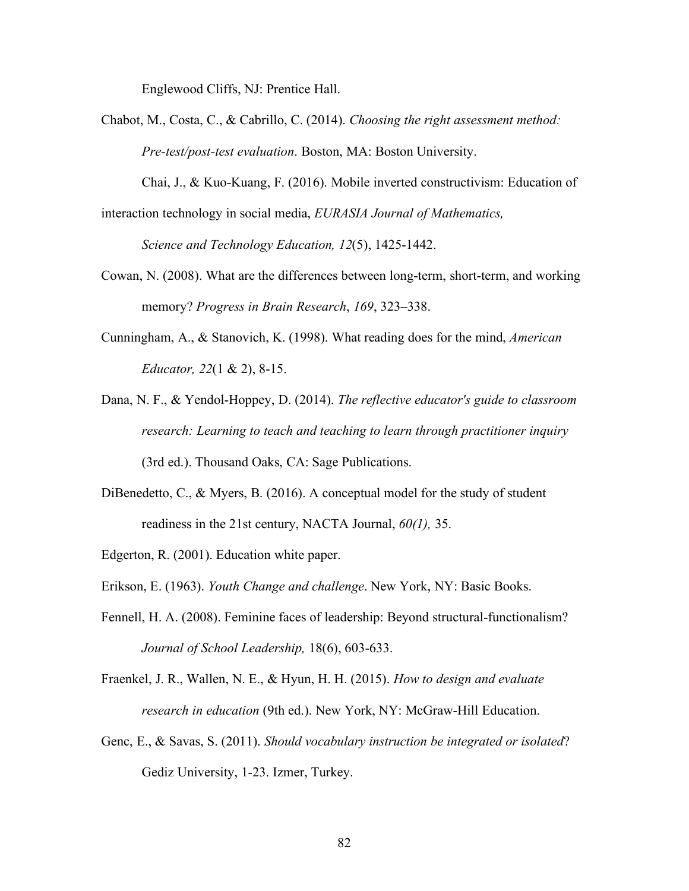Englewood Cliffs, NJ: Prentice Hall.

Chabot, M., Costa, C., & Cabrillo, C. (2014). *Choosing the right assessment method: Pre-test/post-test evaluation*. Boston, MA: Boston University.

Chai, J., & Kuo-Kuang, F. (2016). Mobile inverted constructivism: Education of interaction technology in social media, *EURASIA Journal of Mathematics, Science and Technology Education, 12*(5), 1425-1442.

Cowan, N. (2008). What are the differences between long-term, short-term, and working memory? *Progress in Brain Research*, *169*, 323–338.

Cunningham, A., & Stanovich, K. (1998). What reading does for the mind, *American Educator, 22*(1 & 2), 8-15.

Dana, N. F., & Yendol-Hoppey, D. (2014). *The reflective educator's guide to classroom research: Learning to teach and teaching to learn through practitioner inquiry* (3rd ed.). Thousand Oaks, CA: Sage Publications.

DiBenedetto, C., & Myers, B. (2016). A conceptual model for the study of student readiness in the 21st century, NACTA Journal, *60(1),* 35.

Edgerton, R. (2001). Education white paper.

Erikson, E. (1963). *Youth Change and challenge*. New York, NY: Basic Books.

Fennell, H. A. (2008). Feminine faces of leadership: Beyond structural-functionalism? *Journal of School Leadership,* 18(6), 603-633.

Fraenkel, J. R., Wallen, N. E., & Hyun, H. H. (2015). *How to design and evaluate research in education* (9th ed.). New York, NY: McGraw-Hill Education.

Genc, E., & Savas, S. (2011). *Should vocabulary instruction be integrated or isolated*? Gediz University, 1-23. Izmer, Turkey.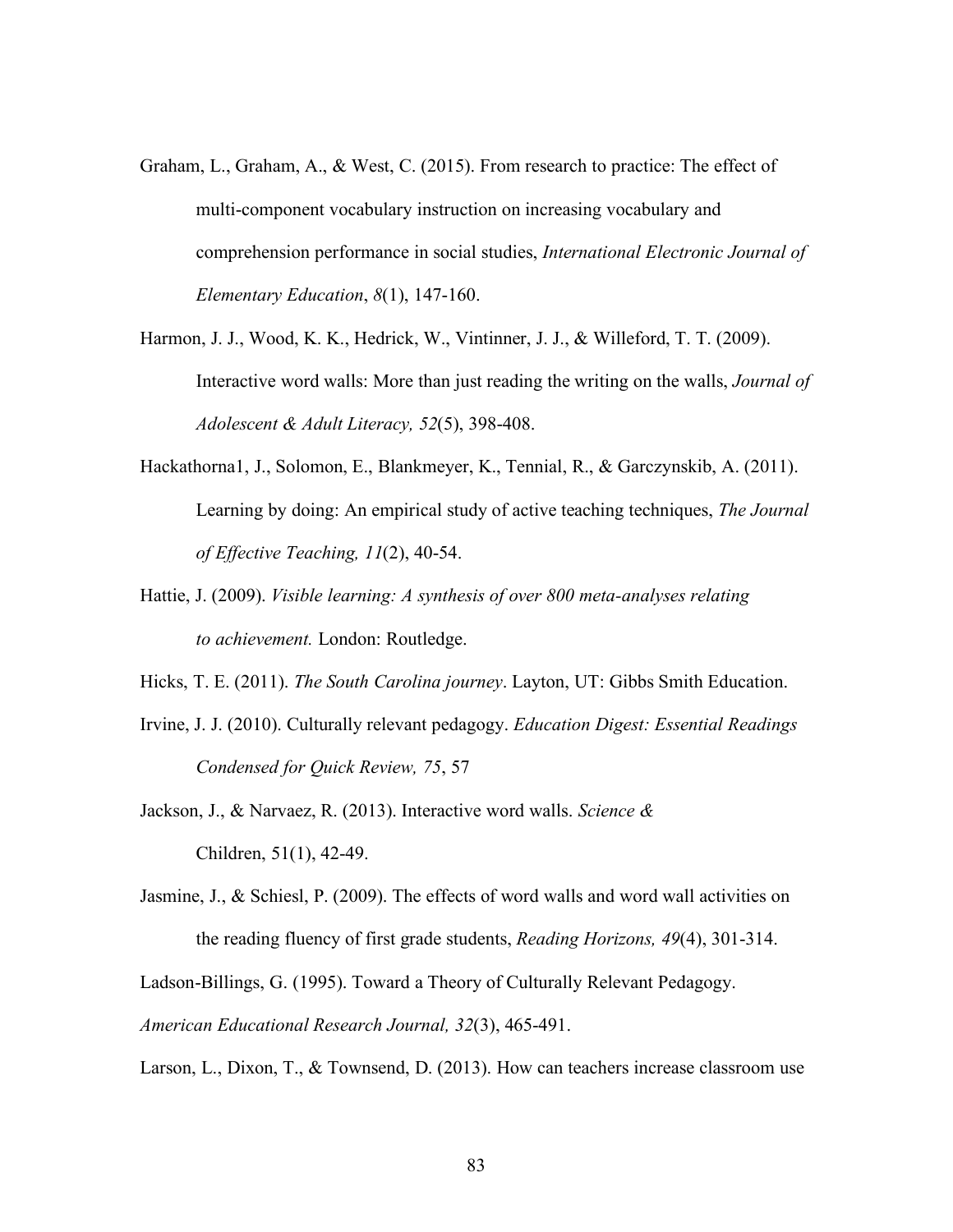Graham, L., Graham, A., & West, C. (2015). From research to practice: The effect of multi-component vocabulary instruction on increasing vocabulary and comprehension performance in social studies, *International Electronic Journal of Elementary Education*, *8*(1), 147-160.

Harmon, J. J., Wood, K. K., Hedrick, W., Vintinner, J. J., & Willeford, T. T. (2009). Interactive word walls: More than just reading the writing on the walls, *Journal of Adolescent & Adult Literacy, 52*(5), 398-408.

Hackathorna1, J., Solomon, E., Blankmeyer, K., Tennial, R., & Garczynskib, A. (2011). Learning by doing: An empirical study of active teaching techniques, *The Journal of Effective Teaching, 11*(2), 40-54.

Hattie, J. (2009). *Visible learning: A synthesis of over 800 meta-analyses relating to achievement.* London: Routledge.

Hicks, T. E. (2011). *The South Carolina journey*. Layton, UT: Gibbs Smith Education.

Irvine, J. J. (2010). Culturally relevant pedagogy. *Education Digest: Essential Readings Condensed for Quick Review, 75*, 57

Jackson, J., & Narvaez, R. (2013). Interactive word walls. *Science &* Children, 51(1), 42-49.

Jasmine, J., & Schiesl, P. (2009). The effects of word walls and word wall activities on the reading fluency of first grade students, *Reading Horizons, 49*(4), 301-314.

Ladson-Billings, G. (1995). Toward a Theory of Culturally Relevant Pedagogy. *American Educational Research Journal, 32*(3), 465-491.

Larson, L., Dixon, T., & Townsend, D. (2013). How can teachers increase classroom use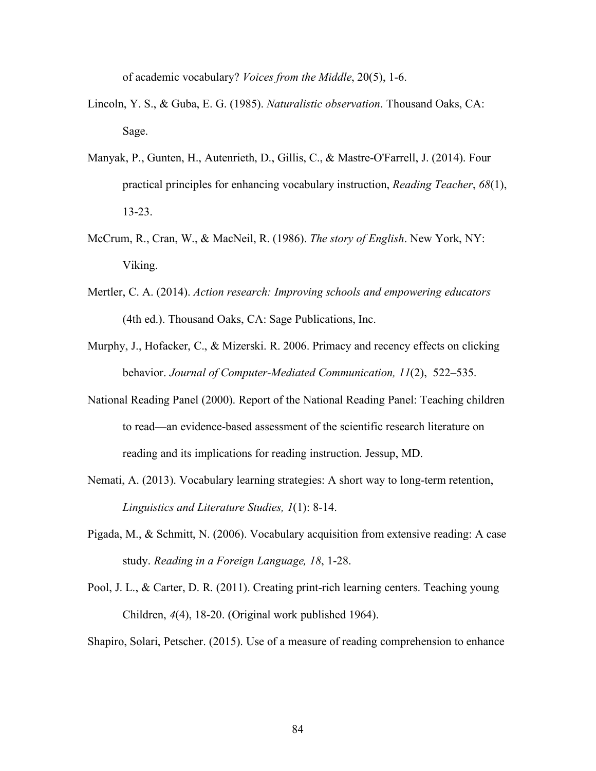of academic vocabulary? *Voices from the Middle*, 20(5), 1-6.

Lincoln, Y. S., & Guba, E. G. (1985). *Naturalistic observation*. Thousand Oaks, CA: Sage.

Manyak, P., Gunten, H., Autenrieth, D., Gillis, C., & Mastre-O'Farrell, J. (2014). Four practical principles for enhancing vocabulary instruction, *Reading Teacher*, *68*(1), 13-23.

McCrum, R., Cran, W., & MacNeil, R. (1986). *The story of English*. New York, NY: Viking.

Mertler, C. A. (2014). *Action research: Improving schools and empowering educators* (4th ed.). Thousand Oaks, CA: Sage Publications, Inc.

Murphy, J., Hofacker, C., & Mizerski. R. 2006. Primacy and recency effects on clicking behavior. *Journal of Computer-Mediated Communication, 11*(2), 522–535.

National Reading Panel (2000). Report of the National Reading Panel: Teaching children to read—an evidence-based assessment of the scientific research literature on reading and its implications for reading instruction. Jessup, MD.

Nemati, A. (2013). Vocabulary learning strategies: A short way to long-term retention, *Linguistics and Literature Studies, 1*(1): 8-14.

Pigada, M., & Schmitt, N. (2006). Vocabulary acquisition from extensive reading: A case study. *Reading in a Foreign Language, 18*, 1-28.

Pool, J. L., & Carter, D. R. (2011). Creating print-rich learning centers. Teaching young Children, *4*(4), 18-20. (Original work published 1964).

Shapiro, Solari, Petscher. (2015). Use of a measure of reading comprehension to enhance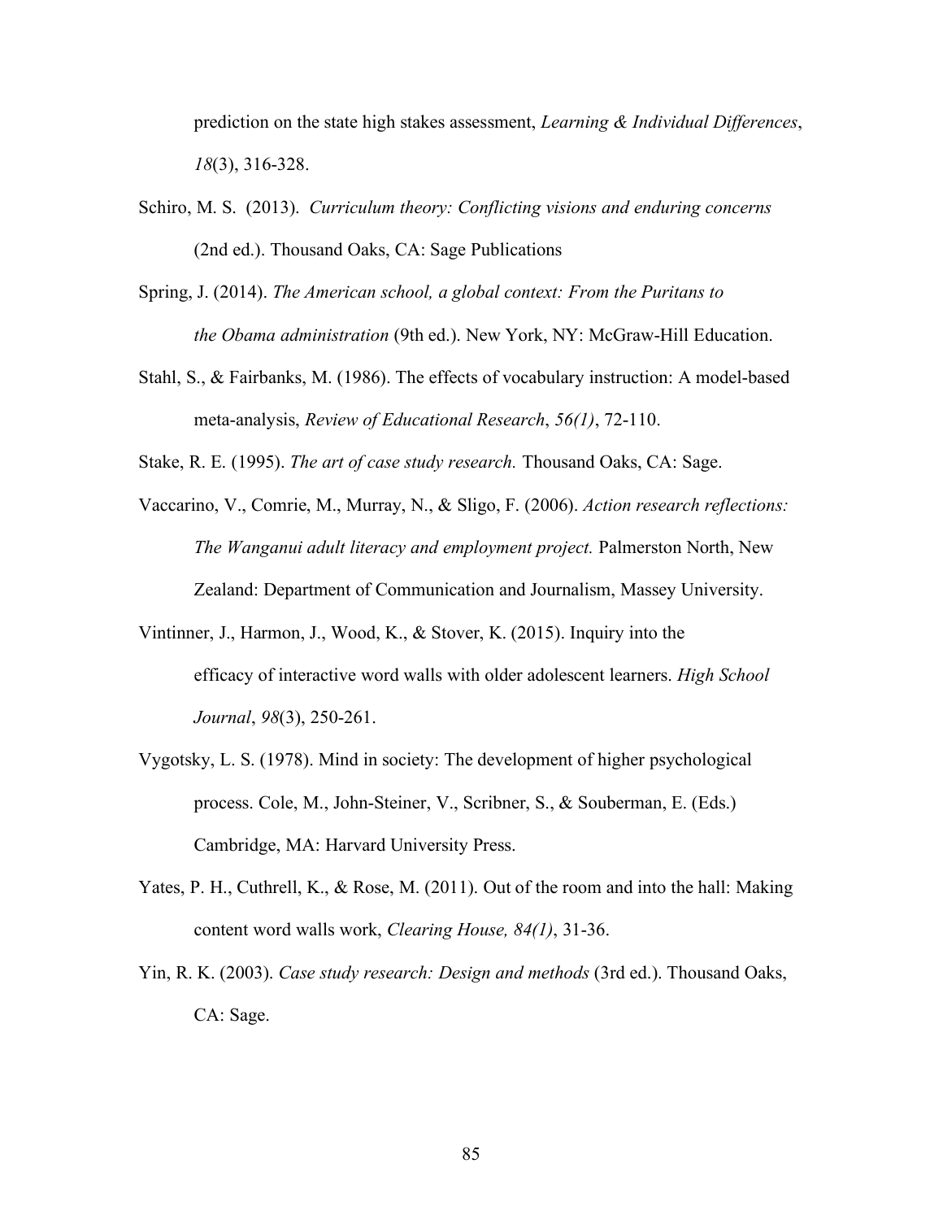prediction on the state high stakes assessment, *Learning & Individual Differences*, *18*(3), 316-328.

Schiro, M. S. (2013). *Curriculum theory: Conflicting visions and enduring concerns* (2nd ed.). Thousand Oaks, CA: Sage Publications

Spring, J. (2014). *The American school, a global context: From the Puritans to the Obama administration* (9th ed.). New York, NY: McGraw-Hill Education.

Stahl, S., & Fairbanks, M. (1986). The effects of vocabulary instruction: A model-based meta-analysis, *Review of Educational Research*, *56(1)*, 72-110.

Stake, R. E. (1995). *The art of case study research.* Thousand Oaks, CA: Sage.

Vaccarino, V., Comrie, M., Murray, N., & Sligo, F. (2006). *Action research reflections: The Wanganui adult literacy and employment project.* Palmerston North, New Zealand: Department of Communication and Journalism, Massey University.

Vintinner, J., Harmon, J., Wood, K., & Stover, K. (2015). Inquiry into the efficacy of interactive word walls with older adolescent learners. *High School Journal*, *98*(3), 250-261.

Vygotsky, L. S. (1978). Mind in society: The development of higher psychological process. Cole, M., John-Steiner, V., Scribner, S., & Souberman, E. (Eds.) Cambridge, MA: Harvard University Press.

Yates, P. H., Cuthrell, K., & Rose, M. (2011). Out of the room and into the hall: Making content word walls work, *Clearing House, 84(1)*, 31-36.

Yin, R. K. (2003). *Case study research: Design and methods* (3rd ed.). Thousand Oaks, CA: Sage.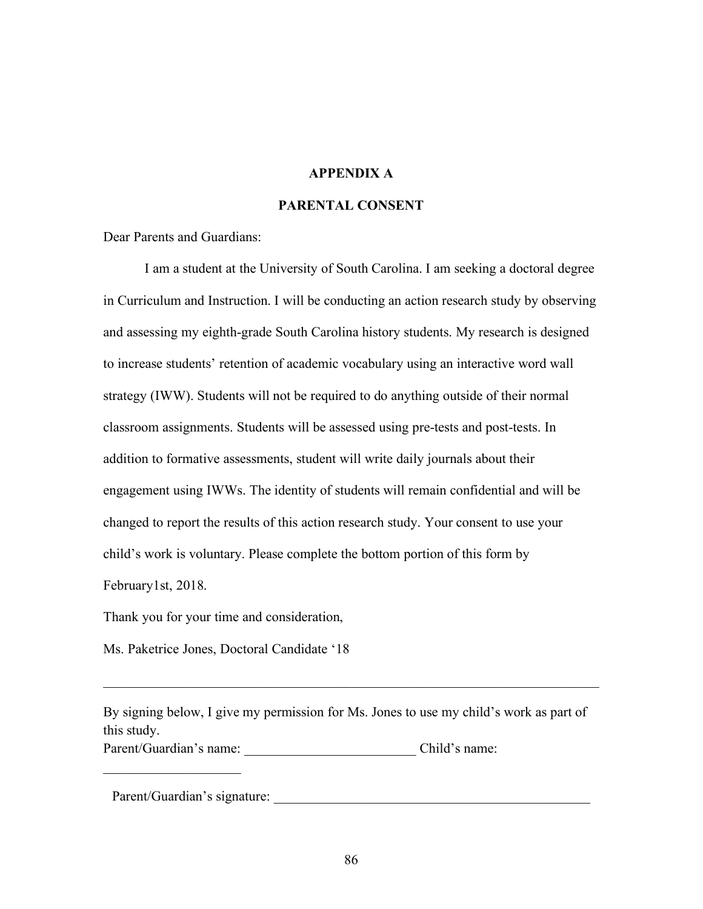# APPENDIX A

## PARENTAL CONSENT

Dear Parents and Guardians:

I am a student at the University of South Carolina. I am seeking a doctoral degree in Curriculum and Instruction. I will be conducting an action research study by observing and assessing my eighth-grade South Carolina history students. My research is designed to increase students' retention of academic vocabulary using an interactive word wall strategy (IWW). Students will not be required to do anything outside of their normal classroom assignments. Students will be assessed using pre-tests and post-tests. In addition to formative assessments, student will write daily journals about their engagement using IWWs. The identity of students will remain confidential and will be changed to report the results of this action research study. Your consent to use your child's work is voluntary. Please complete the bottom portion of this form by February1st, 2018.

Thank you for your time and consideration,

Ms. Paketrice Jones, Doctoral Candidate '18

---

By signing below, I give my permission for Ms. Jones to use my child's work as part of this study.

Parent/Guardian's name: _________________________ Child's name: ____________________

Parent/Guardian's signature: _______________________________________________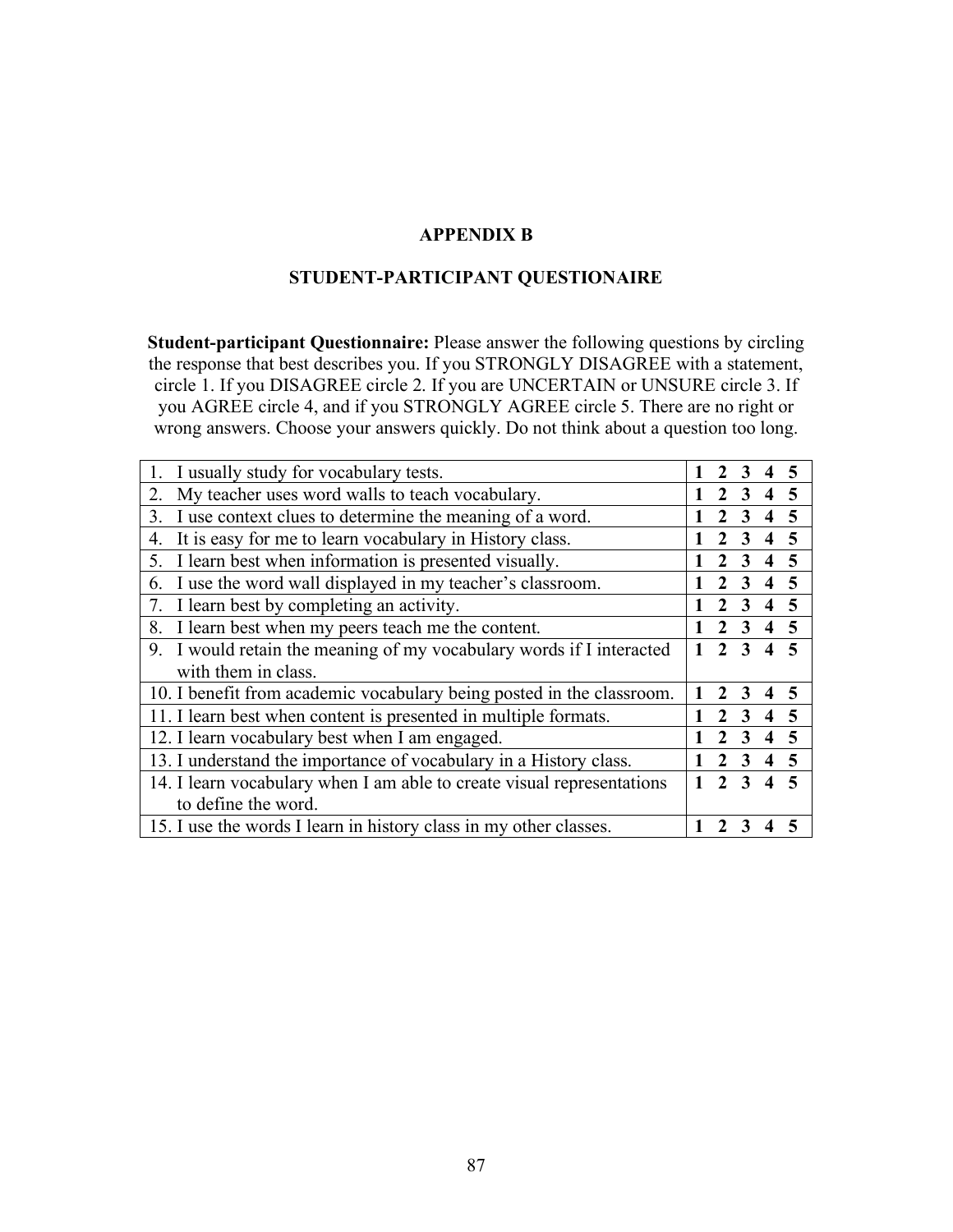# APPENDIX B

## STUDENT-PARTICIPANT QUESTIONAIRE

**Student-participant Questionnaire:** Please answer the following questions by circling the response that best describes you. If you STRONGLY DISAGREE with a statement, circle 1. If you DISAGREE circle 2. If you are UNCERTAIN or UNSURE circle 3. If you AGREE circle 4, and if you STRONGLY AGREE circle 5. There are no right or wrong answers. Choose your answers quickly. Do not think about a question too long.

| Statement | Response |
|---|---|
| 1. I usually study for vocabulary tests. | **1 2 3 4 5** |
| 2. My teacher uses word walls to teach vocabulary. | **1 2 3 4 5** |
| 3. I use context clues to determine the meaning of a word. | **1 2 3 4 5** |
| 4. It is easy for me to learn vocabulary in History class. | **1 2 3 4 5** |
| 5. I learn best when information is presented visually. | **1 2 3 4 5** |
| 6. I use the word wall displayed in my teacher's classroom. | **1 2 3 4 5** |
| 7. I learn best by completing an activity. | **1 2 3 4 5** |
| 8. I learn best when my peers teach me the content. | **1 2 3 4 5** |
| 9. I would retain the meaning of my vocabulary words if I interacted with them in class. | **1 2 3 4 5** |
| 10. I benefit from academic vocabulary being posted in the classroom. | **1 2 3 4 5** |
| 11. I learn best when content is presented in multiple formats. | **1 2 3 4 5** |
| 12. I learn vocabulary best when I am engaged. | **1 2 3 4 5** |
| 13. I understand the importance of vocabulary in a History class. | **1 2 3 4 5** |
| 14. I learn vocabulary when I am able to create visual representations to define the word. | **1 2 3 4 5** |
| 15. I use the words I learn in history class in my other classes. | **1 2 3 4 5** |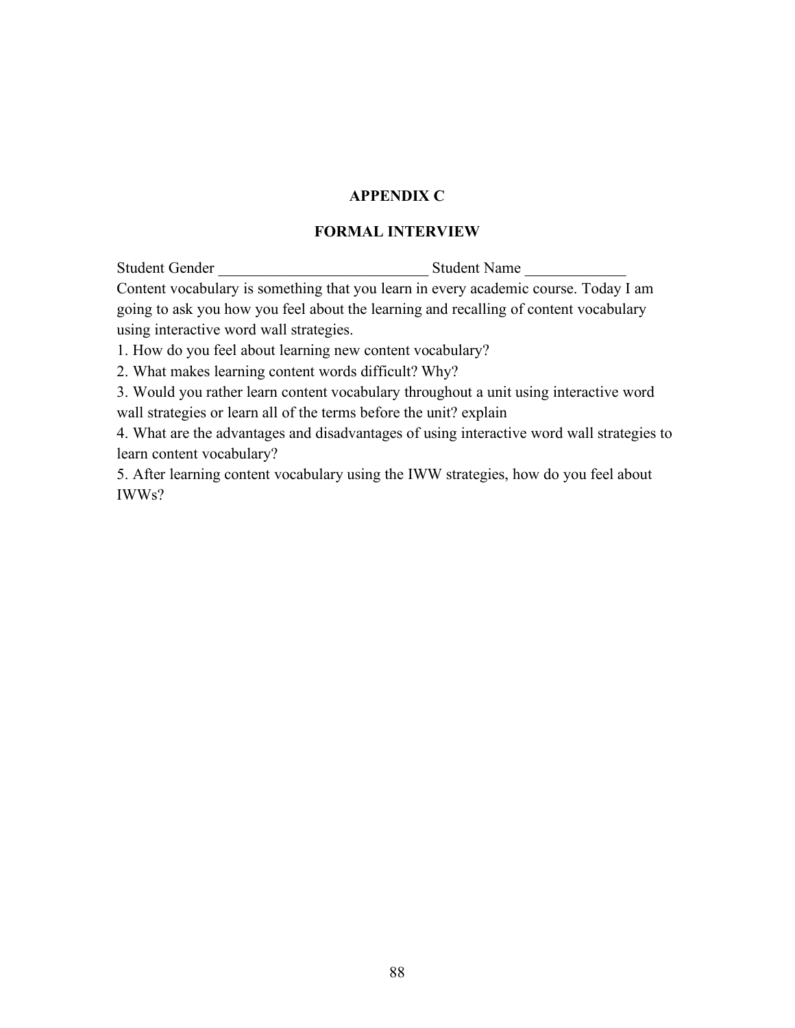# APPENDIX C

## FORMAL INTERVIEW

Student Gender ___________________________ Student Name _____________

Content vocabulary is something that you learn in every academic course. Today I am going to ask you how you feel about the learning and recalling of content vocabulary using interactive word wall strategies.

1. How do you feel about learning new content vocabulary?
2. What makes learning content words difficult? Why?
3. Would you rather learn content vocabulary throughout a unit using interactive word wall strategies or learn all of the terms before the unit? explain
4. What are the advantages and disadvantages of using interactive word wall strategies to learn content vocabulary?
5. After learning content vocabulary using the IWW strategies, how do you feel about IWWs?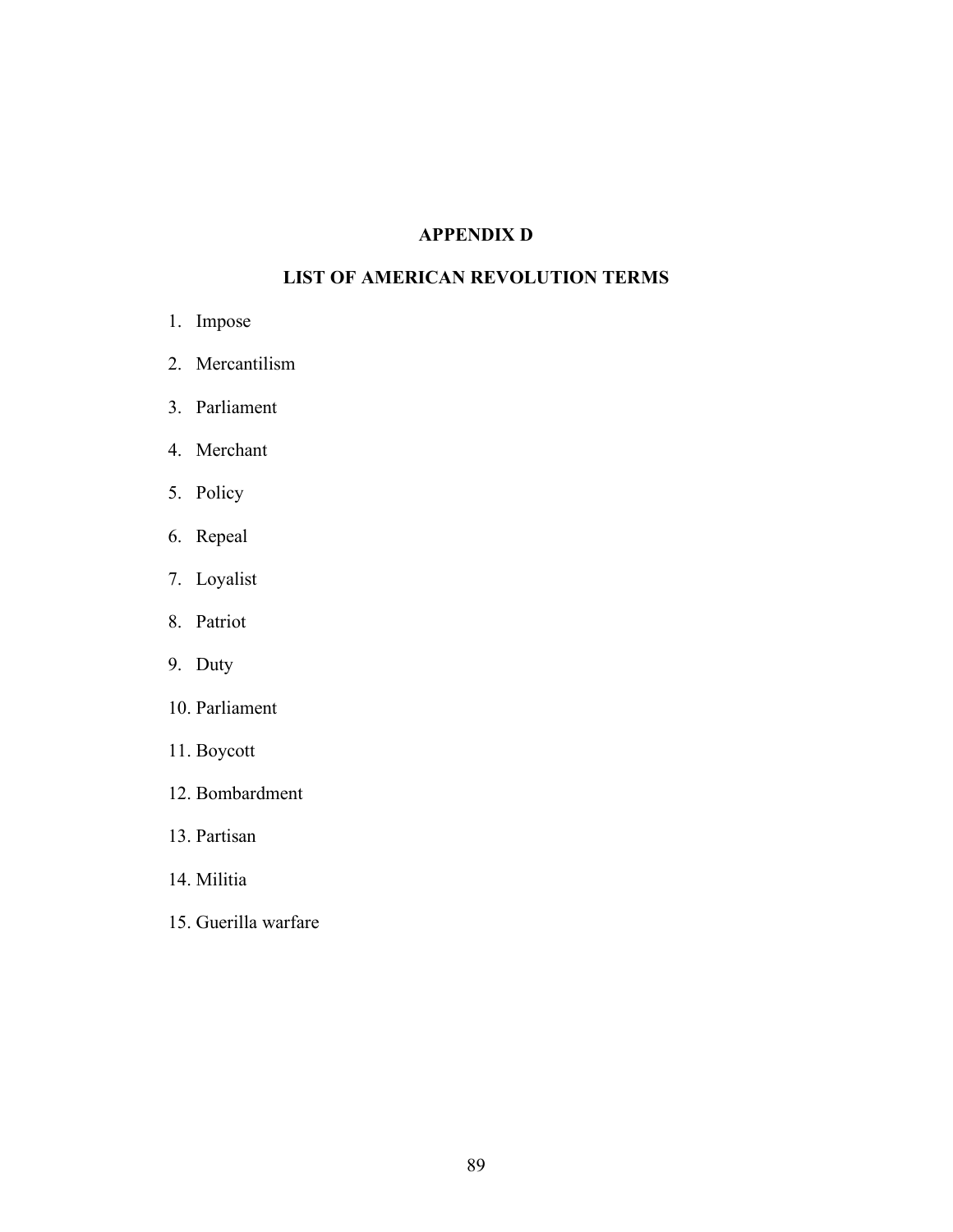# APPENDIX D

## LIST OF AMERICAN REVOLUTION TERMS

1. Impose
2. Mercantilism
3. Parliament
4. Merchant
5. Policy
6. Repeal
7. Loyalist
8. Patriot
9. Duty
10. Parliament
11. Boycott
12. Bombardment
13. Partisan
14. Militia
15. Guerilla warfare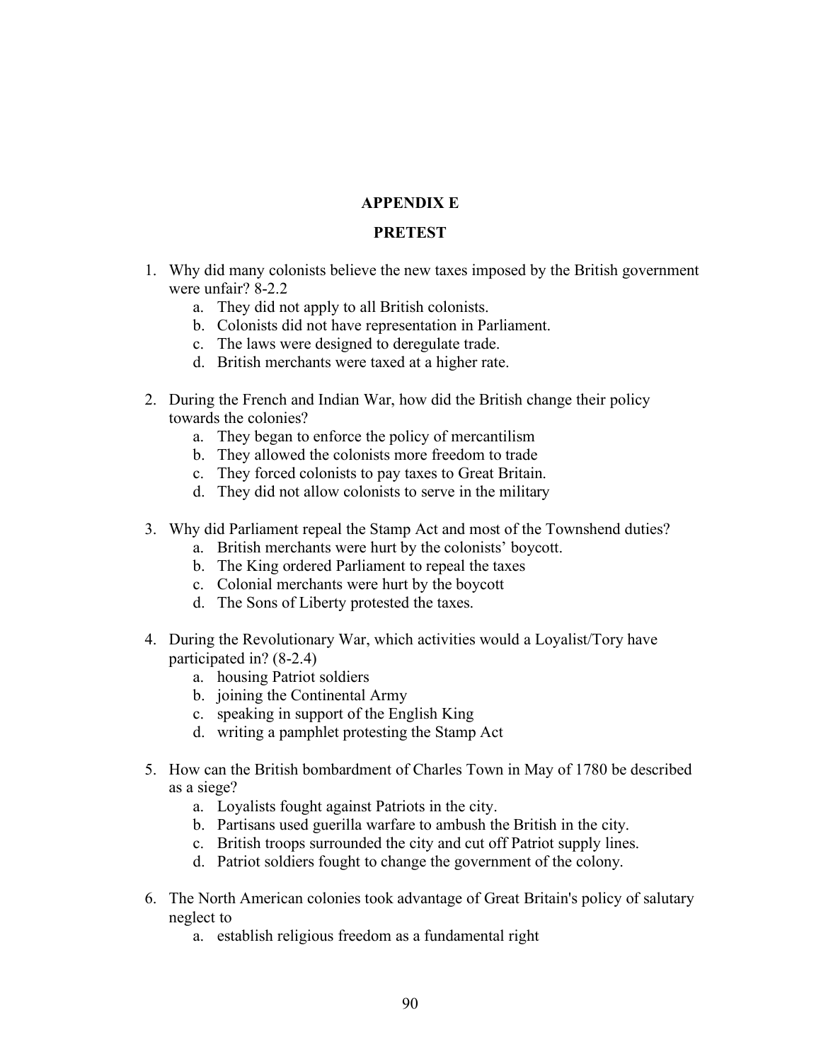## APPENDIX E

## PRETEST

1. Why did many colonists believe the new taxes imposed by the British government were unfair? 8-2.2
    a. They did not apply to all British colonists.
    b. Colonists did not have representation in Parliament.
    c. The laws were designed to deregulate trade.
    d. British merchants were taxed at a higher rate.

2. During the French and Indian War, how did the British change their policy towards the colonies?
    a. They began to enforce the policy of mercantilism
    b. They allowed the colonists more freedom to trade
    c. They forced colonists to pay taxes to Great Britain.
    d. They did not allow colonists to serve in the military

3. Why did Parliament repeal the Stamp Act and most of the Townshend duties?
    a. British merchants were hurt by the colonists' boycott.
    b. The King ordered Parliament to repeal the taxes
    c. Colonial merchants were hurt by the boycott
    d. The Sons of Liberty protested the taxes.

4. During the Revolutionary War, which activities would a Loyalist/Tory have participated in? (8-2.4)
    a. housing Patriot soldiers
    b. joining the Continental Army
    c. speaking in support of the English King
    d. writing a pamphlet protesting the Stamp Act

5. How can the British bombardment of Charles Town in May of 1780 be described as a siege?
    a. Loyalists fought against Patriots in the city.
    b. Partisans used guerilla warfare to ambush the British in the city.
    c. British troops surrounded the city and cut off Patriot supply lines.
    d. Patriot soldiers fought to change the government of the colony.

6. The North American colonies took advantage of Great Britain's policy of salutary neglect to
    a. establish religious freedom as a fundamental right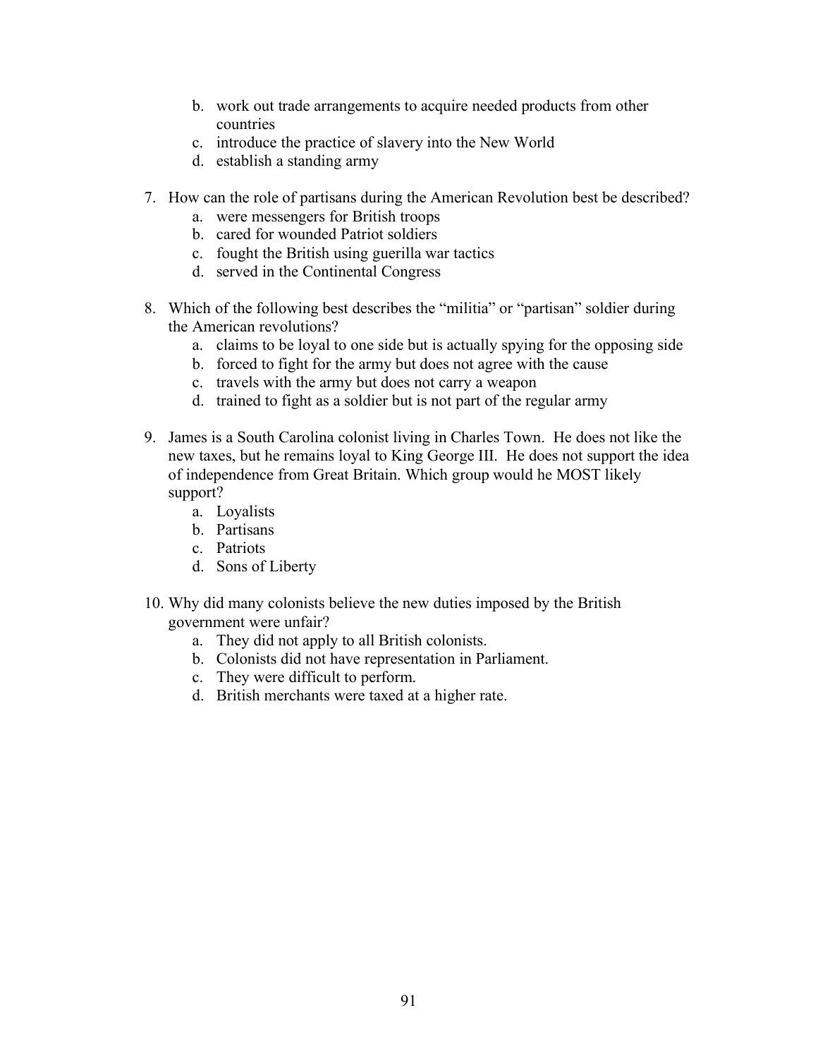b. work out trade arrangements to acquire needed products from other countries
c. introduce the practice of slavery into the New World
d. establish a standing army

7. How can the role of partisans during the American Revolution best be described?
    a. were messengers for British troops
    b. cared for wounded Patriot soldiers
    c. fought the British using guerilla war tactics
    d. served in the Continental Congress

8. Which of the following best describes the "militia" or "partisan" soldier during the American revolutions?
    a. claims to be loyal to one side but is actually spying for the opposing side
    b. forced to fight for the army but does not agree with the cause
    c. travels with the army but does not carry a weapon
    d. trained to fight as a soldier but is not part of the regular army

9. James is a South Carolina colonist living in Charles Town. He does not like the new taxes, but he remains loyal to King George III. He does not support the idea of independence from Great Britain. Which group would he MOST likely support?
    a. Loyalists
    b. Partisans
    c. Patriots
    d. Sons of Liberty

10. Why did many colonists believe the new duties imposed by the British government were unfair?
    a. They did not apply to all British colonists.
    b. Colonists did not have representation in Parliament.
    c. They were difficult to perform.
    d. British merchants were taxed at a higher rate.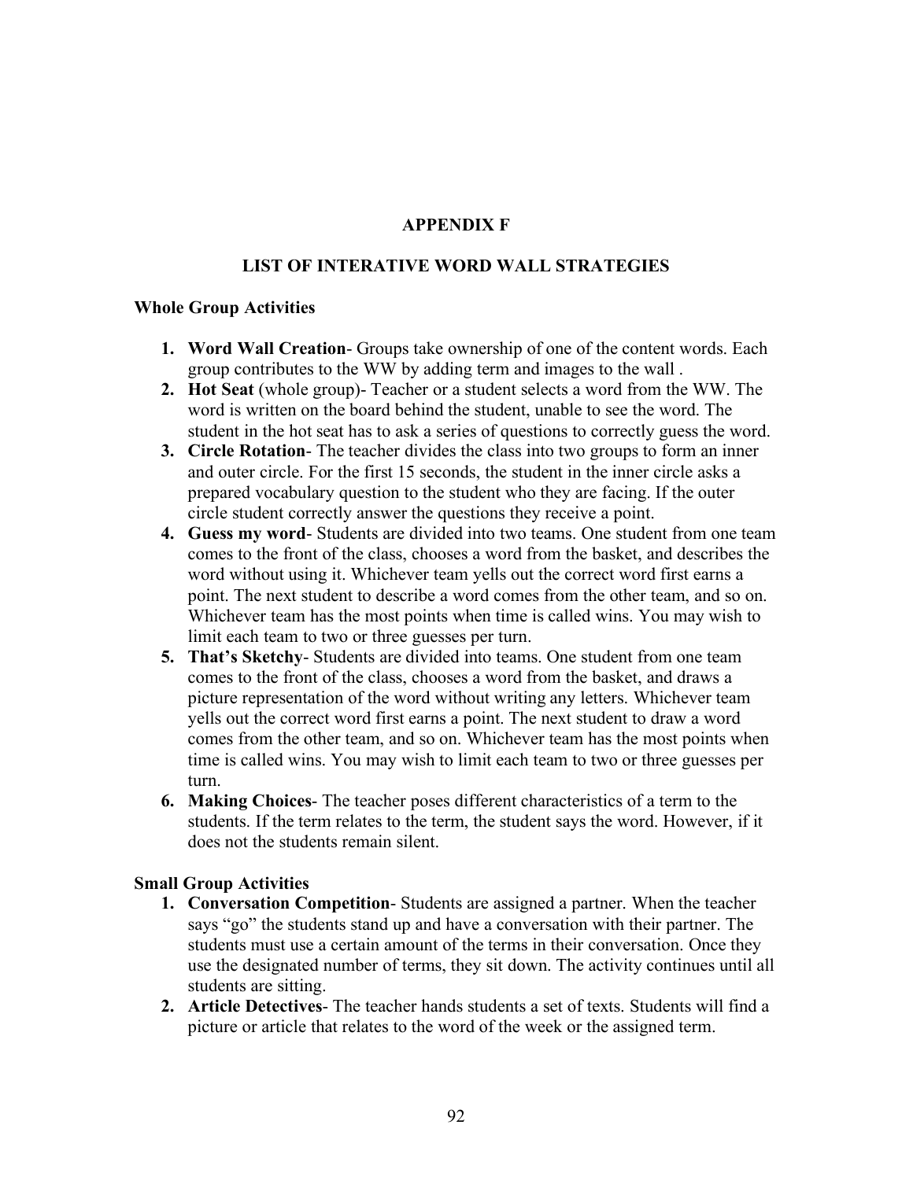# APPENDIX F

## LIST OF INTERATIVE WORD WALL STRATEGIES

### Whole Group Activities

1. **Word Wall Creation**- Groups take ownership of one of the content words. Each group contributes to the WW by adding term and images to the wall .
2. **Hot Seat** (whole group)- Teacher or a student selects a word from the WW. The word is written on the board behind the student, unable to see the word. The student in the hot seat has to ask a series of questions to correctly guess the word.
3. **Circle Rotation**- The teacher divides the class into two groups to form an inner and outer circle. For the first 15 seconds, the student in the inner circle asks a prepared vocabulary question to the student who they are facing. If the outer circle student correctly answer the questions they receive a point.
4. **Guess my word**- Students are divided into two teams. One student from one team comes to the front of the class, chooses a word from the basket, and describes the word without using it. Whichever team yells out the correct word first earns a point. The next student to describe a word comes from the other team, and so on. Whichever team has the most points when time is called wins. You may wish to limit each team to two or three guesses per turn.
5. **That's Sketchy**- Students are divided into teams. One student from one team comes to the front of the class, chooses a word from the basket, and draws a picture representation of the word without writing any letters. Whichever team yells out the correct word first earns a point. The next student to draw a word comes from the other team, and so on. Whichever team has the most points when time is called wins. You may wish to limit each team to two or three guesses per turn.
6. **Making Choices**- The teacher poses different characteristics of a term to the students. If the term relates to the term, the student says the word. However, if it does not the students remain silent.

### Small Group Activities

1. **Conversation Competition**- Students are assigned a partner. When the teacher says "go" the students stand up and have a conversation with their partner. The students must use a certain amount of the terms in their conversation. Once they use the designated number of terms, they sit down. The activity continues until all students are sitting.
2. **Article Detectives**- The teacher hands students a set of texts. Students will find a picture or article that relates to the word of the week or the assigned term.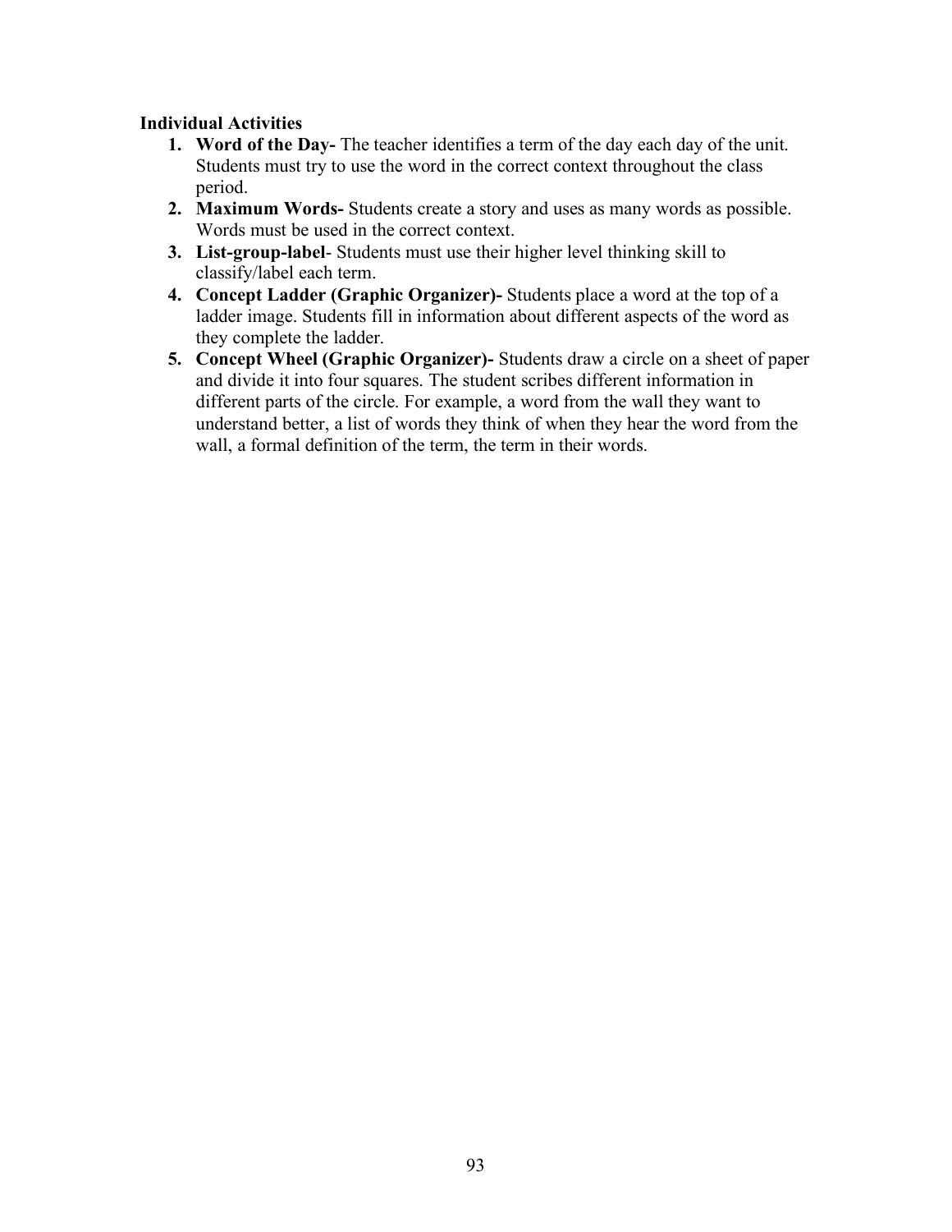**Individual Activities**

1. **Word of the Day-** The teacher identifies a term of the day each day of the unit. Students must try to use the word in the correct context throughout the class period.
2. **Maximum Words-** Students create a story and uses as many words as possible. Words must be used in the correct context.
3. **List-group-label**- Students must use their higher level thinking skill to classify/label each term.
4. **Concept Ladder (Graphic Organizer)-** Students place a word at the top of a ladder image. Students fill in information about different aspects of the word as they complete the ladder.
5. **Concept Wheel (Graphic Organizer)-** Students draw a circle on a sheet of paper and divide it into four squares. The student scribes different information in different parts of the circle. For example, a word from the wall they want to understand better, a list of words they think of when they hear the word from the wall, a formal definition of the term, the term in their words.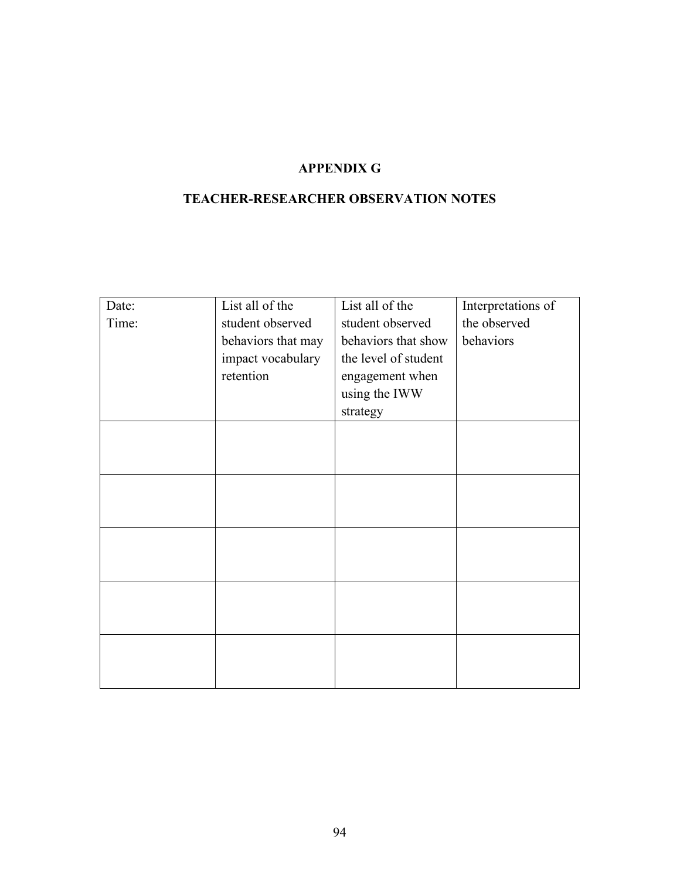# APPENDIX G

## TEACHER-RESEARCHER OBSERVATION NOTES

| Date:<br>Time: | List all of the student observed behaviors that may impact vocabulary retention | List all of the student observed behaviors that show the level of student engagement when using the IWW strategy | Interpretations of the observed behaviors |
|---|---|---|---|
| | | | |
| | | | |
| | | | |
| | | | |
| | | | |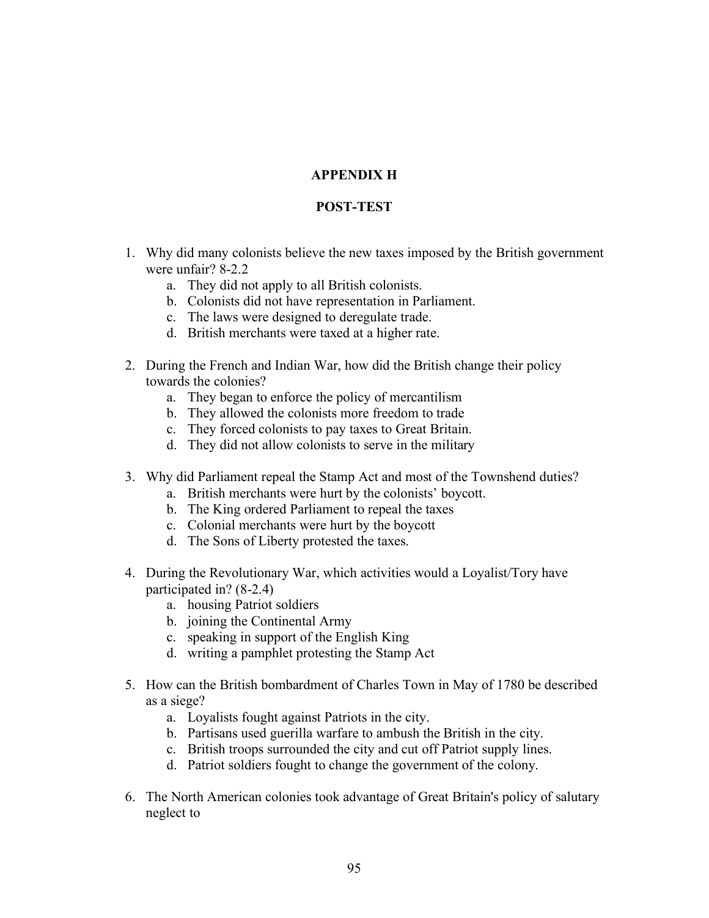# APPENDIX H

# POST-TEST

1. Why did many colonists believe the new taxes imposed by the British government were unfair? 8-2.2
   a. They did not apply to all British colonists.
   b. Colonists did not have representation in Parliament.
   c. The laws were designed to deregulate trade.
   d. British merchants were taxed at a higher rate.

2. During the French and Indian War, how did the British change their policy towards the colonies?
   a. They began to enforce the policy of mercantilism
   b. They allowed the colonists more freedom to trade
   c. They forced colonists to pay taxes to Great Britain.
   d. They did not allow colonists to serve in the military

3. Why did Parliament repeal the Stamp Act and most of the Townshend duties?
   a. British merchants were hurt by the colonists' boycott.
   b. The King ordered Parliament to repeal the taxes
   c. Colonial merchants were hurt by the boycott
   d. The Sons of Liberty protested the taxes.

4. During the Revolutionary War, which activities would a Loyalist/Tory have participated in? (8-2.4)
   a. housing Patriot soldiers
   b. joining the Continental Army
   c. speaking in support of the English King
   d. writing a pamphlet protesting the Stamp Act

5. How can the British bombardment of Charles Town in May of 1780 be described as a siege?
   a. Loyalists fought against Patriots in the city.
   b. Partisans used guerilla warfare to ambush the British in the city.
   c. British troops surrounded the city and cut off Patriot supply lines.
   d. Patriot soldiers fought to change the government of the colony.

6. The North American colonies took advantage of Great Britain's policy of salutary neglect to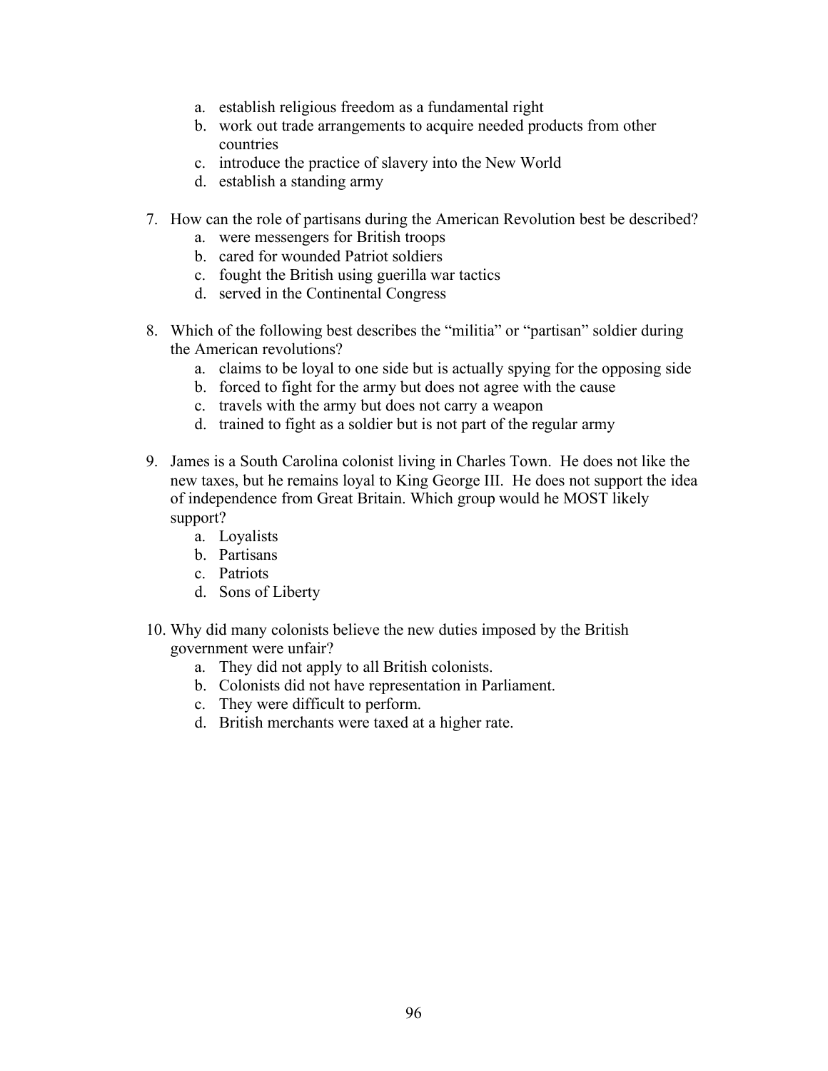a. establish religious freedom as a fundamental right
b. work out trade arrangements to acquire needed products from other countries
c. introduce the practice of slavery into the New World
d. establish a standing army

7. How can the role of partisans during the American Revolution best be described?
    a. were messengers for British troops
    b. cared for wounded Patriot soldiers
    c. fought the British using guerilla war tactics
    d. served in the Continental Congress

8. Which of the following best describes the "militia" or "partisan" soldier during the American revolutions?
    a. claims to be loyal to one side but is actually spying for the opposing side
    b. forced to fight for the army but does not agree with the cause
    c. travels with the army but does not carry a weapon
    d. trained to fight as a soldier but is not part of the regular army

9. James is a South Carolina colonist living in Charles Town. He does not like the new taxes, but he remains loyal to King George III. He does not support the idea of independence from Great Britain. Which group would he MOST likely support?
    a. Loyalists
    b. Partisans
    c. Patriots
    d. Sons of Liberty

10. Why did many colonists believe the new duties imposed by the British government were unfair?
    a. They did not apply to all British colonists.
    b. Colonists did not have representation in Parliament.
    c. They were difficult to perform.
    d. British merchants were taxed at a higher rate.